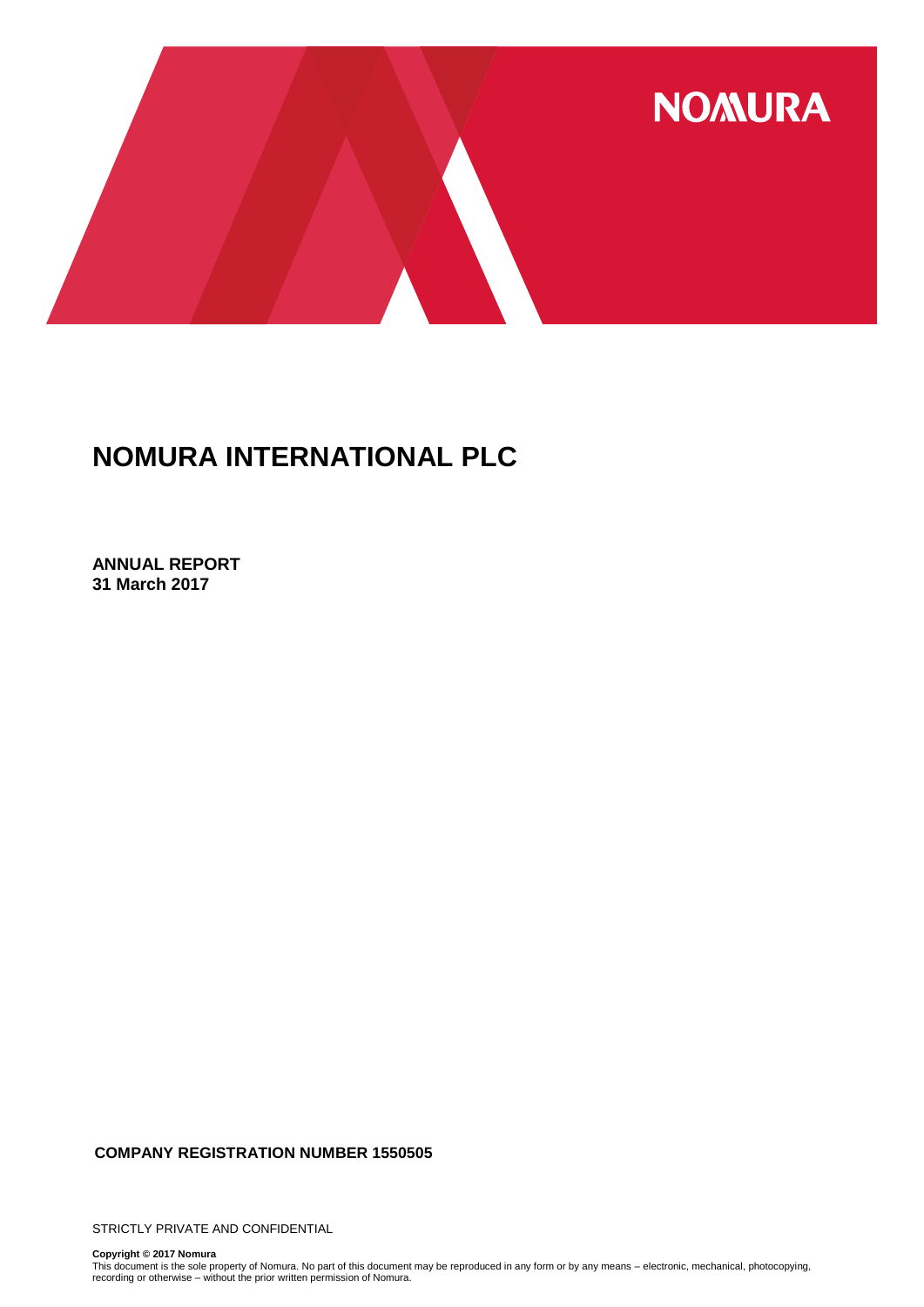NOMURA

# NOMURA INTERNATIONAL PLC

**ANNUAL REPORT**
**31 March 2017**

**COMPANY REGISTRATION NUMBER 1550505**

STRICTLY PRIVATE AND CONFIDENTIAL

**Copyright © 2017 Nomura**
This document is the sole property of Nomura. No part of this document may be reproduced in any form or by any means – electronic, mechanical, photocopying, recording or otherwise – without the prior written permission of Nomura.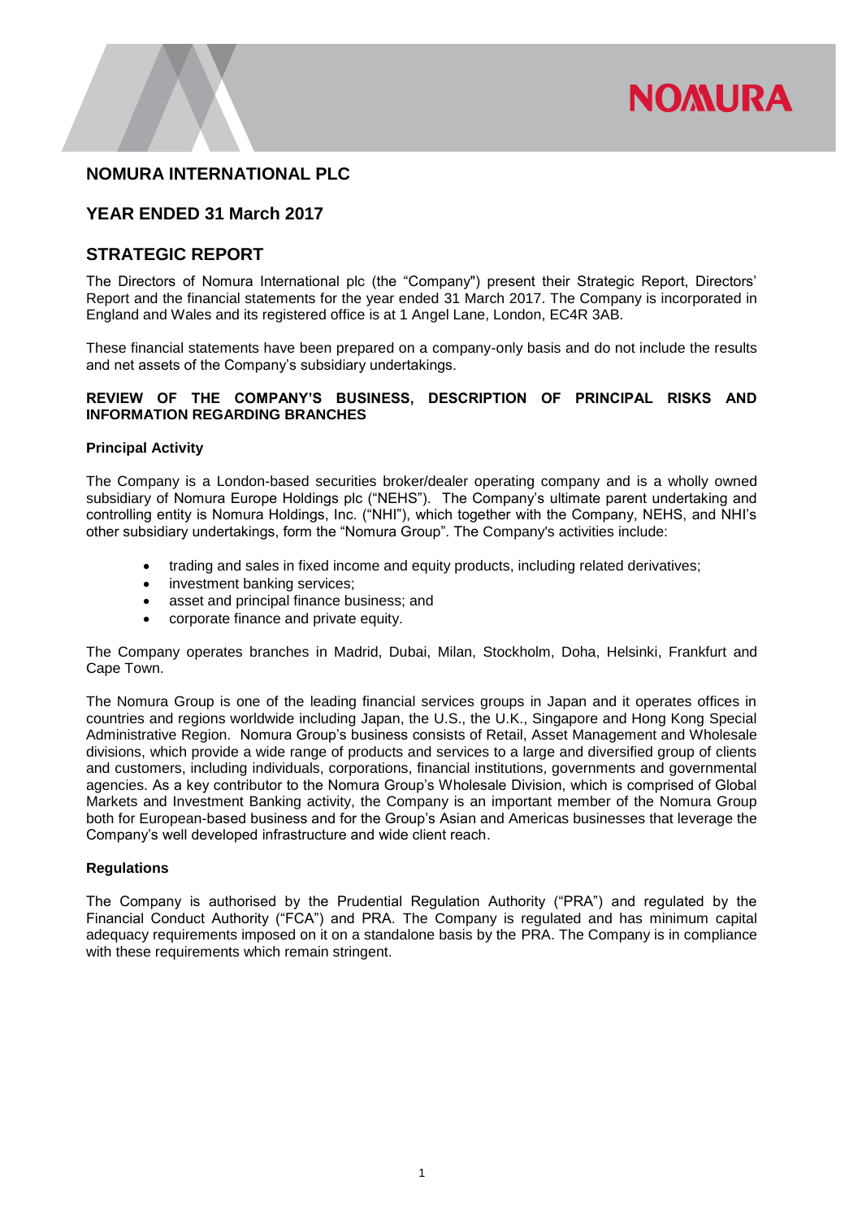# NOMURA INTERNATIONAL PLC

## YEAR ENDED 31 March 2017

## STRATEGIC REPORT

The Directors of Nomura International plc (the "Company") present their Strategic Report, Directors' Report and the financial statements for the year ended 31 March 2017. The Company is incorporated in England and Wales and its registered office is at 1 Angel Lane, London, EC4R 3AB.

These financial statements have been prepared on a company-only basis and do not include the results and net assets of the Company's subsidiary undertakings.

### REVIEW OF THE COMPANY'S BUSINESS, DESCRIPTION OF PRINCIPAL RISKS AND INFORMATION REGARDING BRANCHES

#### Principal Activity

The Company is a London-based securities broker/dealer operating company and is a wholly owned subsidiary of Nomura Europe Holdings plc ("NEHS"). The Company's ultimate parent undertaking and controlling entity is Nomura Holdings, Inc. ("NHI"), which together with the Company, NEHS, and NHI's other subsidiary undertakings, form the "Nomura Group". The Company's activities include:

- trading and sales in fixed income and equity products, including related derivatives;
- investment banking services;
- asset and principal finance business; and
- corporate finance and private equity.

The Company operates branches in Madrid, Dubai, Milan, Stockholm, Doha, Helsinki, Frankfurt and Cape Town.

The Nomura Group is one of the leading financial services groups in Japan and it operates offices in countries and regions worldwide including Japan, the U.S., the U.K., Singapore and Hong Kong Special Administrative Region. Nomura Group's business consists of Retail, Asset Management and Wholesale divisions, which provide a wide range of products and services to a large and diversified group of clients and customers, including individuals, corporations, financial institutions, governments and governmental agencies. As a key contributor to the Nomura Group's Wholesale Division, which is comprised of Global Markets and Investment Banking activity, the Company is an important member of the Nomura Group both for European-based business and for the Group's Asian and Americas businesses that leverage the Company's well developed infrastructure and wide client reach.

#### Regulations

The Company is authorised by the Prudential Regulation Authority ("PRA") and regulated by the Financial Conduct Authority ("FCA") and PRA. The Company is regulated and has minimum capital adequacy requirements imposed on it on a standalone basis by the PRA. The Company is in compliance with these requirements which remain stringent.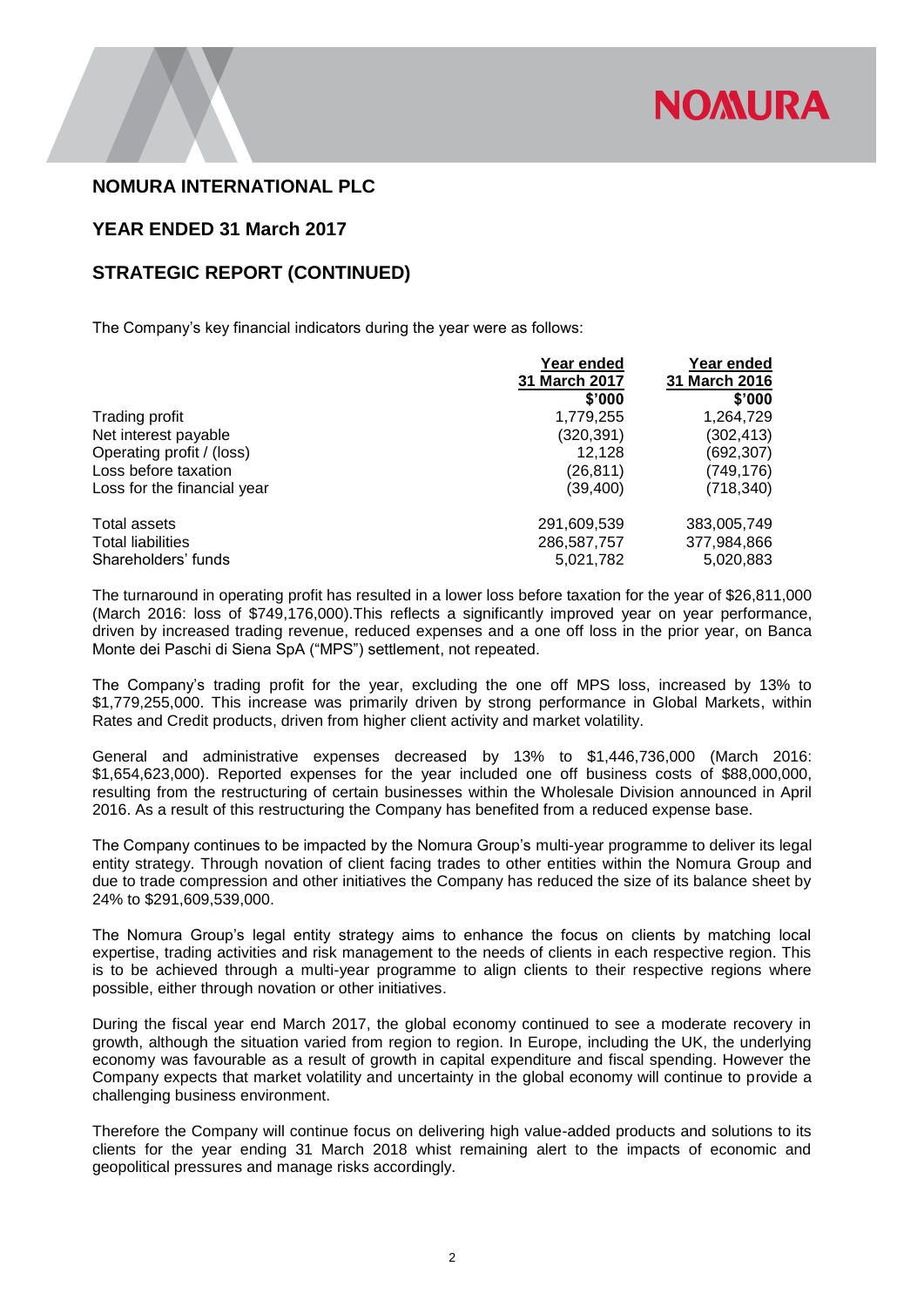## NOMURA INTERNATIONAL PLC

## YEAR ENDED 31 March 2017

## STRATEGIC REPORT (CONTINUED)

The Company's key financial indicators during the year were as follows:

| | Year ended 31 March 2017 $'000 | Year ended 31 March 2016 $'000 |
|---|---|---|
| Trading profit | 1,779,255 | 1,264,729 |
| Net interest payable | (320,391) | (302,413) |
| Operating profit / (loss) | 12,128 | (692,307) |
| Loss before taxation | (26,811) | (749,176) |
| Loss for the financial year | (39,400) | (718,340) |
| | | |
| Total assets | 291,609,539 | 383,005,749 |
| Total liabilities | 286,587,757 | 377,984,866 |
| Shareholders' funds | 5,021,782 | 5,020,883 |

The turnaround in operating profit has resulted in a lower loss before taxation for the year of $26,811,000 (March 2016: loss of $749,176,000).This reflects a significantly improved year on year performance, driven by increased trading revenue, reduced expenses and a one off loss in the prior year, on Banca Monte dei Paschi di Siena SpA ("MPS") settlement, not repeated.

The Company's trading profit for the year, excluding the one off MPS loss, increased by 13% to $1,779,255,000. This increase was primarily driven by strong performance in Global Markets, within Rates and Credit products, driven from higher client activity and market volatility.

General and administrative expenses decreased by 13% to $1,446,736,000 (March 2016: $1,654,623,000). Reported expenses for the year included one off business costs of $88,000,000, resulting from the restructuring of certain businesses within the Wholesale Division announced in April 2016. As a result of this restructuring the Company has benefited from a reduced expense base.

The Company continues to be impacted by the Nomura Group's multi-year programme to deliver its legal entity strategy. Through novation of client facing trades to other entities within the Nomura Group and due to trade compression and other initiatives the Company has reduced the size of its balance sheet by 24% to $291,609,539,000.

The Nomura Group's legal entity strategy aims to enhance the focus on clients by matching local expertise, trading activities and risk management to the needs of clients in each respective region. This is to be achieved through a multi-year programme to align clients to their respective regions where possible, either through novation or other initiatives.

During the fiscal year end March 2017, the global economy continued to see a moderate recovery in growth, although the situation varied from region to region. In Europe, including the UK, the underlying economy was favourable as a result of growth in capital expenditure and fiscal spending. However the Company expects that market volatility and uncertainty in the global economy will continue to provide a challenging business environment.

Therefore the Company will continue focus on delivering high value-added products and solutions to its clients for the year ending 31 March 2018 whist remaining alert to the impacts of economic and geopolitical pressures and manage risks accordingly.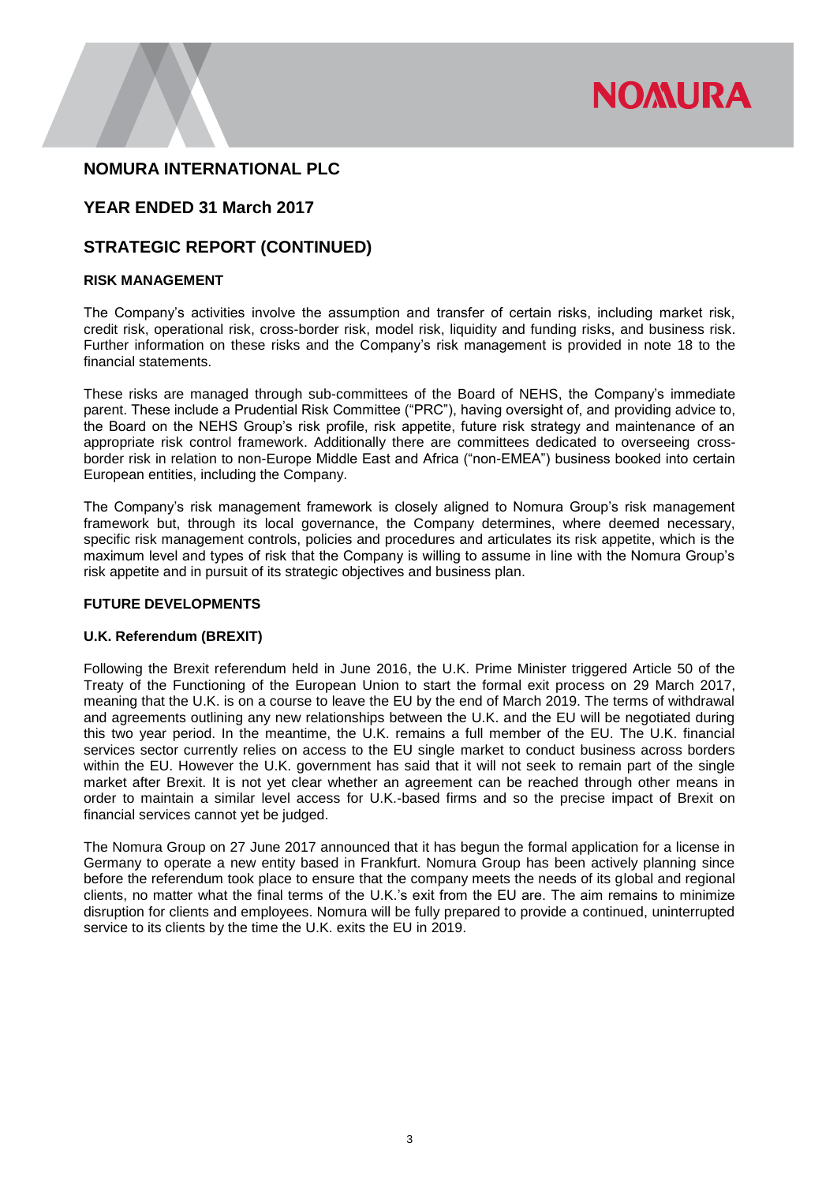## NOMURA INTERNATIONAL PLC

## YEAR ENDED 31 March 2017

## STRATEGIC REPORT (CONTINUED)

**RISK MANAGEMENT**

The Company's activities involve the assumption and transfer of certain risks, including market risk, credit risk, operational risk, cross-border risk, model risk, liquidity and funding risks, and business risk. Further information on these risks and the Company's risk management is provided in note 18 to the financial statements.

These risks are managed through sub-committees of the Board of NEHS, the Company's immediate parent. These include a Prudential Risk Committee ("PRC"), having oversight of, and providing advice to, the Board on the NEHS Group's risk profile, risk appetite, future risk strategy and maintenance of an appropriate risk control framework. Additionally there are committees dedicated to overseeing cross-border risk in relation to non-Europe Middle East and Africa ("non-EMEA") business booked into certain European entities, including the Company.

The Company's risk management framework is closely aligned to Nomura Group's risk management framework but, through its local governance, the Company determines, where deemed necessary, specific risk management controls, policies and procedures and articulates its risk appetite, which is the maximum level and types of risk that the Company is willing to assume in line with the Nomura Group's risk appetite and in pursuit of its strategic objectives and business plan.

**FUTURE DEVELOPMENTS**

**U.K. Referendum (BREXIT)**

Following the Brexit referendum held in June 2016, the U.K. Prime Minister triggered Article 50 of the Treaty of the Functioning of the European Union to start the formal exit process on 29 March 2017, meaning that the U.K. is on a course to leave the EU by the end of March 2019. The terms of withdrawal and agreements outlining any new relationships between the U.K. and the EU will be negotiated during this two year period. In the meantime, the U.K. remains a full member of the EU. The U.K. financial services sector currently relies on access to the EU single market to conduct business across borders within the EU. However the U.K. government has said that it will not seek to remain part of the single market after Brexit. It is not yet clear whether an agreement can be reached through other means in order to maintain a similar level access for U.K.-based firms and so the precise impact of Brexit on financial services cannot yet be judged.

The Nomura Group on 27 June 2017 announced that it has begun the formal application for a license in Germany to operate a new entity based in Frankfurt. Nomura Group has been actively planning since before the referendum took place to ensure that the company meets the needs of its global and regional clients, no matter what the final terms of the U.K.'s exit from the EU are. The aim remains to minimize disruption for clients and employees. Nomura will be fully prepared to provide a continued, uninterrupted service to its clients by the time the U.K. exits the EU in 2019.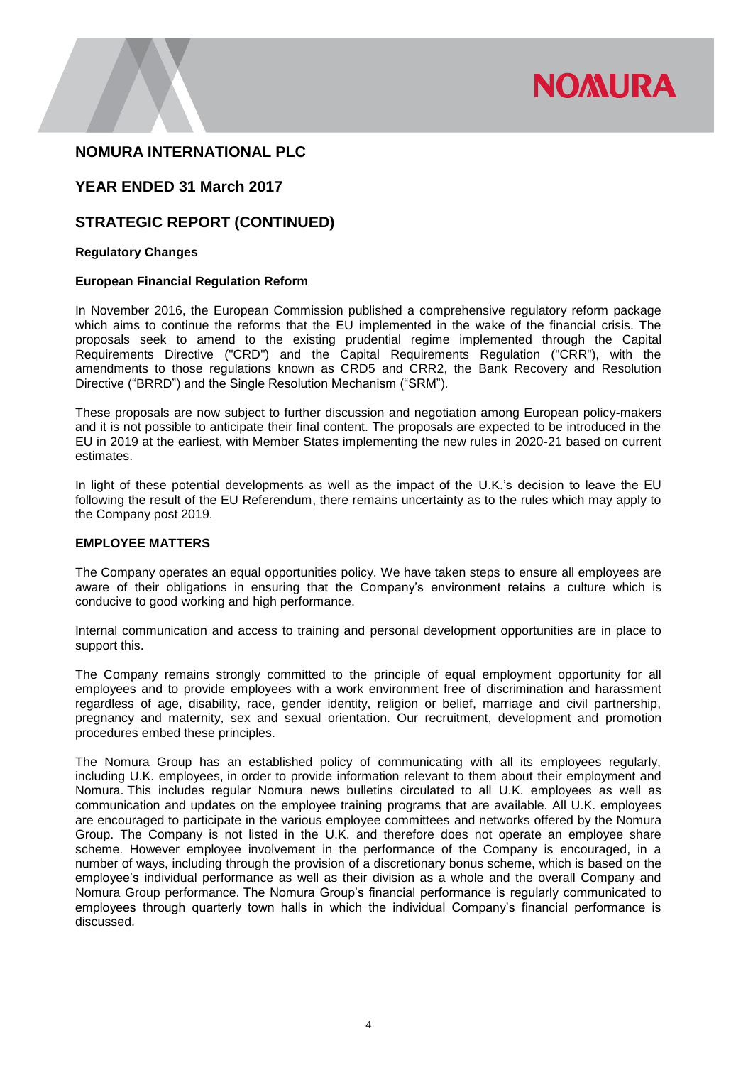## NOMURA INTERNATIONAL PLC

## YEAR ENDED 31 March 2017

## STRATEGIC REPORT (CONTINUED)

**Regulatory Changes**

**European Financial Regulation Reform**

In November 2016, the European Commission published a comprehensive regulatory reform package which aims to continue the reforms that the EU implemented in the wake of the financial crisis. The proposals seek to amend to the existing prudential regime implemented through the Capital Requirements Directive ("CRD") and the Capital Requirements Regulation ("CRR"), with the amendments to those regulations known as CRD5 and CRR2, the Bank Recovery and Resolution Directive ("BRRD") and the Single Resolution Mechanism ("SRM").

These proposals are now subject to further discussion and negotiation among European policy-makers and it is not possible to anticipate their final content. The proposals are expected to be introduced in the EU in 2019 at the earliest, with Member States implementing the new rules in 2020-21 based on current estimates.

In light of these potential developments as well as the impact of the U.K.'s decision to leave the EU following the result of the EU Referendum, there remains uncertainty as to the rules which may apply to the Company post 2019.

**EMPLOYEE MATTERS**

The Company operates an equal opportunities policy. We have taken steps to ensure all employees are aware of their obligations in ensuring that the Company's environment retains a culture which is conducive to good working and high performance.

Internal communication and access to training and personal development opportunities are in place to support this.

The Company remains strongly committed to the principle of equal employment opportunity for all employees and to provide employees with a work environment free of discrimination and harassment regardless of age, disability, race, gender identity, religion or belief, marriage and civil partnership, pregnancy and maternity, sex and sexual orientation. Our recruitment, development and promotion procedures embed these principles.

The Nomura Group has an established policy of communicating with all its employees regularly, including U.K. employees, in order to provide information relevant to them about their employment and Nomura. This includes regular Nomura news bulletins circulated to all U.K. employees as well as communication and updates on the employee training programs that are available. All U.K. employees are encouraged to participate in the various employee committees and networks offered by the Nomura Group. The Company is not listed in the U.K. and therefore does not operate an employee share scheme. However employee involvement in the performance of the Company is encouraged, in a number of ways, including through the provision of a discretionary bonus scheme, which is based on the employee's individual performance as well as their division as a whole and the overall Company and Nomura Group performance. The Nomura Group's financial performance is regularly communicated to employees through quarterly town halls in which the individual Company's financial performance is discussed.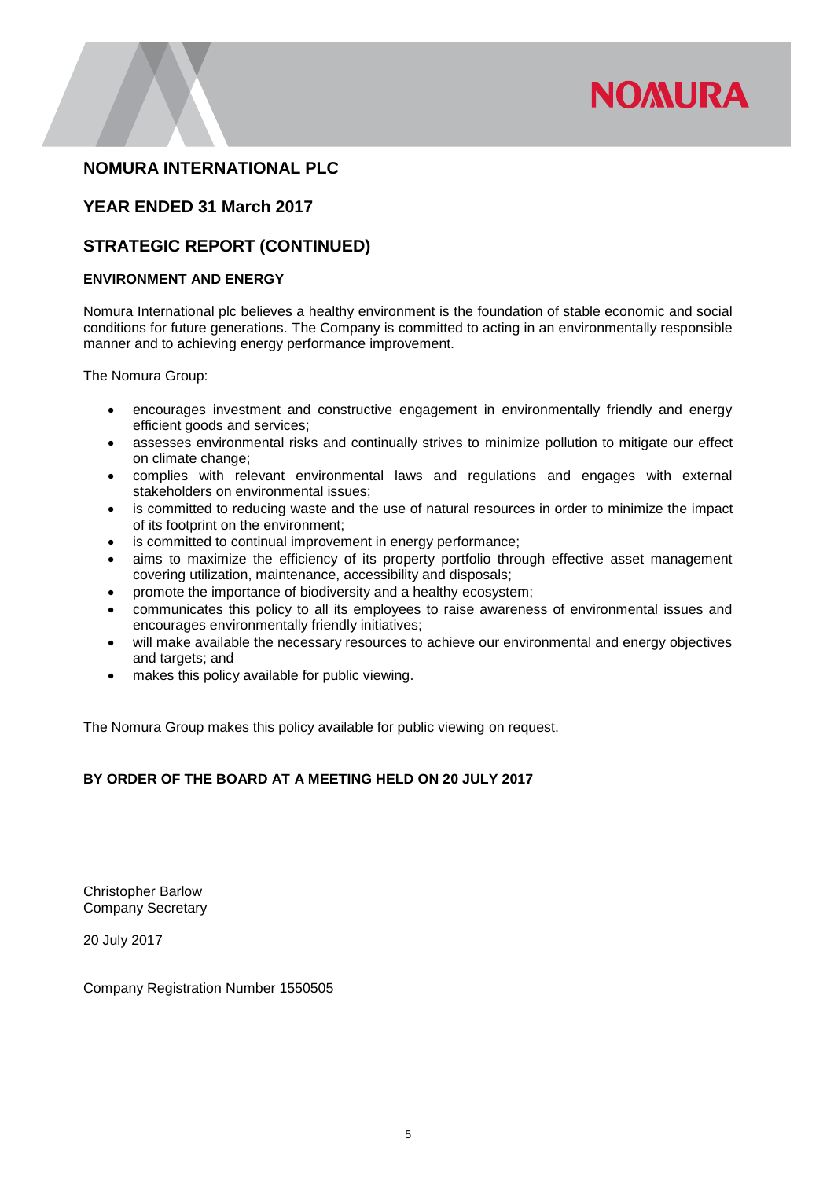## NOMURA INTERNATIONAL PLC

## YEAR ENDED 31 March 2017

## STRATEGIC REPORT (CONTINUED)

### ENVIRONMENT AND ENERGY

Nomura International plc believes a healthy environment is the foundation of stable economic and social conditions for future generations. The Company is committed to acting in an environmentally responsible manner and to achieving energy performance improvement.

The Nomura Group:

- encourages investment and constructive engagement in environmentally friendly and energy efficient goods and services;
- assesses environmental risks and continually strives to minimize pollution to mitigate our effect on climate change;
- complies with relevant environmental laws and regulations and engages with external stakeholders on environmental issues;
- is committed to reducing waste and the use of natural resources in order to minimize the impact of its footprint on the environment;
- is committed to continual improvement in energy performance;
- aims to maximize the efficiency of its property portfolio through effective asset management covering utilization, maintenance, accessibility and disposals;
- promote the importance of biodiversity and a healthy ecosystem;
- communicates this policy to all its employees to raise awareness of environmental issues and encourages environmentally friendly initiatives;
- will make available the necessary resources to achieve our environmental and energy objectives and targets; and
- makes this policy available for public viewing.

The Nomura Group makes this policy available for public viewing on request.

**BY ORDER OF THE BOARD AT A MEETING HELD ON 20 JULY 2017**

Christopher Barlow
Company Secretary

20 July 2017

Company Registration Number 1550505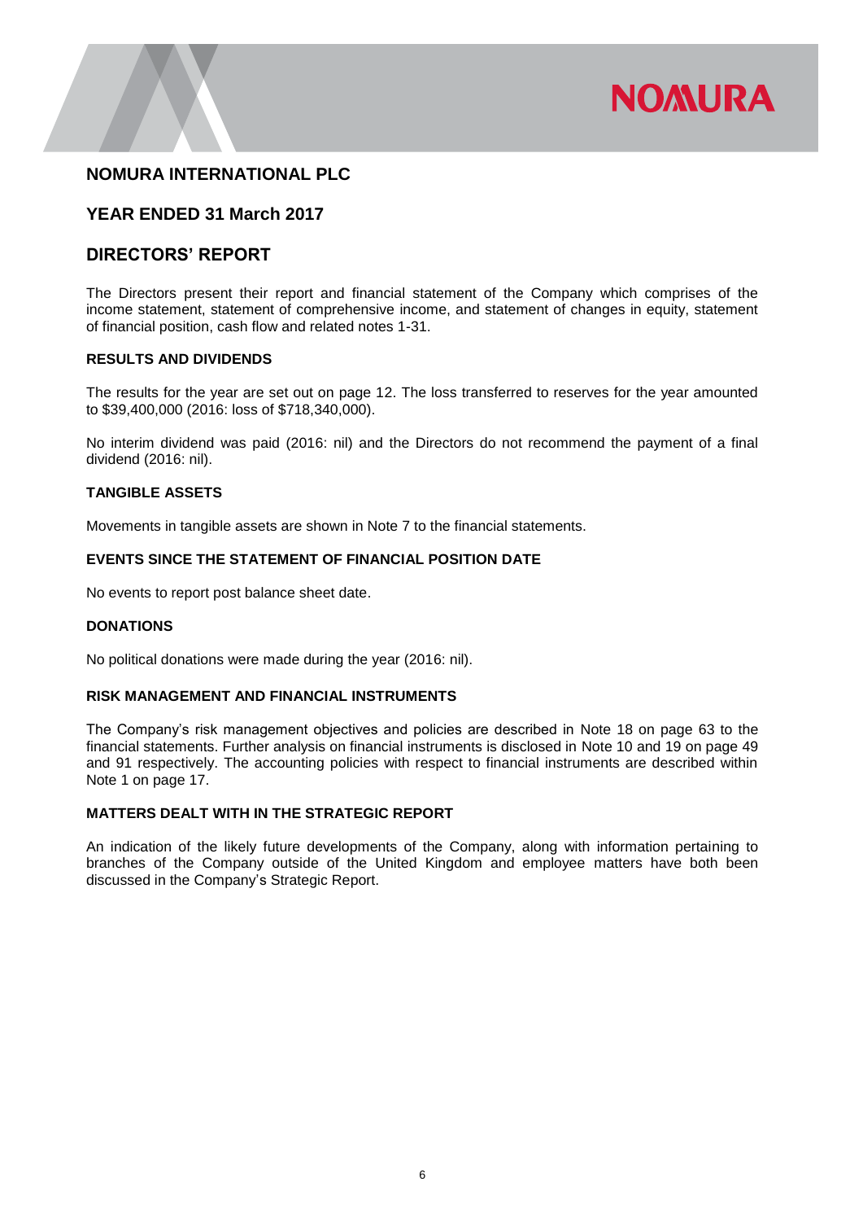# NOMURA INTERNATIONAL PLC

## YEAR ENDED 31 March 2017

## DIRECTORS' REPORT

The Directors present their report and financial statement of the Company which comprises of the income statement, statement of comprehensive income, and statement of changes in equity, statement of financial position, cash flow and related notes 1-31.

### RESULTS AND DIVIDENDS

The results for the year are set out on page 12. The loss transferred to reserves for the year amounted to $39,400,000 (2016: loss of $718,340,000).

No interim dividend was paid (2016: nil) and the Directors do not recommend the payment of a final dividend (2016: nil).

### TANGIBLE ASSETS

Movements in tangible assets are shown in Note 7 to the financial statements.

### EVENTS SINCE THE STATEMENT OF FINANCIAL POSITION DATE

No events to report post balance sheet date.

### DONATIONS

No political donations were made during the year (2016: nil).

### RISK MANAGEMENT AND FINANCIAL INSTRUMENTS

The Company's risk management objectives and policies are described in Note 18 on page 63 to the financial statements. Further analysis on financial instruments is disclosed in Note 10 and 19 on page 49 and 91 respectively. The accounting policies with respect to financial instruments are described within Note 1 on page 17.

### MATTERS DEALT WITH IN THE STRATEGIC REPORT

An indication of the likely future developments of the Company, along with information pertaining to branches of the Company outside of the United Kingdom and employee matters have both been discussed in the Company's Strategic Report.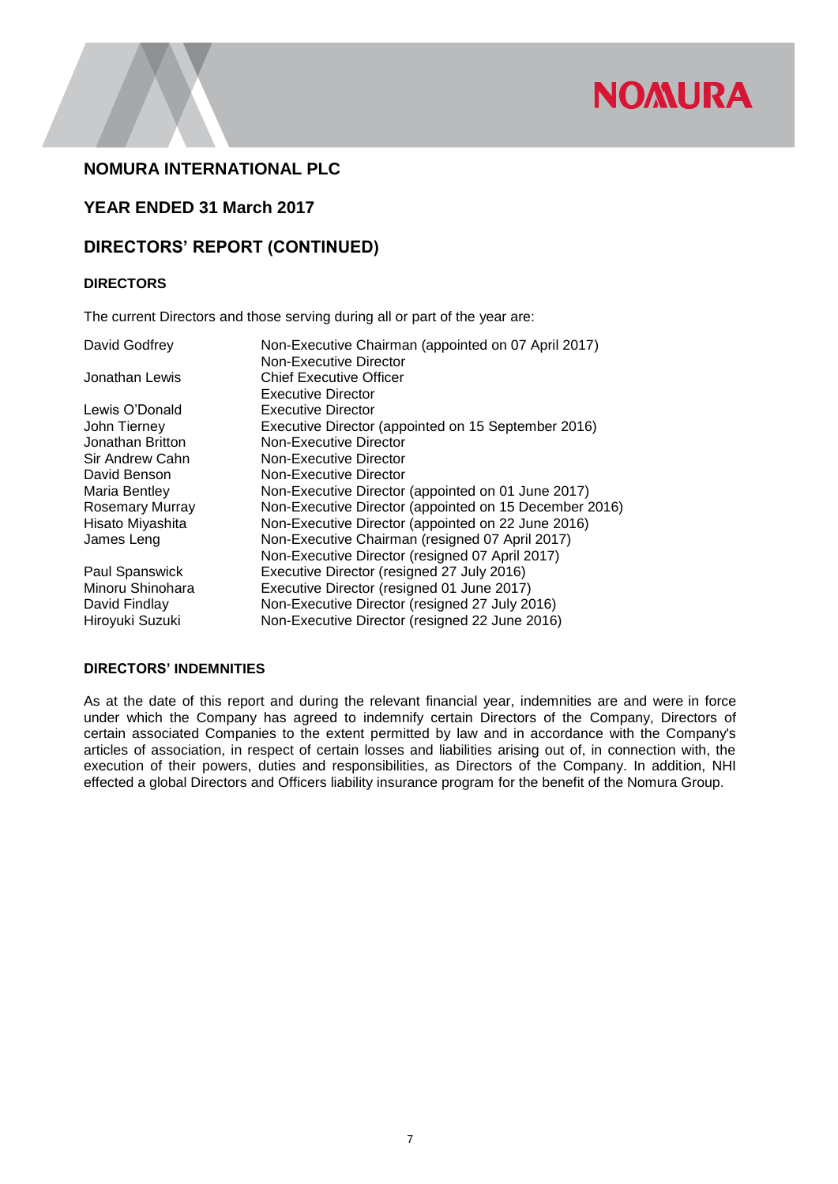# NOMURA INTERNATIONAL PLC

## YEAR ENDED 31 March 2017

## DIRECTORS' REPORT (CONTINUED)

### DIRECTORS

The current Directors and those serving during all or part of the year are:

| | |
|---|---|
| David Godfrey | Non-Executive Chairman (appointed on 07 April 2017)<br>Non-Executive Director |
| Jonathan Lewis | Chief Executive Officer<br>Executive Director |
| Lewis O'Donald | Executive Director |
| John Tierney | Executive Director (appointed on 15 September 2016) |
| Jonathan Britton | Non-Executive Director |
| Sir Andrew Cahn | Non-Executive Director |
| David Benson | Non-Executive Director |
| Maria Bentley | Non-Executive Director (appointed on 01 June 2017) |
| Rosemary Murray | Non-Executive Director (appointed on 15 December 2016) |
| Hisato Miyashita | Non-Executive Director (appointed on 22 June 2016) |
| James Leng | Non-Executive Chairman (resigned 07 April 2017)<br>Non-Executive Director (resigned 07 April 2017) |
| Paul Spanswick | Executive Director (resigned 27 July 2016) |
| Minoru Shinohara | Executive Director (resigned 01 June 2017) |
| David Findlay | Non-Executive Director (resigned 27 July 2016) |
| Hiroyuki Suzuki | Non-Executive Director (resigned 22 June 2016) |

### DIRECTORS' INDEMNITIES

As at the date of this report and during the relevant financial year, indemnities are and were in force under which the Company has agreed to indemnify certain Directors of the Company, Directors of certain associated Companies to the extent permitted by law and in accordance with the Company's articles of association, in respect of certain losses and liabilities arising out of, in connection with, the execution of their powers, duties and responsibilities, as Directors of the Company. In addition, NHI effected a global Directors and Officers liability insurance program for the benefit of the Nomura Group.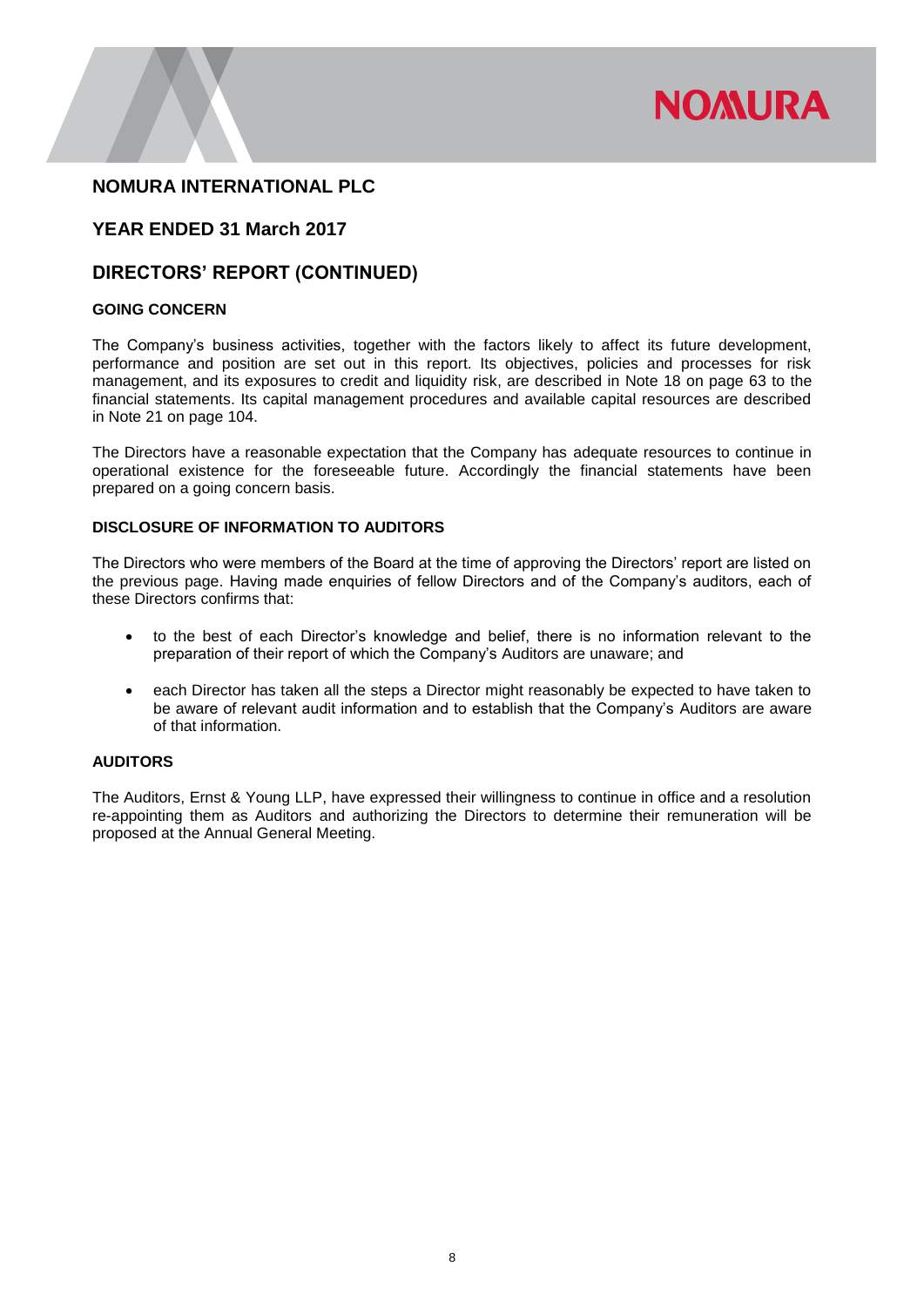# NOMURA INTERNATIONAL PLC

## YEAR ENDED 31 March 2017

## DIRECTORS' REPORT (CONTINUED)

### GOING CONCERN

The Company's business activities, together with the factors likely to affect its future development, performance and position are set out in this report. Its objectives, policies and processes for risk management, and its exposures to credit and liquidity risk, are described in Note 18 on page 63 to the financial statements. Its capital management procedures and available capital resources are described in Note 21 on page 104.

The Directors have a reasonable expectation that the Company has adequate resources to continue in operational existence for the foreseeable future. Accordingly the financial statements have been prepared on a going concern basis.

### DISCLOSURE OF INFORMATION TO AUDITORS

The Directors who were members of the Board at the time of approving the Directors' report are listed on the previous page. Having made enquiries of fellow Directors and of the Company's auditors, each of these Directors confirms that:

- to the best of each Director's knowledge and belief, there is no information relevant to the preparation of their report of which the Company's Auditors are unaware; and
- each Director has taken all the steps a Director might reasonably be expected to have taken to be aware of relevant audit information and to establish that the Company's Auditors are aware of that information.

### AUDITORS

The Auditors, Ernst & Young LLP, have expressed their willingness to continue in office and a resolution re-appointing them as Auditors and authorizing the Directors to determine their remuneration will be proposed at the Annual General Meeting.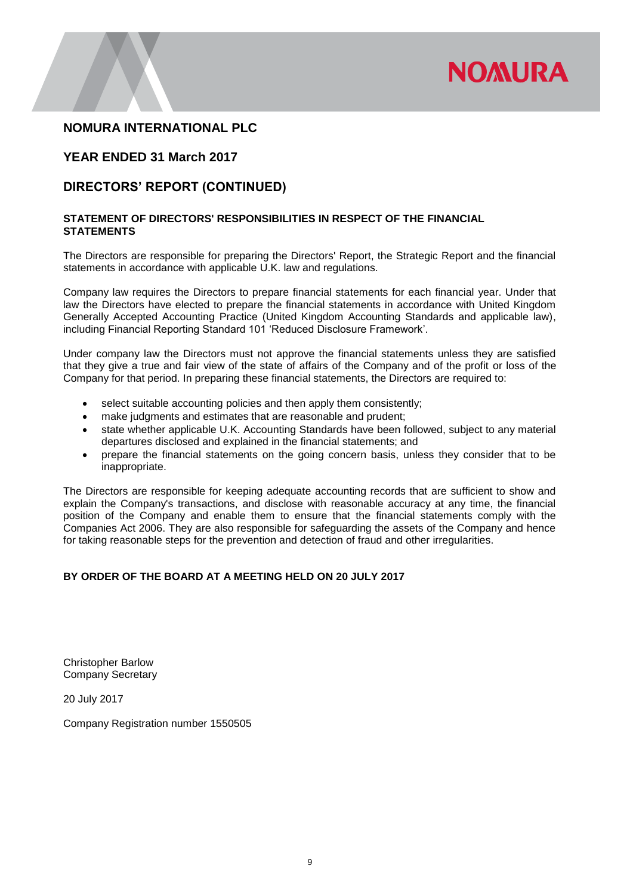# NOMURA INTERNATIONAL PLC

## YEAR ENDED 31 March 2017

## DIRECTORS' REPORT (CONTINUED)

### STATEMENT OF DIRECTORS' RESPONSIBILITIES IN RESPECT OF THE FINANCIAL STATEMENTS

The Directors are responsible for preparing the Directors' Report, the Strategic Report and the financial statements in accordance with applicable U.K. law and regulations.

Company law requires the Directors to prepare financial statements for each financial year. Under that law the Directors have elected to prepare the financial statements in accordance with United Kingdom Generally Accepted Accounting Practice (United Kingdom Accounting Standards and applicable law), including Financial Reporting Standard 101 'Reduced Disclosure Framework'.

Under company law the Directors must not approve the financial statements unless they are satisfied that they give a true and fair view of the state of affairs of the Company and of the profit or loss of the Company for that period. In preparing these financial statements, the Directors are required to:

- select suitable accounting policies and then apply them consistently;
- make judgments and estimates that are reasonable and prudent;
- state whether applicable U.K. Accounting Standards have been followed, subject to any material departures disclosed and explained in the financial statements; and
- prepare the financial statements on the going concern basis, unless they consider that to be inappropriate.

The Directors are responsible for keeping adequate accounting records that are sufficient to show and explain the Company's transactions, and disclose with reasonable accuracy at any time, the financial position of the Company and enable them to ensure that the financial statements comply with the Companies Act 2006. They are also responsible for safeguarding the assets of the Company and hence for taking reasonable steps for the prevention and detection of fraud and other irregularities.

**BY ORDER OF THE BOARD AT A MEETING HELD ON 20 JULY 2017**

Christopher Barlow
Company Secretary

20 July 2017

Company Registration number 1550505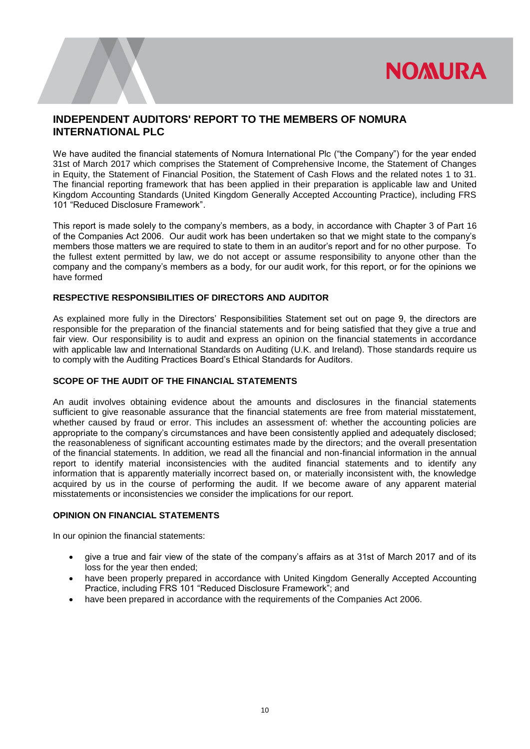# INDEPENDENT AUDITORS' REPORT TO THE MEMBERS OF NOMURA INTERNATIONAL PLC

We have audited the financial statements of Nomura International Plc ("the Company") for the year ended 31st of March 2017 which comprises the Statement of Comprehensive Income, the Statement of Changes in Equity, the Statement of Financial Position, the Statement of Cash Flows and the related notes 1 to 31. The financial reporting framework that has been applied in their preparation is applicable law and United Kingdom Accounting Standards (United Kingdom Generally Accepted Accounting Practice), including FRS 101 "Reduced Disclosure Framework".

This report is made solely to the company's members, as a body, in accordance with Chapter 3 of Part 16 of the Companies Act 2006. Our audit work has been undertaken so that we might state to the company's members those matters we are required to state to them in an auditor's report and for no other purpose. To the fullest extent permitted by law, we do not accept or assume responsibility to anyone other than the company and the company's members as a body, for our audit work, for this report, or for the opinions we have formed

### RESPECTIVE RESPONSIBILITIES OF DIRECTORS AND AUDITOR

As explained more fully in the Directors' Responsibilities Statement set out on page 9, the directors are responsible for the preparation of the financial statements and for being satisfied that they give a true and fair view. Our responsibility is to audit and express an opinion on the financial statements in accordance with applicable law and International Standards on Auditing (U.K. and Ireland). Those standards require us to comply with the Auditing Practices Board's Ethical Standards for Auditors.

### SCOPE OF THE AUDIT OF THE FINANCIAL STATEMENTS

An audit involves obtaining evidence about the amounts and disclosures in the financial statements sufficient to give reasonable assurance that the financial statements are free from material misstatement, whether caused by fraud or error. This includes an assessment of: whether the accounting policies are appropriate to the company's circumstances and have been consistently applied and adequately disclosed; the reasonableness of significant accounting estimates made by the directors; and the overall presentation of the financial statements. In addition, we read all the financial and non-financial information in the annual report to identify material inconsistencies with the audited financial statements and to identify any information that is apparently materially incorrect based on, or materially inconsistent with, the knowledge acquired by us in the course of performing the audit. If we become aware of any apparent material misstatements or inconsistencies we consider the implications for our report.

### OPINION ON FINANCIAL STATEMENTS

In our opinion the financial statements:

- give a true and fair view of the state of the company's affairs as at 31st of March 2017 and of its loss for the year then ended;
- have been properly prepared in accordance with United Kingdom Generally Accepted Accounting Practice, including FRS 101 "Reduced Disclosure Framework"; and
- have been prepared in accordance with the requirements of the Companies Act 2006.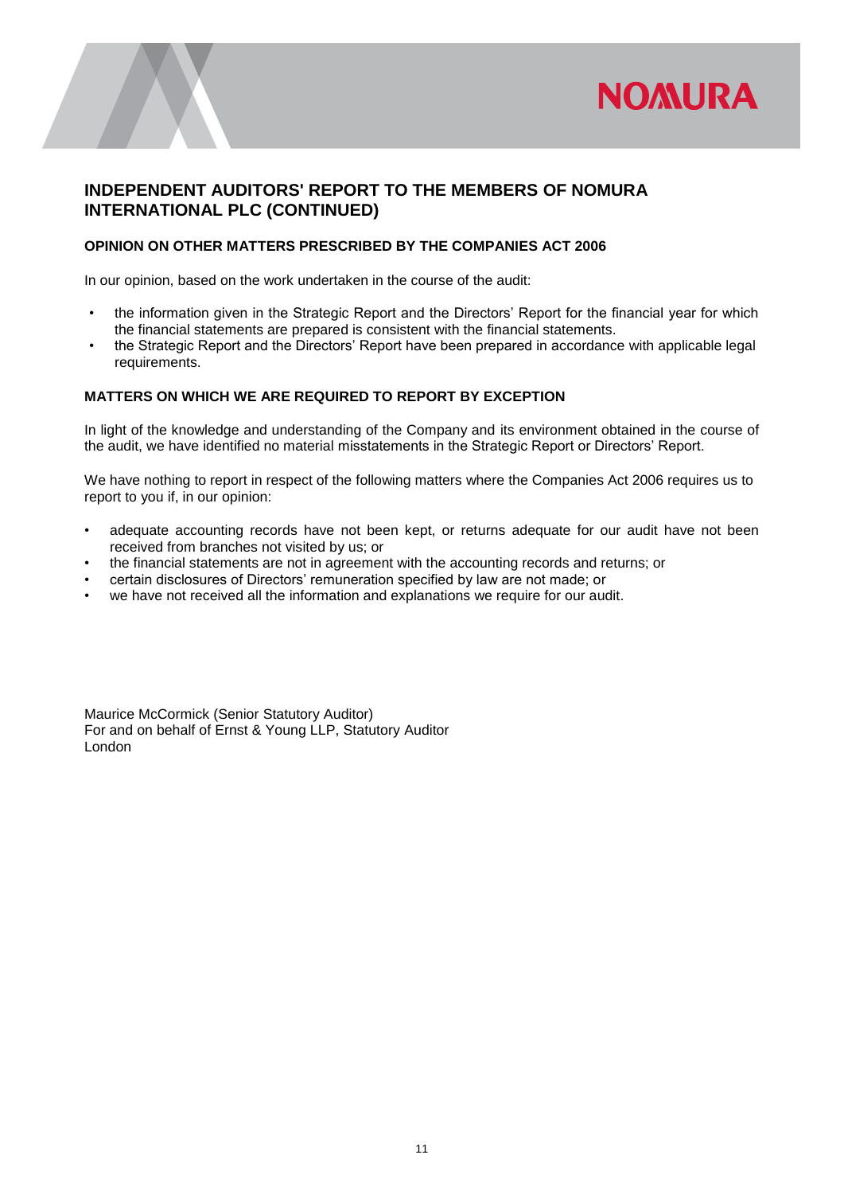# INDEPENDENT AUDITORS' REPORT TO THE MEMBERS OF NOMURA INTERNATIONAL PLC (CONTINUED)

### OPINION ON OTHER MATTERS PRESCRIBED BY THE COMPANIES ACT 2006

In our opinion, based on the work undertaken in the course of the audit:

- the information given in the Strategic Report and the Directors' Report for the financial year for which the financial statements are prepared is consistent with the financial statements.
- the Strategic Report and the Directors' Report have been prepared in accordance with applicable legal requirements.

### MATTERS ON WHICH WE ARE REQUIRED TO REPORT BY EXCEPTION

In light of the knowledge and understanding of the Company and its environment obtained in the course of the audit, we have identified no material misstatements in the Strategic Report or Directors' Report.

We have nothing to report in respect of the following matters where the Companies Act 2006 requires us to report to you if, in our opinion:

- adequate accounting records have not been kept, or returns adequate for our audit have not been received from branches not visited by us; or
- the financial statements are not in agreement with the accounting records and returns; or
- certain disclosures of Directors' remuneration specified by law are not made; or
- we have not received all the information and explanations we require for our audit.

Maurice McCormick (Senior Statutory Auditor)  
For and on behalf of Ernst & Young LLP, Statutory Auditor  
London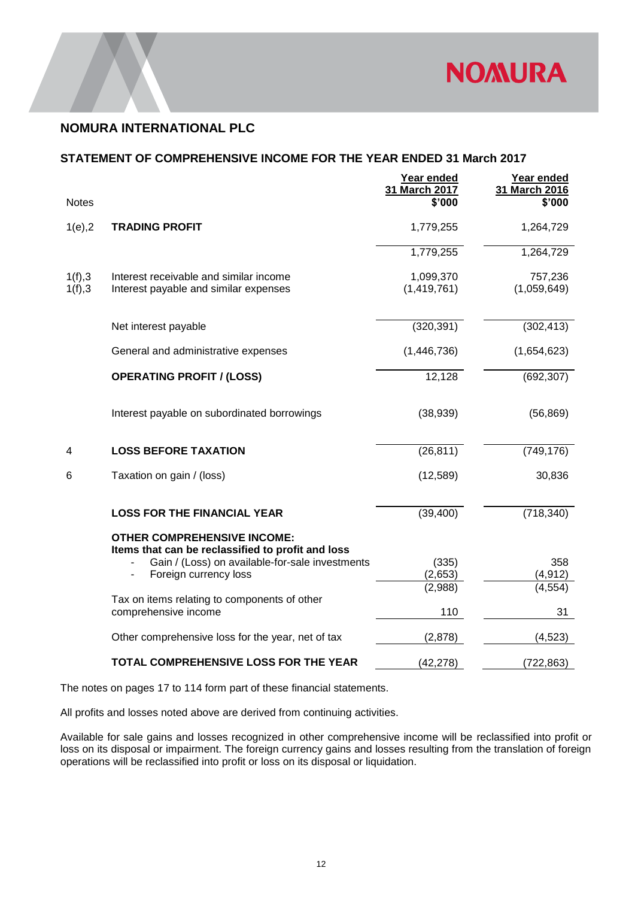# NOMURA INTERNATIONAL PLC

## STATEMENT OF COMPREHENSIVE INCOME FOR THE YEAR ENDED 31 March 2017

| Notes | | Year ended 31 March 2017 $'000 | Year ended 31 March 2016 $'000 |
|---|---|---|---|
| 1(e),2 | **TRADING PROFIT** | 1,779,255 | 1,264,729 |
| | | 1,779,255 | 1,264,729 |
| 1(f),3 | Interest receivable and similar income | 1,099,370 | 757,236 |
| 1(f),3 | Interest payable and similar expenses | (1,419,761) | (1,059,649) |
| | Net interest payable | (320,391) | (302,413) |
| | General and administrative expenses | (1,446,736) | (1,654,623) |
| | **OPERATING PROFIT / (LOSS)** | 12,128 | (692,307) |
| | Interest payable on subordinated borrowings | (38,939) | (56,869) |
| 4 | **LOSS BEFORE TAXATION** | (26,811) | (749,176) |
| 6 | Taxation on gain / (loss) | (12,589) | 30,836 |
| | **LOSS FOR THE FINANCIAL YEAR** | (39,400) | (718,340) |
| | **OTHER COMPREHENSIVE INCOME:** | | |
| | **Items that can be reclassified to profit and loss** | | |
| | - Gain / (Loss) on available-for-sale investments | (335) | 358 |
| | - Foreign currency loss | (2,653) | (4,912) |
| | | (2,988) | (4,554) |
| | Tax on items relating to components of other comprehensive income | 110 | 31 |
| | Other comprehensive loss for the year, net of tax | (2,878) | (4,523) |
| | **TOTAL COMPREHENSIVE LOSS FOR THE YEAR** | (42,278) | (722,863) |

The notes on pages 17 to 114 form part of these financial statements.

All profits and losses noted above are derived from continuing activities.

Available for sale gains and losses recognized in other comprehensive income will be reclassified into profit or loss on its disposal or impairment. The foreign currency gains and losses resulting from the translation of foreign operations will be reclassified into profit or loss on its disposal or liquidation.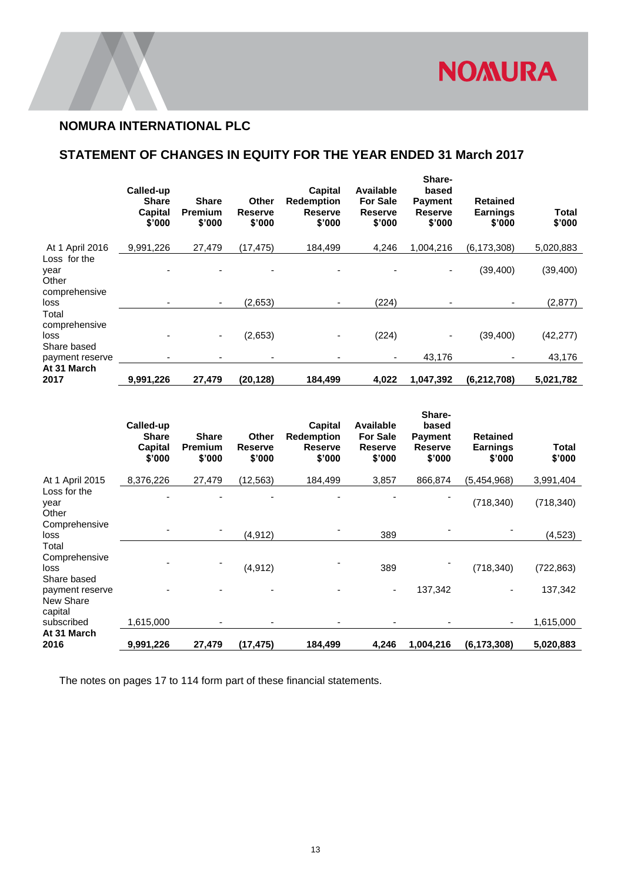## NOMURA INTERNATIONAL PLC

## STATEMENT OF CHANGES IN EQUITY FOR THE YEAR ENDED 31 March 2017

| | Called-up Share Capital $'000 | Share Premium $'000 | Other Reserve $'000 | Capital Redemption Reserve $'000 | Available For Sale Reserve $'000 | Share-based Payment Reserve $'000 | Retained Earnings $'000 | Total $'000 |
|---|---|---|---|---|---|---|---|---|
| At 1 April 2016 | 9,991,226 | 27,479 | (17,475) | 184,499 | 4,246 | 1,004,216 | (6,173,308) | 5,020,883 |
| Loss for the year | - | - | - | - | - | - | (39,400) | (39,400) |
| Other comprehensive loss | - | - | (2,653) | - | (224) | - | - | (2,877) |
| Total comprehensive loss | - | - | (2,653) | - | (224) | - | (39,400) | (42,277) |
| Share based payment reserve | - | - | - | - | - | 43,176 | - | 43,176 |
| **At 31 March 2017** | **9,991,226** | **27,479** | **(20,128)** | **184,499** | **4,022** | **1,047,392** | **(6,212,708)** | **5,021,782** |

| | Called-up Share Capital $'000 | Share Premium $'000 | Other Reserve $'000 | Capital Redemption Reserve $'000 | Available For Sale Reserve $'000 | Share-based Payment Reserve $'000 | Retained Earnings $'000 | Total $'000 |
|---|---|---|---|---|---|---|---|---|
| At 1 April 2015 | 8,376,226 | 27,479 | (12,563) | 184,499 | 3,857 | 866,874 | (5,454,968) | 3,991,404 |
| Loss for the year | - | - | - | - | - | - | (718,340) | (718,340) |
| Other Comprehensive loss | - | - | (4,912) | - | 389 | - | - | (4,523) |
| Total Comprehensive loss | - | - | (4,912) | - | 389 | - | (718,340) | (722,863) |
| Share based payment reserve | - | - | - | - | - | 137,342 | - | 137,342 |
| New Share capital subscribed | 1,615,000 | - | - | - | - | - | - | 1,615,000 |
| **At 31 March 2016** | **9,991,226** | **27,479** | **(17,475)** | **184,499** | **4,246** | **1,004,216** | **(6,173,308)** | **5,020,883** |

The notes on pages 17 to 114 form part of these financial statements.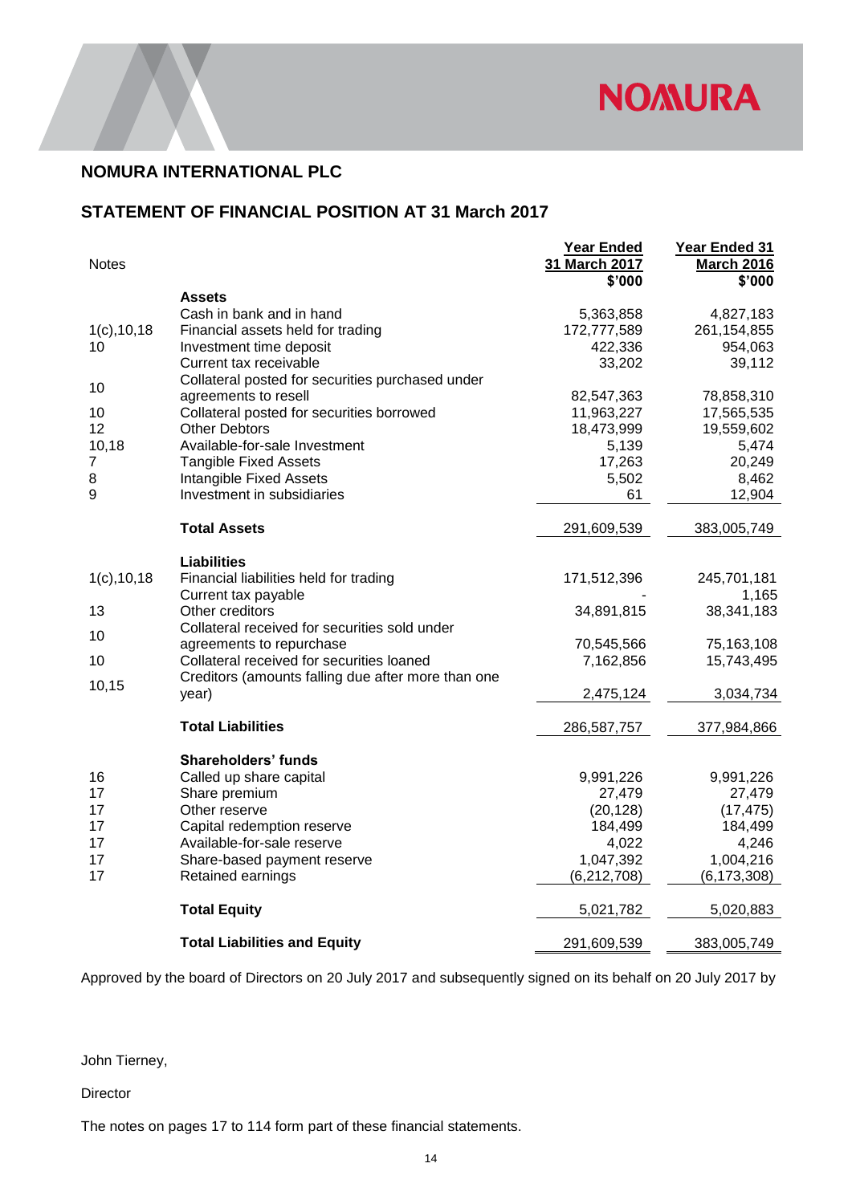## NOMURA INTERNATIONAL PLC

## STATEMENT OF FINANCIAL POSITION AT 31 March 2017

| Notes | | Year Ended 31 March 2017 $'000 | Year Ended 31 March 2016 $'000 |
|---|---|---|---|
| | **Assets** | | |
| | Cash in bank and in hand | 5,363,858 | 4,827,183 |
| 1(c),10,18 | Financial assets held for trading | 172,777,589 | 261,154,855 |
| 10 | Investment time deposit | 422,336 | 954,063 |
| | Current tax receivable | 33,202 | 39,112 |
| 10 | Collateral posted for securities purchased under agreements to resell | 82,547,363 | 78,858,310 |
| 10 | Collateral posted for securities borrowed | 11,963,227 | 17,565,535 |
| 12 | Other Debtors | 18,473,999 | 19,559,602 |
| 10,18 | Available-for-sale Investment | 5,139 | 5,474 |
| 7 | Tangible Fixed Assets | 17,263 | 20,249 |
| 8 | Intangible Fixed Assets | 5,502 | 8,462 |
| 9 | Investment in subsidiaries | 61 | 12,904 |
| | **Total Assets** | 291,609,539 | 383,005,749 |
| | **Liabilities** | | |
| 1(c),10,18 | Financial liabilities held for trading | 171,512,396 | 245,701,181 |
| | Current tax payable | - | 1,165 |
| 13 | Other creditors | 34,891,815 | 38,341,183 |
| 10 | Collateral received for securities sold under agreements to repurchase | 70,545,566 | 75,163,108 |
| 10 | Collateral received for securities loaned | 7,162,856 | 15,743,495 |
| 10,15 | Creditors (amounts falling due after more than one year) | 2,475,124 | 3,034,734 |
| | **Total Liabilities** | 286,587,757 | 377,984,866 |
| | **Shareholders' funds** | | |
| 16 | Called up share capital | 9,991,226 | 9,991,226 |
| 17 | Share premium | 27,479 | 27,479 |
| 17 | Other reserve | (20,128) | (17,475) |
| 17 | Capital redemption reserve | 184,499 | 184,499 |
| 17 | Available-for-sale reserve | 4,022 | 4,246 |
| 17 | Share-based payment reserve | 1,047,392 | 1,004,216 |
| 17 | Retained earnings | (6,212,708) | (6,173,308) |
| | **Total Equity** | 5,021,782 | 5,020,883 |
| | **Total Liabilities and Equity** | 291,609,539 | 383,005,749 |

Approved by the board of Directors on 20 July 2017 and subsequently signed on its behalf on 20 July 2017 by

John Tierney,

Director

The notes on pages 17 to 114 form part of these financial statements.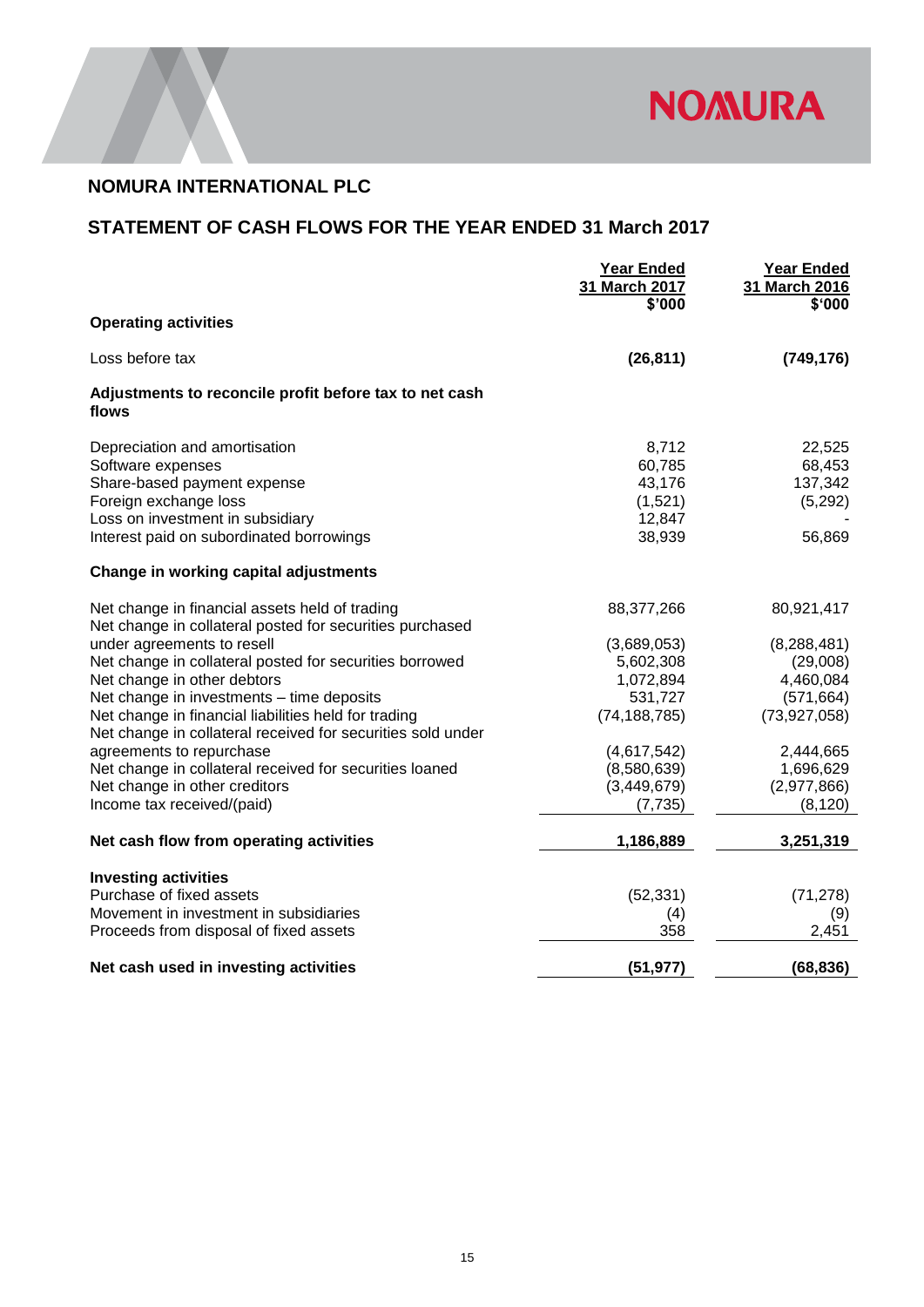# NOMURA INTERNATIONAL PLC

## STATEMENT OF CASH FLOWS FOR THE YEAR ENDED 31 March 2017

| | Year Ended 31 March 2017 $'000 | Year Ended 31 March 2016 $'000 |
|---|---|---|
| **Operating activities** | | |
| Loss before tax | **(26,811)** | **(749,176)** |
| **Adjustments to reconcile profit before tax to net cash flows** | | |
| Depreciation and amortisation | 8,712 | 22,525 |
| Software expenses | 60,785 | 68,453 |
| Share-based payment expense | 43,176 | 137,342 |
| Foreign exchange loss | (1,521) | (5,292) |
| Loss on investment in subsidiary | 12,847 | - |
| Interest paid on subordinated borrowings | 38,939 | 56,869 |
| **Change in working capital adjustments** | | |
| Net change in financial assets held of trading | 88,377,266 | 80,921,417 |
| Net change in collateral posted for securities purchased under agreements to resell | (3,689,053) | (8,288,481) |
| Net change in collateral posted for securities borrowed | 5,602,308 | (29,008) |
| Net change in other debtors | 1,072,894 | 4,460,084 |
| Net change in investments – time deposits | 531,727 | (571,664) |
| Net change in financial liabilities held for trading | (74,188,785) | (73,927,058) |
| Net change in collateral received for securities sold under agreements to repurchase | (4,617,542) | 2,444,665 |
| Net change in collateral received for securities loaned | (8,580,639) | 1,696,629 |
| Net change in other creditors | (3,449,679) | (2,977,866) |
| Income tax received/(paid) | (7,735) | (8,120) |
| **Net cash flow from operating activities** | **1,186,889** | **3,251,319** |
| **Investing activities** | | |
| Purchase of fixed assets | (52,331) | (71,278) |
| Movement in investment in subsidiaries | (4) | (9) |
| Proceeds from disposal of fixed assets | 358 | 2,451 |
| **Net cash used in investing activities** | **(51,977)** | **(68,836)** |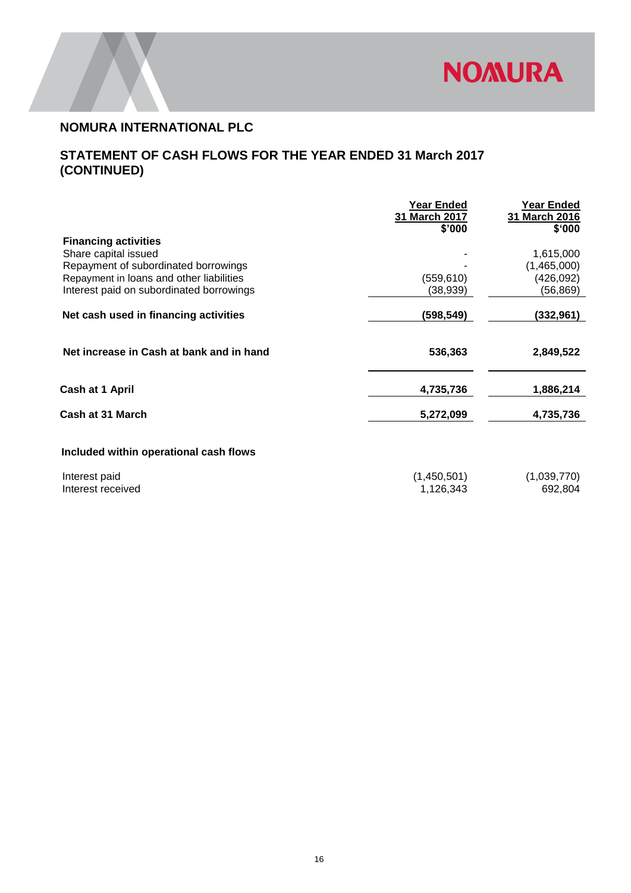# NOMURA INTERNATIONAL PLC

## STATEMENT OF CASH FLOWS FOR THE YEAR ENDED 31 March 2017 (CONTINUED)

| | Year Ended 31 March 2017 $'000 | Year Ended 31 March 2016 $'000 |
|---|---|---|
| **Financing activities** | | |
| Share capital issued | - | 1,615,000 |
| Repayment of subordinated borrowings | - | (1,465,000) |
| Repayment in loans and other liabilities | (559,610) | (426,092) |
| Interest paid on subordinated borrowings | (38,939) | (56,869) |
| **Net cash used in financing activities** | **(598,549)** | **(332,961)** |
| **Net increase in Cash at bank and in hand** | **536,363** | **2,849,522** |
| **Cash at 1 April** | **4,735,736** | **1,886,214** |
| **Cash at 31 March** | **5,272,099** | **4,735,736** |
| **Included within operational cash flows** | | |
| Interest paid | (1,450,501) | (1,039,770) |
| Interest received | 1,126,343 | 692,804 |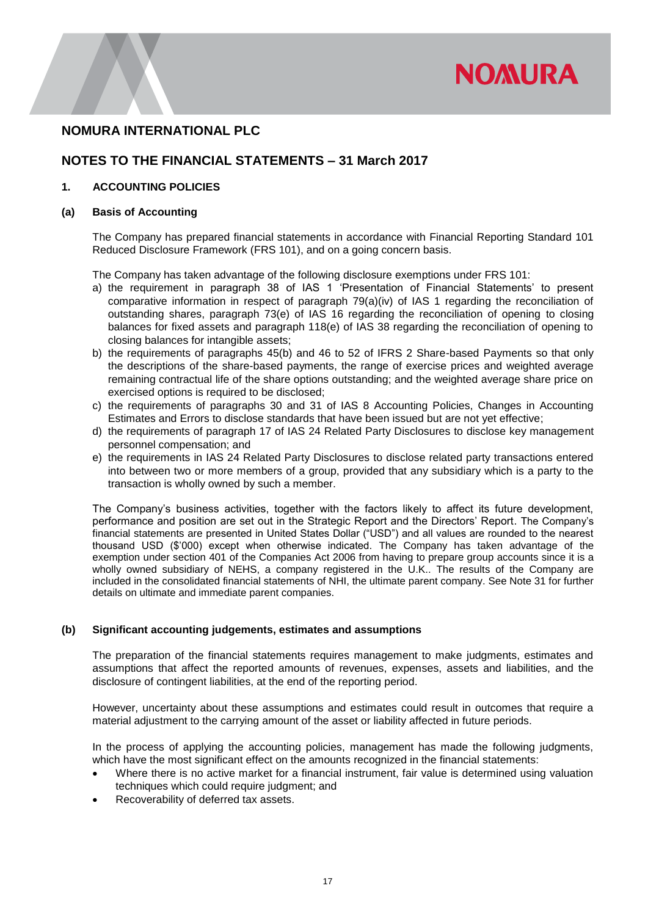# NOMURA INTERNATIONAL PLC

## NOTES TO THE FINANCIAL STATEMENTS – 31 March 2017

### 1. ACCOUNTING POLICIES

#### (a) Basis of Accounting

The Company has prepared financial statements in accordance with Financial Reporting Standard 101 Reduced Disclosure Framework (FRS 101), and on a going concern basis.

The Company has taken advantage of the following disclosure exemptions under FRS 101:

a) the requirement in paragraph 38 of IAS 1 'Presentation of Financial Statements' to present comparative information in respect of paragraph 79(a)(iv) of IAS 1 regarding the reconciliation of outstanding shares, paragraph 73(e) of IAS 16 regarding the reconciliation of opening to closing balances for fixed assets and paragraph 118(e) of IAS 38 regarding the reconciliation of opening to closing balances for intangible assets;
b) the requirements of paragraphs 45(b) and 46 to 52 of IFRS 2 Share-based Payments so that only the descriptions of the share-based payments, the range of exercise prices and weighted average remaining contractual life of the share options outstanding; and the weighted average share price on exercised options is required to be disclosed;
c) the requirements of paragraphs 30 and 31 of IAS 8 Accounting Policies, Changes in Accounting Estimates and Errors to disclose standards that have been issued but are not yet effective;
d) the requirements of paragraph 17 of IAS 24 Related Party Disclosures to disclose key management personnel compensation; and
e) the requirements in IAS 24 Related Party Disclosures to disclose related party transactions entered into between two or more members of a group, provided that any subsidiary which is a party to the transaction is wholly owned by such a member.

The Company's business activities, together with the factors likely to affect its future development, performance and position are set out in the Strategic Report and the Directors' Report. The Company's financial statements are presented in United States Dollar ("USD") and all values are rounded to the nearest thousand USD ($'000) except when otherwise indicated. The Company has taken advantage of the exemption under section 401 of the Companies Act 2006 from having to prepare group accounts since it is a wholly owned subsidiary of NEHS, a company registered in the U.K.. The results of the Company are included in the consolidated financial statements of NHI, the ultimate parent company. See Note 31 for further details on ultimate and immediate parent companies.

#### (b) Significant accounting judgements, estimates and assumptions

The preparation of the financial statements requires management to make judgments, estimates and assumptions that affect the reported amounts of revenues, expenses, assets and liabilities, and the disclosure of contingent liabilities, at the end of the reporting period.

However, uncertainty about these assumptions and estimates could result in outcomes that require a material adjustment to the carrying amount of the asset or liability affected in future periods.

In the process of applying the accounting policies, management has made the following judgments, which have the most significant effect on the amounts recognized in the financial statements:

- Where there is no active market for a financial instrument, fair value is determined using valuation techniques which could require judgment; and
- Recoverability of deferred tax assets.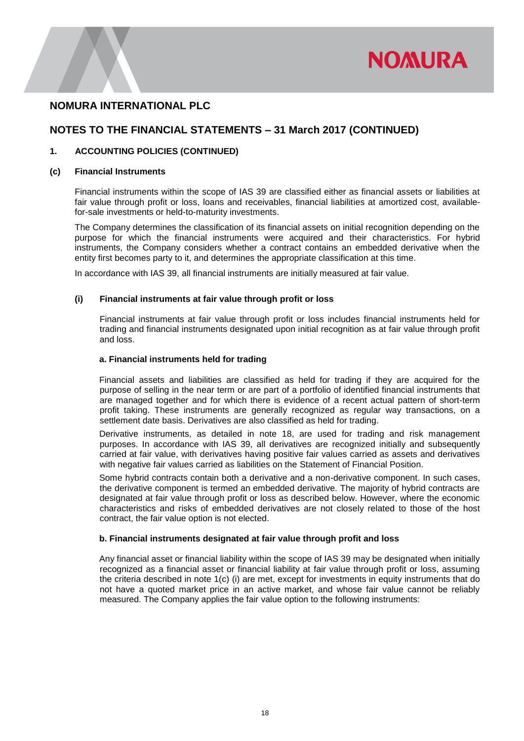## NOMURA INTERNATIONAL PLC

## NOTES TO THE FINANCIAL STATEMENTS – 31 March 2017 (CONTINUED)

### 1. ACCOUNTING POLICIES (CONTINUED)

#### (c) Financial Instruments

Financial instruments within the scope of IAS 39 are classified either as financial assets or liabilities at fair value through profit or loss, loans and receivables, financial liabilities at amortized cost, available-for-sale investments or held-to-maturity investments.

The Company determines the classification of its financial assets on initial recognition depending on the purpose for which the financial instruments were acquired and their characteristics. For hybrid instruments, the Company considers whether a contract contains an embedded derivative when the entity first becomes party to it, and determines the appropriate classification at this time.

In accordance with IAS 39, all financial instruments are initially measured at fair value.

#### (i) Financial instruments at fair value through profit or loss

Financial instruments at fair value through profit or loss includes financial instruments held for trading and financial instruments designated upon initial recognition as at fair value through profit and loss.

**a. Financial instruments held for trading**

Financial assets and liabilities are classified as held for trading if they are acquired for the purpose of selling in the near term or are part of a portfolio of identified financial instruments that are managed together and for which there is evidence of a recent actual pattern of short-term profit taking. These instruments are generally recognized as regular way transactions, on a settlement date basis. Derivatives are also classified as held for trading.

Derivative instruments, as detailed in note 18, are used for trading and risk management purposes. In accordance with IAS 39, all derivatives are recognized initially and subsequently carried at fair value, with derivatives having positive fair values carried as assets and derivatives with negative fair values carried as liabilities on the Statement of Financial Position.

Some hybrid contracts contain both a derivative and a non-derivative component. In such cases, the derivative component is termed an embedded derivative. The majority of hybrid contracts are designated at fair value through profit or loss as described below. However, where the economic characteristics and risks of embedded derivatives are not closely related to those of the host contract, the fair value option is not elected.

**b. Financial instruments designated at fair value through profit and loss**

Any financial asset or financial liability within the scope of IAS 39 may be designated when initially recognized as a financial asset or financial liability at fair value through profit or loss, assuming the criteria described in note 1(c) (i) are met, except for investments in equity instruments that do not have a quoted market price in an active market, and whose fair value cannot be reliably measured. The Company applies the fair value option to the following instruments: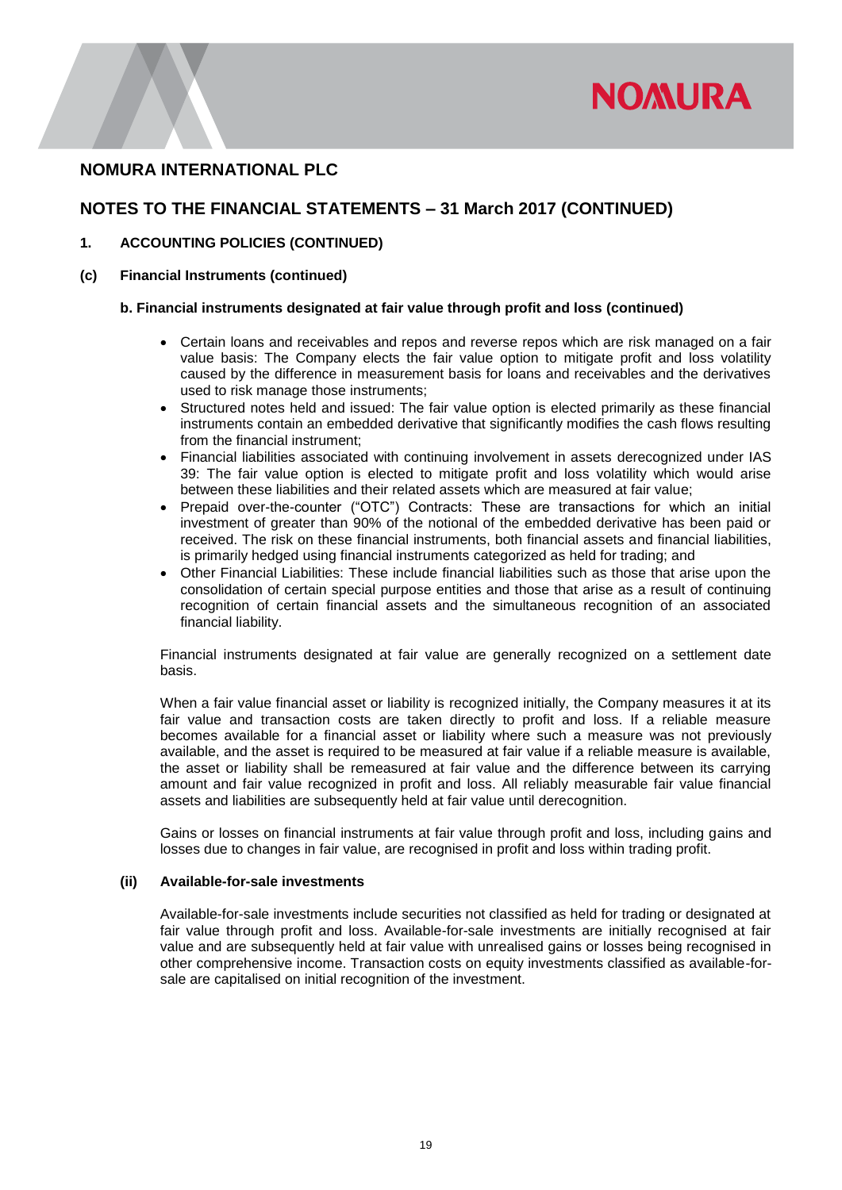# NOMURA INTERNATIONAL PLC

## NOTES TO THE FINANCIAL STATEMENTS – 31 March 2017 (CONTINUED)

### 1. ACCOUNTING POLICIES (CONTINUED)

### (c) Financial Instruments (continued)

#### b. Financial instruments designated at fair value through profit and loss (continued)

- Certain loans and receivables and repos and reverse repos which are risk managed on a fair value basis: The Company elects the fair value option to mitigate profit and loss volatility caused by the difference in measurement basis for loans and receivables and the derivatives used to risk manage those instruments;
- Structured notes held and issued: The fair value option is elected primarily as these financial instruments contain an embedded derivative that significantly modifies the cash flows resulting from the financial instrument;
- Financial liabilities associated with continuing involvement in assets derecognized under IAS 39: The fair value option is elected to mitigate profit and loss volatility which would arise between these liabilities and their related assets which are measured at fair value;
- Prepaid over-the-counter ("OTC") Contracts: These are transactions for which an initial investment of greater than 90% of the notional of the embedded derivative has been paid or received. The risk on these financial instruments, both financial assets and financial liabilities, is primarily hedged using financial instruments categorized as held for trading; and
- Other Financial Liabilities: These include financial liabilities such as those that arise upon the consolidation of certain special purpose entities and those that arise as a result of continuing recognition of certain financial assets and the simultaneous recognition of an associated financial liability.

Financial instruments designated at fair value are generally recognized on a settlement date basis.

When a fair value financial asset or liability is recognized initially, the Company measures it at its fair value and transaction costs are taken directly to profit and loss. If a reliable measure becomes available for a financial asset or liability where such a measure was not previously available, and the asset is required to be measured at fair value if a reliable measure is available, the asset or liability shall be remeasured at fair value and the difference between its carrying amount and fair value recognized in profit and loss. All reliably measurable fair value financial assets and liabilities are subsequently held at fair value until derecognition.

Gains or losses on financial instruments at fair value through profit and loss, including gains and losses due to changes in fair value, are recognised in profit and loss within trading profit.

### (ii) Available-for-sale investments

Available-for-sale investments include securities not classified as held for trading or designated at fair value through profit and loss. Available-for-sale investments are initially recognised at fair value and are subsequently held at fair value with unrealised gains or losses being recognised in other comprehensive income. Transaction costs on equity investments classified as available-for-sale are capitalised on initial recognition of the investment.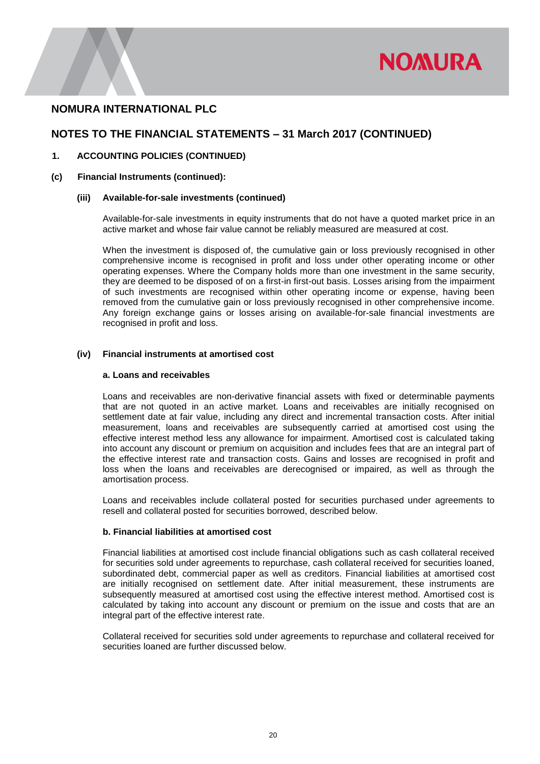# NOMURA INTERNATIONAL PLC

## NOTES TO THE FINANCIAL STATEMENTS – 31 March 2017 (CONTINUED)

### 1. ACCOUNTING POLICIES (CONTINUED)

### (c) Financial Instruments (continued):

#### (iii) Available-for-sale investments (continued)

Available-for-sale investments in equity instruments that do not have a quoted market price in an active market and whose fair value cannot be reliably measured are measured at cost.

When the investment is disposed of, the cumulative gain or loss previously recognised in other comprehensive income is recognised in profit and loss under other operating income or other operating expenses. Where the Company holds more than one investment in the same security, they are deemed to be disposed of on a first-in first-out basis. Losses arising from the impairment of such investments are recognised within other operating income or expense, having been removed from the cumulative gain or loss previously recognised in other comprehensive income. Any foreign exchange gains or losses arising on available-for-sale financial investments are recognised in profit and loss.

#### (iv) Financial instruments at amortised cost

**a. Loans and receivables**

Loans and receivables are non-derivative financial assets with fixed or determinable payments that are not quoted in an active market. Loans and receivables are initially recognised on settlement date at fair value, including any direct and incremental transaction costs. After initial measurement, loans and receivables are subsequently carried at amortised cost using the effective interest method less any allowance for impairment. Amortised cost is calculated taking into account any discount or premium on acquisition and includes fees that are an integral part of the effective interest rate and transaction costs. Gains and losses are recognised in profit and loss when the loans and receivables are derecognised or impaired, as well as through the amortisation process.

Loans and receivables include collateral posted for securities purchased under agreements to resell and collateral posted for securities borrowed, described below.

**b. Financial liabilities at amortised cost**

Financial liabilities at amortised cost include financial obligations such as cash collateral received for securities sold under agreements to repurchase, cash collateral received for securities loaned, subordinated debt, commercial paper as well as creditors. Financial liabilities at amortised cost are initially recognised on settlement date. After initial measurement, these instruments are subsequently measured at amortised cost using the effective interest method. Amortised cost is calculated by taking into account any discount or premium on the issue and costs that are an integral part of the effective interest rate.

Collateral received for securities sold under agreements to repurchase and collateral received for securities loaned are further discussed below.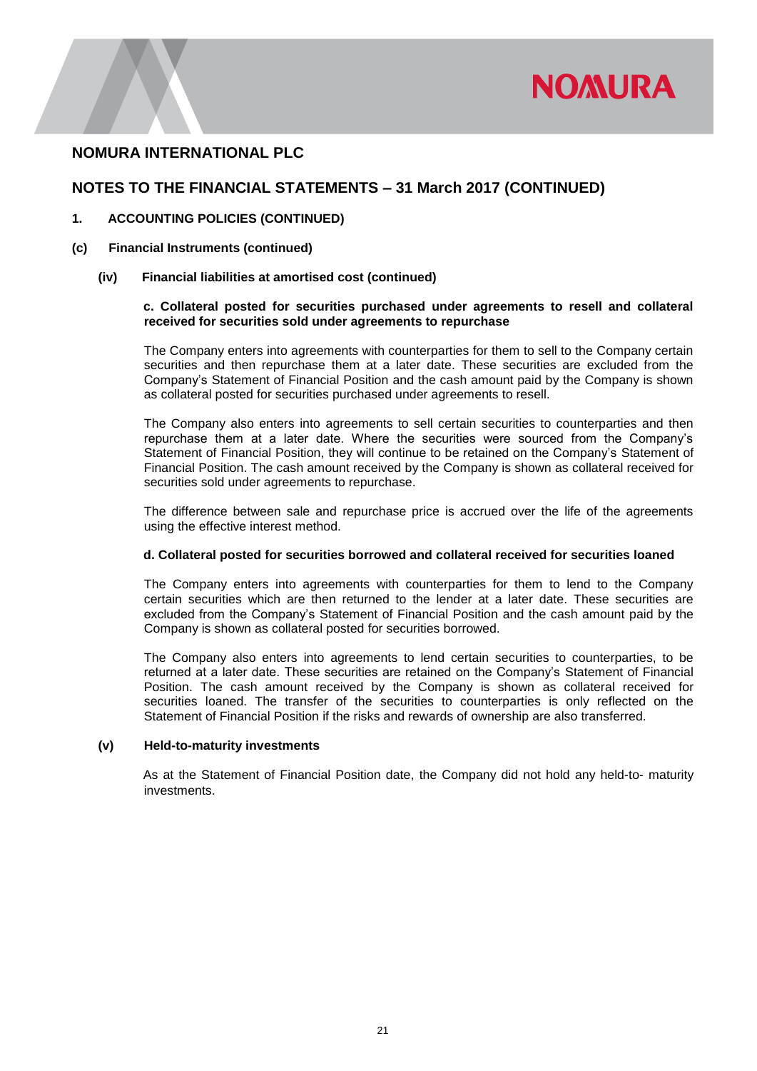# NOMURA INTERNATIONAL PLC

## NOTES TO THE FINANCIAL STATEMENTS – 31 March 2017 (CONTINUED)

### 1. ACCOUNTING POLICIES (CONTINUED)

### (c) Financial Instruments (continued)

#### (iv) Financial liabilities at amortised cost (continued)

**c. Collateral posted for securities purchased under agreements to resell and collateral received for securities sold under agreements to repurchase**

The Company enters into agreements with counterparties for them to sell to the Company certain securities and then repurchase them at a later date. These securities are excluded from the Company's Statement of Financial Position and the cash amount paid by the Company is shown as collateral posted for securities purchased under agreements to resell.

The Company also enters into agreements to sell certain securities to counterparties and then repurchase them at a later date. Where the securities were sourced from the Company's Statement of Financial Position, they will continue to be retained on the Company's Statement of Financial Position. The cash amount received by the Company is shown as collateral received for securities sold under agreements to repurchase.

The difference between sale and repurchase price is accrued over the life of the agreements using the effective interest method.

**d. Collateral posted for securities borrowed and collateral received for securities loaned**

The Company enters into agreements with counterparties for them to lend to the Company certain securities which are then returned to the lender at a later date. These securities are excluded from the Company's Statement of Financial Position and the cash amount paid by the Company is shown as collateral posted for securities borrowed.

The Company also enters into agreements to lend certain securities to counterparties, to be returned at a later date. These securities are retained on the Company's Statement of Financial Position. The cash amount received by the Company is shown as collateral received for securities loaned. The transfer of the securities to counterparties is only reflected on the Statement of Financial Position if the risks and rewards of ownership are also transferred.

#### (v) Held-to-maturity investments

As at the Statement of Financial Position date, the Company did not hold any held-to- maturity investments.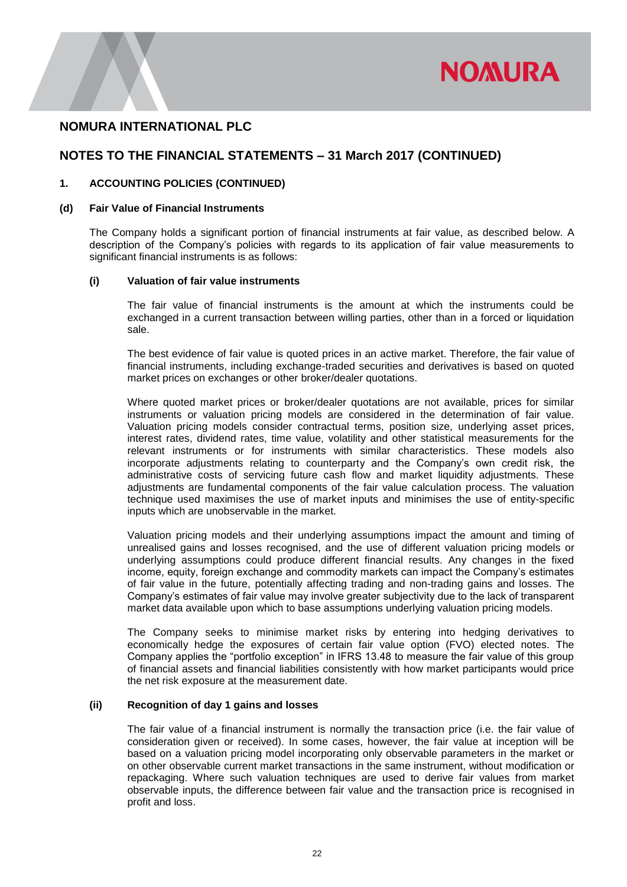# NOMURA INTERNATIONAL PLC

## NOTES TO THE FINANCIAL STATEMENTS – 31 March 2017 (CONTINUED)

### 1. ACCOUNTING POLICIES (CONTINUED)

### (d) Fair Value of Financial Instruments

The Company holds a significant portion of financial instruments at fair value, as described below. A description of the Company's policies with regards to its application of fair value measurements to significant financial instruments is as follows:

#### (i) Valuation of fair value instruments

The fair value of financial instruments is the amount at which the instruments could be exchanged in a current transaction between willing parties, other than in a forced or liquidation sale.

The best evidence of fair value is quoted prices in an active market. Therefore, the fair value of financial instruments, including exchange-traded securities and derivatives is based on quoted market prices on exchanges or other broker/dealer quotations.

Where quoted market prices or broker/dealer quotations are not available, prices for similar instruments or valuation pricing models are considered in the determination of fair value. Valuation pricing models consider contractual terms, position size, underlying asset prices, interest rates, dividend rates, time value, volatility and other statistical measurements for the relevant instruments or for instruments with similar characteristics. These models also incorporate adjustments relating to counterparty and the Company's own credit risk, the administrative costs of servicing future cash flow and market liquidity adjustments. These adjustments are fundamental components of the fair value calculation process. The valuation technique used maximises the use of market inputs and minimises the use of entity-specific inputs which are unobservable in the market.

Valuation pricing models and their underlying assumptions impact the amount and timing of unrealised gains and losses recognised, and the use of different valuation pricing models or underlying assumptions could produce different financial results. Any changes in the fixed income, equity, foreign exchange and commodity markets can impact the Company's estimates of fair value in the future, potentially affecting trading and non-trading gains and losses. The Company's estimates of fair value may involve greater subjectivity due to the lack of transparent market data available upon which to base assumptions underlying valuation pricing models.

The Company seeks to minimise market risks by entering into hedging derivatives to economically hedge the exposures of certain fair value option (FVO) elected notes. The Company applies the "portfolio exception" in IFRS 13.48 to measure the fair value of this group of financial assets and financial liabilities consistently with how market participants would price the net risk exposure at the measurement date.

#### (ii) Recognition of day 1 gains and losses

The fair value of a financial instrument is normally the transaction price (i.e. the fair value of consideration given or received). In some cases, however, the fair value at inception will be based on a valuation pricing model incorporating only observable parameters in the market or on other observable current market transactions in the same instrument, without modification or repackaging. Where such valuation techniques are used to derive fair values from market observable inputs, the difference between fair value and the transaction price is recognised in profit and loss.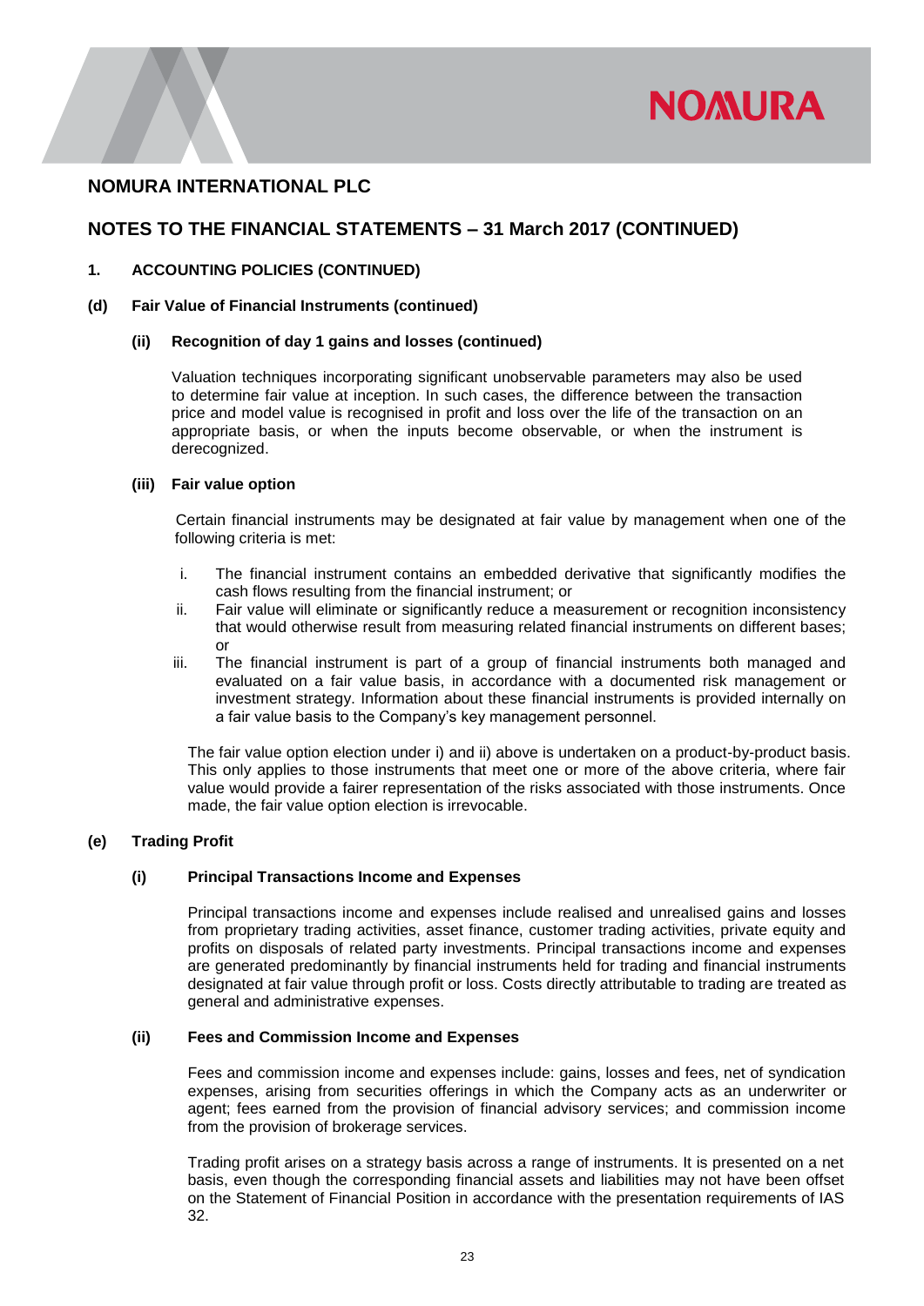## NOMURA INTERNATIONAL PLC

## NOTES TO THE FINANCIAL STATEMENTS – 31 March 2017 (CONTINUED)

### 1. ACCOUNTING POLICIES (CONTINUED)

### (d) Fair Value of Financial Instruments (continued)

#### (ii) Recognition of day 1 gains and losses (continued)

Valuation techniques incorporating significant unobservable parameters may also be used to determine fair value at inception. In such cases, the difference between the transaction price and model value is recognised in profit and loss over the life of the transaction on an appropriate basis, or when the inputs become observable, or when the instrument is derecognized.

#### (iii) Fair value option

Certain financial instruments may be designated at fair value by management when one of the following criteria is met:

i. The financial instrument contains an embedded derivative that significantly modifies the cash flows resulting from the financial instrument; or
ii. Fair value will eliminate or significantly reduce a measurement or recognition inconsistency that would otherwise result from measuring related financial instruments on different bases; or
iii. The financial instrument is part of a group of financial instruments both managed and evaluated on a fair value basis, in accordance with a documented risk management or investment strategy. Information about these financial instruments is provided internally on a fair value basis to the Company's key management personnel.

The fair value option election under i) and ii) above is undertaken on a product-by-product basis. This only applies to those instruments that meet one or more of the above criteria, where fair value would provide a fairer representation of the risks associated with those instruments. Once made, the fair value option election is irrevocable.

### (e) Trading Profit

#### (i) Principal Transactions Income and Expenses

Principal transactions income and expenses include realised and unrealised gains and losses from proprietary trading activities, asset finance, customer trading activities, private equity and profits on disposals of related party investments. Principal transactions income and expenses are generated predominantly by financial instruments held for trading and financial instruments designated at fair value through profit or loss. Costs directly attributable to trading are treated as general and administrative expenses.

#### (ii) Fees and Commission Income and Expenses

Fees and commission income and expenses include: gains, losses and fees, net of syndication expenses, arising from securities offerings in which the Company acts as an underwriter or agent; fees earned from the provision of financial advisory services; and commission income from the provision of brokerage services.

Trading profit arises on a strategy basis across a range of instruments. It is presented on a net basis, even though the corresponding financial assets and liabilities may not have been offset on the Statement of Financial Position in accordance with the presentation requirements of IAS 32.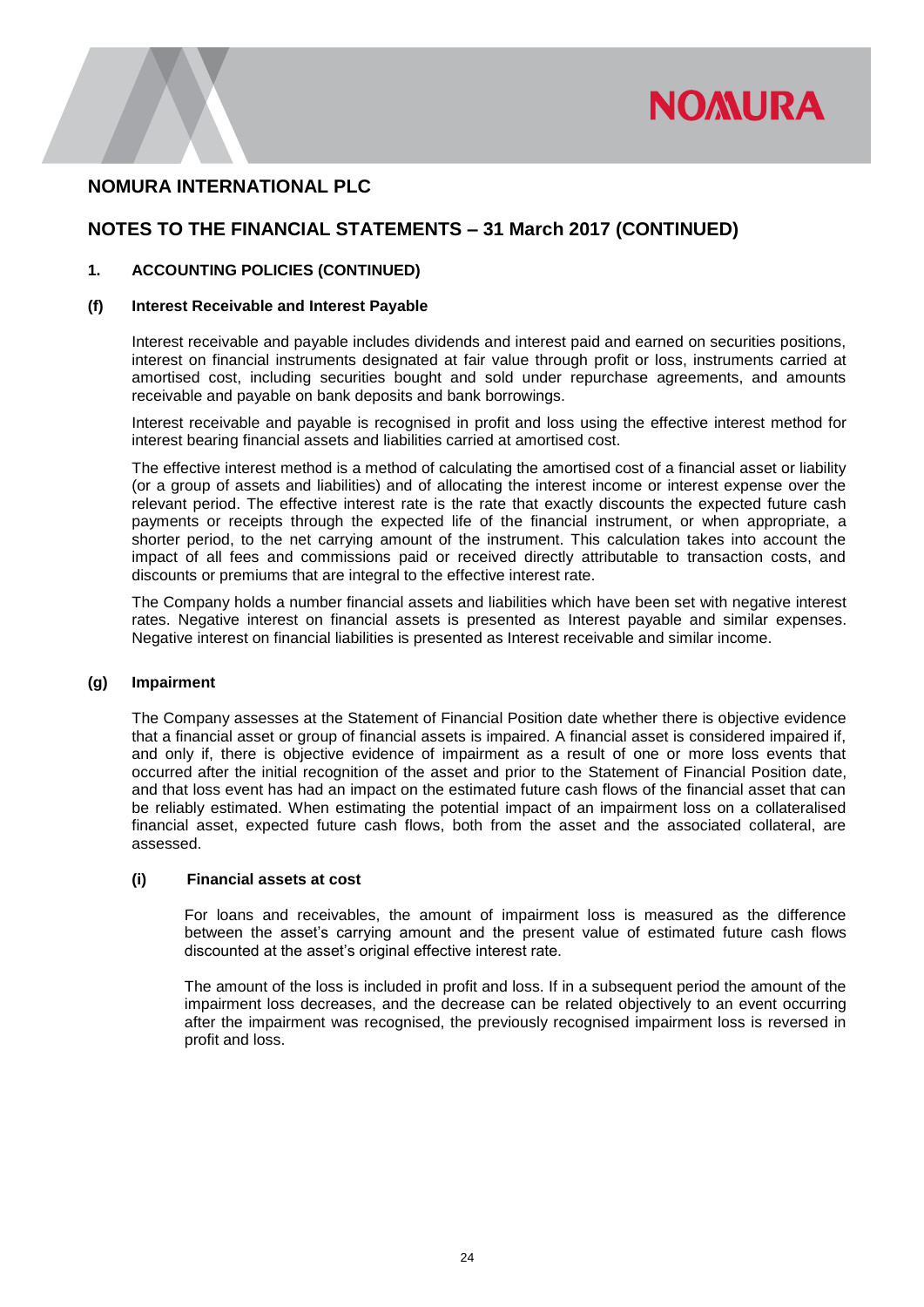# NOMURA INTERNATIONAL PLC

## NOTES TO THE FINANCIAL STATEMENTS – 31 March 2017 (CONTINUED)

### 1. ACCOUNTING POLICIES (CONTINUED)

#### (f) Interest Receivable and Interest Payable

Interest receivable and payable includes dividends and interest paid and earned on securities positions, interest on financial instruments designated at fair value through profit or loss, instruments carried at amortised cost, including securities bought and sold under repurchase agreements, and amounts receivable and payable on bank deposits and bank borrowings.

Interest receivable and payable is recognised in profit and loss using the effective interest method for interest bearing financial assets and liabilities carried at amortised cost.

The effective interest method is a method of calculating the amortised cost of a financial asset or liability (or a group of assets and liabilities) and of allocating the interest income or interest expense over the relevant period. The effective interest rate is the rate that exactly discounts the expected future cash payments or receipts through the expected life of the financial instrument, or when appropriate, a shorter period, to the net carrying amount of the instrument. This calculation takes into account the impact of all fees and commissions paid or received directly attributable to transaction costs, and discounts or premiums that are integral to the effective interest rate.

The Company holds a number financial assets and liabilities which have been set with negative interest rates. Negative interest on financial assets is presented as Interest payable and similar expenses. Negative interest on financial liabilities is presented as Interest receivable and similar income.

#### (g) Impairment

The Company assesses at the Statement of Financial Position date whether there is objective evidence that a financial asset or group of financial assets is impaired. A financial asset is considered impaired if, and only if, there is objective evidence of impairment as a result of one or more loss events that occurred after the initial recognition of the asset and prior to the Statement of Financial Position date, and that loss event has had an impact on the estimated future cash flows of the financial asset that can be reliably estimated. When estimating the potential impact of an impairment loss on a collateralised financial asset, expected future cash flows, both from the asset and the associated collateral, are assessed.

##### (i) Financial assets at cost

For loans and receivables, the amount of impairment loss is measured as the difference between the asset's carrying amount and the present value of estimated future cash flows discounted at the asset's original effective interest rate.

The amount of the loss is included in profit and loss. If in a subsequent period the amount of the impairment loss decreases, and the decrease can be related objectively to an event occurring after the impairment was recognised, the previously recognised impairment loss is reversed in profit and loss.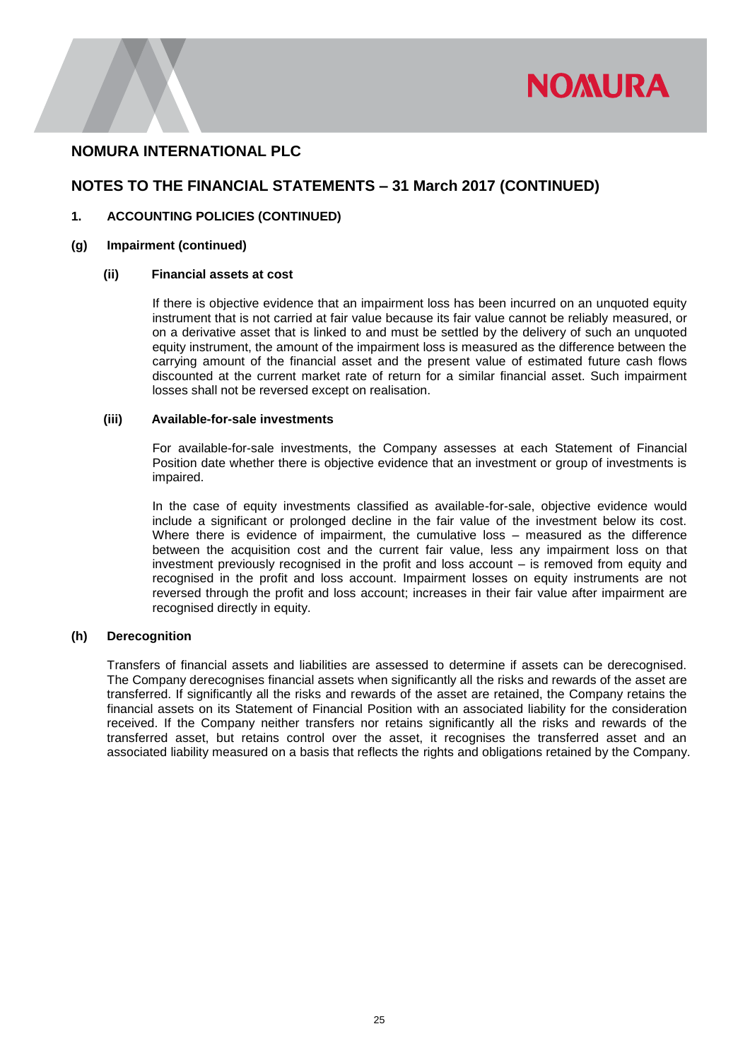# NOMURA INTERNATIONAL PLC

## NOTES TO THE FINANCIAL STATEMENTS – 31 March 2017 (CONTINUED)

### 1. ACCOUNTING POLICIES (CONTINUED)

#### (g) Impairment (continued)

##### (ii) Financial assets at cost

If there is objective evidence that an impairment loss has been incurred on an unquoted equity instrument that is not carried at fair value because its fair value cannot be reliably measured, or on a derivative asset that is linked to and must be settled by the delivery of such an unquoted equity instrument, the amount of the impairment loss is measured as the difference between the carrying amount of the financial asset and the present value of estimated future cash flows discounted at the current market rate of return for a similar financial asset. Such impairment losses shall not be reversed except on realisation.

##### (iii) Available-for-sale investments

For available-for-sale investments, the Company assesses at each Statement of Financial Position date whether there is objective evidence that an investment or group of investments is impaired.

In the case of equity investments classified as available-for-sale, objective evidence would include a significant or prolonged decline in the fair value of the investment below its cost. Where there is evidence of impairment, the cumulative loss – measured as the difference between the acquisition cost and the current fair value, less any impairment loss on that investment previously recognised in the profit and loss account – is removed from equity and recognised in the profit and loss account. Impairment losses on equity instruments are not reversed through the profit and loss account; increases in their fair value after impairment are recognised directly in equity.

#### (h) Derecognition

Transfers of financial assets and liabilities are assessed to determine if assets can be derecognised. The Company derecognises financial assets when significantly all the risks and rewards of the asset are transferred. If significantly all the risks and rewards of the asset are retained, the Company retains the financial assets on its Statement of Financial Position with an associated liability for the consideration received. If the Company neither transfers nor retains significantly all the risks and rewards of the transferred asset, but retains control over the asset, it recognises the transferred asset and an associated liability measured on a basis that reflects the rights and obligations retained by the Company.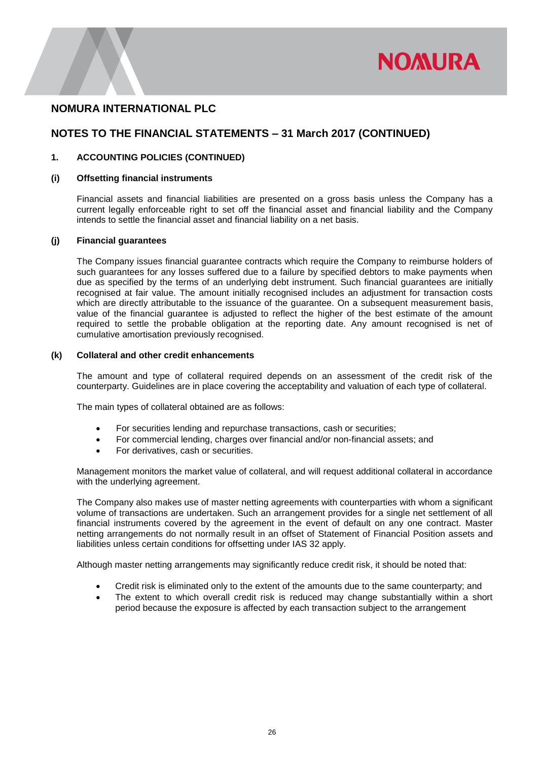## NOMURA INTERNATIONAL PLC

## NOTES TO THE FINANCIAL STATEMENTS – 31 March 2017 (CONTINUED)

### 1. ACCOUNTING POLICIES (CONTINUED)

#### (i) Offsetting financial instruments

Financial assets and financial liabilities are presented on a gross basis unless the Company has a current legally enforceable right to set off the financial asset and financial liability and the Company intends to settle the financial asset and financial liability on a net basis.

#### (j) Financial guarantees

The Company issues financial guarantee contracts which require the Company to reimburse holders of such guarantees for any losses suffered due to a failure by specified debtors to make payments when due as specified by the terms of an underlying debt instrument. Such financial guarantees are initially recognised at fair value. The amount initially recognised includes an adjustment for transaction costs which are directly attributable to the issuance of the guarantee. On a subsequent measurement basis, value of the financial guarantee is adjusted to reflect the higher of the best estimate of the amount required to settle the probable obligation at the reporting date. Any amount recognised is net of cumulative amortisation previously recognised.

#### (k) Collateral and other credit enhancements

The amount and type of collateral required depends on an assessment of the credit risk of the counterparty. Guidelines are in place covering the acceptability and valuation of each type of collateral.

The main types of collateral obtained are as follows:

- For securities lending and repurchase transactions, cash or securities;
- For commercial lending, charges over financial and/or non-financial assets; and
- For derivatives, cash or securities.

Management monitors the market value of collateral, and will request additional collateral in accordance with the underlying agreement.

The Company also makes use of master netting agreements with counterparties with whom a significant volume of transactions are undertaken. Such an arrangement provides for a single net settlement of all financial instruments covered by the agreement in the event of default on any one contract. Master netting arrangements do not normally result in an offset of Statement of Financial Position assets and liabilities unless certain conditions for offsetting under IAS 32 apply.

Although master netting arrangements may significantly reduce credit risk, it should be noted that:

- Credit risk is eliminated only to the extent of the amounts due to the same counterparty; and
- The extent to which overall credit risk is reduced may change substantially within a short period because the exposure is affected by each transaction subject to the arrangement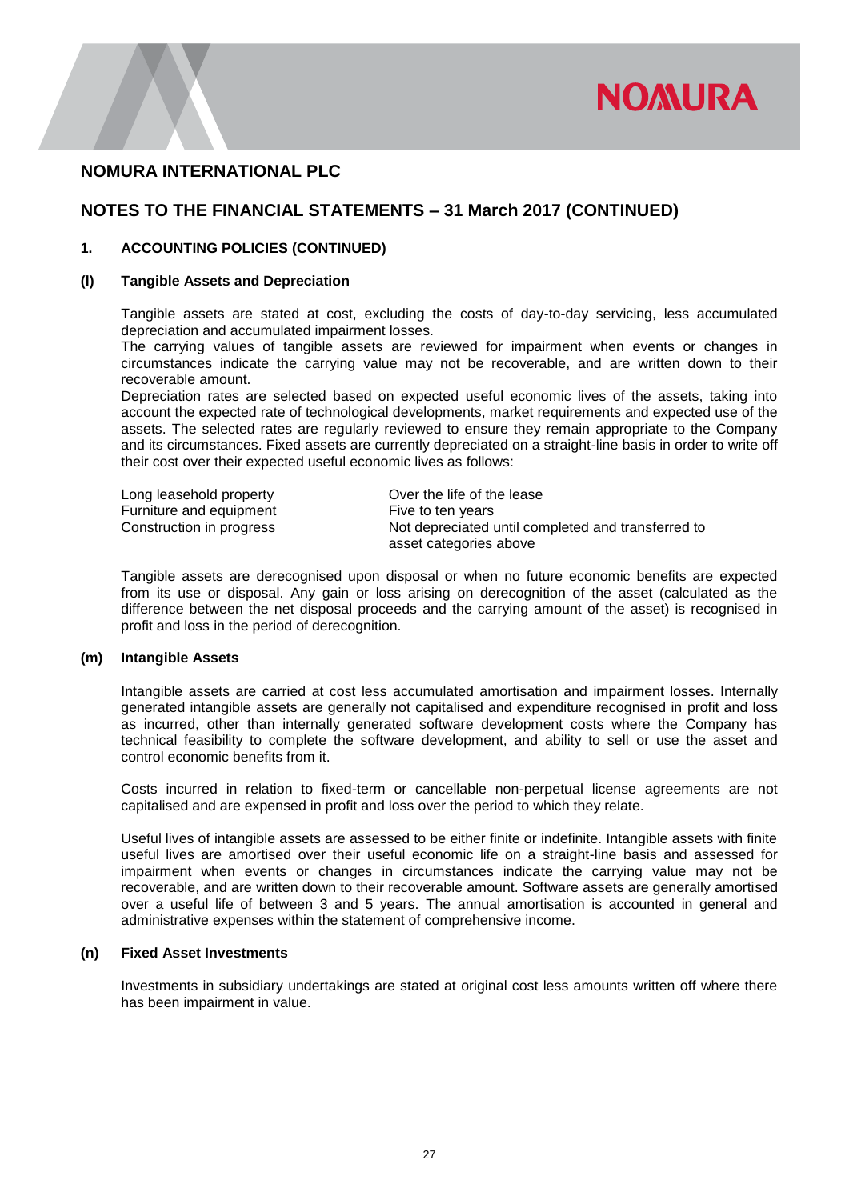## NOMURA INTERNATIONAL PLC

## NOTES TO THE FINANCIAL STATEMENTS – 31 March 2017 (CONTINUED)

### 1. ACCOUNTING POLICIES (CONTINUED)

### (l) Tangible Assets and Depreciation

Tangible assets are stated at cost, excluding the costs of day-to-day servicing, less accumulated depreciation and accumulated impairment losses.
The carrying values of tangible assets are reviewed for impairment when events or changes in circumstances indicate the carrying value may not be recoverable, and are written down to their recoverable amount.
Depreciation rates are selected based on expected useful economic lives of the assets, taking into account the expected rate of technological developments, market requirements and expected use of the assets. The selected rates are regularly reviewed to ensure they remain appropriate to the Company and its circumstances. Fixed assets are currently depreciated on a straight-line basis in order to write off their cost over their expected useful economic lives as follows:

| | |
|---|---|
| Long leasehold property | Over the life of the lease |
| Furniture and equipment | Five to ten years |
| Construction in progress | Not depreciated until completed and transferred to asset categories above |

Tangible assets are derecognised upon disposal or when no future economic benefits are expected from its use or disposal. Any gain or loss arising on derecognition of the asset (calculated as the difference between the net disposal proceeds and the carrying amount of the asset) is recognised in profit and loss in the period of derecognition.

### (m) Intangible Assets

Intangible assets are carried at cost less accumulated amortisation and impairment losses. Internally generated intangible assets are generally not capitalised and expenditure recognised in profit and loss as incurred, other than internally generated software development costs where the Company has technical feasibility to complete the software development, and ability to sell or use the asset and control economic benefits from it.

Costs incurred in relation to fixed-term or cancellable non-perpetual license agreements are not capitalised and are expensed in profit and loss over the period to which they relate.

Useful lives of intangible assets are assessed to be either finite or indefinite. Intangible assets with finite useful lives are amortised over their useful economic life on a straight-line basis and assessed for impairment when events or changes in circumstances indicate the carrying value may not be recoverable, and are written down to their recoverable amount. Software assets are generally amortised over a useful life of between 3 and 5 years. The annual amortisation is accounted in general and administrative expenses within the statement of comprehensive income.

### (n) Fixed Asset Investments

Investments in subsidiary undertakings are stated at original cost less amounts written off where there has been impairment in value.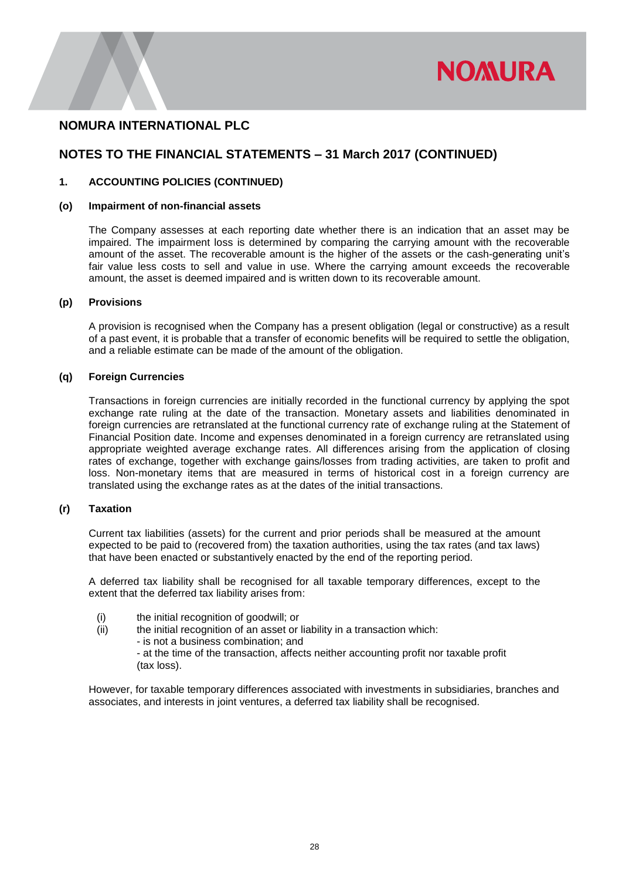# NOMURA INTERNATIONAL PLC

## NOTES TO THE FINANCIAL STATEMENTS – 31 March 2017 (CONTINUED)

### 1. ACCOUNTING POLICIES (CONTINUED)

#### (o) Impairment of non-financial assets

The Company assesses at each reporting date whether there is an indication that an asset may be impaired. The impairment loss is determined by comparing the carrying amount with the recoverable amount of the asset. The recoverable amount is the higher of the assets or the cash-generating unit's fair value less costs to sell and value in use. Where the carrying amount exceeds the recoverable amount, the asset is deemed impaired and is written down to its recoverable amount.

#### (p) Provisions

A provision is recognised when the Company has a present obligation (legal or constructive) as a result of a past event, it is probable that a transfer of economic benefits will be required to settle the obligation, and a reliable estimate can be made of the amount of the obligation.

#### (q) Foreign Currencies

Transactions in foreign currencies are initially recorded in the functional currency by applying the spot exchange rate ruling at the date of the transaction. Monetary assets and liabilities denominated in foreign currencies are retranslated at the functional currency rate of exchange ruling at the Statement of Financial Position date. Income and expenses denominated in a foreign currency are retranslated using appropriate weighted average exchange rates. All differences arising from the application of closing rates of exchange, together with exchange gains/losses from trading activities, are taken to profit and loss. Non-monetary items that are measured in terms of historical cost in a foreign currency are translated using the exchange rates as at the dates of the initial transactions.

#### (r) Taxation

Current tax liabilities (assets) for the current and prior periods shall be measured at the amount expected to be paid to (recovered from) the taxation authorities, using the tax rates (and tax laws) that have been enacted or substantively enacted by the end of the reporting period.

A deferred tax liability shall be recognised for all taxable temporary differences, except to the extent that the deferred tax liability arises from:

(i) the initial recognition of goodwill; or
(ii) the initial recognition of an asset or liability in a transaction which:
- is not a business combination; and
- at the time of the transaction, affects neither accounting profit nor taxable profit (tax loss).

However, for taxable temporary differences associated with investments in subsidiaries, branches and associates, and interests in joint ventures, a deferred tax liability shall be recognised.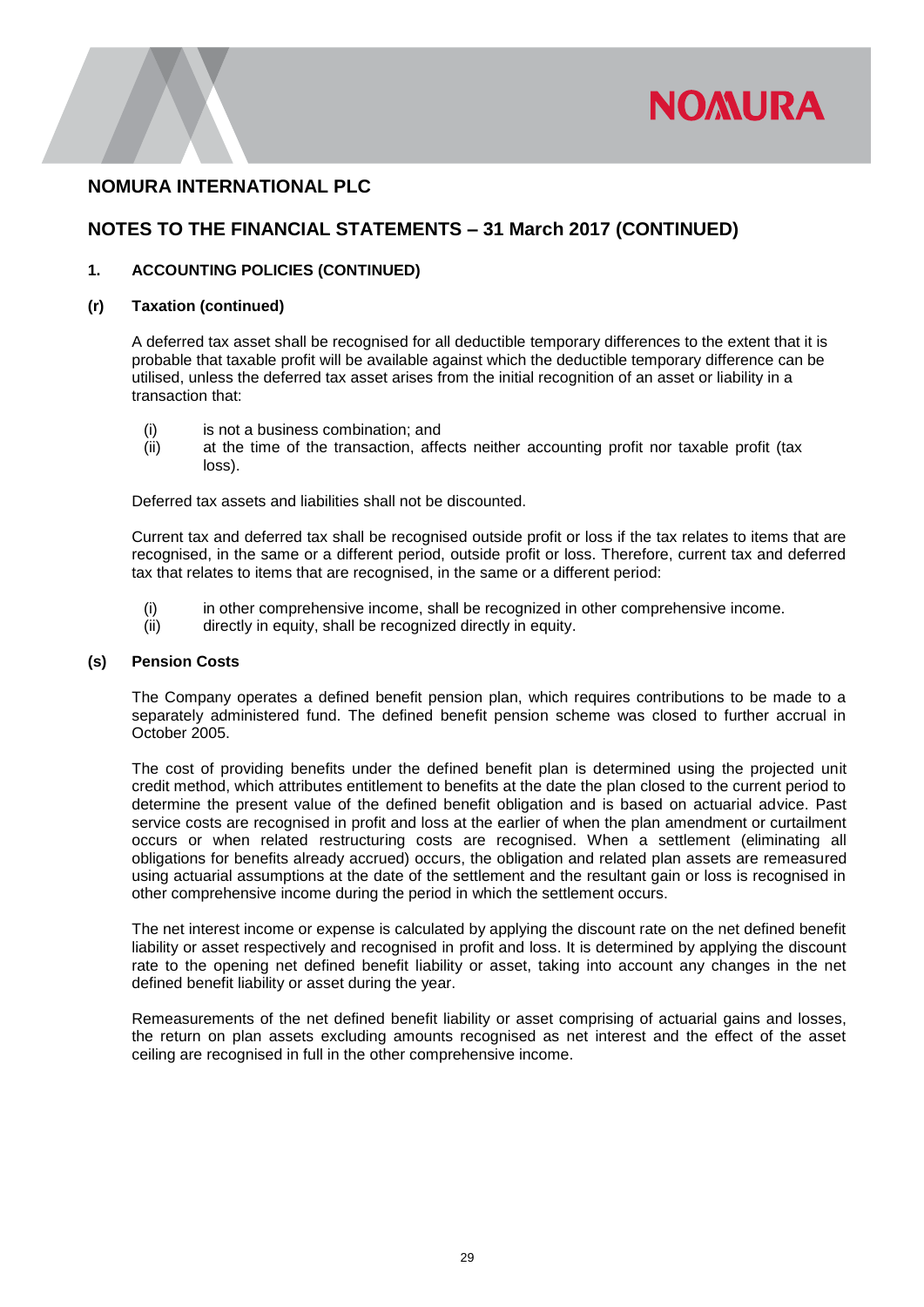## NOMURA INTERNATIONAL PLC

## NOTES TO THE FINANCIAL STATEMENTS – 31 March 2017 (CONTINUED)

### 1. ACCOUNTING POLICIES (CONTINUED)

#### (r) Taxation (continued)

A deferred tax asset shall be recognised for all deductible temporary differences to the extent that it is probable that taxable profit will be available against which the deductible temporary difference can be utilised, unless the deferred tax asset arises from the initial recognition of an asset or liability in a transaction that:

(i) is not a business combination; and
(ii) at the time of the transaction, affects neither accounting profit nor taxable profit (tax loss).

Deferred tax assets and liabilities shall not be discounted.

Current tax and deferred tax shall be recognised outside profit or loss if the tax relates to items that are recognised, in the same or a different period, outside profit or loss. Therefore, current tax and deferred tax that relates to items that are recognised, in the same or a different period:

(i) in other comprehensive income, shall be recognized in other comprehensive income.
(ii) directly in equity, shall be recognized directly in equity.

#### (s) Pension Costs

The Company operates a defined benefit pension plan, which requires contributions to be made to a separately administered fund. The defined benefit pension scheme was closed to further accrual in October 2005.

The cost of providing benefits under the defined benefit plan is determined using the projected unit credit method, which attributes entitlement to benefits at the date the plan closed to the current period to determine the present value of the defined benefit obligation and is based on actuarial advice. Past service costs are recognised in profit and loss at the earlier of when the plan amendment or curtailment occurs or when related restructuring costs are recognised. When a settlement (eliminating all obligations for benefits already accrued) occurs, the obligation and related plan assets are remeasured using actuarial assumptions at the date of the settlement and the resultant gain or loss is recognised in other comprehensive income during the period in which the settlement occurs.

The net interest income or expense is calculated by applying the discount rate on the net defined benefit liability or asset respectively and recognised in profit and loss. It is determined by applying the discount rate to the opening net defined benefit liability or asset, taking into account any changes in the net defined benefit liability or asset during the year.

Remeasurements of the net defined benefit liability or asset comprising of actuarial gains and losses, the return on plan assets excluding amounts recognised as net interest and the effect of the asset ceiling are recognised in full in the other comprehensive income.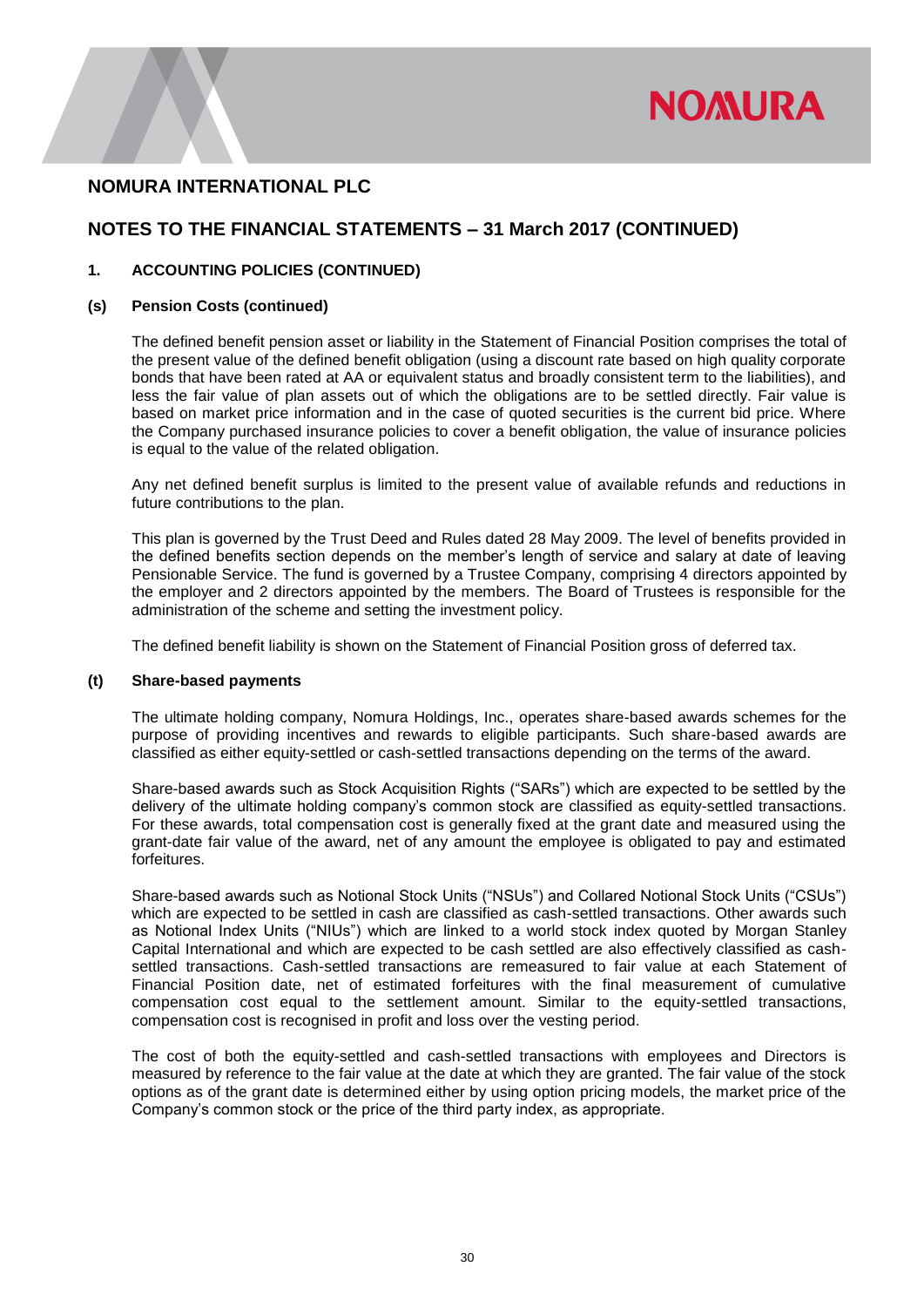# NOMURA INTERNATIONAL PLC

## NOTES TO THE FINANCIAL STATEMENTS – 31 March 2017 (CONTINUED)

### 1. ACCOUNTING POLICIES (CONTINUED)

#### (s) Pension Costs (continued)

The defined benefit pension asset or liability in the Statement of Financial Position comprises the total of the present value of the defined benefit obligation (using a discount rate based on high quality corporate bonds that have been rated at AA or equivalent status and broadly consistent term to the liabilities), and less the fair value of plan assets out of which the obligations are to be settled directly. Fair value is based on market price information and in the case of quoted securities is the current bid price. Where the Company purchased insurance policies to cover a benefit obligation, the value of insurance policies is equal to the value of the related obligation.

Any net defined benefit surplus is limited to the present value of available refunds and reductions in future contributions to the plan.

This plan is governed by the Trust Deed and Rules dated 28 May 2009. The level of benefits provided in the defined benefits section depends on the member's length of service and salary at date of leaving Pensionable Service. The fund is governed by a Trustee Company, comprising 4 directors appointed by the employer and 2 directors appointed by the members. The Board of Trustees is responsible for the administration of the scheme and setting the investment policy.

The defined benefit liability is shown on the Statement of Financial Position gross of deferred tax.

#### (t) Share-based payments

The ultimate holding company, Nomura Holdings, Inc., operates share-based awards schemes for the purpose of providing incentives and rewards to eligible participants. Such share-based awards are classified as either equity-settled or cash-settled transactions depending on the terms of the award.

Share-based awards such as Stock Acquisition Rights ("SARs") which are expected to be settled by the delivery of the ultimate holding company's common stock are classified as equity-settled transactions. For these awards, total compensation cost is generally fixed at the grant date and measured using the grant-date fair value of the award, net of any amount the employee is obligated to pay and estimated forfeitures.

Share-based awards such as Notional Stock Units ("NSUs") and Collared Notional Stock Units ("CSUs") which are expected to be settled in cash are classified as cash-settled transactions. Other awards such as Notional Index Units ("NIUs") which are linked to a world stock index quoted by Morgan Stanley Capital International and which are expected to be cash settled are also effectively classified as cash-settled transactions. Cash-settled transactions are remeasured to fair value at each Statement of Financial Position date, net of estimated forfeitures with the final measurement of cumulative compensation cost equal to the settlement amount. Similar to the equity-settled transactions, compensation cost is recognised in profit and loss over the vesting period.

The cost of both the equity-settled and cash-settled transactions with employees and Directors is measured by reference to the fair value at the date at which they are granted. The fair value of the stock options as of the grant date is determined either by using option pricing models, the market price of the Company's common stock or the price of the third party index, as appropriate.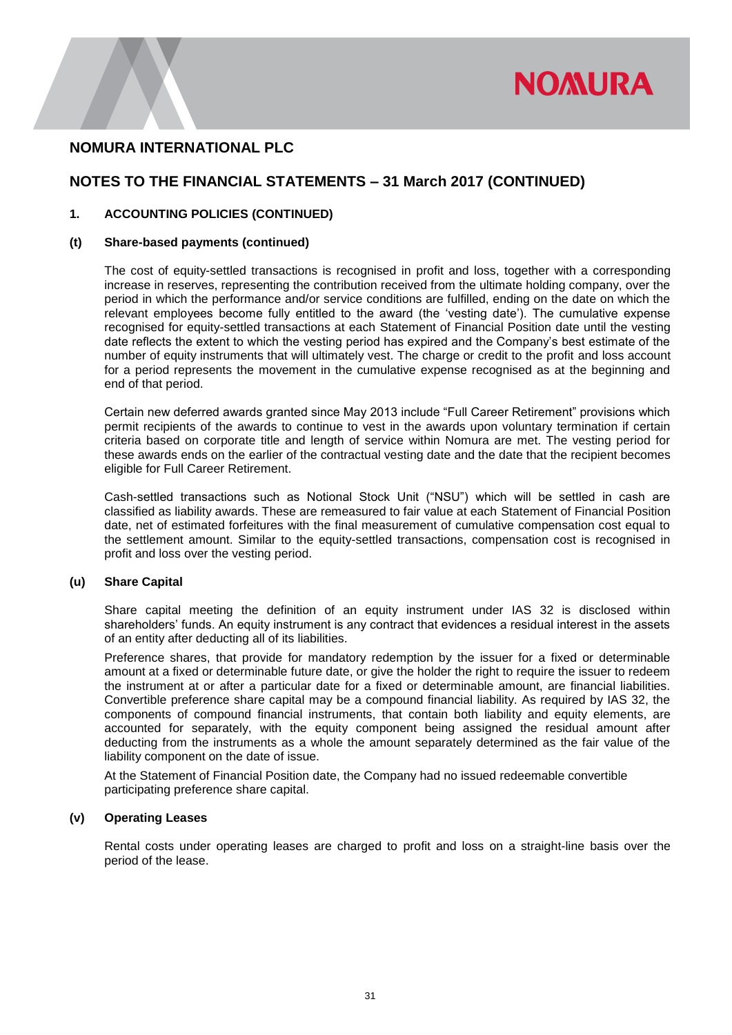## NOMURA INTERNATIONAL PLC

## NOTES TO THE FINANCIAL STATEMENTS – 31 March 2017 (CONTINUED)

### 1. ACCOUNTING POLICIES (CONTINUED)

#### (t) Share-based payments (continued)

The cost of equity-settled transactions is recognised in profit and loss, together with a corresponding increase in reserves, representing the contribution received from the ultimate holding company, over the period in which the performance and/or service conditions are fulfilled, ending on the date on which the relevant employees become fully entitled to the award (the 'vesting date'). The cumulative expense recognised for equity-settled transactions at each Statement of Financial Position date until the vesting date reflects the extent to which the vesting period has expired and the Company's best estimate of the number of equity instruments that will ultimately vest. The charge or credit to the profit and loss account for a period represents the movement in the cumulative expense recognised as at the beginning and end of that period.

Certain new deferred awards granted since May 2013 include "Full Career Retirement" provisions which permit recipients of the awards to continue to vest in the awards upon voluntary termination if certain criteria based on corporate title and length of service within Nomura are met. The vesting period for these awards ends on the earlier of the contractual vesting date and the date that the recipient becomes eligible for Full Career Retirement.

Cash-settled transactions such as Notional Stock Unit ("NSU") which will be settled in cash are classified as liability awards. These are remeasured to fair value at each Statement of Financial Position date, net of estimated forfeitures with the final measurement of cumulative compensation cost equal to the settlement amount. Similar to the equity-settled transactions, compensation cost is recognised in profit and loss over the vesting period.

#### (u) Share Capital

Share capital meeting the definition of an equity instrument under IAS 32 is disclosed within shareholders' funds. An equity instrument is any contract that evidences a residual interest in the assets of an entity after deducting all of its liabilities.

Preference shares, that provide for mandatory redemption by the issuer for a fixed or determinable amount at a fixed or determinable future date, or give the holder the right to require the issuer to redeem the instrument at or after a particular date for a fixed or determinable amount, are financial liabilities. Convertible preference share capital may be a compound financial liability. As required by IAS 32, the components of compound financial instruments, that contain both liability and equity elements, are accounted for separately, with the equity component being assigned the residual amount after deducting from the instruments as a whole the amount separately determined as the fair value of the liability component on the date of issue.

At the Statement of Financial Position date, the Company had no issued redeemable convertible participating preference share capital.

#### (v) Operating Leases

Rental costs under operating leases are charged to profit and loss on a straight-line basis over the period of the lease.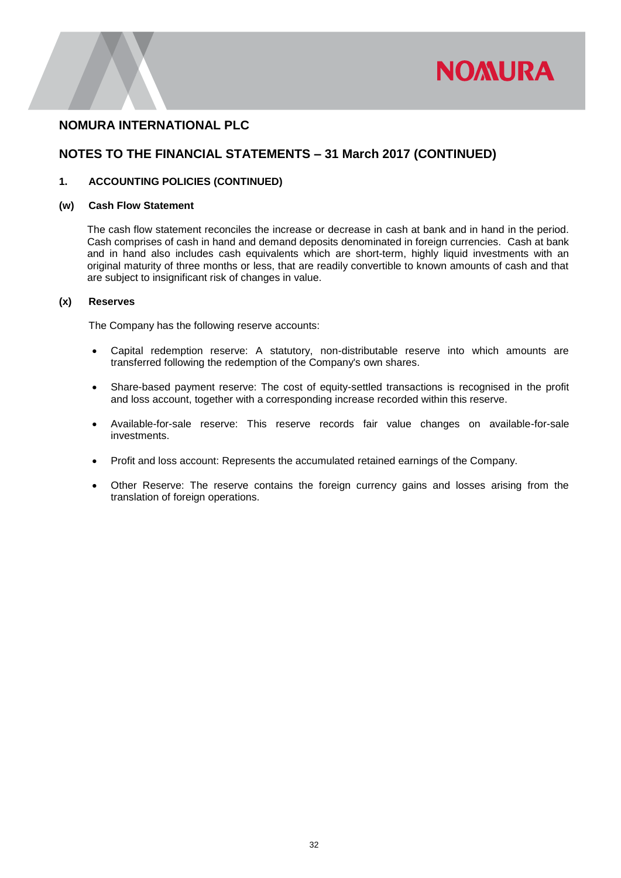# NOMURA INTERNATIONAL PLC

## NOTES TO THE FINANCIAL STATEMENTS – 31 March 2017 (CONTINUED)

### 1. ACCOUNTING POLICIES (CONTINUED)

#### (w) Cash Flow Statement

The cash flow statement reconciles the increase or decrease in cash at bank and in hand in the period. Cash comprises of cash in hand and demand deposits denominated in foreign currencies. Cash at bank and in hand also includes cash equivalents which are short-term, highly liquid investments with an original maturity of three months or less, that are readily convertible to known amounts of cash and that are subject to insignificant risk of changes in value.

#### (x) Reserves

The Company has the following reserve accounts:

- Capital redemption reserve: A statutory, non-distributable reserve into which amounts are transferred following the redemption of the Company's own shares.
- Share-based payment reserve: The cost of equity-settled transactions is recognised in the profit and loss account, together with a corresponding increase recorded within this reserve.
- Available-for-sale reserve: This reserve records fair value changes on available-for-sale investments.
- Profit and loss account: Represents the accumulated retained earnings of the Company.
- Other Reserve: The reserve contains the foreign currency gains and losses arising from the translation of foreign operations.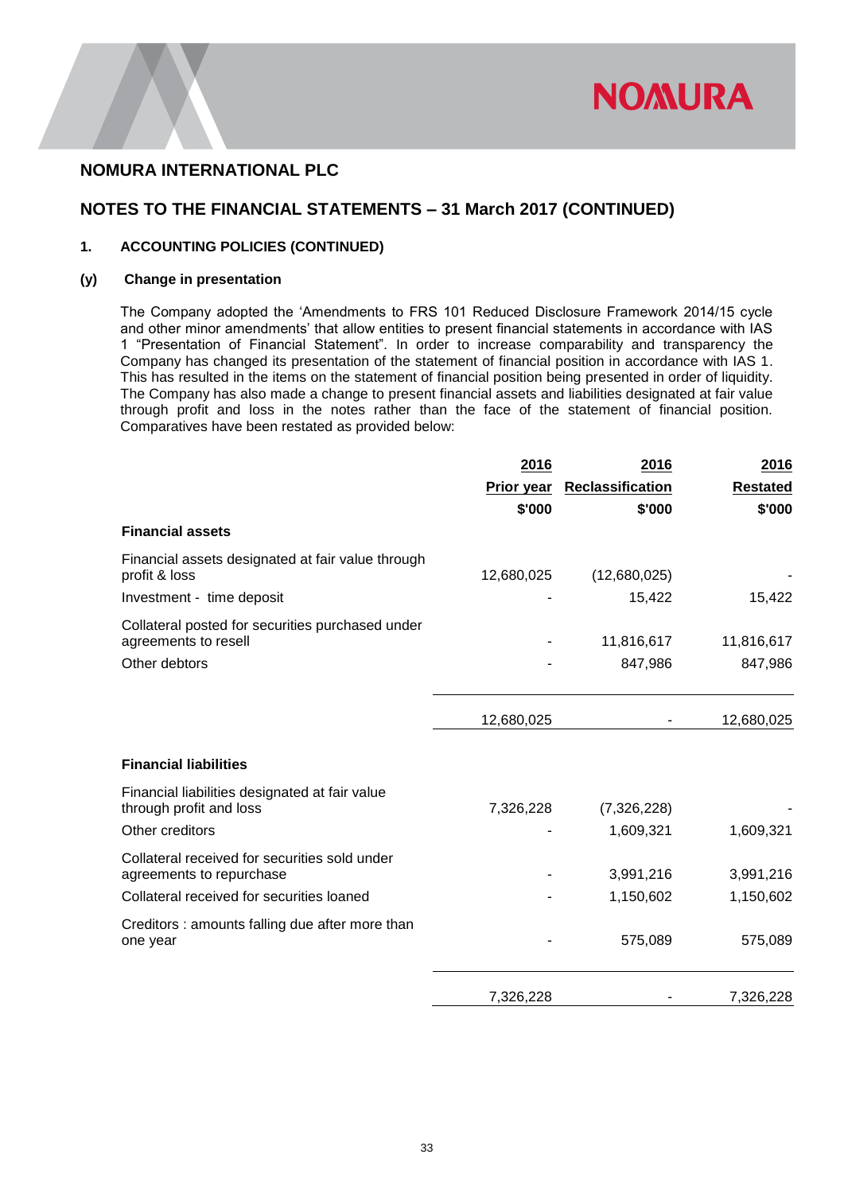# NOMURA INTERNATIONAL PLC

## NOTES TO THE FINANCIAL STATEMENTS – 31 March 2017 (CONTINUED)

### 1. ACCOUNTING POLICIES (CONTINUED)

### (y) Change in presentation

The Company adopted the 'Amendments to FRS 101 Reduced Disclosure Framework 2014/15 cycle and other minor amendments' that allow entities to present financial statements in accordance with IAS 1 "Presentation of Financial Statement". In order to increase comparability and transparency the Company has changed its presentation of the statement of financial position in accordance with IAS 1. This has resulted in the items on the statement of financial position being presented in order of liquidity. The Company has also made a change to present financial assets and liabilities designated at fair value through profit and loss in the notes rather than the face of the statement of financial position. Comparatives have been restated as provided below:

| | 2016<br>Prior year<br>$'000 | 2016<br>Reclassification<br>$'000 | 2016<br>Restated<br>$'000 |
|---|---|---|---|
| **Financial assets** | | | |
| Financial assets designated at fair value through profit & loss | 12,680,025 | (12,680,025) | - |
| Investment - time deposit | - | 15,422 | 15,422 |
| Collateral posted for securities purchased under agreements to resell | - | 11,816,617 | 11,816,617 |
| Other debtors | - | 847,986 | 847,986 |
| | 12,680,025 | - | 12,680,025 |
| **Financial liabilities** | | | |
| Financial liabilities designated at fair value through profit and loss | 7,326,228 | (7,326,228) | - |
| Other creditors | - | 1,609,321 | 1,609,321 |
| Collateral received for securities sold under agreements to repurchase | - | 3,991,216 | 3,991,216 |
| Collateral received for securities loaned | - | 1,150,602 | 1,150,602 |
| Creditors : amounts falling due after more than one year | - | 575,089 | 575,089 |
| | 7,326,228 | - | 7,326,228 |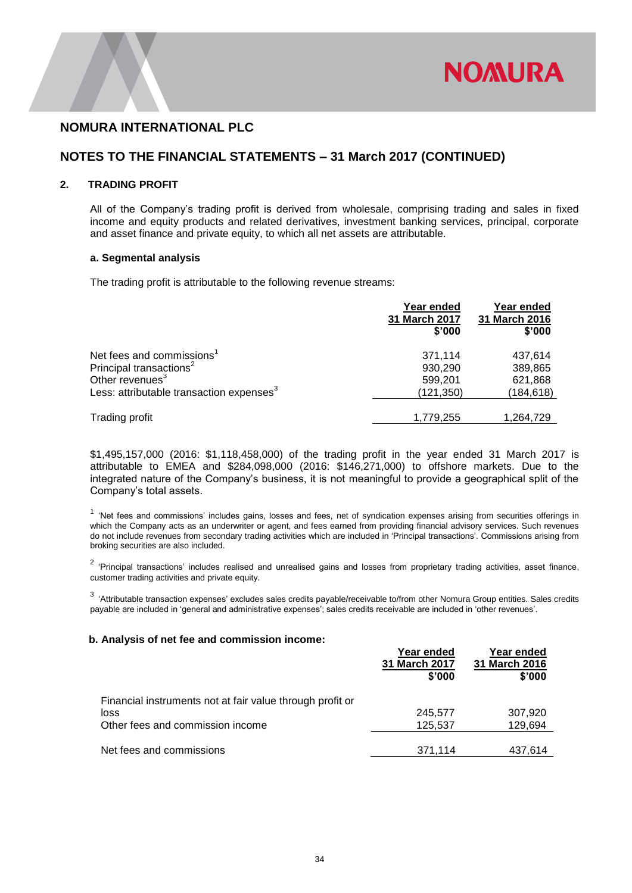# NOMURA INTERNATIONAL PLC

## NOTES TO THE FINANCIAL STATEMENTS – 31 March 2017 (CONTINUED)

### 2. TRADING PROFIT

All of the Company's trading profit is derived from wholesale, comprising trading and sales in fixed income and equity products and related derivatives, investment banking services, principal, corporate and asset finance and private equity, to which all net assets are attributable.

#### a. Segmental analysis

The trading profit is attributable to the following revenue streams:

| | Year ended 31 March 2017 $'000 | Year ended 31 March 2016 $'000 |
|---|---|---|
| Net fees and commissions[1] | 371,114 | 437,614 |
| Principal transactions[2] | 930,290 | 389,865 |
| Other revenues[3] | 599,201 | 621,868 |
| Less: attributable transaction expenses[3] | (121,350) | (184,618) |
| Trading profit | 1,779,255 | 1,264,729 |

$1,495,157,000 (2016: $1,118,458,000) of the trading profit in the year ended 31 March 2017 is attributable to EMEA and $284,098,000 (2016: $146,271,000) to offshore markets. Due to the integrated nature of the Company's business, it is not meaningful to provide a geographical split of the Company's total assets.

[1] 'Net fees and commissions' includes gains, losses and fees, net of syndication expenses arising from securities offerings in which the Company acts as an underwriter or agent, and fees earned from providing financial advisory services. Such revenues do not include revenues from secondary trading activities which are included in 'Principal transactions'. Commissions arising from broking securities are also included.

[2] 'Principal transactions' includes realised and unrealised gains and losses from proprietary trading activities, asset finance, customer trading activities and private equity.

[3] 'Attributable transaction expenses' excludes sales credits payable/receivable to/from other Nomura Group entities. Sales credits payable are included in 'general and administrative expenses'; sales credits receivable are included in 'other revenues'.

#### b. Analysis of net fee and commission income:

| | Year ended 31 March 2017 $'000 | Year ended 31 March 2016 $'000 |
|---|---|---|
| Financial instruments not at fair value through profit or loss | 245,577 | 307,920 |
| Other fees and commission income | 125,537 | 129,694 |
| Net fees and commissions | 371,114 | 437,614 |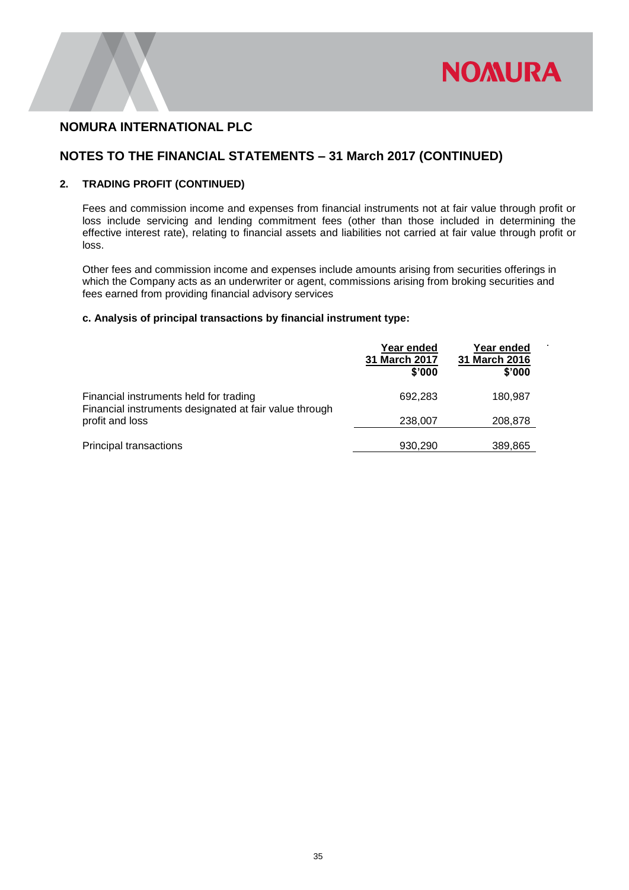# NOMURA INTERNATIONAL PLC

## NOTES TO THE FINANCIAL STATEMENTS – 31 March 2017 (CONTINUED)

### 2. TRADING PROFIT (CONTINUED)

Fees and commission income and expenses from financial instruments not at fair value through profit or loss include servicing and lending commitment fees (other than those included in determining the effective interest rate), relating to financial assets and liabilities not carried at fair value through profit or loss.

Other fees and commission income and expenses include amounts arising from securities offerings in which the Company acts as an underwriter or agent, commissions arising from broking securities and fees earned from providing financial advisory services

**c. Analysis of principal transactions by financial instrument type:**

| | Year ended 31 March 2017 $'000 | Year ended 31 March 2016 $'000 |
|---|---|---|
| Financial instruments held for trading | 692,283 | 180,987 |
| Financial instruments designated at fair value through profit and loss | 238,007 | 208,878 |
| Principal transactions | 930,290 | 389,865 |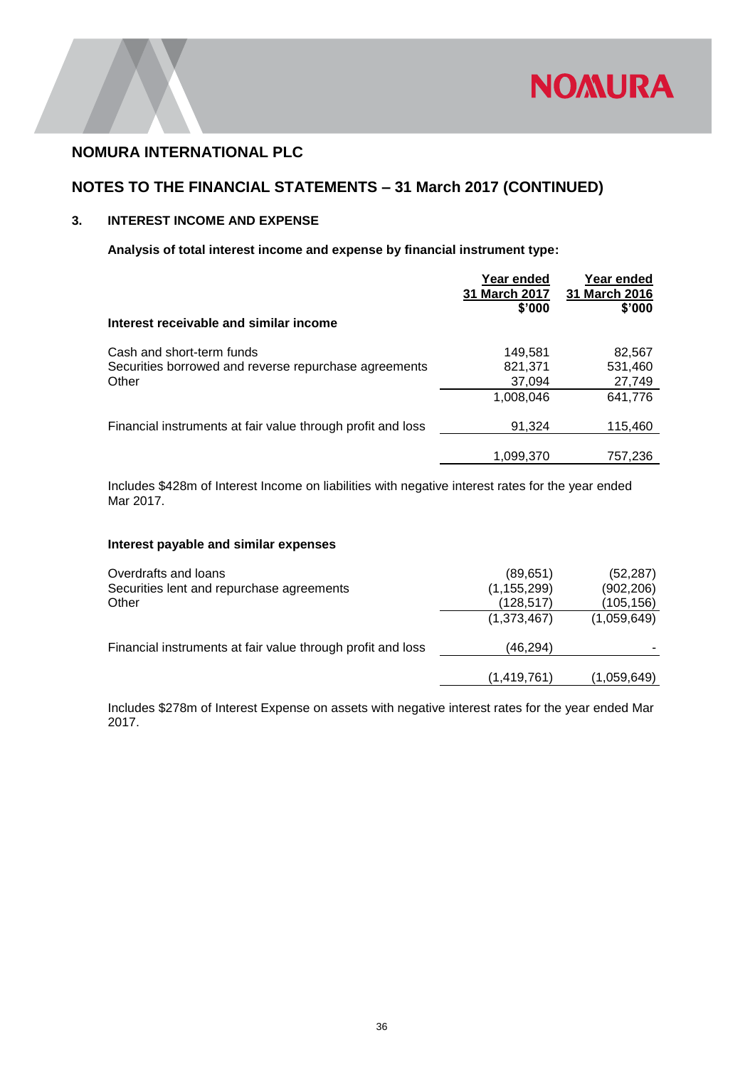# NOMURA INTERNATIONAL PLC

## NOTES TO THE FINANCIAL STATEMENTS – 31 March 2017 (CONTINUED)

### 3. INTEREST INCOME AND EXPENSE

**Analysis of total interest income and expense by financial instrument type:**

| | Year ended 31 March 2017 $'000 | Year ended 31 March 2016 $'000 |
|---|---|---|
| **Interest receivable and similar income** | | |
| Cash and short-term funds | 149,581 | 82,567 |
| Securities borrowed and reverse repurchase agreements | 821,371 | 531,460 |
| Other | 37,094 | 27,749 |
| | 1,008,046 | 641,776 |
| Financial instruments at fair value through profit and loss | 91,324 | 115,460 |
| | 1,099,370 | 757,236 |

Includes $428m of Interest Income on liabilities with negative interest rates for the year ended Mar 2017.

**Interest payable and similar expenses**

| | Year ended 31 March 2017 $'000 | Year ended 31 March 2016 $'000 |
|---|---|---|
| Overdrafts and loans | (89,651) | (52,287) |
| Securities lent and repurchase agreements | (1,155,299) | (902,206) |
| Other | (128,517) | (105,156) |
| | (1,373,467) | (1,059,649) |
| Financial instruments at fair value through profit and loss | (46,294) | - |
| | (1,419,761) | (1,059,649) |

Includes $278m of Interest Expense on assets with negative interest rates for the year ended Mar 2017.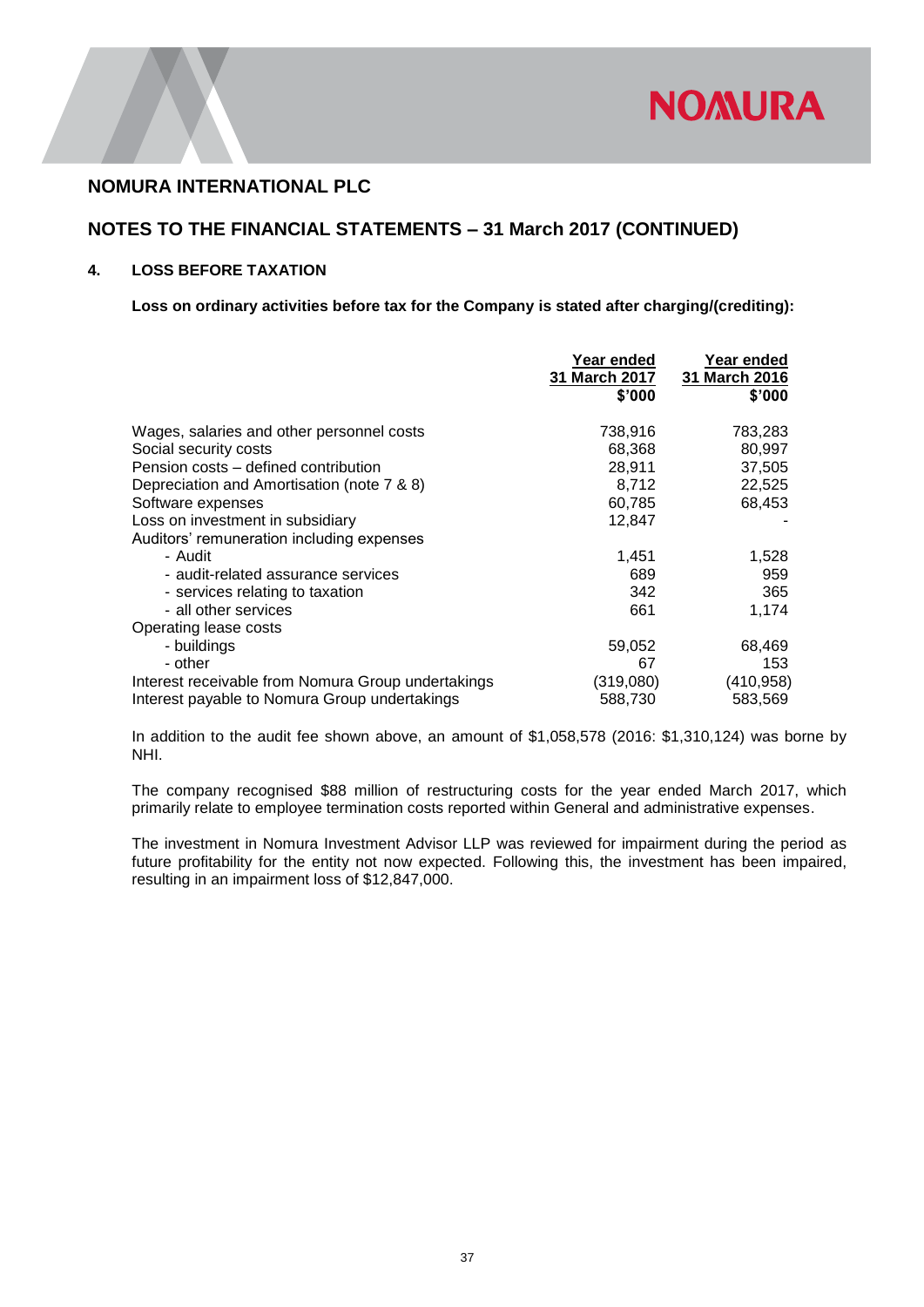## NOMURA INTERNATIONAL PLC

## NOTES TO THE FINANCIAL STATEMENTS – 31 March 2017 (CONTINUED)

### 4. LOSS BEFORE TAXATION

**Loss on ordinary activities before tax for the Company is stated after charging/(crediting):**

| | Year ended 31 March 2017 $'000 | Year ended 31 March 2016 $'000 |
|---|---|---|
| Wages, salaries and other personnel costs | 738,916 | 783,283 |
| Social security costs | 68,368 | 80,997 |
| Pension costs – defined contribution | 28,911 | 37,505 |
| Depreciation and Amortisation (note 7 & 8) | 8,712 | 22,525 |
| Software expenses | 60,785 | 68,453 |
| Loss on investment in subsidiary | 12,847 | - |
| Auditors' remuneration including expenses | | |
| - Audit | 1,451 | 1,528 |
| - audit-related assurance services | 689 | 959 |
| - services relating to taxation | 342 | 365 |
| - all other services | 661 | 1,174 |
| Operating lease costs | | |
| - buildings | 59,052 | 68,469 |
| - other | 67 | 153 |
| Interest receivable from Nomura Group undertakings | (319,080) | (410,958) |
| Interest payable to Nomura Group undertakings | 588,730 | 583,569 |

In addition to the audit fee shown above, an amount of $1,058,578 (2016: $1,310,124) was borne by NHI.

The company recognised $88 million of restructuring costs for the year ended March 2017, which primarily relate to employee termination costs reported within General and administrative expenses.

The investment in Nomura Investment Advisor LLP was reviewed for impairment during the period as future profitability for the entity not now expected. Following this, the investment has been impaired, resulting in an impairment loss of $12,847,000.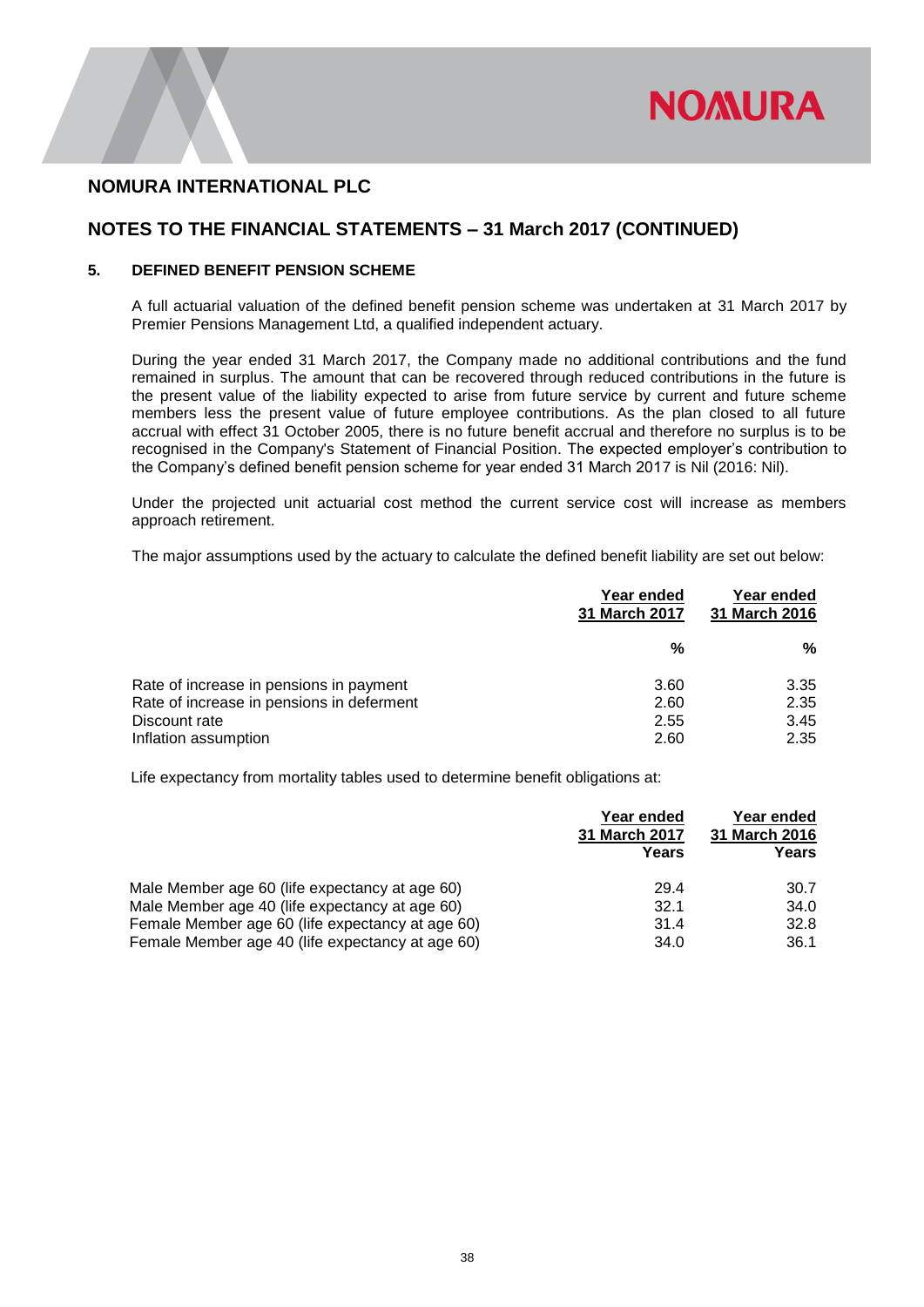# NOMURA INTERNATIONAL PLC

## NOTES TO THE FINANCIAL STATEMENTS – 31 March 2017 (CONTINUED)

### 5. DEFINED BENEFIT PENSION SCHEME

A full actuarial valuation of the defined benefit pension scheme was undertaken at 31 March 2017 by Premier Pensions Management Ltd, a qualified independent actuary.

During the year ended 31 March 2017, the Company made no additional contributions and the fund remained in surplus. The amount that can be recovered through reduced contributions in the future is the present value of the liability expected to arise from future service by current and future scheme members less the present value of future employee contributions. As the plan closed to all future accrual with effect 31 October 2005, there is no future benefit accrual and therefore no surplus is to be recognised in the Company's Statement of Financial Position. The expected employer's contribution to the Company's defined benefit pension scheme for year ended 31 March 2017 is Nil (2016: Nil).

Under the projected unit actuarial cost method the current service cost will increase as members approach retirement.

The major assumptions used by the actuary to calculate the defined benefit liability are set out below:

| | Year ended 31 March 2017 | Year ended 31 March 2016 |
|---|---|---|
| | % | % |
| Rate of increase in pensions in payment | 3.60 | 3.35 |
| Rate of increase in pensions in deferment | 2.60 | 2.35 |
| Discount rate | 2.55 | 3.45 |
| Inflation assumption | 2.60 | 2.35 |

Life expectancy from mortality tables used to determine benefit obligations at:

| | Year ended 31 March 2017 Years | Year ended 31 March 2016 Years |
|---|---|---|
| Male Member age 60 (life expectancy at age 60) | 29.4 | 30.7 |
| Male Member age 40 (life expectancy at age 60) | 32.1 | 34.0 |
| Female Member age 60 (life expectancy at age 60) | 31.4 | 32.8 |
| Female Member age 40 (life expectancy at age 60) | 34.0 | 36.1 |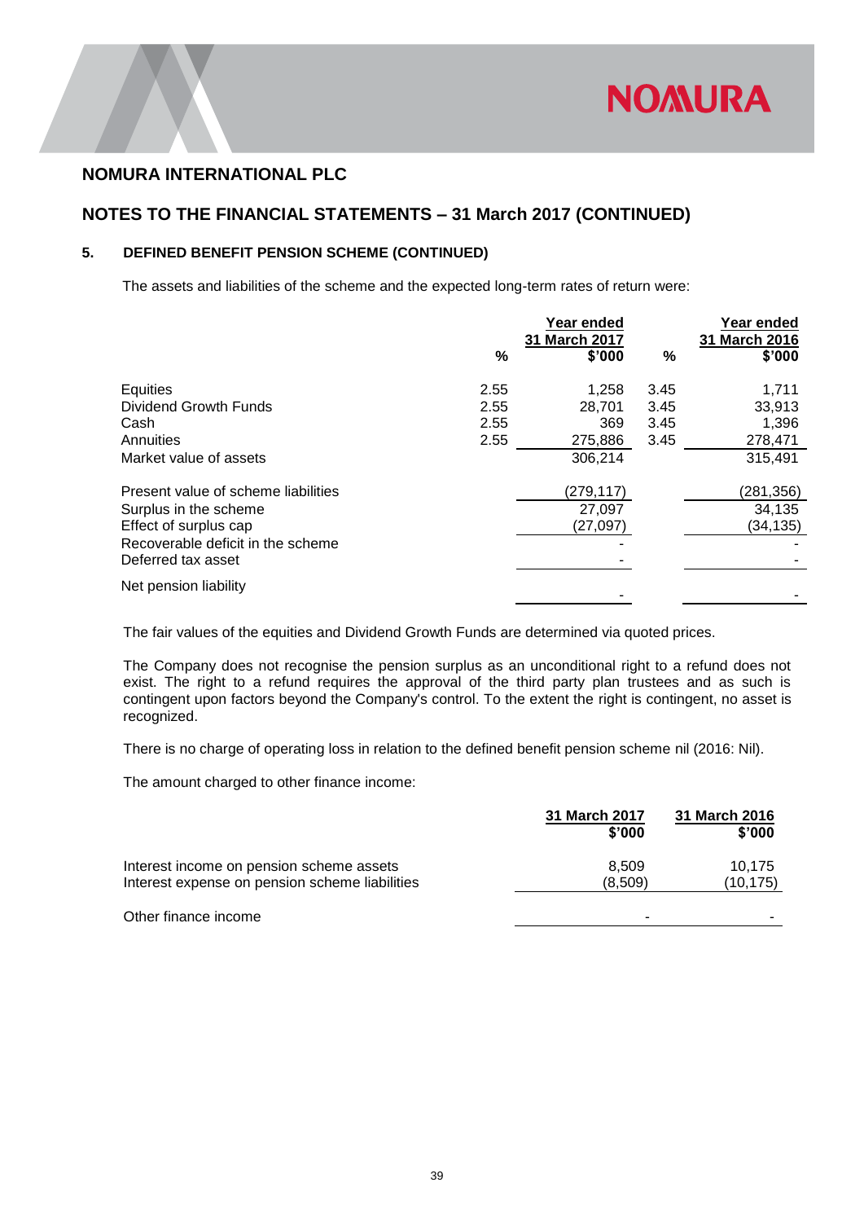# NOMURA INTERNATIONAL PLC

## NOTES TO THE FINANCIAL STATEMENTS – 31 March 2017 (CONTINUED)

### 5. DEFINED BENEFIT PENSION SCHEME (CONTINUED)

The assets and liabilities of the scheme and the expected long-term rates of return were:

| | % | Year ended 31 March 2017 $'000 | % | Year ended 31 March 2016 $'000 |
|---|---|---|---|---|
| Equities | 2.55 | 1,258 | 3.45 | 1,711 |
| Dividend Growth Funds | 2.55 | 28,701 | 3.45 | 33,913 |
| Cash | 2.55 | 369 | 3.45 | 1,396 |
| Annuities | 2.55 | 275,886 | 3.45 | 278,471 |
| Market value of assets | | 306,214 | | 315,491 |
| Present value of scheme liabilities | | (279,117) | | (281,356) |
| Surplus in the scheme | | 27,097 | | 34,135 |
| Effect of surplus cap | | (27,097) | | (34,135) |
| Recoverable deficit in the scheme | | - | | - |
| Deferred tax asset | | - | | - |
| Net pension liability | | - | | - |

The fair values of the equities and Dividend Growth Funds are determined via quoted prices.

The Company does not recognise the pension surplus as an unconditional right to a refund does not exist. The right to a refund requires the approval of the third party plan trustees and as such is contingent upon factors beyond the Company's control. To the extent the right is contingent, no asset is recognized.

There is no charge of operating loss in relation to the defined benefit pension scheme nil (2016: Nil).

The amount charged to other finance income:

| | 31 March 2017 $'000 | 31 March 2016 $'000 |
|---|---|---|
| Interest income on pension scheme assets | 8,509 | 10,175 |
| Interest expense on pension scheme liabilities | (8,509) | (10,175) |
| Other finance income | - | - |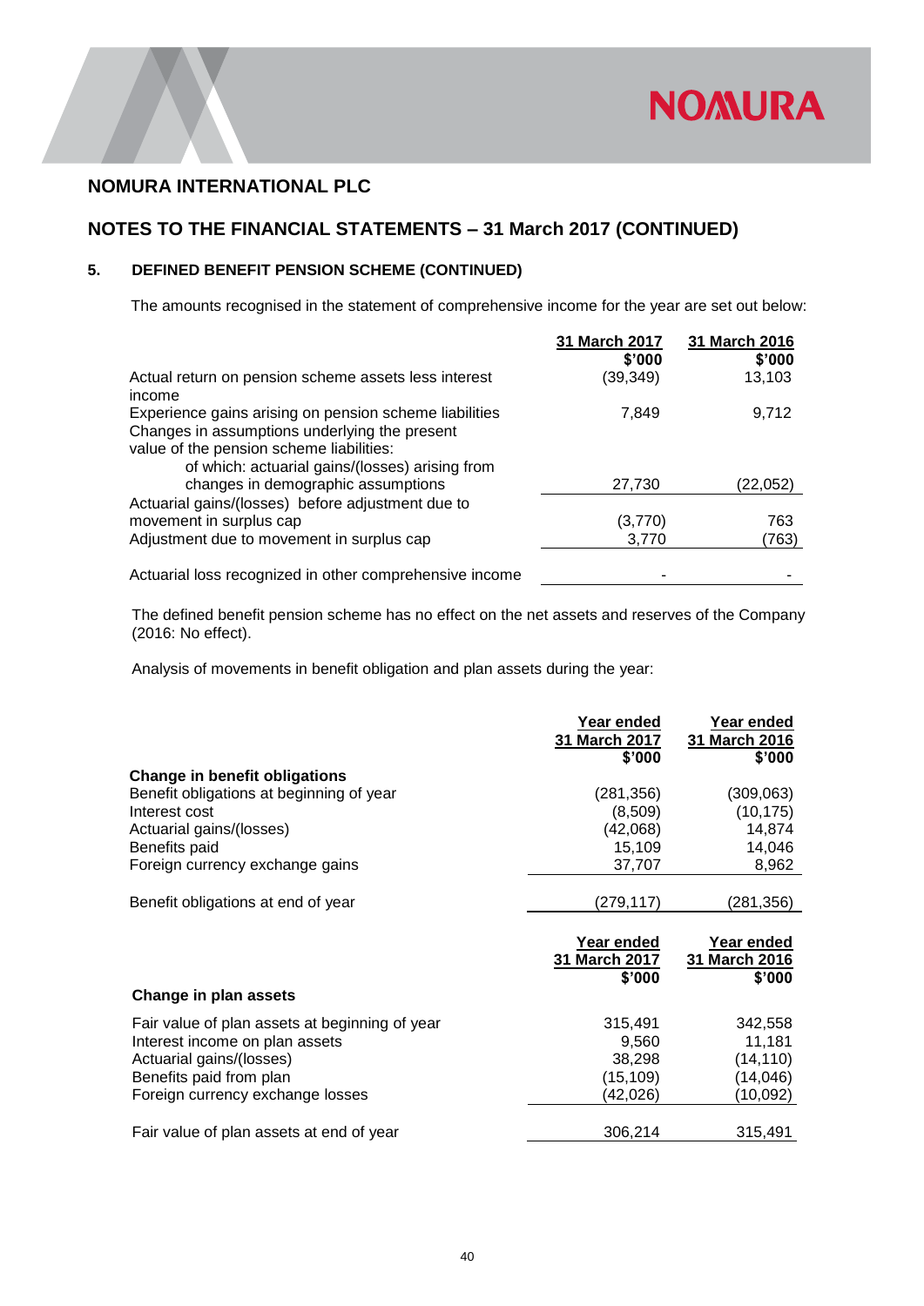## NOMURA INTERNATIONAL PLC

## NOTES TO THE FINANCIAL STATEMENTS – 31 March 2017 (CONTINUED)

### 5. DEFINED BENEFIT PENSION SCHEME (CONTINUED)

The amounts recognised in the statement of comprehensive income for the year are set out below:

| | 31 March 2017 $'000 | 31 March 2016 $'000 |
|---|---|---|
| Actual return on pension scheme assets less interest income | (39,349) | 13,103 |
| Experience gains arising on pension scheme liabilities | 7,849 | 9,712 |
| Changes in assumptions underlying the present value of the pension scheme liabilities: | | |
| of which: actuarial gains/(losses) arising from changes in demographic assumptions | 27,730 | (22,052) |
| Actuarial gains/(losses) before adjustment due to movement in surplus cap | (3,770) | 763 |
| Adjustment due to movement in surplus cap | 3,770 | (763) |
| Actuarial loss recognized in other comprehensive income | - | - |

The defined benefit pension scheme has no effect on the net assets and reserves of the Company (2016: No effect).

Analysis of movements in benefit obligation and plan assets during the year:

| | Year ended 31 March 2017 $'000 | Year ended 31 March 2016 $'000 |
|---|---|---|
| **Change in benefit obligations** | | |
| Benefit obligations at beginning of year | (281,356) | (309,063) |
| Interest cost | (8,509) | (10,175) |
| Actuarial gains/(losses) | (42,068) | 14,874 |
| Benefits paid | 15,109 | 14,046 |
| Foreign currency exchange gains | 37,707 | 8,962 |
| Benefit obligations at end of year | (279,117) | (281,356) |

| | Year ended 31 March 2017 $'000 | Year ended 31 March 2016 $'000 |
|---|---|---|
| **Change in plan assets** | | |
| Fair value of plan assets at beginning of year | 315,491 | 342,558 |
| Interest income on plan assets | 9,560 | 11,181 |
| Actuarial gains/(losses) | 38,298 | (14,110) |
| Benefits paid from plan | (15,109) | (14,046) |
| Foreign currency exchange losses | (42,026) | (10,092) |
| Fair value of plan assets at end of year | 306,214 | 315,491 |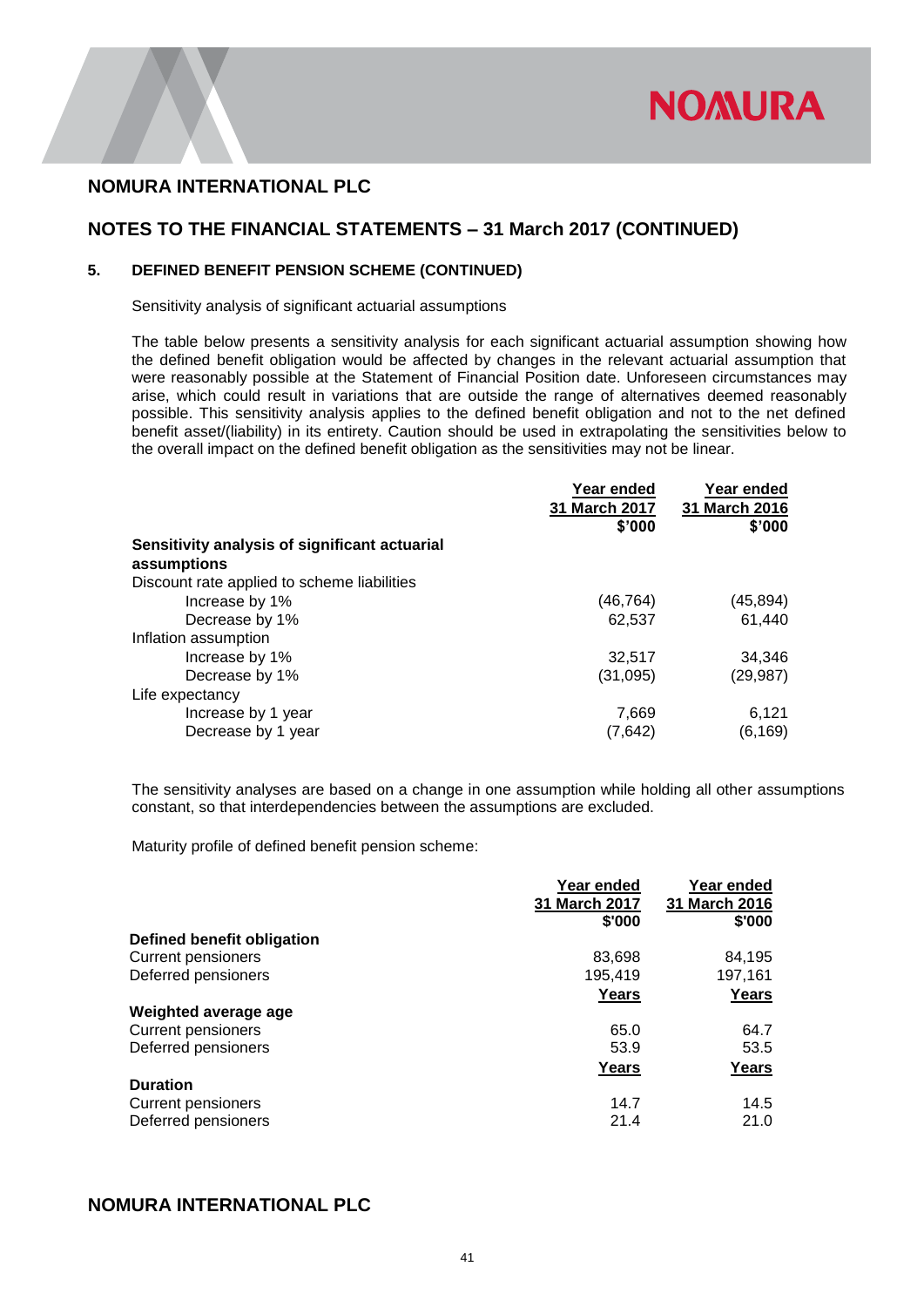## NOMURA INTERNATIONAL PLC

## NOTES TO THE FINANCIAL STATEMENTS – 31 March 2017 (CONTINUED)

### 5. DEFINED BENEFIT PENSION SCHEME (CONTINUED)

Sensitivity analysis of significant actuarial assumptions

The table below presents a sensitivity analysis for each significant actuarial assumption showing how the defined benefit obligation would be affected by changes in the relevant actuarial assumption that were reasonably possible at the Statement of Financial Position date. Unforeseen circumstances may arise, which could result in variations that are outside the range of alternatives deemed reasonably possible. This sensitivity analysis applies to the defined benefit obligation and not to the net defined benefit asset/(liability) in its entirety. Caution should be used in extrapolating the sensitivities below to the overall impact on the defined benefit obligation as the sensitivities may not be linear.

| | Year ended 31 March 2017 $'000 | Year ended 31 March 2016 $'000 |
|---|---|---|
| **Sensitivity analysis of significant actuarial assumptions** | | |
| Discount rate applied to scheme liabilities | | |
| Increase by 1% | (46,764) | (45,894) |
| Decrease by 1% | 62,537 | 61,440 |
| Inflation assumption | | |
| Increase by 1% | 32,517 | 34,346 |
| Decrease by 1% | (31,095) | (29,987) |
| Life expectancy | | |
| Increase by 1 year | 7,669 | 6,121 |
| Decrease by 1 year | (7,642) | (6,169) |

The sensitivity analyses are based on a change in one assumption while holding all other assumptions constant, so that interdependencies between the assumptions are excluded.

Maturity profile of defined benefit pension scheme:

| | Year ended 31 March 2017 $'000 | Year ended 31 March 2016 $'000 |
|---|---|---|
| **Defined benefit obligation** | | |
| Current pensioners | 83,698 | 84,195 |
| Deferred pensioners | 195,419 | 197,161 |
| | **Years** | **Years** |
| **Weighted average age** | | |
| Current pensioners | 65.0 | 64.7 |
| Deferred pensioners | 53.9 | 53.5 |
| | **Years** | **Years** |
| **Duration** | | |
| Current pensioners | 14.7 | 14.5 |
| Deferred pensioners | 21.4 | 21.0 |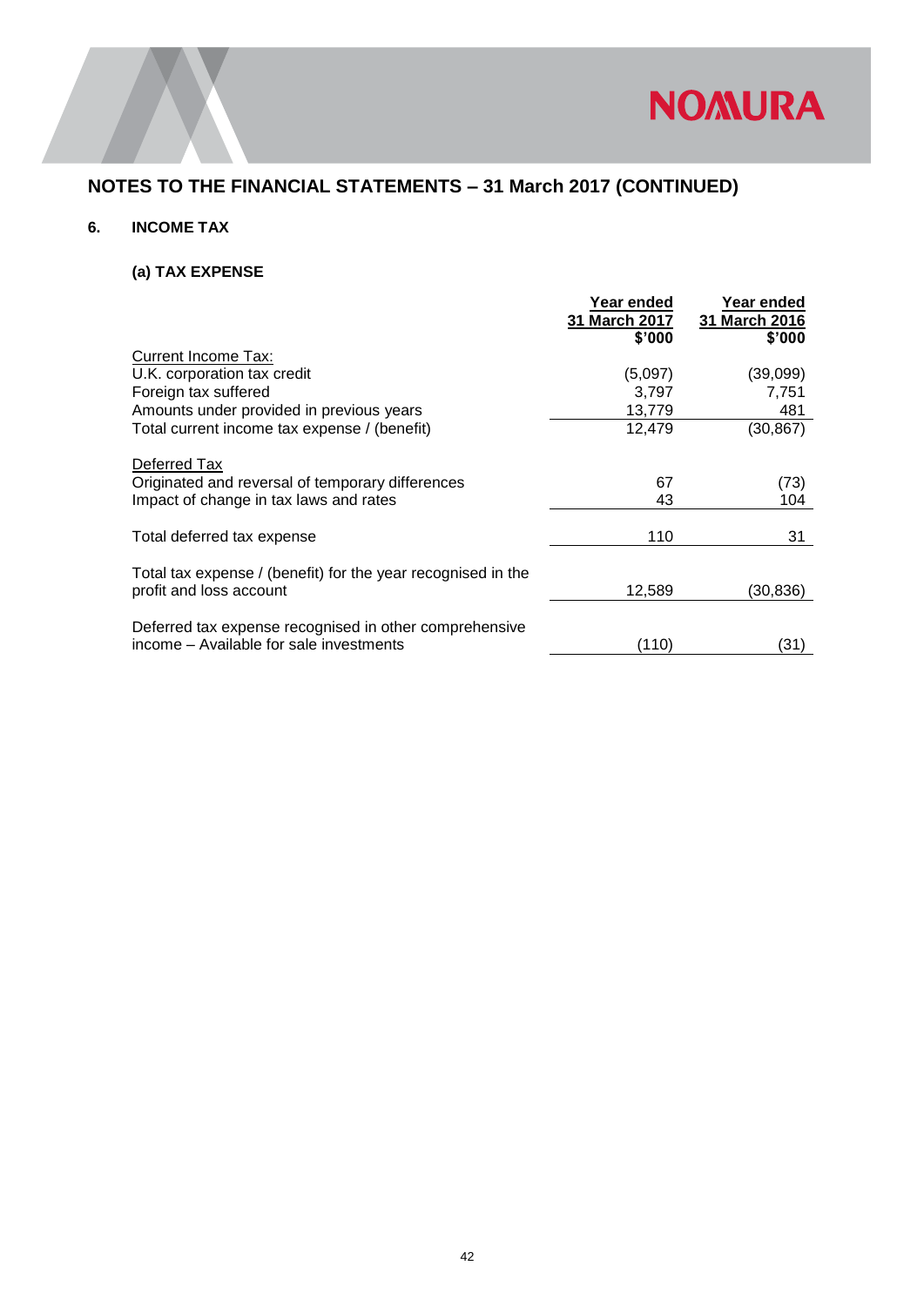## NOTES TO THE FINANCIAL STATEMENTS – 31 March 2017 (CONTINUED)

### 6. INCOME TAX

#### (a) TAX EXPENSE

| | Year ended 31 March 2017 $'000 | Year ended 31 March 2016 $'000 |
|---|---|---|
| Current Income Tax: | | |
| U.K. corporation tax credit | (5,097) | (39,099) |
| Foreign tax suffered | 3,797 | 7,751 |
| Amounts under provided in previous years | 13,779 | 481 |
| Total current income tax expense / (benefit) | 12,479 | (30,867) |
| Deferred Tax | | |
| Originated and reversal of temporary differences | 67 | (73) |
| Impact of change in tax laws and rates | 43 | 104 |
| Total deferred tax expense | 110 | 31 |
| Total tax expense / (benefit) for the year recognised in the profit and loss account | 12,589 | (30,836) |
| Deferred tax expense recognised in other comprehensive income – Available for sale investments | (110) | (31) |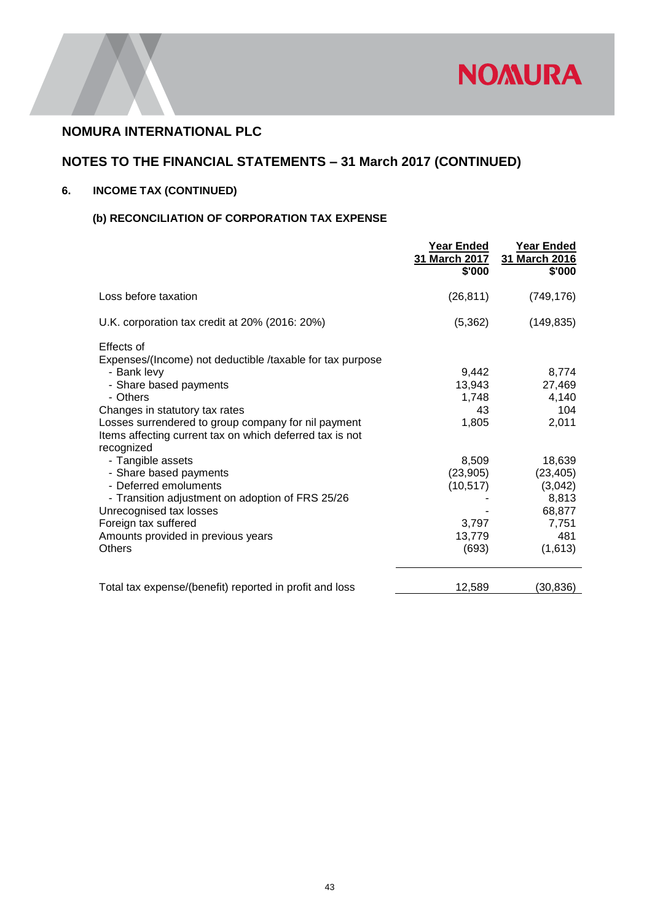## NOMURA INTERNATIONAL PLC

## NOTES TO THE FINANCIAL STATEMENTS – 31 March 2017 (CONTINUED)

### 6. INCOME TAX (CONTINUED)

#### (b) RECONCILIATION OF CORPORATION TAX EXPENSE

| | Year Ended 31 March 2017 $'000 | Year Ended 31 March 2016 $'000 |
|---|---|---|
| Loss before taxation | (26,811) | (749,176) |
| U.K. corporation tax credit at 20% (2016: 20%) | (5,362) | (149,835) |
| Effects of | | |
| Expenses/(Income) not deductible /taxable for tax purpose | | |
| - Bank levy | 9,442 | 8,774 |
| - Share based payments | 13,943 | 27,469 |
| - Others | 1,748 | 4,140 |
| Changes in statutory tax rates | 43 | 104 |
| Losses surrendered to group company for nil payment | 1,805 | 2,011 |
| Items affecting current tax on which deferred tax is not recognized | | |
| - Tangible assets | 8,509 | 18,639 |
| - Share based payments | (23,905) | (23,405) |
| - Deferred emoluments | (10,517) | (3,042) |
| - Transition adjustment on adoption of FRS 25/26 | - | 8,813 |
| Unrecognised tax losses | - | 68,877 |
| Foreign tax suffered | 3,797 | 7,751 |
| Amounts provided in previous years | 13,779 | 481 |
| Others | (693) | (1,613) |
| Total tax expense/(benefit) reported in profit and loss | 12,589 | (30,836) |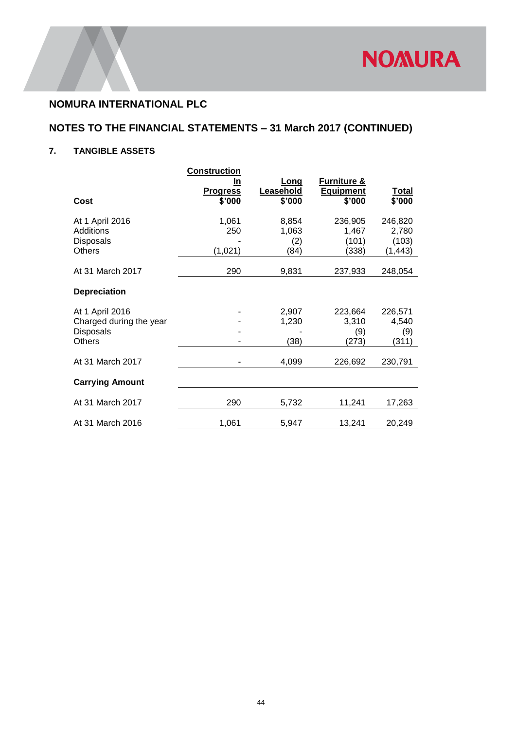## NOMURA INTERNATIONAL PLC

## NOTES TO THE FINANCIAL STATEMENTS – 31 March 2017 (CONTINUED)

### 7. TANGIBLE ASSETS

| Cost | Construction In Progress $'000 | Long Leasehold $'000 | Furniture & Equipment $'000 | Total $'000 |
|---|---|---|---|---|
| At 1 April 2016 | 1,061 | 8,854 | 236,905 | 246,820 |
| Additions | 250 | 1,063 | 1,467 | 2,780 |
| Disposals | - | (2) | (101) | (103) |
| Others | (1,021) | (84) | (338) | (1,443) |
| At 31 March 2017 | 290 | 9,831 | 237,933 | 248,054 |
| **Depreciation** | | | | |
| At 1 April 2016 | - | 2,907 | 223,664 | 226,571 |
| Charged during the year | - | 1,230 | 3,310 | 4,540 |
| Disposals | - | - | (9) | (9) |
| Others | - | (38) | (273) | (311) |
| At 31 March 2017 | - | 4,099 | 226,692 | 230,791 |
| **Carrying Amount** | | | | |
| At 31 March 2017 | 290 | 5,732 | 11,241 | 17,263 |
| At 31 March 2016 | 1,061 | 5,947 | 13,241 | 20,249 |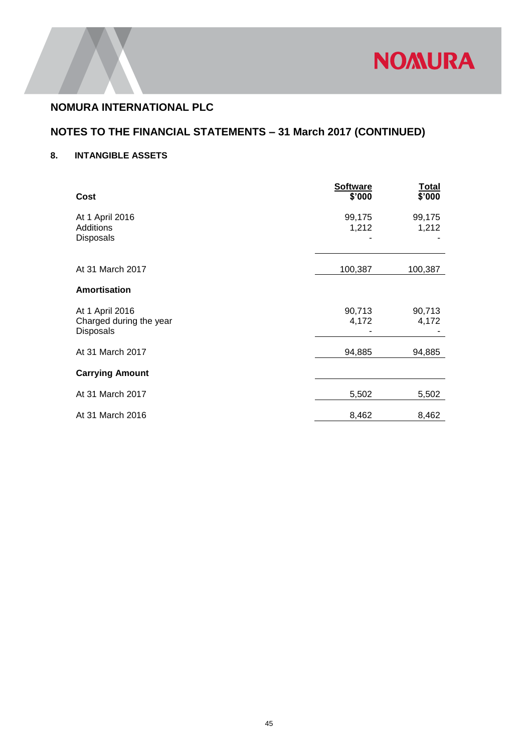## NOMURA INTERNATIONAL PLC

## NOTES TO THE FINANCIAL STATEMENTS – 31 March 2017 (CONTINUED)

### 8. INTANGIBLE ASSETS

| | Software $'000 | Total $'000 |
|---|---|---|
| **Cost** | | |
| At 1 April 2016 | 99,175 | 99,175 |
| Additions | 1,212 | 1,212 |
| Disposals | - | - |
| At 31 March 2017 | 100,387 | 100,387 |
| **Amortisation** | | |
| At 1 April 2016 | 90,713 | 90,713 |
| Charged during the year | 4,172 | 4,172 |
| Disposals | - | - |
| At 31 March 2017 | 94,885 | 94,885 |
| **Carrying Amount** | | |
| At 31 March 2017 | 5,502 | 5,502 |
| At 31 March 2016 | 8,462 | 8,462 |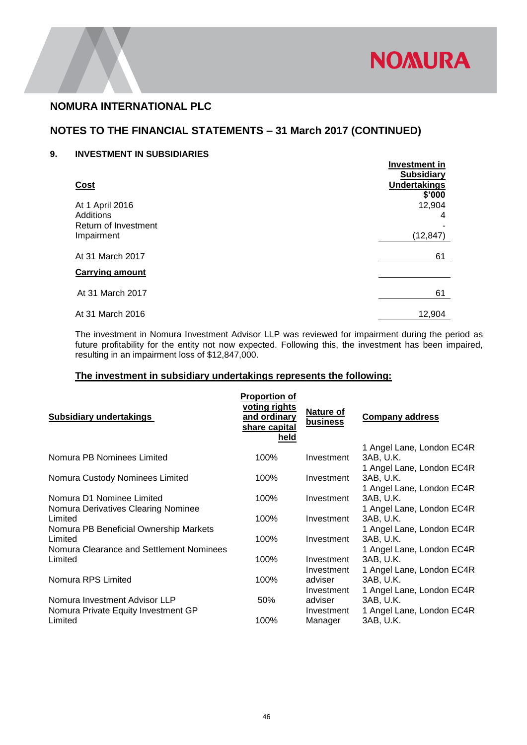## NOMURA INTERNATIONAL PLC

## NOTES TO THE FINANCIAL STATEMENTS – 31 March 2017 (CONTINUED)

### 9. INVESTMENT IN SUBSIDIARIES

| **Cost** | **Investment in Subsidiary Undertakings** |
|---|---|
| | **$'000** |
| At 1 April 2016 | 12,904 |
| Additions | 4 |
| Return of Investment | - |
| Impairment | (12,847) |
| At 31 March 2017 | 61 |
| **Carrying amount** | |
| At 31 March 2017 | 61 |
| At 31 March 2016 | 12,904 |

The investment in Nomura Investment Advisor LLP was reviewed for impairment during the period as future profitability for the entity not now expected. Following this, the investment has been impaired, resulting in an impairment loss of $12,847,000.

**The investment in subsidiary undertakings represents the following:**

| **Subsidiary undertakings** | **Proportion of voting rights and ordinary share capital held** | **Nature of business** | **Company address** |
|---|---|---|---|
| Nomura PB Nominees Limited | 100% | Investment | 1 Angel Lane, London EC4R 3AB, U.K. |
| Nomura Custody Nominees Limited | 100% | Investment | 1 Angel Lane, London EC4R 3AB, U.K. |
| Nomura D1 Nominee Limited | 100% | Investment | 1 Angel Lane, London EC4R 3AB, U.K. |
| Nomura Derivatives Clearing Nominee Limited | 100% | Investment | 1 Angel Lane, London EC4R 3AB, U.K. |
| Nomura PB Beneficial Ownership Markets Limited | 100% | Investment | 1 Angel Lane, London EC4R 3AB, U.K. |
| Nomura Clearance and Settlement Nominees Limited | 100% | Investment | 1 Angel Lane, London EC4R 3AB, U.K. |
| Nomura RPS Limited | 100% | Investment adviser | 1 Angel Lane, London EC4R 3AB, U.K. |
| Nomura Investment Advisor LLP | 50% | Investment adviser | 1 Angel Lane, London EC4R 3AB, U.K. |
| Nomura Private Equity Investment GP Limited | 100% | Investment Manager | 1 Angel Lane, London EC4R 3AB, U.K. |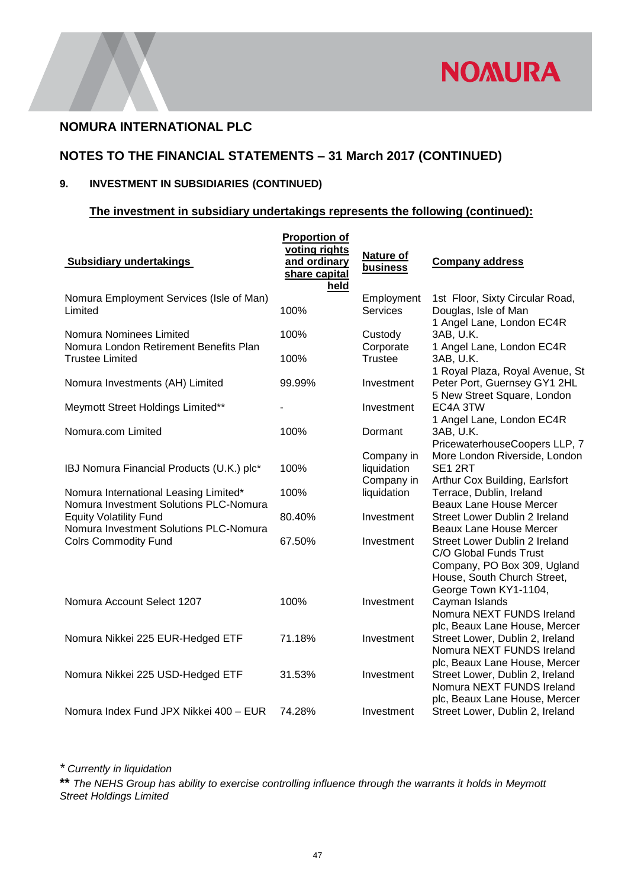## NOMURA INTERNATIONAL PLC

## NOTES TO THE FINANCIAL STATEMENTS – 31 March 2017 (CONTINUED)

### 9. INVESTMENT IN SUBSIDIARIES (CONTINUED)

**The investment in subsidiary undertakings represents the following (continued):**

| Subsidiary undertakings | Proportion of voting rights and ordinary share capital held | Nature of business | Company address |
|---|---|---|---|
| Nomura Employment Services (Isle of Man) Limited | 100% | Employment Services | 1st Floor, Sixty Circular Road, Douglas, Isle of Man |
| Nomura Nominees Limited | 100% | Custody | 1 Angel Lane, London EC4R 3AB, U.K. |
| Nomura London Retirement Benefits Plan Trustee Limited | 100% | Corporate Trustee | 1 Angel Lane, London EC4R 3AB, U.K. |
| Nomura Investments (AH) Limited | 99.99% | Investment | 1 Royal Plaza, Royal Avenue, St Peter Port, Guernsey GY1 2HL |
| Meymott Street Holdings Limited** | - | Investment | 5 New Street Square, London EC4A 3TW |
| Nomura.com Limited | 100% | Dormant | 1 Angel Lane, London EC4R 3AB, U.K. |
| IBJ Nomura Financial Products (U.K.) plc* | 100% | Company in liquidation | PricewaterhouseCoopers LLP, 7 More London Riverside, London SE1 2RT |
| Nomura International Leasing Limited* | 100% | Company in liquidation | Arthur Cox Building, Earlsfort Terrace, Dublin, Ireland |
| Nomura Investment Solutions PLC-Nomura Equity Volatility Fund | 80.40% | Investment | Beaux Lane House Mercer Street Lower Dublin 2 Ireland |
| Nomura Investment Solutions PLC-Nomura Colrs Commodity Fund | 67.50% | Investment | Beaux Lane House Mercer Street Lower Dublin 2 Ireland |
| Nomura Account Select 1207 | 100% | Investment | C/O Global Funds Trust Company, PO Box 309, Ugland House, South Church Street, George Town KY1-1104, Cayman Islands |
| Nomura Nikkei 225 EUR-Hedged ETF | 71.18% | Investment | Nomura NEXT FUNDS Ireland plc, Beaux Lane House, Mercer Street Lower, Dublin 2, Ireland |
| Nomura Nikkei 225 USD-Hedged ETF | 31.53% | Investment | Nomura NEXT FUNDS Ireland plc, Beaux Lane House, Mercer Street Lower, Dublin 2, Ireland |
| Nomura Index Fund JPX Nikkei 400 – EUR | 74.28% | Investment | Nomura NEXT FUNDS Ireland plc, Beaux Lane House, Mercer Street Lower, Dublin 2, Ireland |

*\* Currently in liquidation*

*\*\* The NEHS Group has ability to exercise controlling influence through the warrants it holds in Meymott Street Holdings Limited*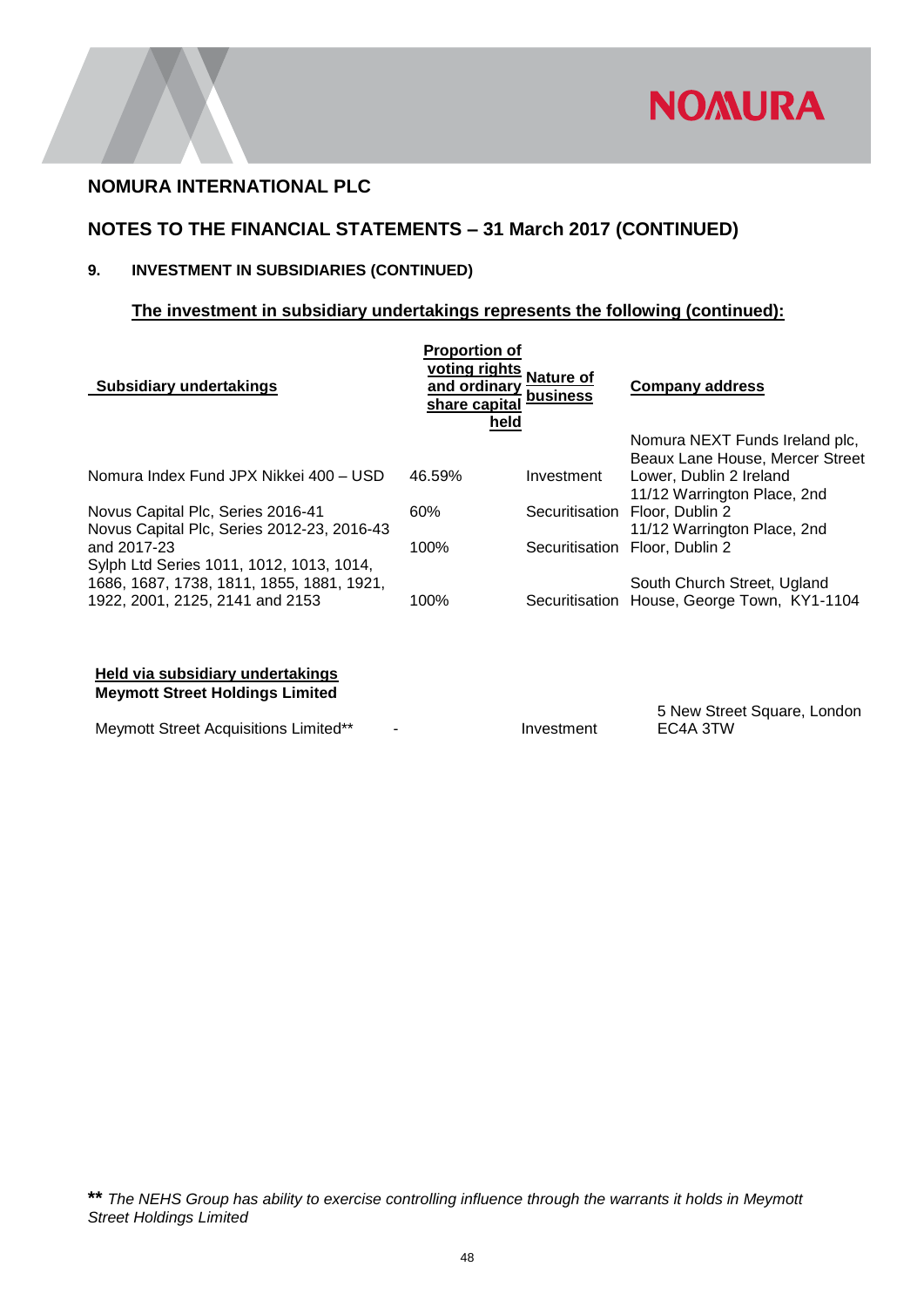## NOMURA INTERNATIONAL PLC

## NOTES TO THE FINANCIAL STATEMENTS – 31 March 2017 (CONTINUED)

### 9. INVESTMENT IN SUBSIDIARIES (CONTINUED)

**The investment in subsidiary undertakings represents the following (continued):**

| Subsidiary undertakings | Proportion of voting rights and ordinary share capital held | Nature of business | Company address |
|---|---|---|---|
| Nomura Index Fund JPX Nikkei 400 – USD | 46.59% | Investment | Nomura NEXT Funds Ireland plc, Beaux Lane House, Mercer Street Lower, Dublin 2 Ireland |
| Novus Capital Plc, Series 2016-41 | 60% | Securitisation | 11/12 Warrington Place, 2nd Floor, Dublin 2 |
| Novus Capital Plc, Series 2012-23, 2016-43 and 2017-23 | 100% | Securitisation | 11/12 Warrington Place, 2nd Floor, Dublin 2 |
| Sylph Ltd Series 1011, 1012, 1013, 1014, 1686, 1687, 1738, 1811, 1855, 1881, 1921, 1922, 2001, 2125, 2141 and 2153 | 100% | Securitisation | South Church Street, Ugland House, George Town, KY1-1104 |
| **Held via subsidiary undertakings** | | | |
| **Meymott Street Holdings Limited** | | | |
| Meymott Street Acquisitions Limited** | - | Investment | 5 New Street Square, London EC4A 3TW |

** *The NEHS Group has ability to exercise controlling influence through the warrants it holds in Meymott Street Holdings Limited*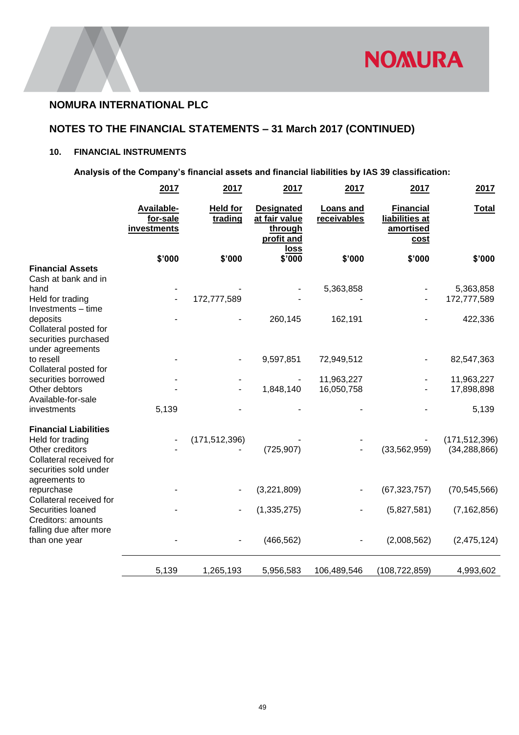# NOMURA INTERNATIONAL PLC

## NOTES TO THE FINANCIAL STATEMENTS – 31 March 2017 (CONTINUED)

### 10. FINANCIAL INSTRUMENTS

**Analysis of the Company's financial assets and financial liabilities by IAS 39 classification:**

| | 2017 | 2017 | 2017 | 2017 | 2017 | 2017 |
|---|---|---|---|---|---|---|
| | Available-for-sale investments | Held for trading | Designated at fair value through profit and loss | Loans and receivables | Financial liabilities at amortised cost | Total |
| | $'000 | $'000 | $'000 | $'000 | $'000 | $'000 |
| **Financial Assets** | | | | | | |
| Cash at bank and in hand | - | - | - | 5,363,858 | - | 5,363,858 |
| Held for trading | - | 172,777,589 | - | - | - | 172,777,589 |
| Investments – time deposits | - | - | 260,145 | 162,191 | - | 422,336 |
| Collateral posted for securities purchased under agreements to resell | - | - | 9,597,851 | 72,949,512 | - | 82,547,363 |
| Collateral posted for securities borrowed | - | - | - | 11,963,227 | - | 11,963,227 |
| Other debtors | - | - | 1,848,140 | 16,050,758 | - | 17,898,898 |
| Available-for-sale investments | 5,139 | - | - | - | - | 5,139 |
| **Financial Liabilities** | | | | | | |
| Held for trading | - | (171,512,396) | - | - | - | (171,512,396) |
| Other creditors | - | - | (725,907) | - | (33,562,959) | (34,288,866) |
| Collateral received for securities sold under agreements to repurchase | - | - | (3,221,809) | - | (67,323,757) | (70,545,566) |
| Collateral received for Securities loaned | - | - | (1,335,275) | - | (5,827,581) | (7,162,856) |
| Creditors: amounts falling due after more than one year | - | - | (466,562) | - | (2,008,562) | (2,475,124) |
| | 5,139 | 1,265,193 | 5,956,583 | 106,489,546 | (108,722,859) | 4,993,602 |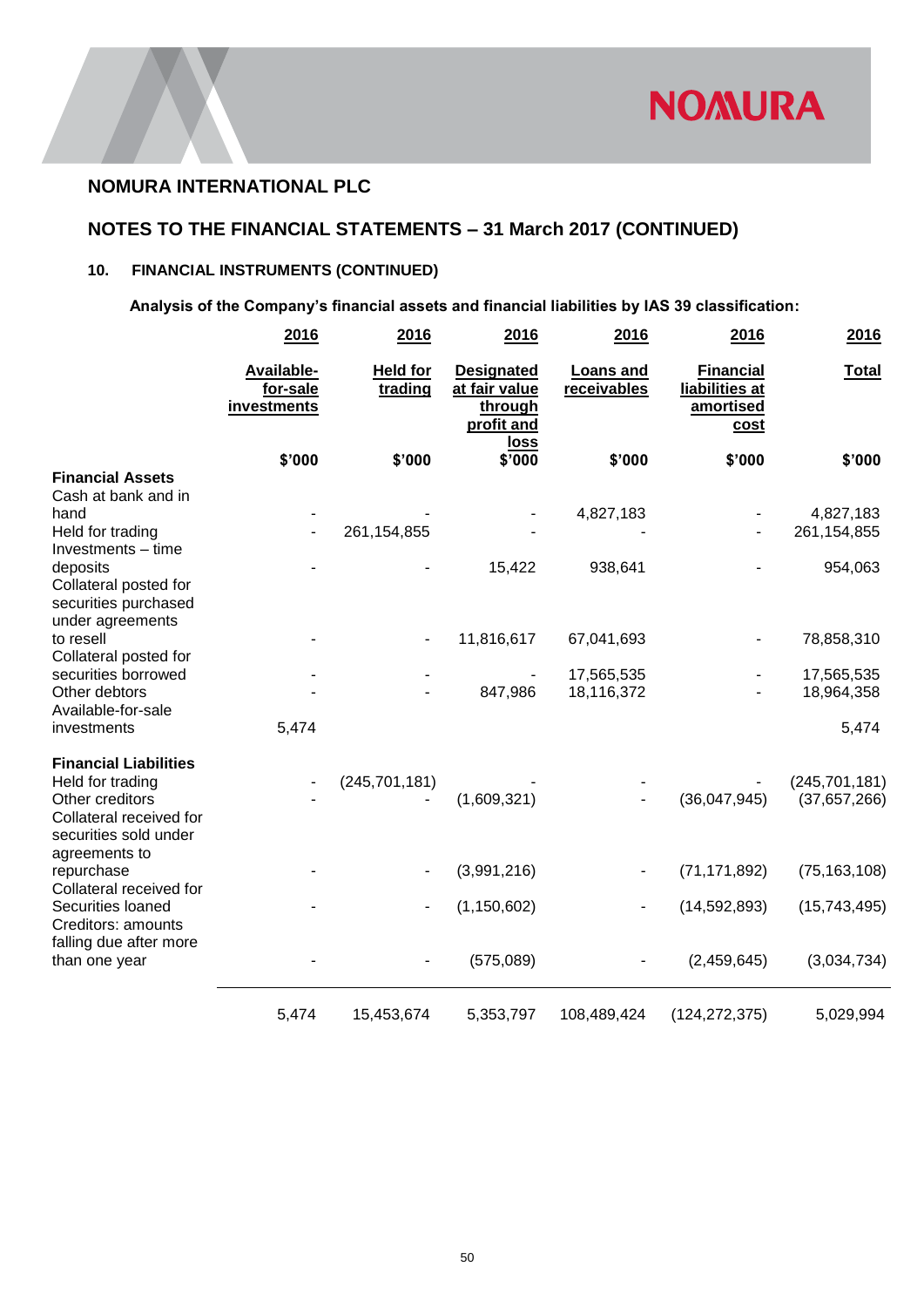## NOMURA INTERNATIONAL PLC

## NOTES TO THE FINANCIAL STATEMENTS – 31 March 2017 (CONTINUED)

### 10. FINANCIAL INSTRUMENTS (CONTINUED)

**Analysis of the Company's financial assets and financial liabilities by IAS 39 classification:**

| | 2016 | 2016 | 2016 | 2016 | 2016 | 2016 |
|---|---|---|---|---|---|---|
| | Available-for-sale investments | Held for trading | Designated at fair value through profit and loss | Loans and receivables | Financial liabilities at amortised cost | Total |
| | $'000 | $'000 | $'000 | $'000 | $'000 | $'000 |
| **Financial Assets** | | | | | | |
| Cash at bank and in hand | - | - | - | 4,827,183 | - | 4,827,183 |
| Held for trading | - | 261,154,855 | - | - | - | 261,154,855 |
| Investments – time deposits | - | - | 15,422 | 938,641 | - | 954,063 |
| Collateral posted for securities purchased under agreements to resell | - | - | 11,816,617 | 67,041,693 | - | 78,858,310 |
| Collateral posted for securities borrowed | - | - | - | 17,565,535 | - | 17,565,535 |
| Other debtors | - | - | 847,986 | 18,116,372 | - | 18,964,358 |
| Available-for-sale investments | 5,474 | | | | | 5,474 |
| **Financial Liabilities** | | | | | | |
| Held for trading | - | (245,701,181) | - | - | - | (245,701,181) |
| Other creditors | - | - | (1,609,321) | - | (36,047,945) | (37,657,266) |
| Collateral received for securities sold under agreements to repurchase | - | - | (3,991,216) | - | (71,171,892) | (75,163,108) |
| Collateral received for Securities loaned | - | - | (1,150,602) | - | (14,592,893) | (15,743,495) |
| Creditors: amounts falling due after more than one year | - | - | (575,089) | - | (2,459,645) | (3,034,734) |
| | 5,474 | 15,453,674 | 5,353,797 | 108,489,424 | (124,272,375) | 5,029,994 |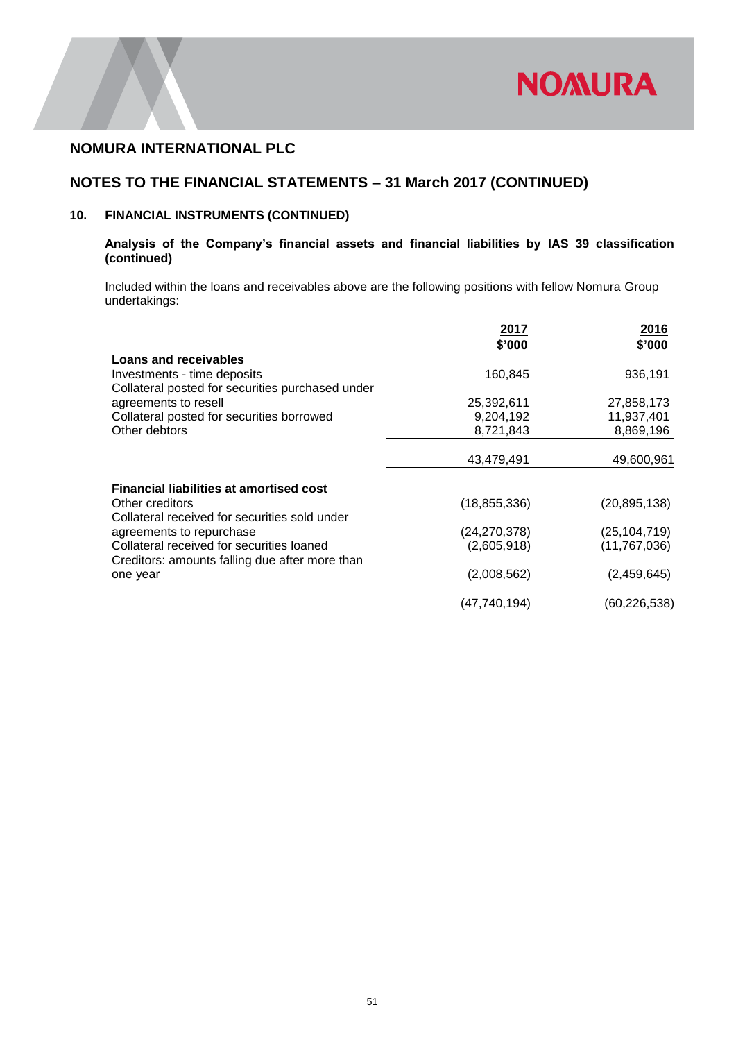## NOMURA INTERNATIONAL PLC

## NOTES TO THE FINANCIAL STATEMENTS – 31 March 2017 (CONTINUED)

### 10. FINANCIAL INSTRUMENTS (CONTINUED)

**Analysis of the Company's financial assets and financial liabilities by IAS 39 classification (continued)**

Included within the loans and receivables above are the following positions with fellow Nomura Group undertakings:

| | 2017 $'000 | 2016 $'000 |
|---|---|---|
| **Loans and receivables** | | |
| Investments - time deposits | 160,845 | 936,191 |
| Collateral posted for securities purchased under agreements to resell | 25,392,611 | 27,858,173 |
| Collateral posted for securities borrowed | 9,204,192 | 11,937,401 |
| Other debtors | 8,721,843 | 8,869,196 |
| | 43,479,491 | 49,600,961 |
| **Financial liabilities at amortised cost** | | |
| Other creditors | (18,855,336) | (20,895,138) |
| Collateral received for securities sold under agreements to repurchase | (24,270,378) | (25,104,719) |
| Collateral received for securities loaned | (2,605,918) | (11,767,036) |
| Creditors: amounts falling due after more than one year | (2,008,562) | (2,459,645) |
| | (47,740,194) | (60,226,538) |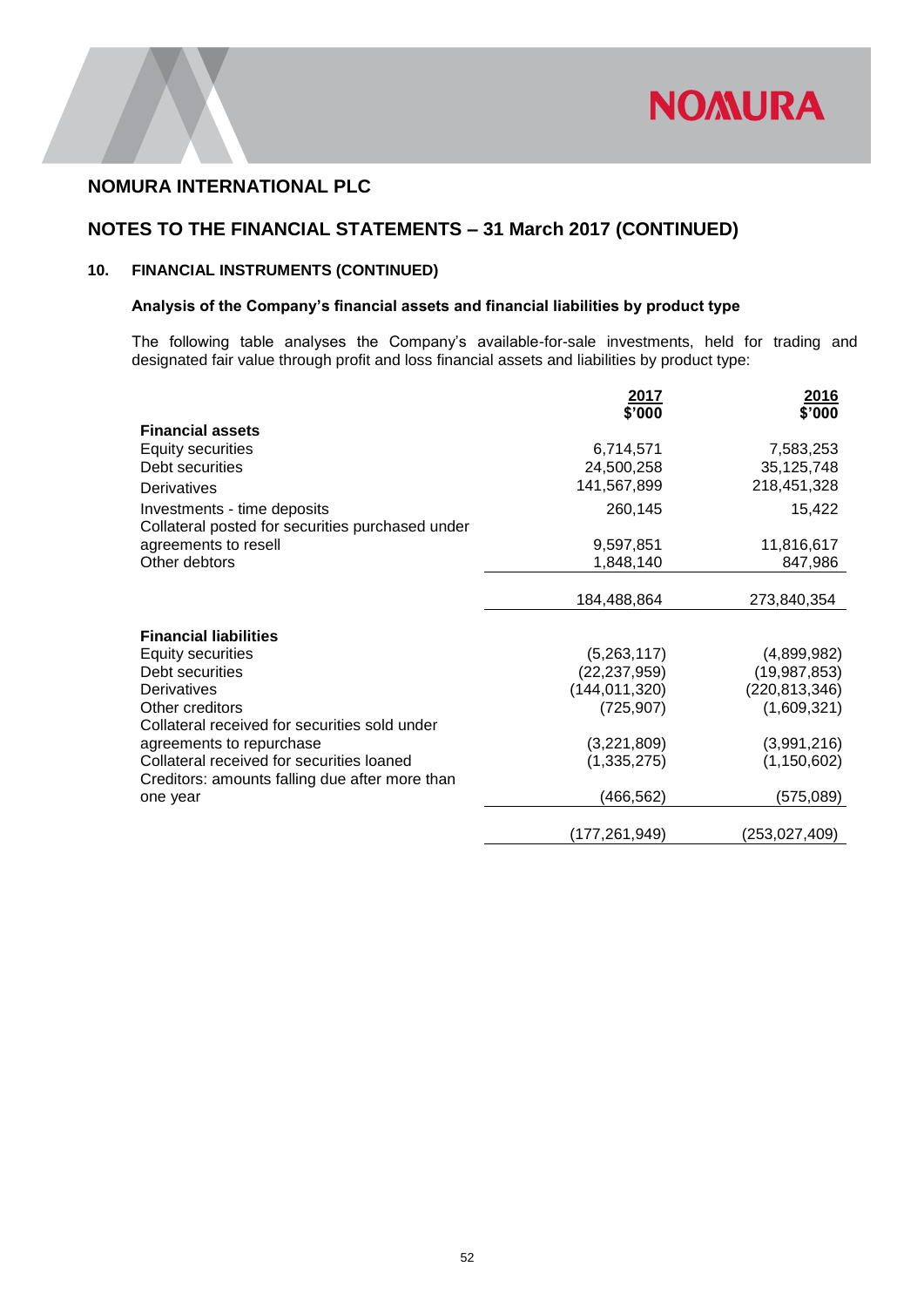## NOMURA INTERNATIONAL PLC

## NOTES TO THE FINANCIAL STATEMENTS – 31 March 2017 (CONTINUED)

### 10. FINANCIAL INSTRUMENTS (CONTINUED)

#### Analysis of the Company's financial assets and financial liabilities by product type

The following table analyses the Company's available-for-sale investments, held for trading and designated fair value through profit and loss financial assets and liabilities by product type:

| | 2017<br>$'000 | 2016<br>$'000 |
|---|---|---|
| **Financial assets** | | |
| Equity securities | 6,714,571 | 7,583,253 |
| Debt securities | 24,500,258 | 35,125,748 |
| Derivatives | 141,567,899 | 218,451,328 |
| Investments - time deposits | 260,145 | 15,422 |
| Collateral posted for securities purchased under agreements to resell | 9,597,851 | 11,816,617 |
| Other debtors | 1,848,140 | 847,986 |
| | 184,488,864 | 273,840,354 |
| **Financial liabilities** | | |
| Equity securities | (5,263,117) | (4,899,982) |
| Debt securities | (22,237,959) | (19,987,853) |
| Derivatives | (144,011,320) | (220,813,346) |
| Other creditors | (725,907) | (1,609,321) |
| Collateral received for securities sold under agreements to repurchase | (3,221,809) | (3,991,216) |
| Collateral received for securities loaned | (1,335,275) | (1,150,602) |
| Creditors: amounts falling due after more than one year | (466,562) | (575,089) |
| | (177,261,949) | (253,027,409) |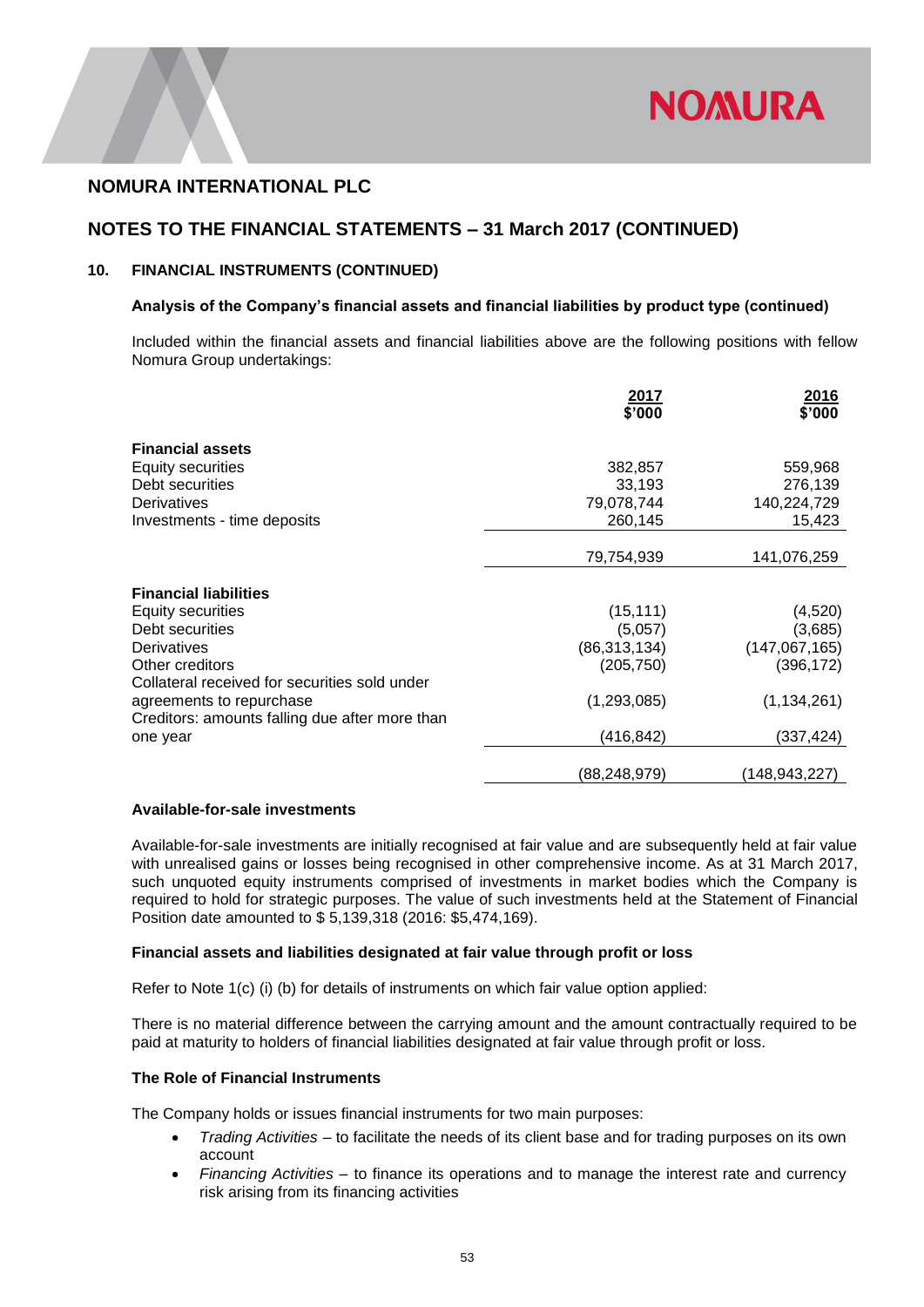# NOMURA INTERNATIONAL PLC

## NOTES TO THE FINANCIAL STATEMENTS – 31 March 2017 (CONTINUED)

### 10. FINANCIAL INSTRUMENTS (CONTINUED)

**Analysis of the Company's financial assets and financial liabilities by product type (continued)**

Included within the financial assets and financial liabilities above are the following positions with fellow Nomura Group undertakings:

| | 2017 $'000 | 2016 $'000 |
|---|---|---|
| **Financial assets** | | |
| Equity securities | 382,857 | 559,968 |
| Debt securities | 33,193 | 276,139 |
| Derivatives | 79,078,744 | 140,224,729 |
| Investments - time deposits | 260,145 | 15,423 |
| | 79,754,939 | 141,076,259 |
| **Financial liabilities** | | |
| Equity securities | (15,111) | (4,520) |
| Debt securities | (5,057) | (3,685) |
| Derivatives | (86,313,134) | (147,067,165) |
| Other creditors | (205,750) | (396,172) |
| Collateral received for securities sold under agreements to repurchase | (1,293,085) | (1,134,261) |
| Creditors: amounts falling due after more than one year | (416,842) | (337,424) |
| | (88,248,979) | (148,943,227) |

**Available-for-sale investments**

Available-for-sale investments are initially recognised at fair value and are subsequently held at fair value with unrealised gains or losses being recognised in other comprehensive income. As at 31 March 2017, such unquoted equity instruments comprised of investments in market bodies which the Company is required to hold for strategic purposes. The value of such investments held at the Statement of Financial Position date amounted to $ 5,139,318 (2016: $5,474,169).

**Financial assets and liabilities designated at fair value through profit or loss**

Refer to Note 1(c) (i) (b) for details of instruments on which fair value option applied:

There is no material difference between the carrying amount and the amount contractually required to be paid at maturity to holders of financial liabilities designated at fair value through profit or loss.

**The Role of Financial Instruments**

The Company holds or issues financial instruments for two main purposes:

- *Trading Activities* – to facilitate the needs of its client base and for trading purposes on its own account
- *Financing Activities* – to finance its operations and to manage the interest rate and currency risk arising from its financing activities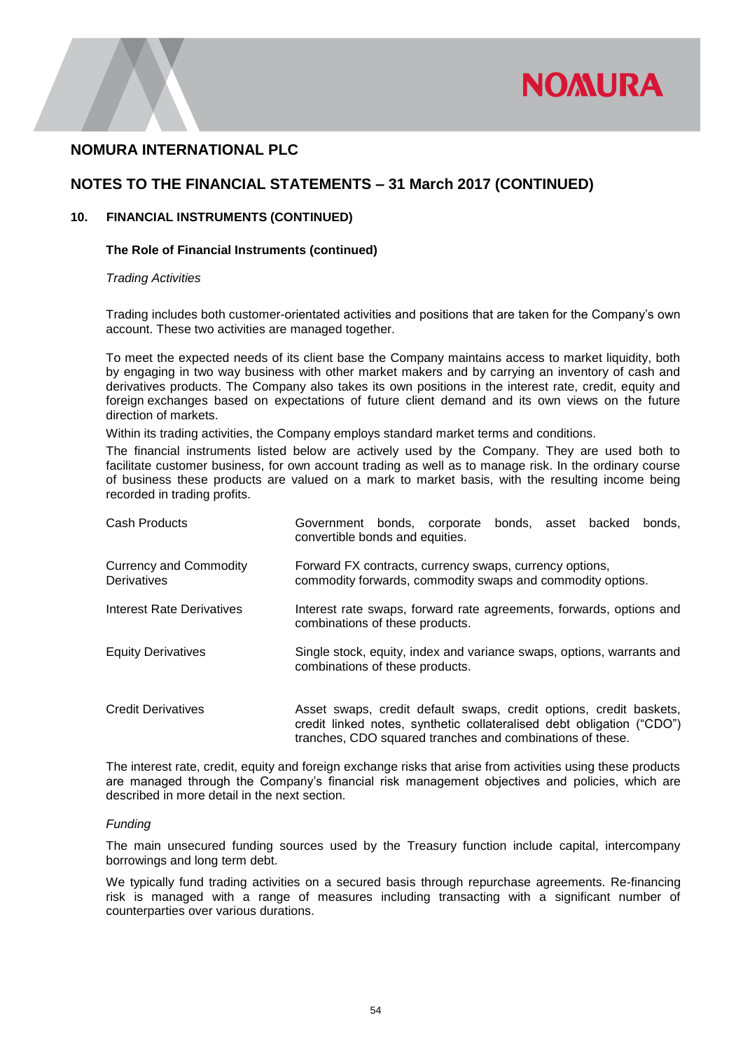## NOMURA INTERNATIONAL PLC

## NOTES TO THE FINANCIAL STATEMENTS – 31 March 2017 (CONTINUED)

### 10. FINANCIAL INSTRUMENTS (CONTINUED)

#### The Role of Financial Instruments (continued)

*Trading Activities*

Trading includes both customer-orientated activities and positions that are taken for the Company's own account. These two activities are managed together.

To meet the expected needs of its client base the Company maintains access to market liquidity, both by engaging in two way business with other market makers and by carrying an inventory of cash and derivatives products. The Company also takes its own positions in the interest rate, credit, equity and foreign exchanges based on expectations of future client demand and its own views on the future direction of markets.

Within its trading activities, the Company employs standard market terms and conditions.

The financial instruments listed below are actively used by the Company. They are used both to facilitate customer business, for own account trading as well as to manage risk. In the ordinary course of business these products are valued on a mark to market basis, with the resulting income being recorded in trading profits.

| | |
|---|---|
| Cash Products | Government bonds, corporate bonds, asset backed bonds, convertible bonds and equities. |
| Currency and Commodity Derivatives | Forward FX contracts, currency swaps, currency options, commodity forwards, commodity swaps and commodity options. |
| Interest Rate Derivatives | Interest rate swaps, forward rate agreements, forwards, options and combinations of these products. |
| Equity Derivatives | Single stock, equity, index and variance swaps, options, warrants and combinations of these products. |
| Credit Derivatives | Asset swaps, credit default swaps, credit options, credit baskets, credit linked notes, synthetic collateralised debt obligation ("CDO") tranches, CDO squared tranches and combinations of these. |

The interest rate, credit, equity and foreign exchange risks that arise from activities using these products are managed through the Company's financial risk management objectives and policies, which are described in more detail in the next section.

*Funding*

The main unsecured funding sources used by the Treasury function include capital, intercompany borrowings and long term debt.

We typically fund trading activities on a secured basis through repurchase agreements. Re-financing risk is managed with a range of measures including transacting with a significant number of counterparties over various durations.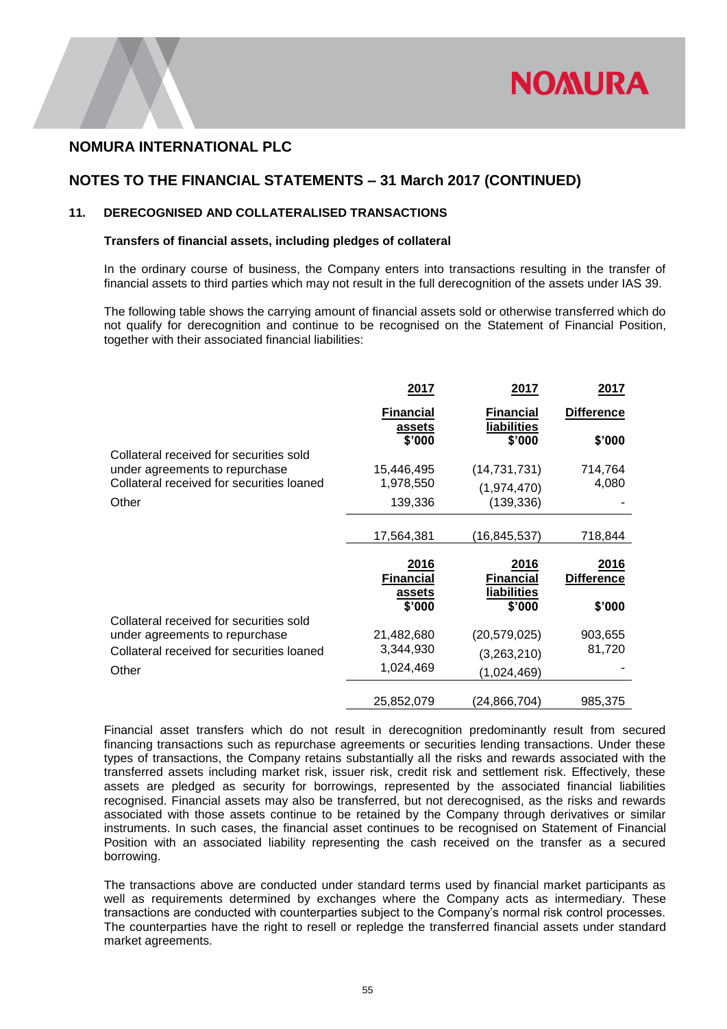# NOMURA INTERNATIONAL PLC

## NOTES TO THE FINANCIAL STATEMENTS – 31 March 2017 (CONTINUED)

### 11. DERECOGNISED AND COLLATERALISED TRANSACTIONS

**Transfers of financial assets, including pledges of collateral**

In the ordinary course of business, the Company enters into transactions resulting in the transfer of financial assets to third parties which may not result in the full derecognition of the assets under IAS 39.

The following table shows the carrying amount of financial assets sold or otherwise transferred which do not qualify for derecognition and continue to be recognised on the Statement of Financial Position, together with their associated financial liabilities:

| | 2017 Financial assets $'000 | 2017 Financial liabilities $'000 | 2017 Difference $'000 |
|---|---|---|---|
| Collateral received for securities sold under agreements to repurchase | 15,446,495 | (14,731,731) | 714,764 |
| Collateral received for securities loaned | 1,978,550 | (1,974,470) | 4,080 |
| Other | 139,336 | (139,336) | - |
| | 17,564,381 | (16,845,537) | 718,844 |
| | **2016 Financial assets $'000** | **2016 Financial liabilities $'000** | **2016 Difference $'000** |
| Collateral received for securities sold under agreements to repurchase | 21,482,680 | (20,579,025) | 903,655 |
| Collateral received for securities loaned | 3,344,930 | (3,263,210) | 81,720 |
| Other | 1,024,469 | (1,024,469) | - |
| | 25,852,079 | (24,866,704) | 985,375 |

Financial asset transfers which do not result in derecognition predominantly result from secured financing transactions such as repurchase agreements or securities lending transactions. Under these types of transactions, the Company retains substantially all the risks and rewards associated with the transferred assets including market risk, issuer risk, credit risk and settlement risk. Effectively, these assets are pledged as security for borrowings, represented by the associated financial liabilities recognised. Financial assets may also be transferred, but not derecognised, as the risks and rewards associated with those assets continue to be retained by the Company through derivatives or similar instruments. In such cases, the financial asset continues to be recognised on Statement of Financial Position with an associated liability representing the cash received on the transfer as a secured borrowing.

The transactions above are conducted under standard terms used by financial market participants as well as requirements determined by exchanges where the Company acts as intermediary. These transactions are conducted with counterparties subject to the Company's normal risk control processes. The counterparties have the right to resell or repledge the transferred financial assets under standard market agreements.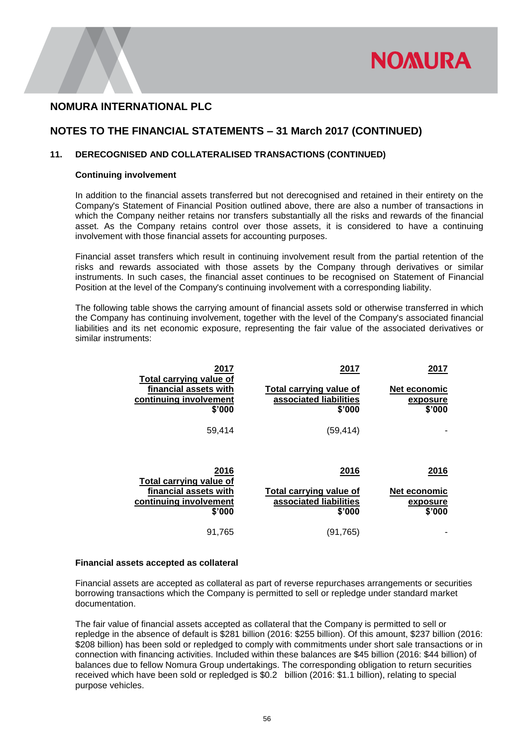# NOMURA INTERNATIONAL PLC

## NOTES TO THE FINANCIAL STATEMENTS – 31 March 2017 (CONTINUED)

### 11. DERECOGNISED AND COLLATERALISED TRANSACTIONS (CONTINUED)

**Continuing involvement**

In addition to the financial assets transferred but not derecognised and retained in their entirety on the Company's Statement of Financial Position outlined above, there are also a number of transactions in which the Company neither retains nor transfers substantially all the risks and rewards of the financial asset. As the Company retains control over those assets, it is considered to have a continuing involvement with those financial assets for accounting purposes.

Financial asset transfers which result in continuing involvement result from the partial retention of the risks and rewards associated with those assets by the Company through derivatives or similar instruments. In such cases, the financial asset continues to be recognised on Statement of Financial Position at the level of the Company's continuing involvement with a corresponding liability.

The following table shows the carrying amount of financial assets sold or otherwise transferred in which the Company has continuing involvement, together with the level of the Company's associated financial liabilities and its net economic exposure, representing the fair value of the associated derivatives or similar instruments:

| 2017<br>Total carrying value of financial assets with continuing involvement<br>$'000 | 2017<br>Total carrying value of associated liabilities<br>$'000 | 2017<br>Net economic exposure<br>$'000 |
|---|---|---|
| 59,414 | (59,414) | - |

| 2016<br>Total carrying value of financial assets with continuing involvement<br>$'000 | 2016<br>Total carrying value of associated liabilities<br>$'000 | 2016<br>Net economic exposure<br>$'000 |
|---|---|---|
| 91,765 | (91,765) | - |

**Financial assets accepted as collateral**

Financial assets are accepted as collateral as part of reverse repurchases arrangements or securities borrowing transactions which the Company is permitted to sell or repledge under standard market documentation.

The fair value of financial assets accepted as collateral that the Company is permitted to sell or repledge in the absence of default is $281 billion (2016: $255 billion). Of this amount, $237 billion (2016: $208 billion) has been sold or repledged to comply with commitments under short sale transactions or in connection with financing activities. Included within these balances are $45 billion (2016: $44 billion) of balances due to fellow Nomura Group undertakings. The corresponding obligation to return securities received which have been sold or repledged is $0.2 billion (2016: $1.1 billion), relating to special purpose vehicles.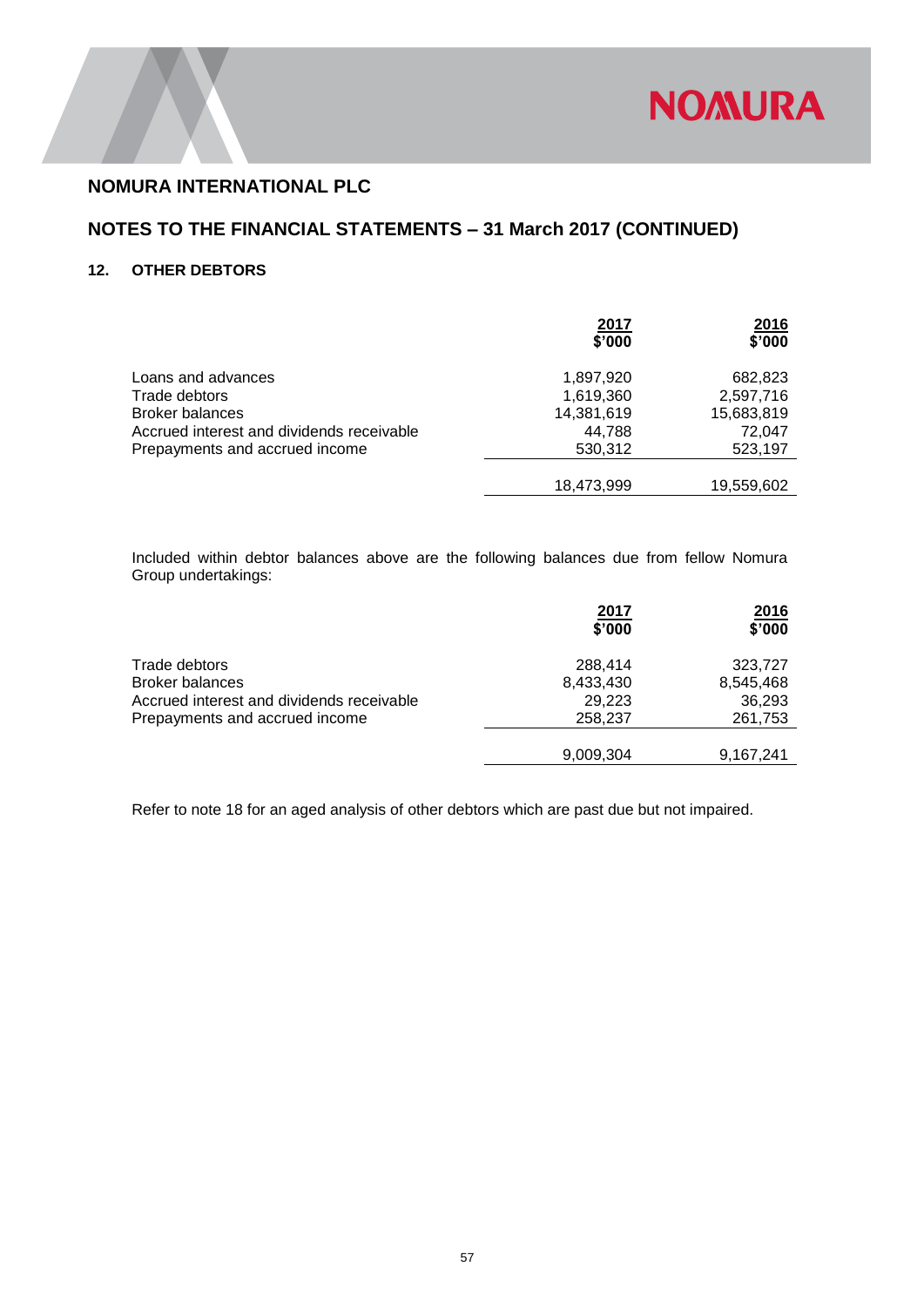## NOMURA INTERNATIONAL PLC

## NOTES TO THE FINANCIAL STATEMENTS – 31 March 2017 (CONTINUED)

### 12. OTHER DEBTORS

| | 2017 $'000 | 2016 $'000 |
|---|---|---|
| Loans and advances | 1,897,920 | 682,823 |
| Trade debtors | 1,619,360 | 2,597,716 |
| Broker balances | 14,381,619 | 15,683,819 |
| Accrued interest and dividends receivable | 44,788 | 72,047 |
| Prepayments and accrued income | 530,312 | 523,197 |
| | 18,473,999 | 19,559,602 |

Included within debtor balances above are the following balances due from fellow Nomura Group undertakings:

| | 2017 $'000 | 2016 $'000 |
|---|---|---|
| Trade debtors | 288,414 | 323,727 |
| Broker balances | 8,433,430 | 8,545,468 |
| Accrued interest and dividends receivable | 29,223 | 36,293 |
| Prepayments and accrued income | 258,237 | 261,753 |
| | 9,009,304 | 9,167,241 |

Refer to note 18 for an aged analysis of other debtors which are past due but not impaired.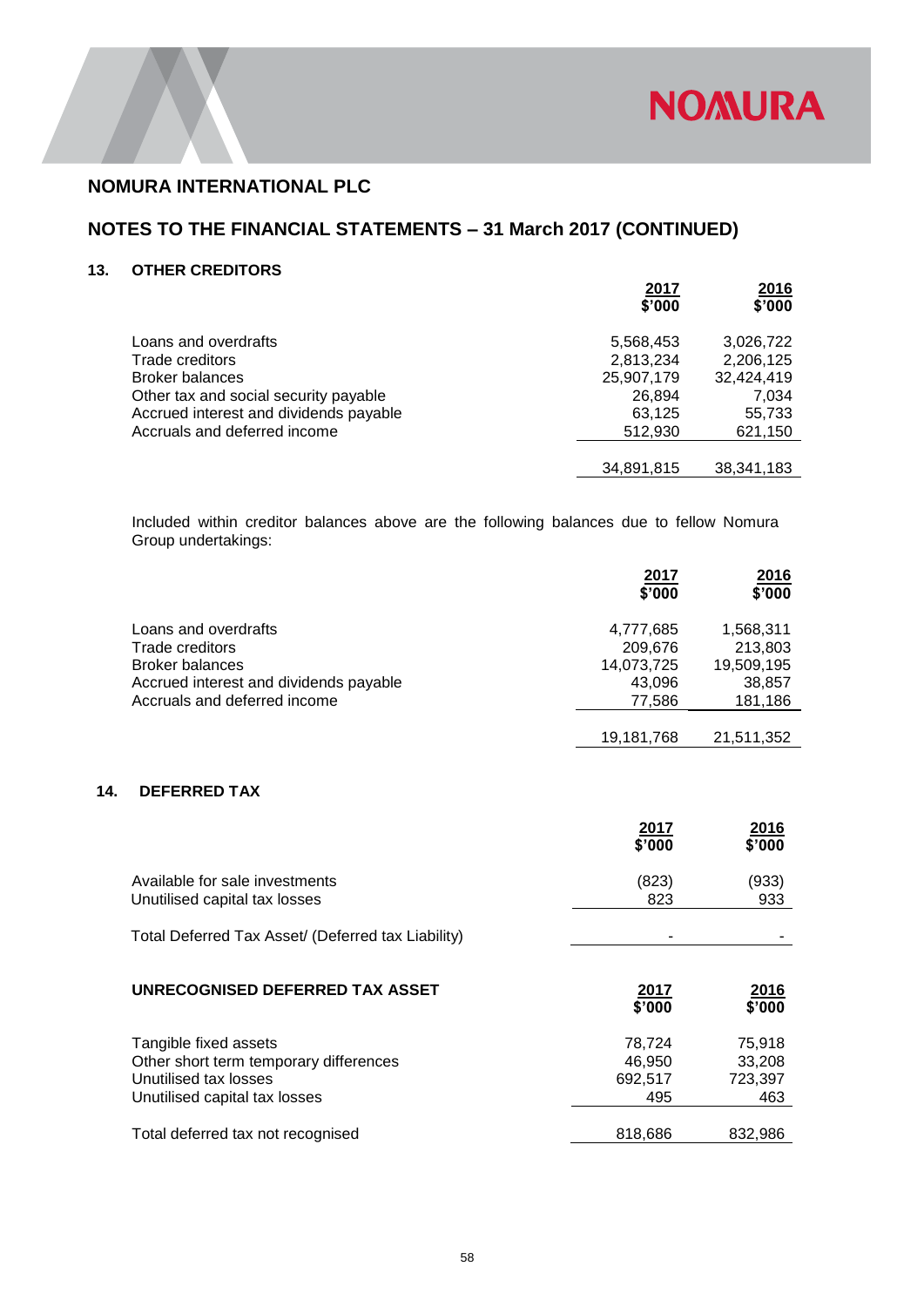## NOMURA INTERNATIONAL PLC

## NOTES TO THE FINANCIAL STATEMENTS – 31 March 2017 (CONTINUED)

### 13. OTHER CREDITORS

| | 2017 $'000 | 2016 $'000 |
|---|---|---|
| Loans and overdrafts | 5,568,453 | 3,026,722 |
| Trade creditors | 2,813,234 | 2,206,125 |
| Broker balances | 25,907,179 | 32,424,419 |
| Other tax and social security payable | 26,894 | 7,034 |
| Accrued interest and dividends payable | 63,125 | 55,733 |
| Accruals and deferred income | 512,930 | 621,150 |
| | 34,891,815 | 38,341,183 |

Included within creditor balances above are the following balances due to fellow Nomura Group undertakings:

| | 2017 $'000 | 2016 $'000 |
|---|---|---|
| Loans and overdrafts | 4,777,685 | 1,568,311 |
| Trade creditors | 209,676 | 213,803 |
| Broker balances | 14,073,725 | 19,509,195 |
| Accrued interest and dividends payable | 43,096 | 38,857 |
| Accruals and deferred income | 77,586 | 181,186 |
| | 19,181,768 | 21,511,352 |

### 14. DEFERRED TAX

| | 2017 $'000 | 2016 $'000 |
|---|---|---|
| Available for sale investments | (823) | (933) |
| Unutilised capital tax losses | 823 | 933 |
| Total Deferred Tax Asset/ (Deferred tax Liability) | - | - |

| UNRECOGNISED DEFERRED TAX ASSET | 2017 $'000 | 2016 $'000 |
|---|---|---|
| Tangible fixed assets | 78,724 | 75,918 |
| Other short term temporary differences | 46,950 | 33,208 |
| Unutilised tax losses | 692,517 | 723,397 |
| Unutilised capital tax losses | 495 | 463 |
| Total deferred tax not recognised | 818,686 | 832,986 |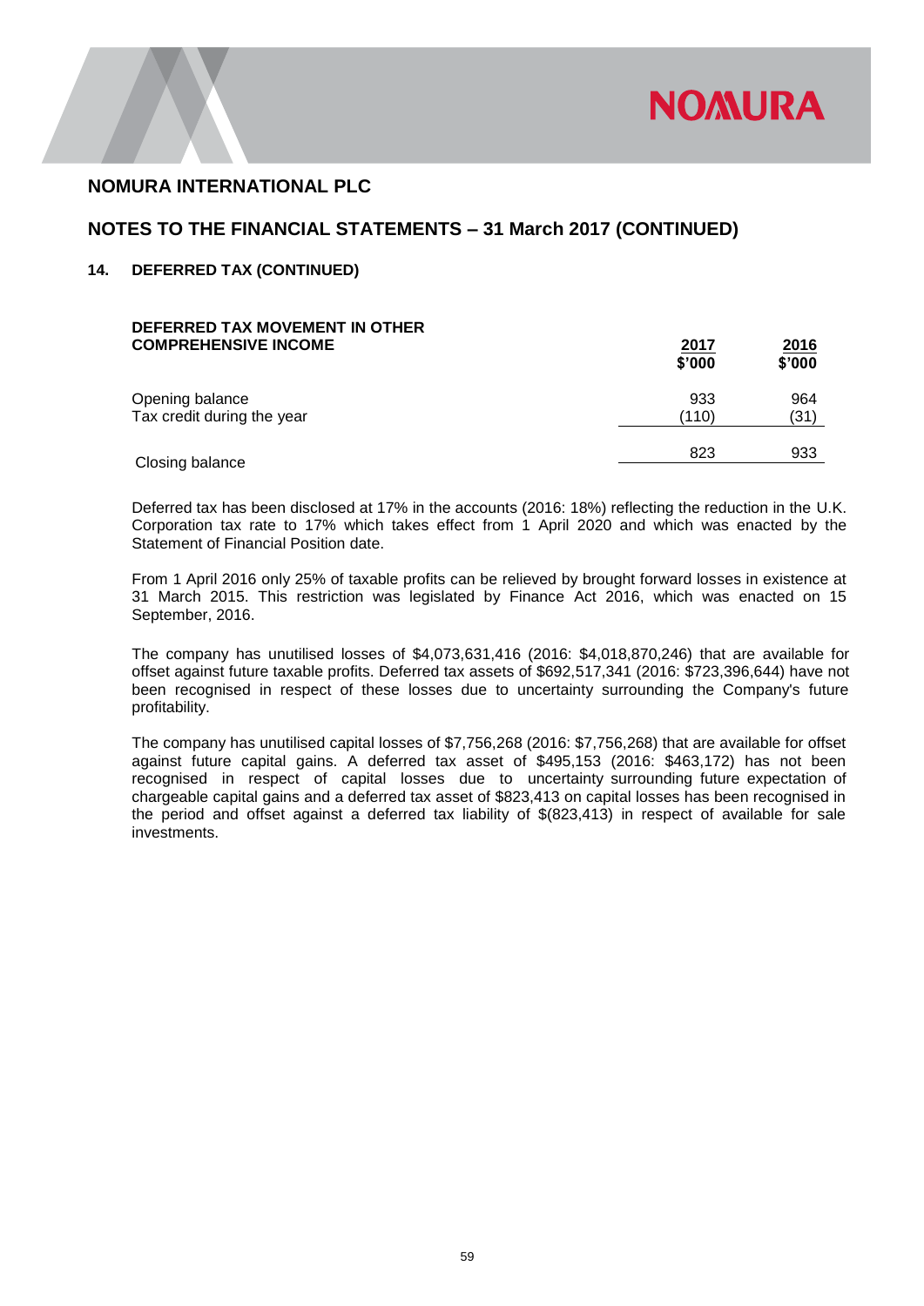## NOMURA INTERNATIONAL PLC

## NOTES TO THE FINANCIAL STATEMENTS – 31 March 2017 (CONTINUED)

### 14. DEFERRED TAX (CONTINUED)

| DEFERRED TAX MOVEMENT IN OTHER COMPREHENSIVE INCOME | 2017 $'000 | 2016 $'000 |
|---|---|---|
| Opening balance | 933 | 964 |
| Tax credit during the year | (110) | (31) |
| Closing balance | 823 | 933 |

Deferred tax has been disclosed at 17% in the accounts (2016: 18%) reflecting the reduction in the U.K. Corporation tax rate to 17% which takes effect from 1 April 2020 and which was enacted by the Statement of Financial Position date.

From 1 April 2016 only 25% of taxable profits can be relieved by brought forward losses in existence at 31 March 2015. This restriction was legislated by Finance Act 2016, which was enacted on 15 September, 2016.

The company has unutilised losses of $4,073,631,416 (2016: $4,018,870,246) that are available for offset against future taxable profits. Deferred tax assets of $692,517,341 (2016: $723,396,644) have not been recognised in respect of these losses due to uncertainty surrounding the Company's future profitability.

The company has unutilised capital losses of $7,756,268 (2016: $7,756,268) that are available for offset against future capital gains. A deferred tax asset of $495,153 (2016: $463,172) has not been recognised in respect of capital losses due to uncertainty surrounding future expectation of chargeable capital gains and a deferred tax asset of $823,413 on capital losses has been recognised in the period and offset against a deferred tax liability of $(823,413) in respect of available for sale investments.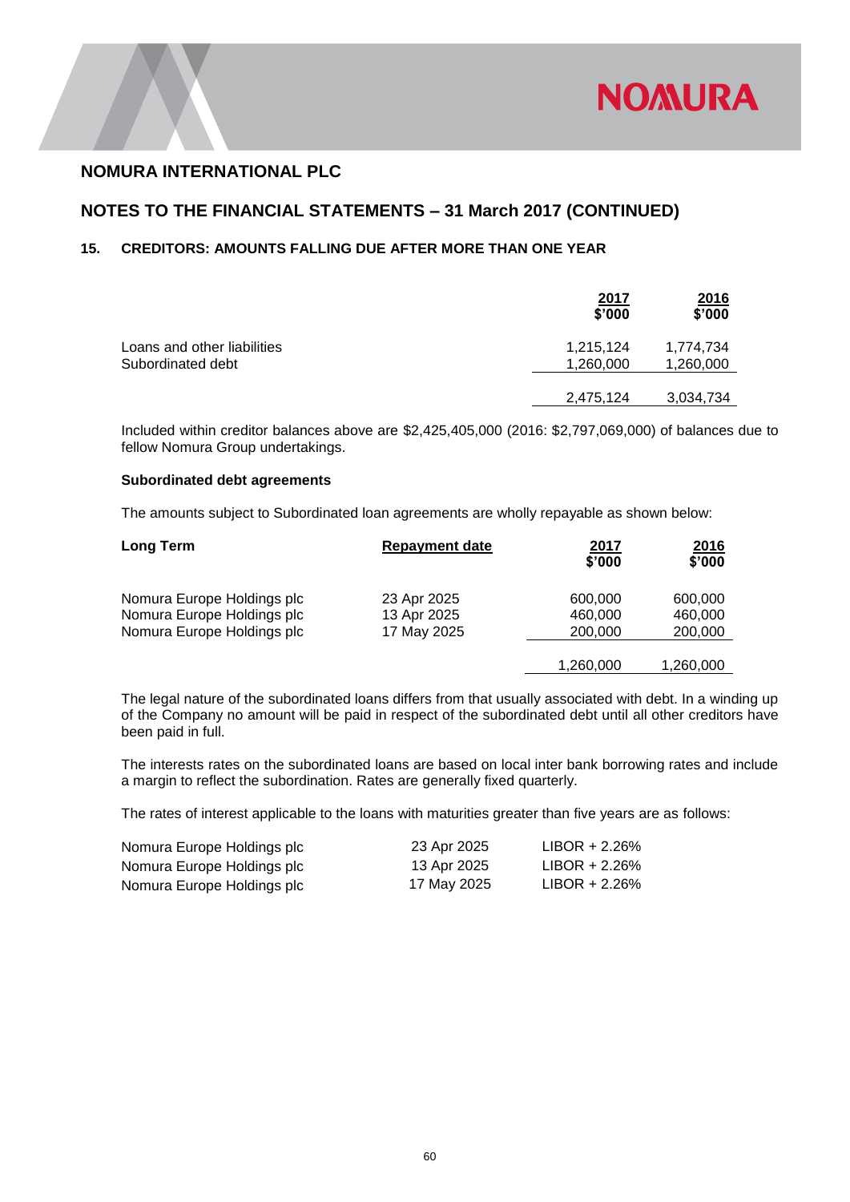## NOMURA INTERNATIONAL PLC

## NOTES TO THE FINANCIAL STATEMENTS – 31 March 2017 (CONTINUED)

### 15. CREDITORS: AMOUNTS FALLING DUE AFTER MORE THAN ONE YEAR

| | 2017<br>$'000 | 2016<br>$'000 |
|---|---|---|
| Loans and other liabilities | 1,215,124 | 1,774,734 |
| Subordinated debt | 1,260,000 | 1,260,000 |
| | 2,475,124 | 3,034,734 |

Included within creditor balances above are $2,425,405,000 (2016: $2,797,069,000) of balances due to fellow Nomura Group undertakings.

**Subordinated debt agreements**

The amounts subject to Subordinated loan agreements are wholly repayable as shown below:

| **Long Term** | **Repayment date** | 2017<br>$'000 | 2016<br>$'000 |
|---|---|---|---|
| Nomura Europe Holdings plc | 23 Apr 2025 | 600,000 | 600,000 |
| Nomura Europe Holdings plc | 13 Apr 2025 | 460,000 | 460,000 |
| Nomura Europe Holdings plc | 17 May 2025 | 200,000 | 200,000 |
| | | 1,260,000 | 1,260,000 |

The legal nature of the subordinated loans differs from that usually associated with debt. In a winding up of the Company no amount will be paid in respect of the subordinated debt until all other creditors have been paid in full.

The interests rates on the subordinated loans are based on local inter bank borrowing rates and include a margin to reflect the subordination. Rates are generally fixed quarterly.

The rates of interest applicable to the loans with maturities greater than five years are as follows:

| | | |
|---|---|---|
| Nomura Europe Holdings plc | 23 Apr 2025 | LIBOR + 2.26% |
| Nomura Europe Holdings plc | 13 Apr 2025 | LIBOR + 2.26% |
| Nomura Europe Holdings plc | 17 May 2025 | LIBOR + 2.26% |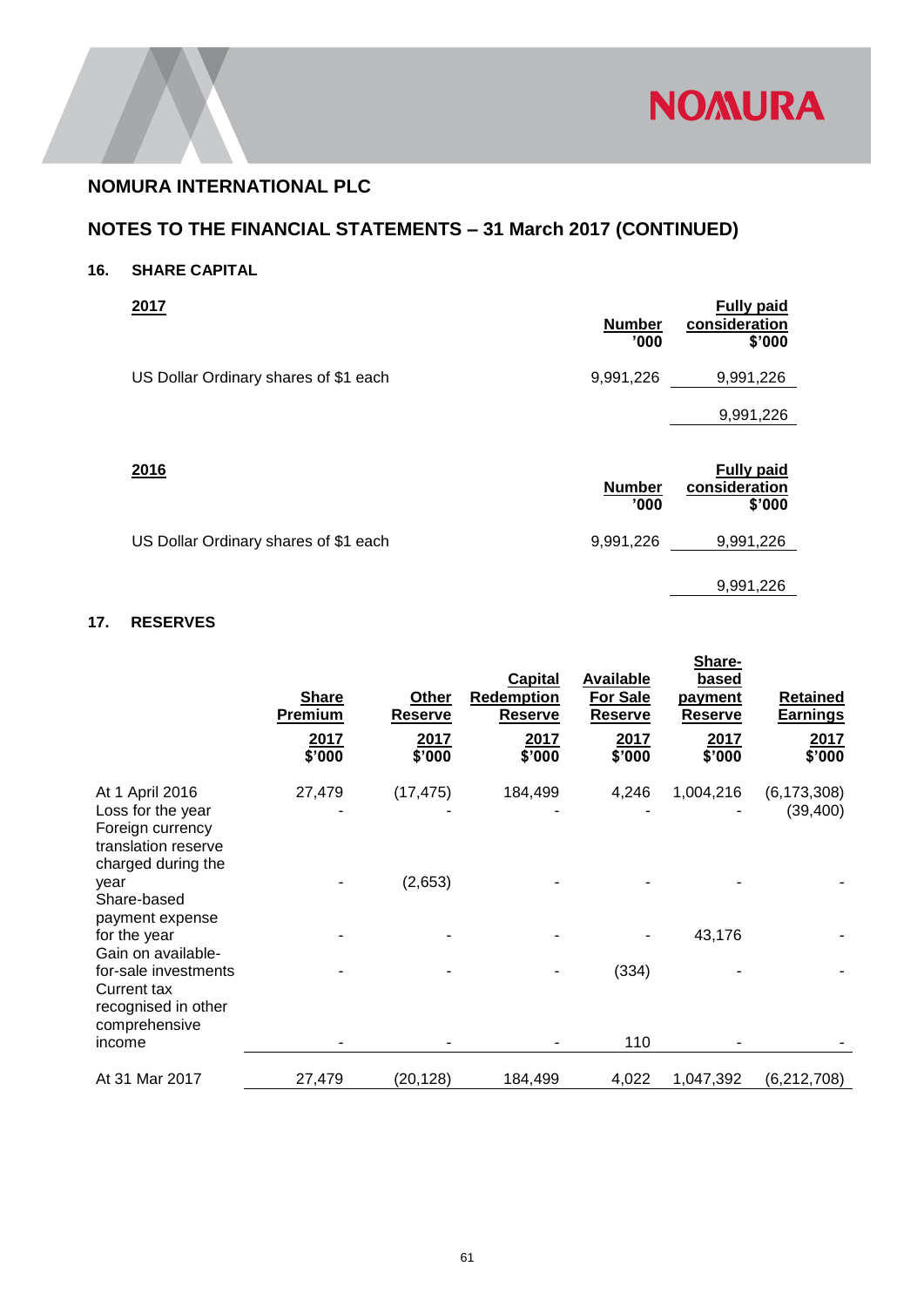## NOMURA INTERNATIONAL PLC

## NOTES TO THE FINANCIAL STATEMENTS – 31 March 2017 (CONTINUED)

### 16. SHARE CAPITAL

| **2017** | **Number '000** | **Fully paid consideration $'000** |
|---|---|---|
| US Dollar Ordinary shares of $1 each | 9,991,226 | 9,991,226 |
| | | 9,991,226 |

| **2016** | **Number '000** | **Fully paid consideration $'000** |
|---|---|---|
| US Dollar Ordinary shares of $1 each | 9,991,226 | 9,991,226 |
| | | 9,991,226 |

### 17. RESERVES

| | **Share Premium** | **Other Reserve** | **Capital Redemption Reserve** | **Available For Sale Reserve** | **Share-based payment Reserve** | **Retained Earnings** |
|---|---|---|---|---|---|---|
| | **2017 $'000** | **2017 $'000** | **2017 $'000** | **2017 $'000** | **2017 $'000** | **2017 $'000** |
| At 1 April 2016 | 27,479 | (17,475) | 184,499 | 4,246 | 1,004,216 | (6,173,308) |
| Loss for the year | - | - | - | - | - | (39,400) |
| Foreign currency translation reserve charged during the year | - | (2,653) | - | - | - | - |
| Share-based payment expense for the year | - | - | - | - | 43,176 | - |
| Gain on available-for-sale investments | - | - | - | (334) | - | - |
| Current tax recognised in other comprehensive income | - | - | - | 110 | - | - |
| At 31 Mar 2017 | 27,479 | (20,128) | 184,499 | 4,022 | 1,047,392 | (6,212,708) |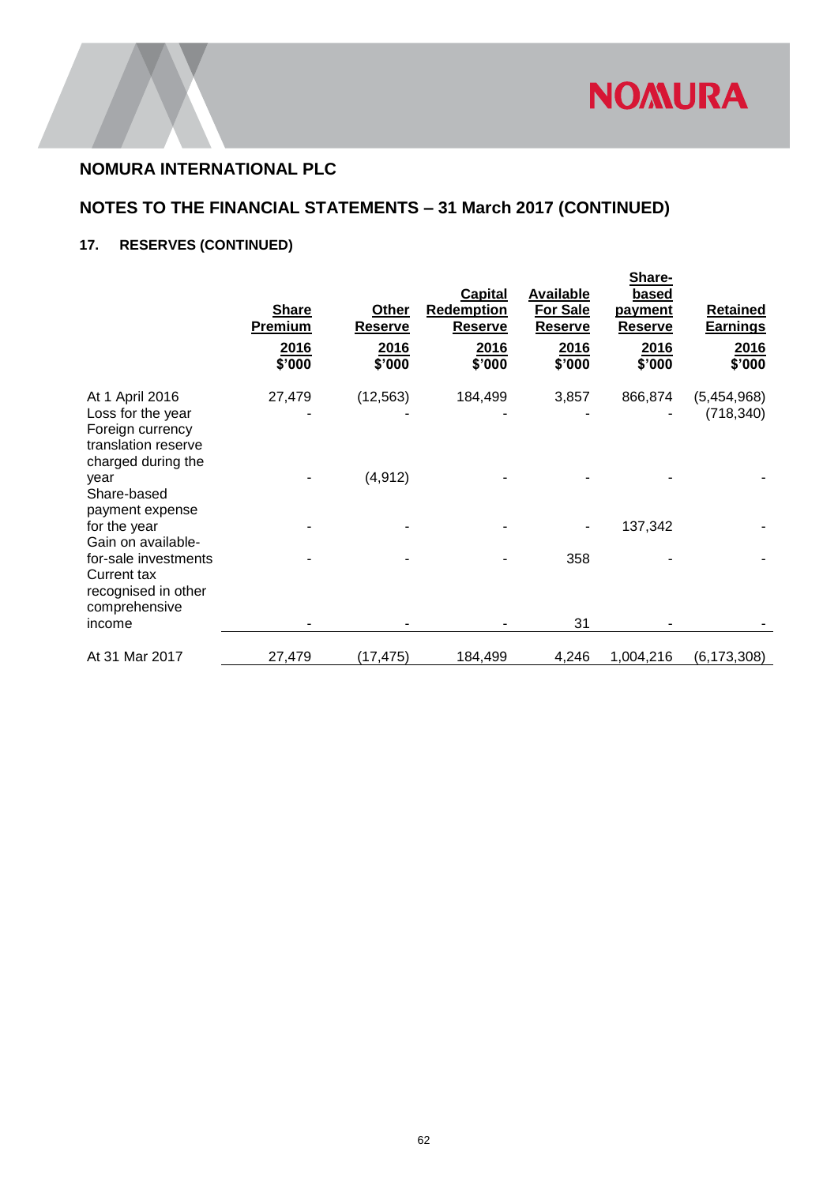## NOMURA INTERNATIONAL PLC

## NOTES TO THE FINANCIAL STATEMENTS – 31 March 2017 (CONTINUED)

### 17. RESERVES (CONTINUED)

| | Share Premium | Other Reserve | Capital Redemption Reserve | Available For Sale Reserve | Share-based payment Reserve | Retained Earnings |
|---|---|---|---|---|---|---|
| | 2016<br>$'000 | 2016<br>$'000 | 2016<br>$'000 | 2016<br>$'000 | 2016<br>$'000 | 2016<br>$'000 |
| At 1 April 2016 | 27,479 | (12,563) | 184,499 | 3,857 | 866,874 | (5,454,968) |
| Loss for the year | - | - | - | - | - | (718,340) |
| Foreign currency translation reserve charged during the year | - | (4,912) | - | - | - | - |
| Share-based payment expense for the year | - | - | - | - | 137,342 | - |
| Gain on available-for-sale investments | - | - | - | 358 | - | - |
| Current tax recognised in other comprehensive income | - | - | - | 31 | - | - |
| At 31 Mar 2017 | 27,479 | (17,475) | 184,499 | 4,246 | 1,004,216 | (6,173,308) |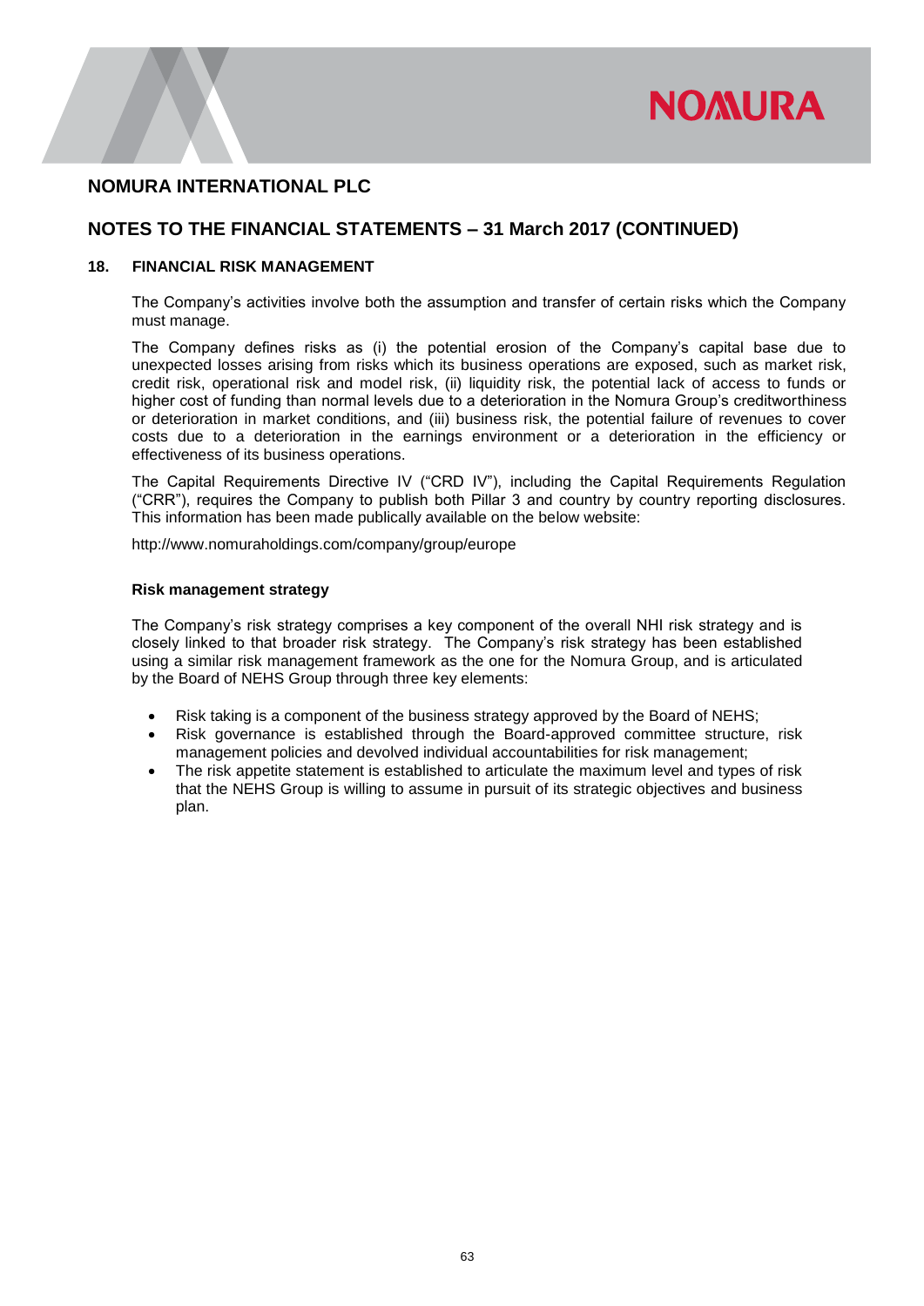# NOMURA INTERNATIONAL PLC

## NOTES TO THE FINANCIAL STATEMENTS – 31 March 2017 (CONTINUED)

### 18. FINANCIAL RISK MANAGEMENT

The Company's activities involve both the assumption and transfer of certain risks which the Company must manage.

The Company defines risks as (i) the potential erosion of the Company's capital base due to unexpected losses arising from risks which its business operations are exposed, such as market risk, credit risk, operational risk and model risk, (ii) liquidity risk, the potential lack of access to funds or higher cost of funding than normal levels due to a deterioration in the Nomura Group's creditworthiness or deterioration in market conditions, and (iii) business risk, the potential failure of revenues to cover costs due to a deterioration in the earnings environment or a deterioration in the efficiency or effectiveness of its business operations.

The Capital Requirements Directive IV ("CRD IV"), including the Capital Requirements Regulation ("CRR"), requires the Company to publish both Pillar 3 and country by country reporting disclosures. This information has been made publically available on the below website:

http://www.nomuraholdings.com/company/group/europe

**Risk management strategy**

The Company's risk strategy comprises a key component of the overall NHI risk strategy and is closely linked to that broader risk strategy. The Company's risk strategy has been established using a similar risk management framework as the one for the Nomura Group, and is articulated by the Board of NEHS Group through three key elements:

- Risk taking is a component of the business strategy approved by the Board of NEHS;
- Risk governance is established through the Board-approved committee structure, risk management policies and devolved individual accountabilities for risk management;
- The risk appetite statement is established to articulate the maximum level and types of risk that the NEHS Group is willing to assume in pursuit of its strategic objectives and business plan.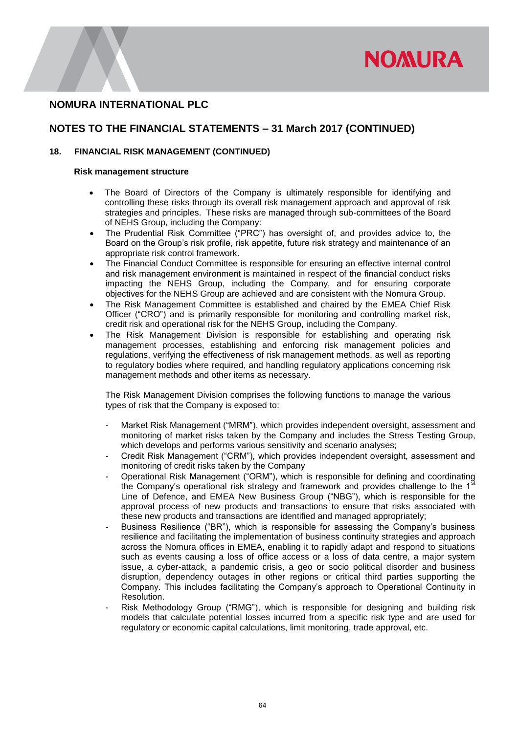# NOMURA INTERNATIONAL PLC

## NOTES TO THE FINANCIAL STATEMENTS – 31 March 2017 (CONTINUED)

### 18. FINANCIAL RISK MANAGEMENT (CONTINUED)

**Risk management structure**

- The Board of Directors of the Company is ultimately responsible for identifying and controlling these risks through its overall risk management approach and approval of risk strategies and principles. These risks are managed through sub-committees of the Board of NEHS Group, including the Company:
- The Prudential Risk Committee ("PRC") has oversight of, and provides advice to, the Board on the Group's risk profile, risk appetite, future risk strategy and maintenance of an appropriate risk control framework.
- The Financial Conduct Committee is responsible for ensuring an effective internal control and risk management environment is maintained in respect of the financial conduct risks impacting the NEHS Group, including the Company, and for ensuring corporate objectives for the NEHS Group are achieved and are consistent with the Nomura Group.
- The Risk Management Committee is established and chaired by the EMEA Chief Risk Officer ("CRO") and is primarily responsible for monitoring and controlling market risk, credit risk and operational risk for the NEHS Group, including the Company.
- The Risk Management Division is responsible for establishing and operating risk management processes, establishing and enforcing risk management policies and regulations, verifying the effectiveness of risk management methods, as well as reporting to regulatory bodies where required, and handling regulatory applications concerning risk management methods and other items as necessary.

  The Risk Management Division comprises the following functions to manage the various types of risk that the Company is exposed to:

  - Market Risk Management ("MRM"), which provides independent oversight, assessment and monitoring of market risks taken by the Company and includes the Stress Testing Group, which develops and performs various sensitivity and scenario analyses;
  - Credit Risk Management ("CRM"), which provides independent oversight, assessment and monitoring of credit risks taken by the Company
  - Operational Risk Management ("ORM"), which is responsible for defining and coordinating the Company's operational risk strategy and framework and provides challenge to the 1st Line of Defence, and EMEA New Business Group ("NBG"), which is responsible for the approval process of new products and transactions to ensure that risks associated with these new products and transactions are identified and managed appropriately;
  - Business Resilience ("BR"), which is responsible for assessing the Company's business resilience and facilitating the implementation of business continuity strategies and approach across the Nomura offices in EMEA, enabling it to rapidly adapt and respond to situations such as events causing a loss of office access or a loss of data centre, a major system issue, a cyber-attack, a pandemic crisis, a geo or socio political disorder and business disruption, dependency outages in other regions or critical third parties supporting the Company. This includes facilitating the Company's approach to Operational Continuity in Resolution.
  - Risk Methodology Group ("RMG"), which is responsible for designing and building risk models that calculate potential losses incurred from a specific risk type and are used for regulatory or economic capital calculations, limit monitoring, trade approval, etc.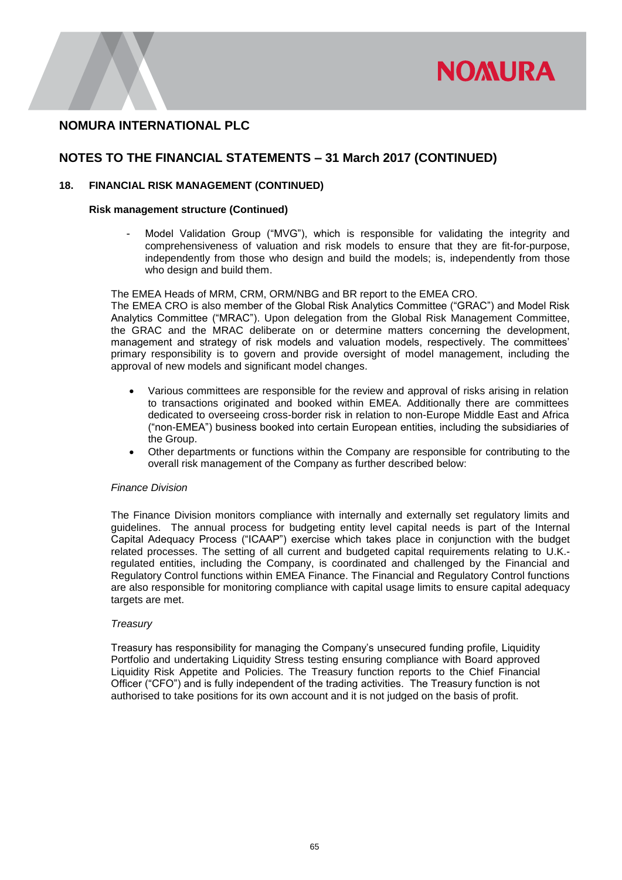## NOMURA INTERNATIONAL PLC

## NOTES TO THE FINANCIAL STATEMENTS – 31 March 2017 (CONTINUED)

### 18. FINANCIAL RISK MANAGEMENT (CONTINUED)

#### Risk management structure (Continued)

- Model Validation Group ("MVG"), which is responsible for validating the integrity and comprehensiveness of valuation and risk models to ensure that they are fit-for-purpose, independently from those who design and build the models; is, independently from those who design and build them.

The EMEA Heads of MRM, CRM, ORM/NBG and BR report to the EMEA CRO.
The EMEA CRO is also member of the Global Risk Analytics Committee ("GRAC") and Model Risk Analytics Committee ("MRAC"). Upon delegation from the Global Risk Management Committee, the GRAC and the MRAC deliberate on or determine matters concerning the development, management and strategy of risk models and valuation models, respectively. The committees' primary responsibility is to govern and provide oversight of model management, including the approval of new models and significant model changes.

- Various committees are responsible for the review and approval of risks arising in relation to transactions originated and booked within EMEA. Additionally there are committees dedicated to overseeing cross-border risk in relation to non-Europe Middle East and Africa ("non-EMEA") business booked into certain European entities, including the subsidiaries of the Group.
- Other departments or functions within the Company are responsible for contributing to the overall risk management of the Company as further described below:

*Finance Division*

The Finance Division monitors compliance with internally and externally set regulatory limits and guidelines. The annual process for budgeting entity level capital needs is part of the Internal Capital Adequacy Process ("ICAAP") exercise which takes place in conjunction with the budget related processes. The setting of all current and budgeted capital requirements relating to U.K.-regulated entities, including the Company, is coordinated and challenged by the Financial and Regulatory Control functions within EMEA Finance. The Financial and Regulatory Control functions are also responsible for monitoring compliance with capital usage limits to ensure capital adequacy targets are met.

*Treasury*

Treasury has responsibility for managing the Company's unsecured funding profile, Liquidity Portfolio and undertaking Liquidity Stress testing ensuring compliance with Board approved Liquidity Risk Appetite and Policies. The Treasury function reports to the Chief Financial Officer ("CFO") and is fully independent of the trading activities. The Treasury function is not authorised to take positions for its own account and it is not judged on the basis of profit.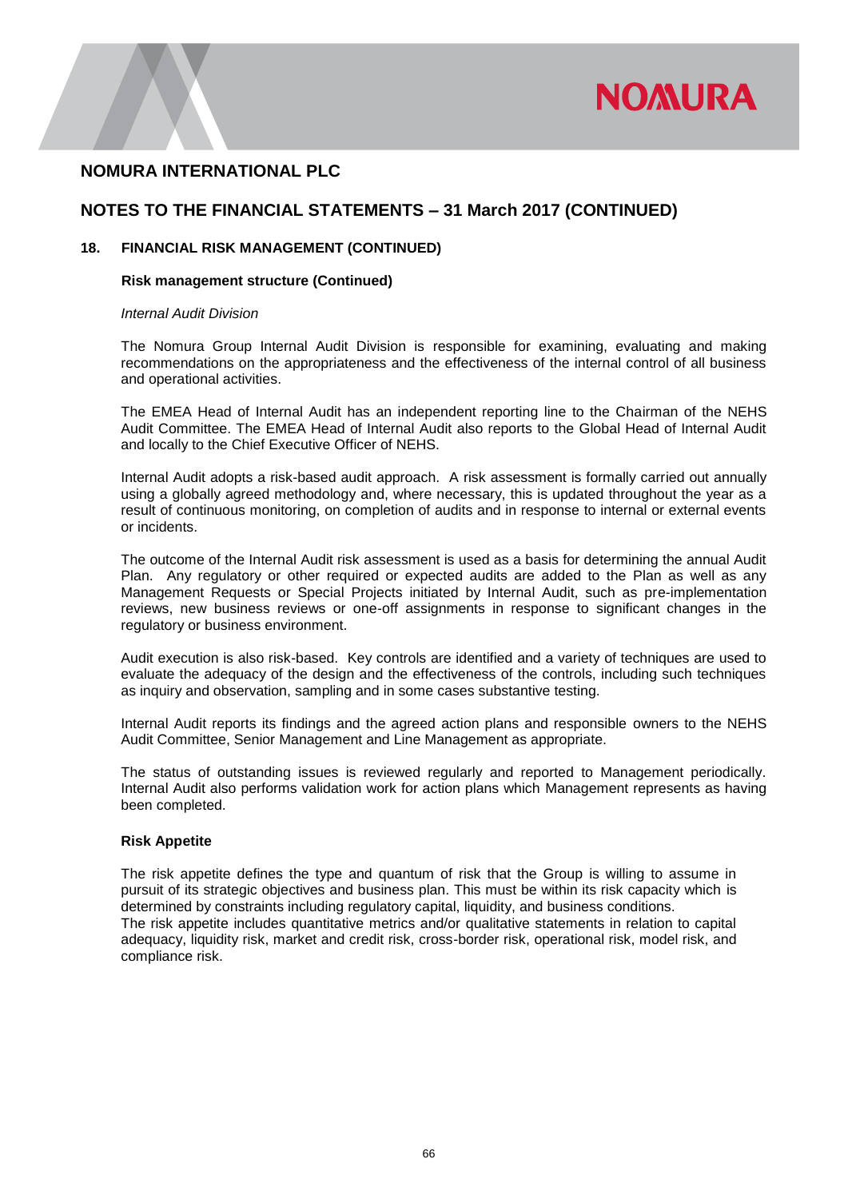## NOMURA INTERNATIONAL PLC

## NOTES TO THE FINANCIAL STATEMENTS – 31 March 2017 (CONTINUED)

### 18. FINANCIAL RISK MANAGEMENT (CONTINUED)

**Risk management structure (Continued)**

*Internal Audit Division*

The Nomura Group Internal Audit Division is responsible for examining, evaluating and making recommendations on the appropriateness and the effectiveness of the internal control of all business and operational activities.

The EMEA Head of Internal Audit has an independent reporting line to the Chairman of the NEHS Audit Committee. The EMEA Head of Internal Audit also reports to the Global Head of Internal Audit and locally to the Chief Executive Officer of NEHS.

Internal Audit adopts a risk-based audit approach. A risk assessment is formally carried out annually using a globally agreed methodology and, where necessary, this is updated throughout the year as a result of continuous monitoring, on completion of audits and in response to internal or external events or incidents.

The outcome of the Internal Audit risk assessment is used as a basis for determining the annual Audit Plan. Any regulatory or other required or expected audits are added to the Plan as well as any Management Requests or Special Projects initiated by Internal Audit, such as pre-implementation reviews, new business reviews or one-off assignments in response to significant changes in the regulatory or business environment.

Audit execution is also risk-based. Key controls are identified and a variety of techniques are used to evaluate the adequacy of the design and the effectiveness of the controls, including such techniques as inquiry and observation, sampling and in some cases substantive testing.

Internal Audit reports its findings and the agreed action plans and responsible owners to the NEHS Audit Committee, Senior Management and Line Management as appropriate.

The status of outstanding issues is reviewed regularly and reported to Management periodically. Internal Audit also performs validation work for action plans which Management represents as having been completed.

**Risk Appetite**

The risk appetite defines the type and quantum of risk that the Group is willing to assume in pursuit of its strategic objectives and business plan. This must be within its risk capacity which is determined by constraints including regulatory capital, liquidity, and business conditions.
The risk appetite includes quantitative metrics and/or qualitative statements in relation to capital adequacy, liquidity risk, market and credit risk, cross-border risk, operational risk, model risk, and compliance risk.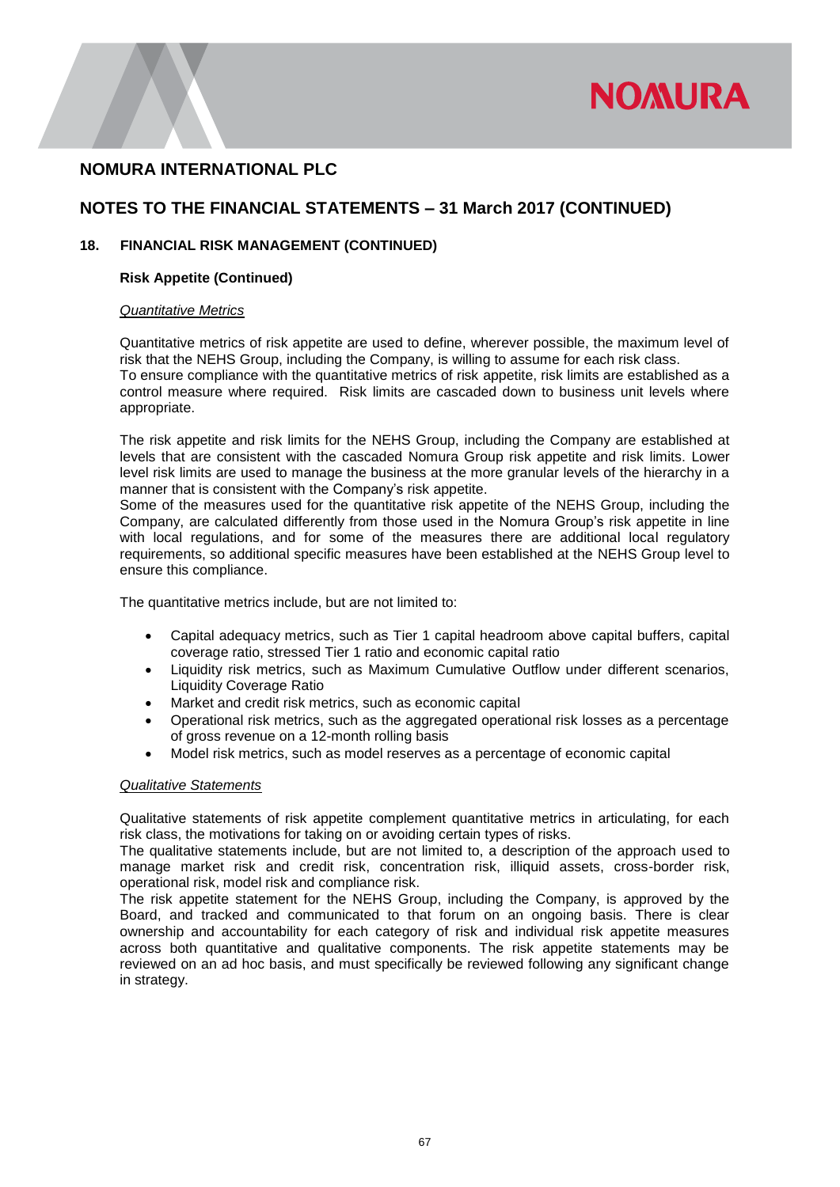## NOMURA INTERNATIONAL PLC

## NOTES TO THE FINANCIAL STATEMENTS – 31 March 2017 (CONTINUED)

### 18. FINANCIAL RISK MANAGEMENT (CONTINUED)

**Risk Appetite (Continued)**

*Quantitative Metrics*

Quantitative metrics of risk appetite are used to define, wherever possible, the maximum level of risk that the NEHS Group, including the Company, is willing to assume for each risk class.
To ensure compliance with the quantitative metrics of risk appetite, risk limits are established as a control measure where required. Risk limits are cascaded down to business unit levels where appropriate.

The risk appetite and risk limits for the NEHS Group, including the Company are established at levels that are consistent with the cascaded Nomura Group risk appetite and risk limits. Lower level risk limits are used to manage the business at the more granular levels of the hierarchy in a manner that is consistent with the Company's risk appetite.
Some of the measures used for the quantitative risk appetite of the NEHS Group, including the Company, are calculated differently from those used in the Nomura Group's risk appetite in line with local regulations, and for some of the measures there are additional local regulatory requirements, so additional specific measures have been established at the NEHS Group level to ensure this compliance.

The quantitative metrics include, but are not limited to:

- Capital adequacy metrics, such as Tier 1 capital headroom above capital buffers, capital coverage ratio, stressed Tier 1 ratio and economic capital ratio
- Liquidity risk metrics, such as Maximum Cumulative Outflow under different scenarios, Liquidity Coverage Ratio
- Market and credit risk metrics, such as economic capital
- Operational risk metrics, such as the aggregated operational risk losses as a percentage of gross revenue on a 12-month rolling basis
- Model risk metrics, such as model reserves as a percentage of economic capital

*Qualitative Statements*

Qualitative statements of risk appetite complement quantitative metrics in articulating, for each risk class, the motivations for taking on or avoiding certain types of risks.
The qualitative statements include, but are not limited to, a description of the approach used to manage market risk and credit risk, concentration risk, illiquid assets, cross-border risk, operational risk, model risk and compliance risk.
The risk appetite statement for the NEHS Group, including the Company, is approved by the Board, and tracked and communicated to that forum on an ongoing basis. There is clear ownership and accountability for each category of risk and individual risk appetite measures across both quantitative and qualitative components. The risk appetite statements may be reviewed on an ad hoc basis, and must specifically be reviewed following any significant change in strategy.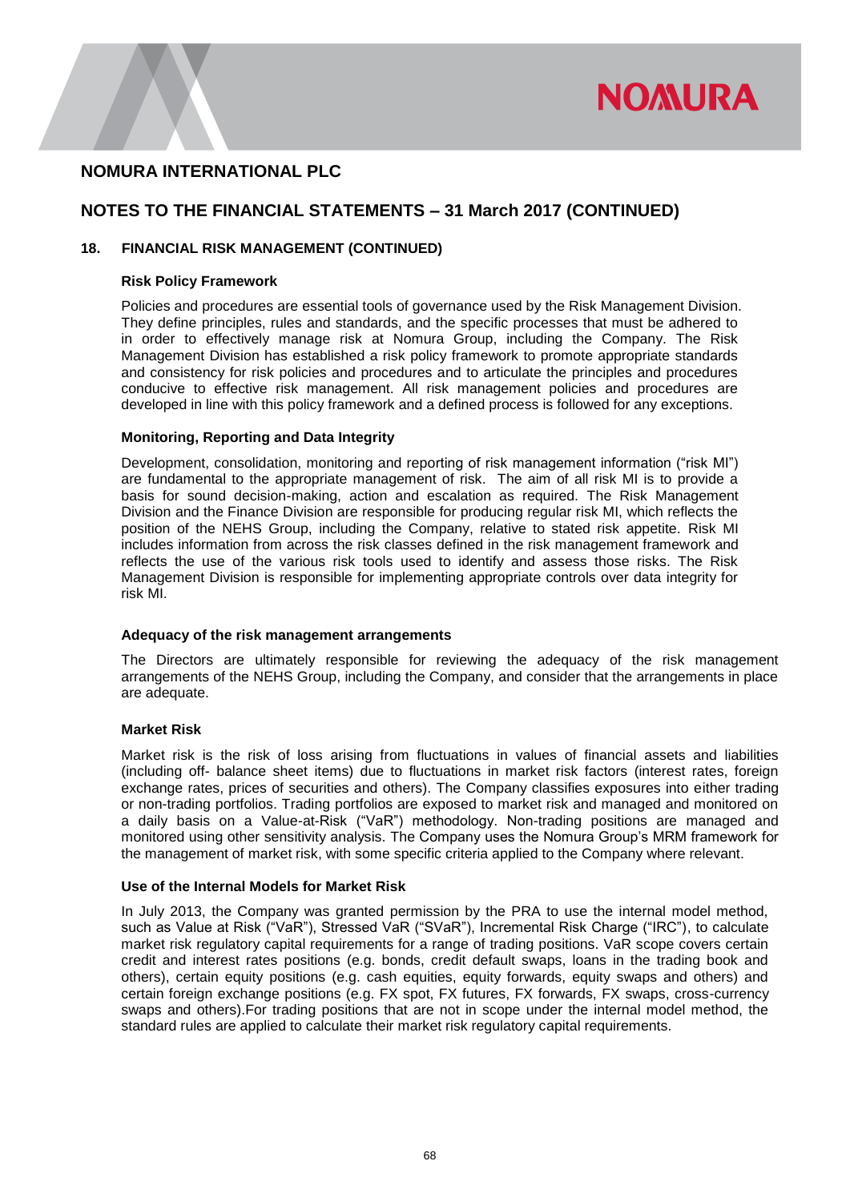# NOMURA INTERNATIONAL PLC

## NOTES TO THE FINANCIAL STATEMENTS – 31 March 2017 (CONTINUED)

### 18. FINANCIAL RISK MANAGEMENT (CONTINUED)

**Risk Policy Framework**

Policies and procedures are essential tools of governance used by the Risk Management Division. They define principles, rules and standards, and the specific processes that must be adhered to in order to effectively manage risk at Nomura Group, including the Company. The Risk Management Division has established a risk policy framework to promote appropriate standards and consistency for risk policies and procedures and to articulate the principles and procedures conducive to effective risk management. All risk management policies and procedures are developed in line with this policy framework and a defined process is followed for any exceptions.

**Monitoring, Reporting and Data Integrity**

Development, consolidation, monitoring and reporting of risk management information ("risk MI") are fundamental to the appropriate management of risk. The aim of all risk MI is to provide a basis for sound decision-making, action and escalation as required. The Risk Management Division and the Finance Division are responsible for producing regular risk MI, which reflects the position of the NEHS Group, including the Company, relative to stated risk appetite. Risk MI includes information from across the risk classes defined in the risk management framework and reflects the use of the various risk tools used to identify and assess those risks. The Risk Management Division is responsible for implementing appropriate controls over data integrity for risk MI.

**Adequacy of the risk management arrangements**

The Directors are ultimately responsible for reviewing the adequacy of the risk management arrangements of the NEHS Group, including the Company, and consider that the arrangements in place are adequate.

**Market Risk**

Market risk is the risk of loss arising from fluctuations in values of financial assets and liabilities (including off- balance sheet items) due to fluctuations in market risk factors (interest rates, foreign exchange rates, prices of securities and others). The Company classifies exposures into either trading or non-trading portfolios. Trading portfolios are exposed to market risk and managed and monitored on a daily basis on a Value-at-Risk ("VaR") methodology. Non-trading positions are managed and monitored using other sensitivity analysis. The Company uses the Nomura Group's MRM framework for the management of market risk, with some specific criteria applied to the Company where relevant.

**Use of the Internal Models for Market Risk**

In July 2013, the Company was granted permission by the PRA to use the internal model method, such as Value at Risk ("VaR"), Stressed VaR ("SVaR"), Incremental Risk Charge ("IRC"), to calculate market risk regulatory capital requirements for a range of trading positions. VaR scope covers certain credit and interest rates positions (e.g. bonds, credit default swaps, loans in the trading book and others), certain equity positions (e.g. cash equities, equity forwards, equity swaps and others) and certain foreign exchange positions (e.g. FX spot, FX futures, FX forwards, FX swaps, cross-currency swaps and others).For trading positions that are not in scope under the internal model method, the standard rules are applied to calculate their market risk regulatory capital requirements.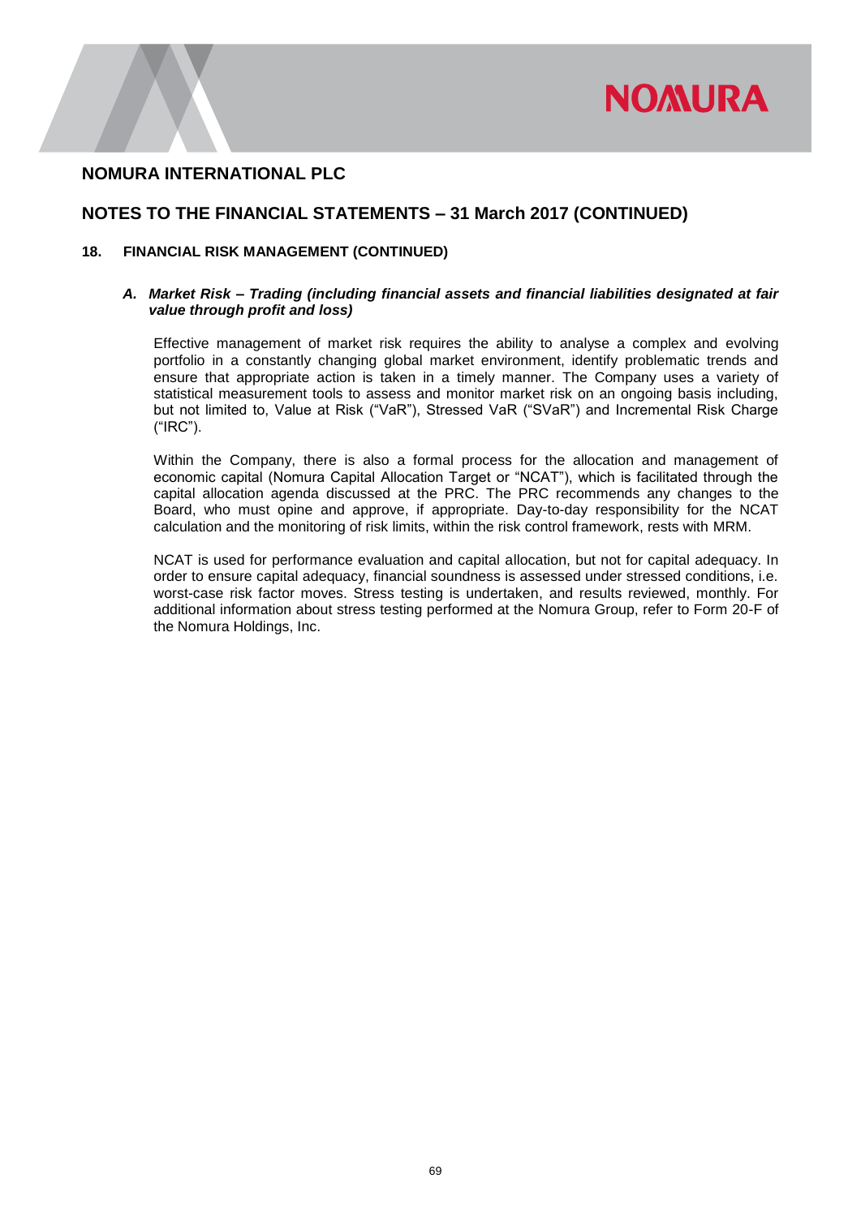# NOMURA INTERNATIONAL PLC

## NOTES TO THE FINANCIAL STATEMENTS – 31 March 2017 (CONTINUED)

### 18. FINANCIAL RISK MANAGEMENT (CONTINUED)

#### *A. Market Risk – Trading (including financial assets and financial liabilities designated at fair value through profit and loss)*

Effective management of market risk requires the ability to analyse a complex and evolving portfolio in a constantly changing global market environment, identify problematic trends and ensure that appropriate action is taken in a timely manner. The Company uses a variety of statistical measurement tools to assess and monitor market risk on an ongoing basis including, but not limited to, Value at Risk ("VaR"), Stressed VaR ("SVaR") and Incremental Risk Charge ("IRC").

Within the Company, there is also a formal process for the allocation and management of economic capital (Nomura Capital Allocation Target or "NCAT"), which is facilitated through the capital allocation agenda discussed at the PRC. The PRC recommends any changes to the Board, who must opine and approve, if appropriate. Day-to-day responsibility for the NCAT calculation and the monitoring of risk limits, within the risk control framework, rests with MRM.

NCAT is used for performance evaluation and capital allocation, but not for capital adequacy. In order to ensure capital adequacy, financial soundness is assessed under stressed conditions, i.e. worst-case risk factor moves. Stress testing is undertaken, and results reviewed, monthly. For additional information about stress testing performed at the Nomura Group, refer to Form 20-F of the Nomura Holdings, Inc.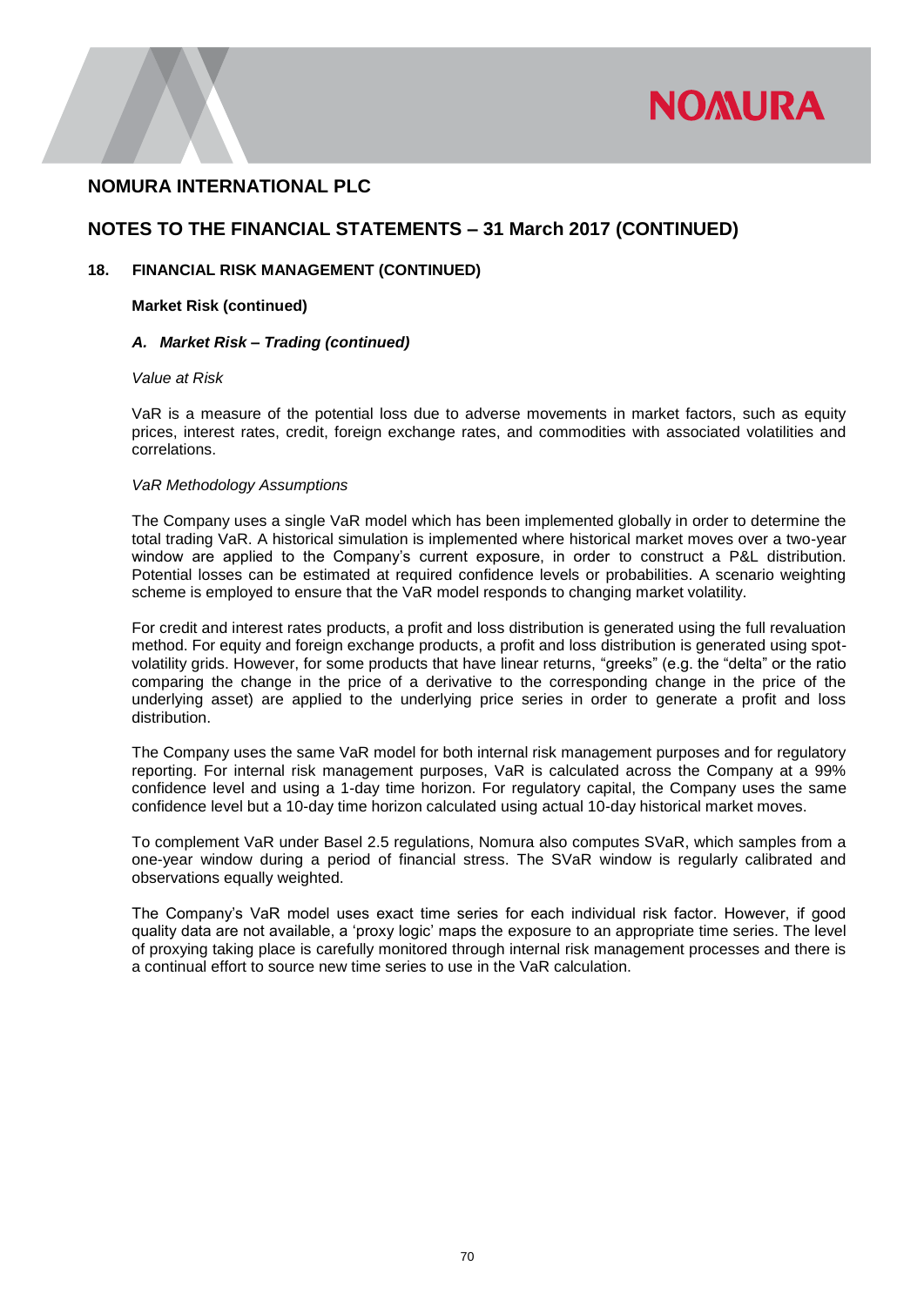## NOMURA INTERNATIONAL PLC

## NOTES TO THE FINANCIAL STATEMENTS – 31 March 2017 (CONTINUED)

### 18. FINANCIAL RISK MANAGEMENT (CONTINUED)

**Market Risk (continued)**

***A. Market Risk – Trading (continued)***

*Value at Risk*

VaR is a measure of the potential loss due to adverse movements in market factors, such as equity prices, interest rates, credit, foreign exchange rates, and commodities with associated volatilities and correlations.

*VaR Methodology Assumptions*

The Company uses a single VaR model which has been implemented globally in order to determine the total trading VaR. A historical simulation is implemented where historical market moves over a two-year window are applied to the Company's current exposure, in order to construct a P&L distribution. Potential losses can be estimated at required confidence levels or probabilities. A scenario weighting scheme is employed to ensure that the VaR model responds to changing market volatility.

For credit and interest rates products, a profit and loss distribution is generated using the full revaluation method. For equity and foreign exchange products, a profit and loss distribution is generated using spot-volatility grids. However, for some products that have linear returns, "greeks" (e.g. the "delta" or the ratio comparing the change in the price of a derivative to the corresponding change in the price of the underlying asset) are applied to the underlying price series in order to generate a profit and loss distribution.

The Company uses the same VaR model for both internal risk management purposes and for regulatory reporting. For internal risk management purposes, VaR is calculated across the Company at a 99% confidence level and using a 1-day time horizon. For regulatory capital, the Company uses the same confidence level but a 10-day time horizon calculated using actual 10-day historical market moves.

To complement VaR under Basel 2.5 regulations, Nomura also computes SVaR, which samples from a one-year window during a period of financial stress. The SVaR window is regularly calibrated and observations equally weighted.

The Company's VaR model uses exact time series for each individual risk factor. However, if good quality data are not available, a 'proxy logic' maps the exposure to an appropriate time series. The level of proxying taking place is carefully monitored through internal risk management processes and there is a continual effort to source new time series to use in the VaR calculation.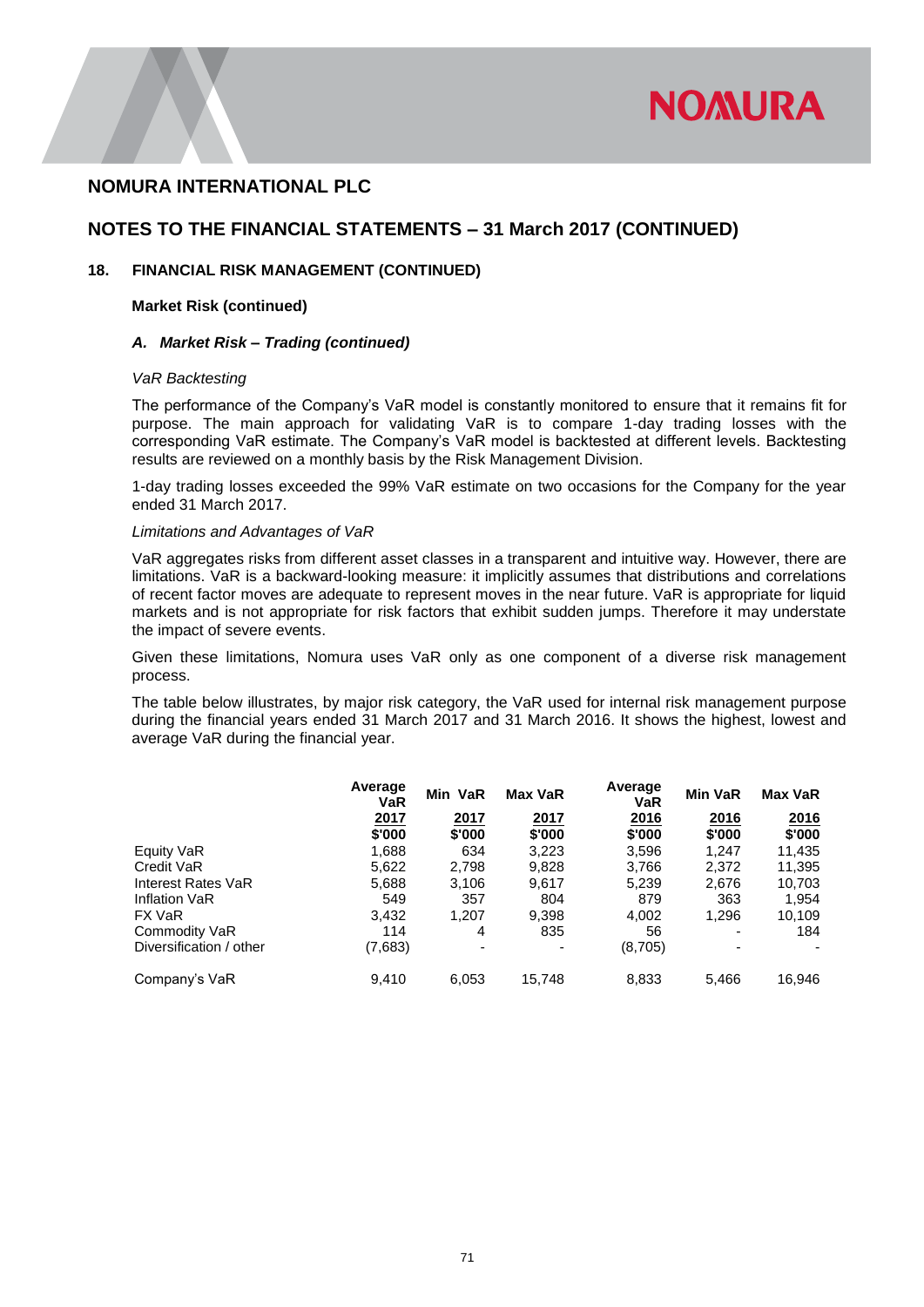## NOMURA INTERNATIONAL PLC

## NOTES TO THE FINANCIAL STATEMENTS – 31 March 2017 (CONTINUED)

### 18. FINANCIAL RISK MANAGEMENT (CONTINUED)

**Market Risk (continued)**

#### *A. Market Risk – Trading (continued)*

*VaR Backtesting*

The performance of the Company's VaR model is constantly monitored to ensure that it remains fit for purpose. The main approach for validating VaR is to compare 1-day trading losses with the corresponding VaR estimate. The Company's VaR model is backtested at different levels. Backtesting results are reviewed on a monthly basis by the Risk Management Division.

1-day trading losses exceeded the 99% VaR estimate on two occasions for the Company for the year ended 31 March 2017.

*Limitations and Advantages of VaR*

VaR aggregates risks from different asset classes in a transparent and intuitive way. However, there are limitations. VaR is a backward-looking measure: it implicitly assumes that distributions and correlations of recent factor moves are adequate to represent moves in the near future. VaR is appropriate for liquid markets and is not appropriate for risk factors that exhibit sudden jumps. Therefore it may understate the impact of severe events.

Given these limitations, Nomura uses VaR only as one component of a diverse risk management process.

The table below illustrates, by major risk category, the VaR used for internal risk management purpose during the financial years ended 31 March 2017 and 31 March 2016. It shows the highest, lowest and average VaR during the financial year.

| | Average VaR | Min VaR | Max VaR | Average VaR | Min VaR | Max VaR |
|---|---|---|---|---|---|---|
| | 2017 | 2017 | 2017 | 2016 | 2016 | 2016 |
| | $'000 | $'000 | $'000 | $'000 | $'000 | $'000 |
| Equity VaR | 1,688 | 634 | 3,223 | 3,596 | 1,247 | 11,435 |
| Credit VaR | 5,622 | 2,798 | 9,828 | 3,766 | 2,372 | 11,395 |
| Interest Rates VaR | 5,688 | 3,106 | 9,617 | 5,239 | 2,676 | 10,703 |
| Inflation VaR | 549 | 357 | 804 | 879 | 363 | 1,954 |
| FX VaR | 3,432 | 1,207 | 9,398 | 4,002 | 1,296 | 10,109 |
| Commodity VaR | 114 | 4 | 835 | 56 | - | 184 |
| Diversification / other | (7,683) | - | - | (8,705) | - | - |
| Company's VaR | 9,410 | 6,053 | 15,748 | 8,833 | 5,466 | 16,946 |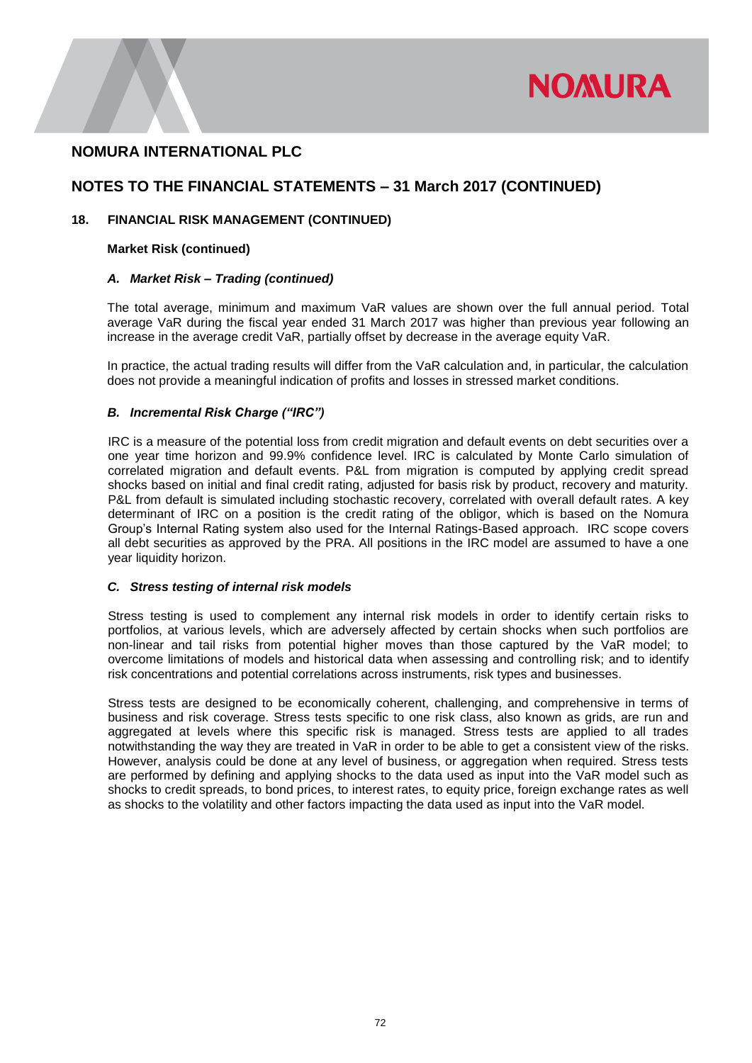## NOMURA INTERNATIONAL PLC

## NOTES TO THE FINANCIAL STATEMENTS – 31 March 2017 (CONTINUED)

### 18. FINANCIAL RISK MANAGEMENT (CONTINUED)

**Market Risk (continued)**

***A. Market Risk – Trading (continued)***

The total average, minimum and maximum VaR values are shown over the full annual period. Total average VaR during the fiscal year ended 31 March 2017 was higher than previous year following an increase in the average credit VaR, partially offset by decrease in the average equity VaR.

In practice, the actual trading results will differ from the VaR calculation and, in particular, the calculation does not provide a meaningful indication of profits and losses in stressed market conditions.

***B. Incremental Risk Charge ("IRC")***

IRC is a measure of the potential loss from credit migration and default events on debt securities over a one year time horizon and 99.9% confidence level. IRC is calculated by Monte Carlo simulation of correlated migration and default events. P&L from migration is computed by applying credit spread shocks based on initial and final credit rating, adjusted for basis risk by product, recovery and maturity. P&L from default is simulated including stochastic recovery, correlated with overall default rates. A key determinant of IRC on a position is the credit rating of the obligor, which is based on the Nomura Group's Internal Rating system also used for the Internal Ratings-Based approach. IRC scope covers all debt securities as approved by the PRA. All positions in the IRC model are assumed to have a one year liquidity horizon.

***C. Stress testing of internal risk models***

Stress testing is used to complement any internal risk models in order to identify certain risks to portfolios, at various levels, which are adversely affected by certain shocks when such portfolios are non-linear and tail risks from potential higher moves than those captured by the VaR model; to overcome limitations of models and historical data when assessing and controlling risk; and to identify risk concentrations and potential correlations across instruments, risk types and businesses.

Stress tests are designed to be economically coherent, challenging, and comprehensive in terms of business and risk coverage. Stress tests specific to one risk class, also known as grids, are run and aggregated at levels where this specific risk is managed. Stress tests are applied to all trades notwithstanding the way they are treated in VaR in order to be able to get a consistent view of the risks. However, analysis could be done at any level of business, or aggregation when required. Stress tests are performed by defining and applying shocks to the data used as input into the VaR model such as shocks to credit spreads, to bond prices, to interest rates, to equity price, foreign exchange rates as well as shocks to the volatility and other factors impacting the data used as input into the VaR model.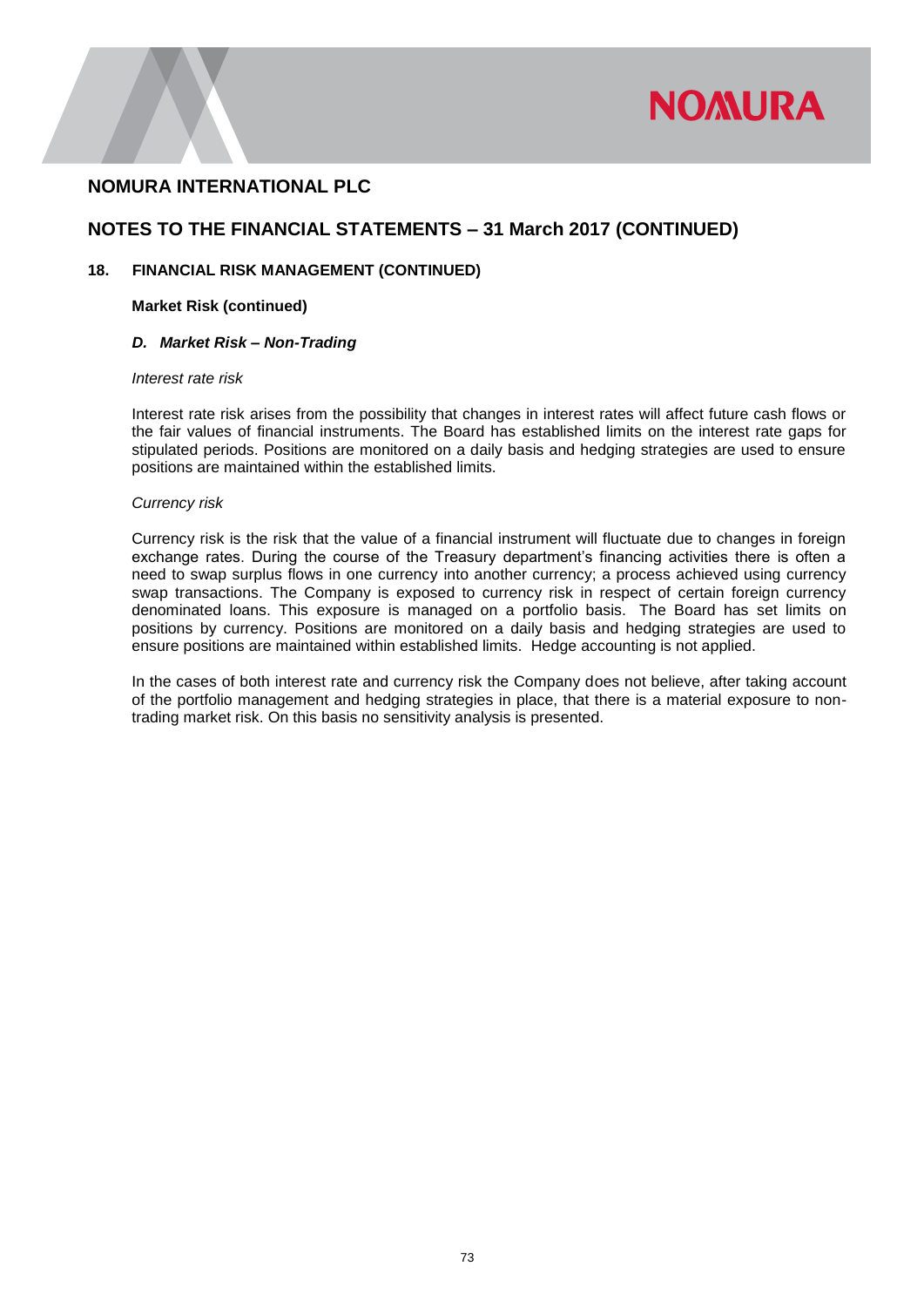## NOMURA INTERNATIONAL PLC

## NOTES TO THE FINANCIAL STATEMENTS – 31 March 2017 (CONTINUED)

### 18. FINANCIAL RISK MANAGEMENT (CONTINUED)

**Market Risk (continued)**

***D. Market Risk – Non-Trading***

*Interest rate risk*

Interest rate risk arises from the possibility that changes in interest rates will affect future cash flows or the fair values of financial instruments. The Board has established limits on the interest rate gaps for stipulated periods. Positions are monitored on a daily basis and hedging strategies are used to ensure positions are maintained within the established limits.

*Currency risk*

Currency risk is the risk that the value of a financial instrument will fluctuate due to changes in foreign exchange rates. During the course of the Treasury department's financing activities there is often a need to swap surplus flows in one currency into another currency; a process achieved using currency swap transactions. The Company is exposed to currency risk in respect of certain foreign currency denominated loans. This exposure is managed on a portfolio basis. The Board has set limits on positions by currency. Positions are monitored on a daily basis and hedging strategies are used to ensure positions are maintained within established limits. Hedge accounting is not applied.

In the cases of both interest rate and currency risk the Company does not believe, after taking account of the portfolio management and hedging strategies in place, that there is a material exposure to non-trading market risk. On this basis no sensitivity analysis is presented.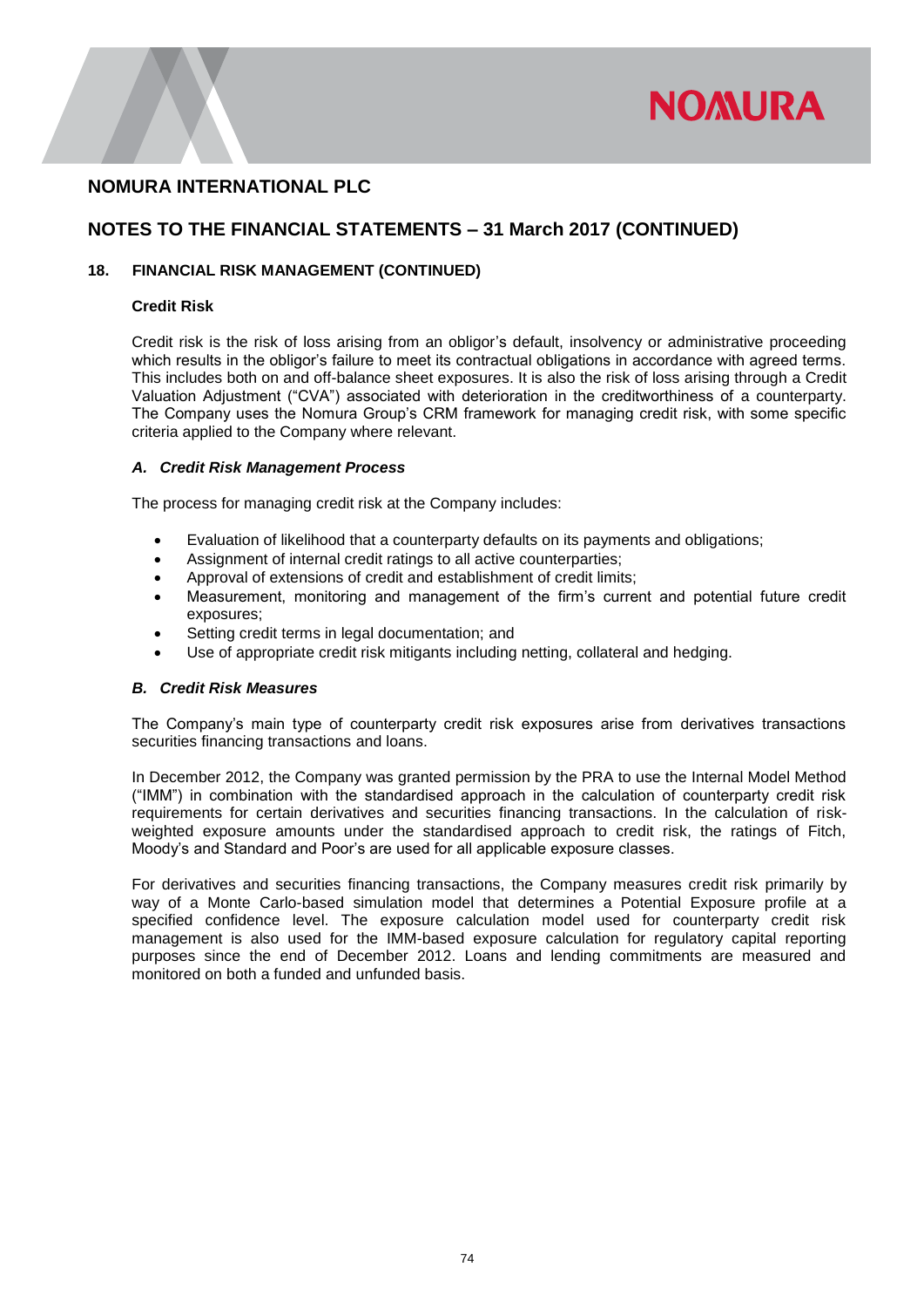## NOMURA INTERNATIONAL PLC

## NOTES TO THE FINANCIAL STATEMENTS – 31 March 2017 (CONTINUED)

### 18. FINANCIAL RISK MANAGEMENT (CONTINUED)

**Credit Risk**

Credit risk is the risk of loss arising from an obligor's default, insolvency or administrative proceeding which results in the obligor's failure to meet its contractual obligations in accordance with agreed terms. This includes both on and off-balance sheet exposures. It is also the risk of loss arising through a Credit Valuation Adjustment ("CVA") associated with deterioration in the creditworthiness of a counterparty. The Company uses the Nomura Group's CRM framework for managing credit risk, with some specific criteria applied to the Company where relevant.

***A. Credit Risk Management Process***

The process for managing credit risk at the Company includes:

- Evaluation of likelihood that a counterparty defaults on its payments and obligations;
- Assignment of internal credit ratings to all active counterparties;
- Approval of extensions of credit and establishment of credit limits;
- Measurement, monitoring and management of the firm's current and potential future credit exposures;
- Setting credit terms in legal documentation; and
- Use of appropriate credit risk mitigants including netting, collateral and hedging.

***B. Credit Risk Measures***

The Company's main type of counterparty credit risk exposures arise from derivatives transactions securities financing transactions and loans.

In December 2012, the Company was granted permission by the PRA to use the Internal Model Method ("IMM") in combination with the standardised approach in the calculation of counterparty credit risk requirements for certain derivatives and securities financing transactions. In the calculation of risk-weighted exposure amounts under the standardised approach to credit risk, the ratings of Fitch, Moody's and Standard and Poor's are used for all applicable exposure classes.

For derivatives and securities financing transactions, the Company measures credit risk primarily by way of a Monte Carlo-based simulation model that determines a Potential Exposure profile at a specified confidence level. The exposure calculation model used for counterparty credit risk management is also used for the IMM-based exposure calculation for regulatory capital reporting purposes since the end of December 2012. Loans and lending commitments are measured and monitored on both a funded and unfunded basis.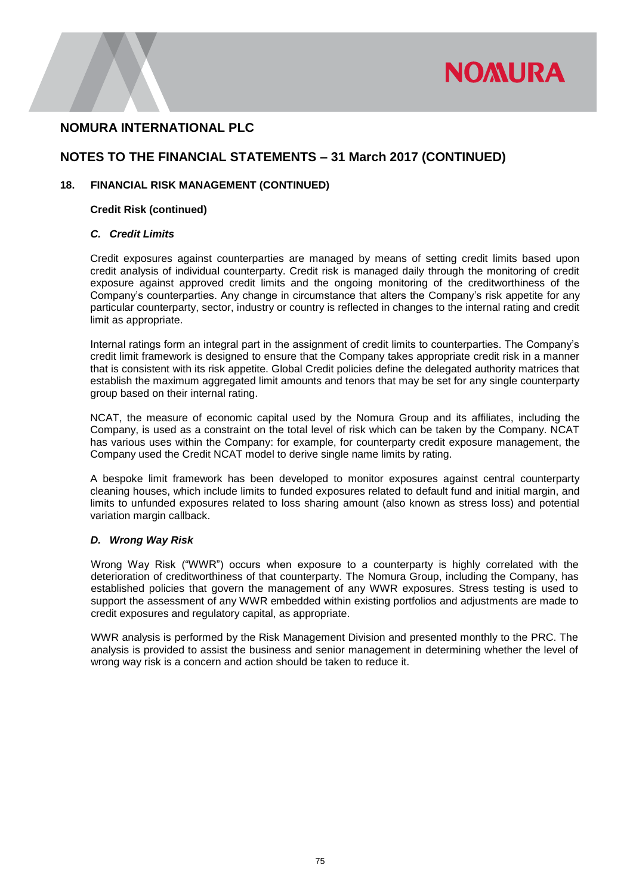# NOMURA INTERNATIONAL PLC

## NOTES TO THE FINANCIAL STATEMENTS – 31 March 2017 (CONTINUED)

### 18. FINANCIAL RISK MANAGEMENT (CONTINUED)

**Credit Risk (continued)**

***C. Credit Limits***

Credit exposures against counterparties are managed by means of setting credit limits based upon credit analysis of individual counterparty. Credit risk is managed daily through the monitoring of credit exposure against approved credit limits and the ongoing monitoring of the creditworthiness of the Company's counterparties. Any change in circumstance that alters the Company's risk appetite for any particular counterparty, sector, industry or country is reflected in changes to the internal rating and credit limit as appropriate.

Internal ratings form an integral part in the assignment of credit limits to counterparties. The Company's credit limit framework is designed to ensure that the Company takes appropriate credit risk in a manner that is consistent with its risk appetite. Global Credit policies define the delegated authority matrices that establish the maximum aggregated limit amounts and tenors that may be set for any single counterparty group based on their internal rating.

NCAT, the measure of economic capital used by the Nomura Group and its affiliates, including the Company, is used as a constraint on the total level of risk which can be taken by the Company. NCAT has various uses within the Company: for example, for counterparty credit exposure management, the Company used the Credit NCAT model to derive single name limits by rating.

A bespoke limit framework has been developed to monitor exposures against central counterparty cleaning houses, which include limits to funded exposures related to default fund and initial margin, and limits to unfunded exposures related to loss sharing amount (also known as stress loss) and potential variation margin callback.

***D. Wrong Way Risk***

Wrong Way Risk ("WWR") occurs when exposure to a counterparty is highly correlated with the deterioration of creditworthiness of that counterparty. The Nomura Group, including the Company, has established policies that govern the management of any WWR exposures. Stress testing is used to support the assessment of any WWR embedded within existing portfolios and adjustments are made to credit exposures and regulatory capital, as appropriate.

WWR analysis is performed by the Risk Management Division and presented monthly to the PRC. The analysis is provided to assist the business and senior management in determining whether the level of wrong way risk is a concern and action should be taken to reduce it.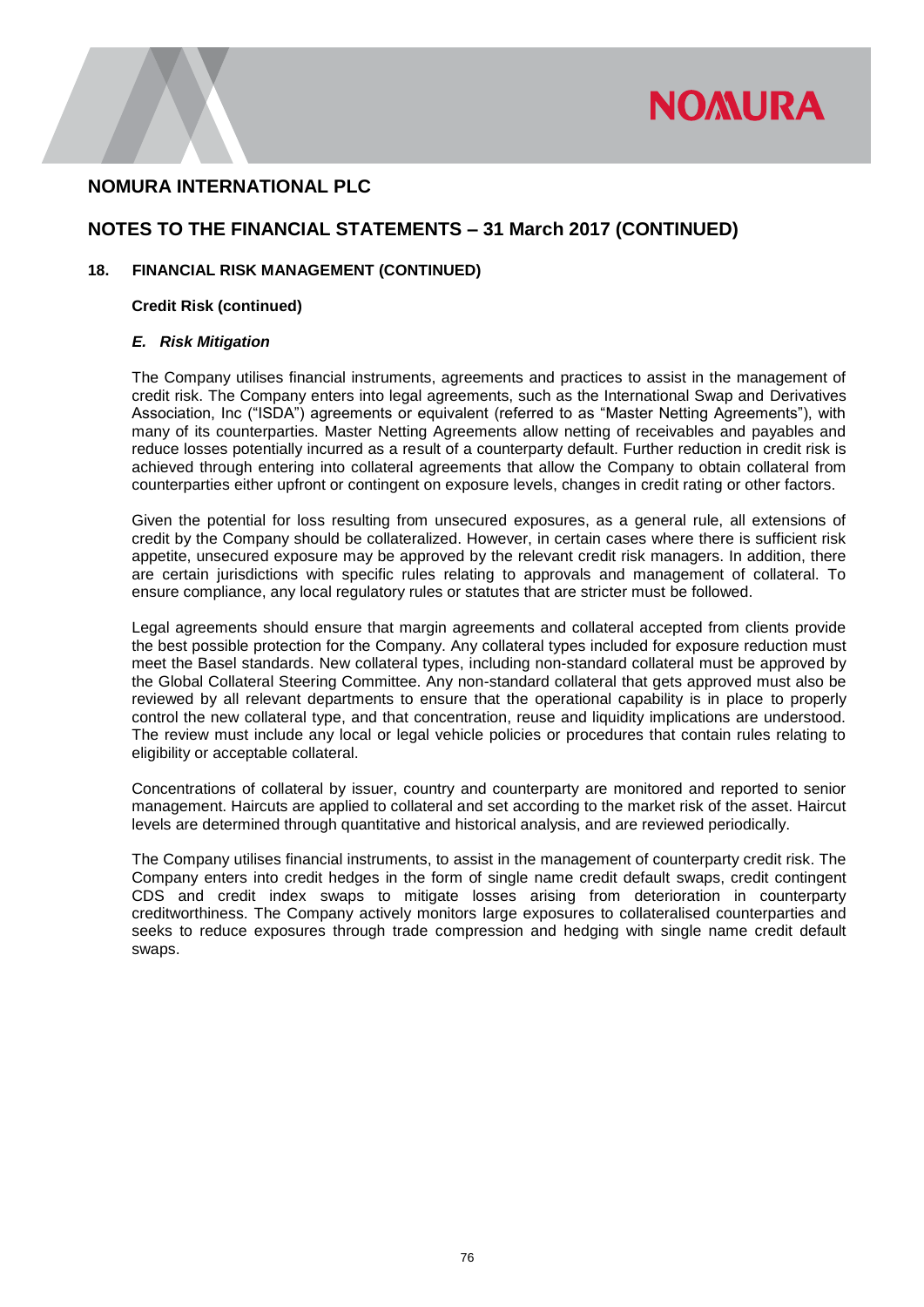## NOMURA INTERNATIONAL PLC

## NOTES TO THE FINANCIAL STATEMENTS – 31 March 2017 (CONTINUED)

### 18. FINANCIAL RISK MANAGEMENT (CONTINUED)

**Credit Risk (continued)**

***E. Risk Mitigation***

The Company utilises financial instruments, agreements and practices to assist in the management of credit risk. The Company enters into legal agreements, such as the International Swap and Derivatives Association, Inc ("ISDA") agreements or equivalent (referred to as "Master Netting Agreements"), with many of its counterparties. Master Netting Agreements allow netting of receivables and payables and reduce losses potentially incurred as a result of a counterparty default. Further reduction in credit risk is achieved through entering into collateral agreements that allow the Company to obtain collateral from counterparties either upfront or contingent on exposure levels, changes in credit rating or other factors.

Given the potential for loss resulting from unsecured exposures, as a general rule, all extensions of credit by the Company should be collateralized. However, in certain cases where there is sufficient risk appetite, unsecured exposure may be approved by the relevant credit risk managers. In addition, there are certain jurisdictions with specific rules relating to approvals and management of collateral. To ensure compliance, any local regulatory rules or statutes that are stricter must be followed.

Legal agreements should ensure that margin agreements and collateral accepted from clients provide the best possible protection for the Company. Any collateral types included for exposure reduction must meet the Basel standards. New collateral types, including non-standard collateral must be approved by the Global Collateral Steering Committee. Any non-standard collateral that gets approved must also be reviewed by all relevant departments to ensure that the operational capability is in place to properly control the new collateral type, and that concentration, reuse and liquidity implications are understood. The review must include any local or legal vehicle policies or procedures that contain rules relating to eligibility or acceptable collateral.

Concentrations of collateral by issuer, country and counterparty are monitored and reported to senior management. Haircuts are applied to collateral and set according to the market risk of the asset. Haircut levels are determined through quantitative and historical analysis, and are reviewed periodically.

The Company utilises financial instruments, to assist in the management of counterparty credit risk. The Company enters into credit hedges in the form of single name credit default swaps, credit contingent CDS and credit index swaps to mitigate losses arising from deterioration in counterparty creditworthiness. The Company actively monitors large exposures to collateralised counterparties and seeks to reduce exposures through trade compression and hedging with single name credit default swaps.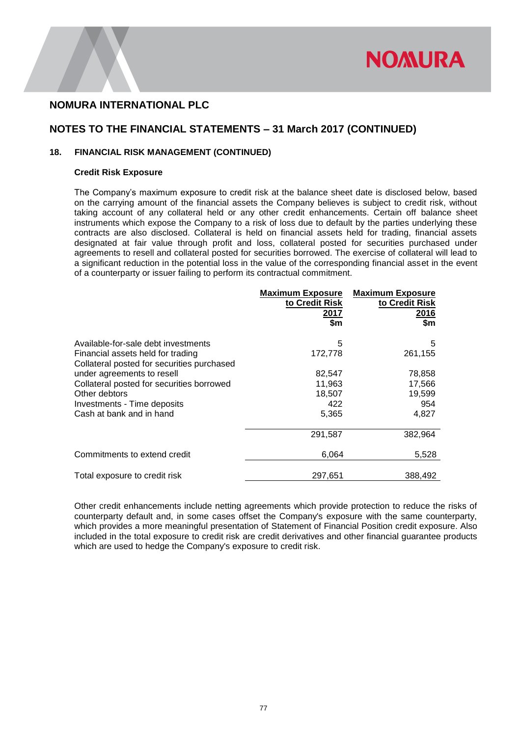# NOMURA INTERNATIONAL PLC

## NOTES TO THE FINANCIAL STATEMENTS – 31 March 2017 (CONTINUED)

### 18. FINANCIAL RISK MANAGEMENT (CONTINUED)

**Credit Risk Exposure**

The Company's maximum exposure to credit risk at the balance sheet date is disclosed below, based on the carrying amount of the financial assets the Company believes is subject to credit risk, without taking account of any collateral held or any other credit enhancements. Certain off balance sheet instruments which expose the Company to a risk of loss due to default by the parties underlying these contracts are also disclosed. Collateral is held on financial assets held for trading, financial assets designated at fair value through profit and loss, collateral posted for securities purchased under agreements to resell and collateral posted for securities borrowed. The exercise of collateral will lead to a significant reduction in the potential loss in the value of the corresponding financial asset in the event of a counterparty or issuer failing to perform its contractual commitment.

| | Maximum Exposure to Credit Risk 2017 $m | Maximum Exposure to Credit Risk 2016 $m |
|---|---|---|
| Available-for-sale debt investments | 5 | 5 |
| Financial assets held for trading | 172,778 | 261,155 |
| Collateral posted for securities purchased under agreements to resell | 82,547 | 78,858 |
| Collateral posted for securities borrowed | 11,963 | 17,566 |
| Other debtors | 18,507 | 19,599 |
| Investments - Time deposits | 422 | 954 |
| Cash at bank and in hand | 5,365 | 4,827 |
| | 291,587 | 382,964 |
| Commitments to extend credit | 6,064 | 5,528 |
| Total exposure to credit risk | 297,651 | 388,492 |

Other credit enhancements include netting agreements which provide protection to reduce the risks of counterparty default and, in some cases offset the Company's exposure with the same counterparty, which provides a more meaningful presentation of Statement of Financial Position credit exposure. Also included in the total exposure to credit risk are credit derivatives and other financial guarantee products which are used to hedge the Company's exposure to credit risk.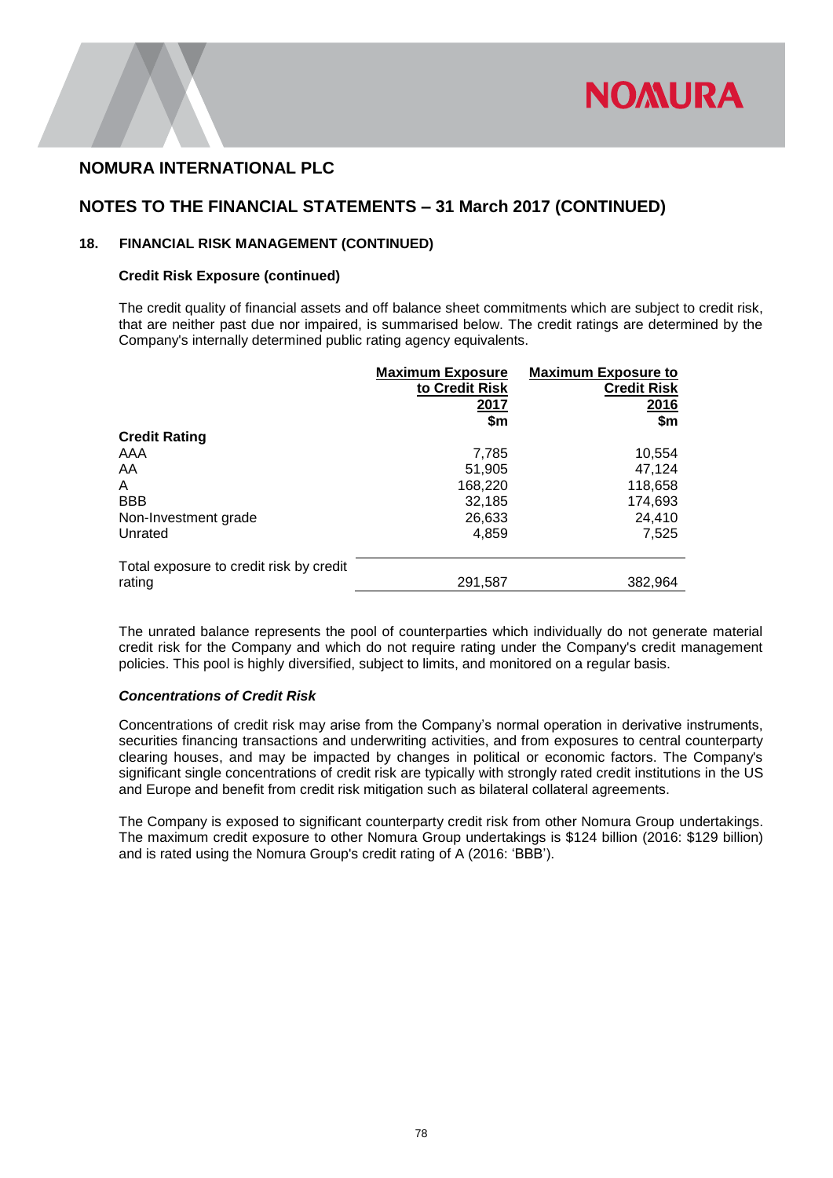# NOMURA INTERNATIONAL PLC

## NOTES TO THE FINANCIAL STATEMENTS – 31 March 2017 (CONTINUED)

### 18. FINANCIAL RISK MANAGEMENT (CONTINUED)

**Credit Risk Exposure (continued)**

The credit quality of financial assets and off balance sheet commitments which are subject to credit risk, that are neither past due nor impaired, is summarised below. The credit ratings are determined by the Company's internally determined public rating agency equivalents.

| | Maximum Exposure to Credit Risk 2017 $m | Maximum Exposure to Credit Risk 2016 $m |
|---|---|---|
| **Credit Rating** | | |
| AAA | 7,785 | 10,554 |
| AA | 51,905 | 47,124 |
| A | 168,220 | 118,658 |
| BBB | 32,185 | 174,693 |
| Non-Investment grade | 26,633 | 24,410 |
| Unrated | 4,859 | 7,525 |
| Total exposure to credit risk by credit rating | 291,587 | 382,964 |

The unrated balance represents the pool of counterparties which individually do not generate material credit risk for the Company and which do not require rating under the Company's credit management policies. This pool is highly diversified, subject to limits, and monitored on a regular basis.

***Concentrations of Credit Risk***

Concentrations of credit risk may arise from the Company's normal operation in derivative instruments, securities financing transactions and underwriting activities, and from exposures to central counterparty clearing houses, and may be impacted by changes in political or economic factors. The Company's significant single concentrations of credit risk are typically with strongly rated credit institutions in the US and Europe and benefit from credit risk mitigation such as bilateral collateral agreements.

The Company is exposed to significant counterparty credit risk from other Nomura Group undertakings. The maximum credit exposure to other Nomura Group undertakings is $124 billion (2016: $129 billion) and is rated using the Nomura Group's credit rating of A (2016: 'BBB').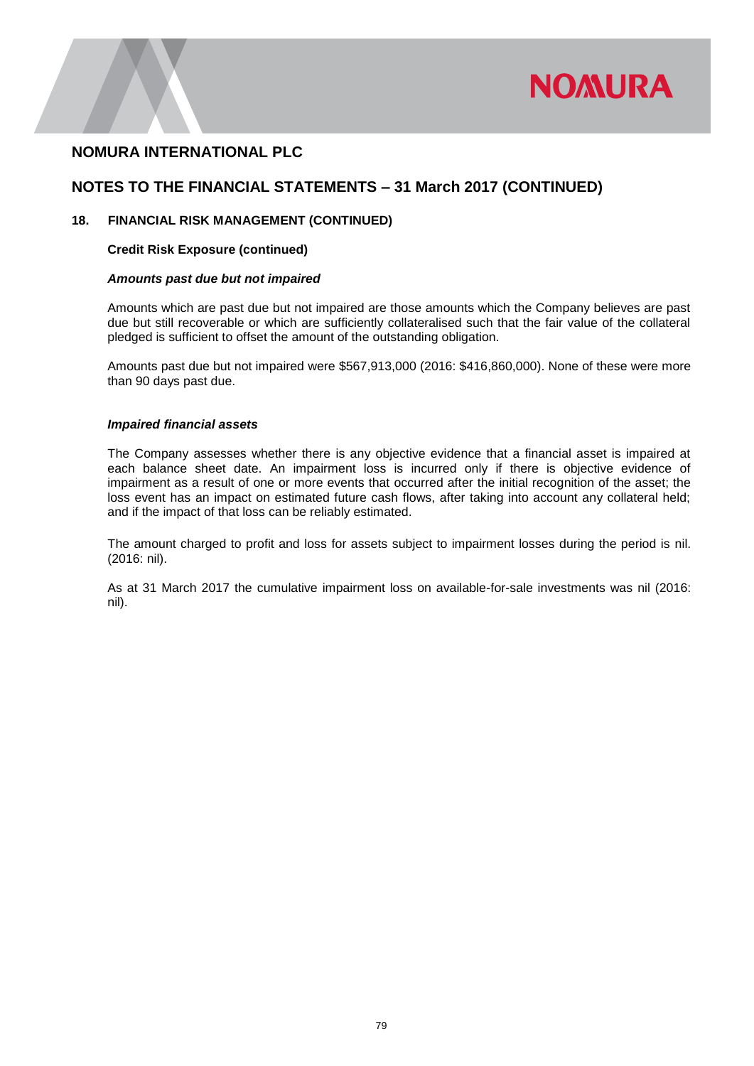## NOMURA INTERNATIONAL PLC

## NOTES TO THE FINANCIAL STATEMENTS – 31 March 2017 (CONTINUED)

### 18. FINANCIAL RISK MANAGEMENT (CONTINUED)

**Credit Risk Exposure (continued)**

***Amounts past due but not impaired***

Amounts which are past due but not impaired are those amounts which the Company believes are past due but still recoverable or which are sufficiently collateralised such that the fair value of the collateral pledged is sufficient to offset the amount of the outstanding obligation.

Amounts past due but not impaired were $567,913,000 (2016: $416,860,000). None of these were more than 90 days past due.

***Impaired financial assets***

The Company assesses whether there is any objective evidence that a financial asset is impaired at each balance sheet date. An impairment loss is incurred only if there is objective evidence of impairment as a result of one or more events that occurred after the initial recognition of the asset; the loss event has an impact on estimated future cash flows, after taking into account any collateral held; and if the impact of that loss can be reliably estimated.

The amount charged to profit and loss for assets subject to impairment losses during the period is nil. (2016: nil).

As at 31 March 2017 the cumulative impairment loss on available-for-sale investments was nil (2016: nil).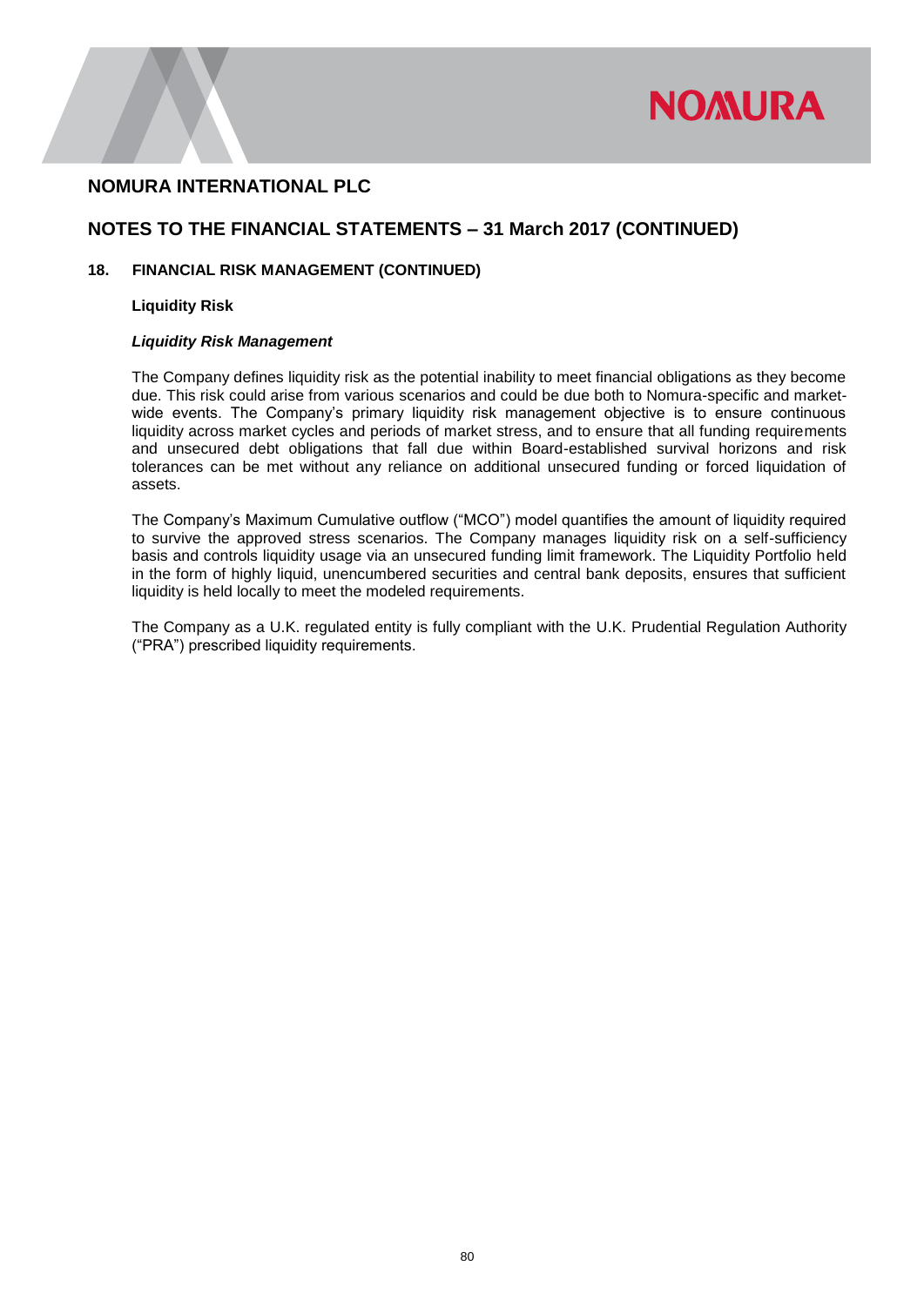## NOMURA INTERNATIONAL PLC

## NOTES TO THE FINANCIAL STATEMENTS – 31 March 2017 (CONTINUED)

### 18. FINANCIAL RISK MANAGEMENT (CONTINUED)

**Liquidity Risk**

***Liquidity Risk Management***

The Company defines liquidity risk as the potential inability to meet financial obligations as they become due. This risk could arise from various scenarios and could be due both to Nomura-specific and market-wide events. The Company's primary liquidity risk management objective is to ensure continuous liquidity across market cycles and periods of market stress, and to ensure that all funding requirements and unsecured debt obligations that fall due within Board-established survival horizons and risk tolerances can be met without any reliance on additional unsecured funding or forced liquidation of assets.

The Company's Maximum Cumulative outflow ("MCO") model quantifies the amount of liquidity required to survive the approved stress scenarios. The Company manages liquidity risk on a self-sufficiency basis and controls liquidity usage via an unsecured funding limit framework. The Liquidity Portfolio held in the form of highly liquid, unencumbered securities and central bank deposits, ensures that sufficient liquidity is held locally to meet the modeled requirements.

The Company as a U.K. regulated entity is fully compliant with the U.K. Prudential Regulation Authority ("PRA") prescribed liquidity requirements.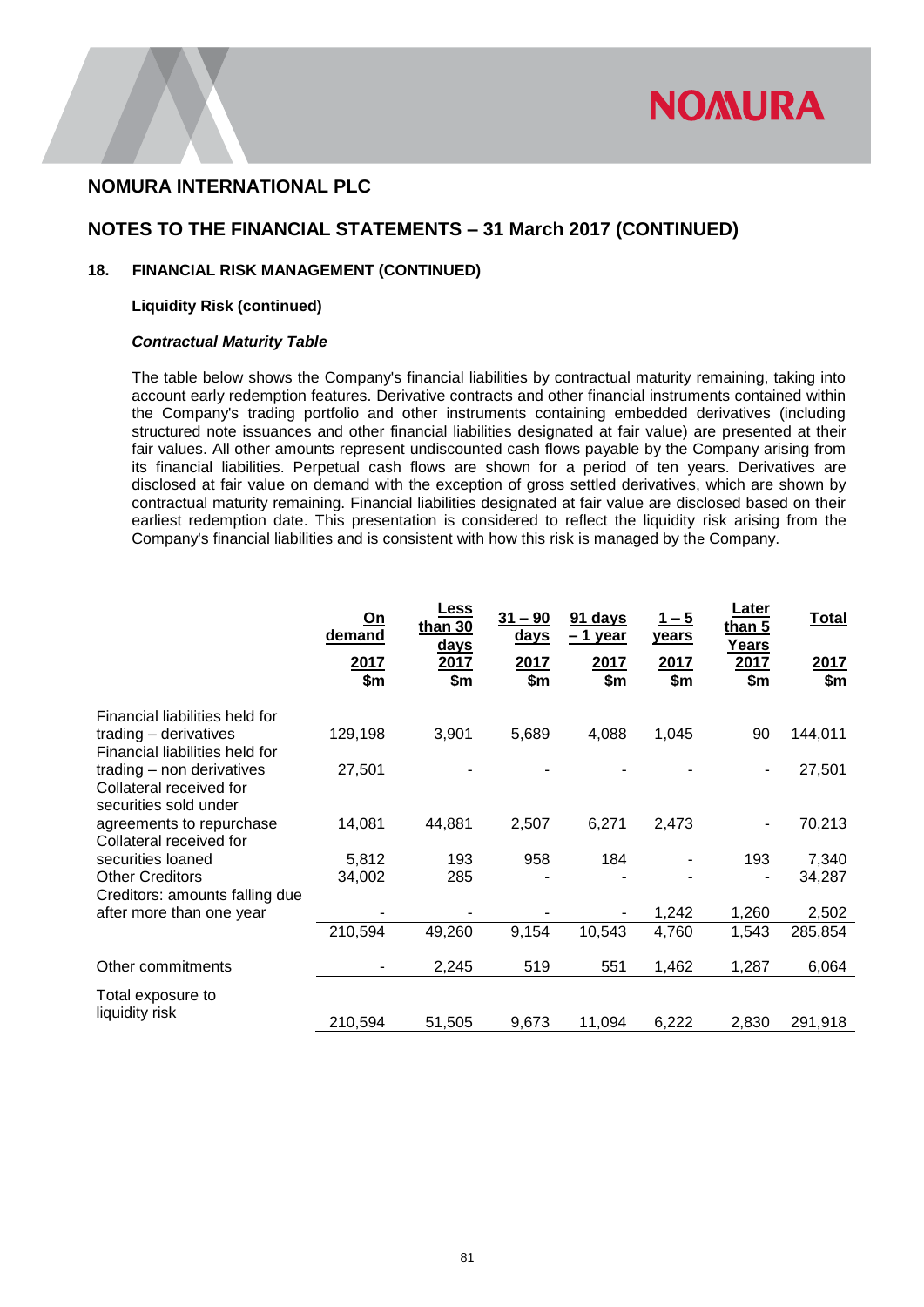## NOMURA INTERNATIONAL PLC

## NOTES TO THE FINANCIAL STATEMENTS – 31 March 2017 (CONTINUED)

### 18. FINANCIAL RISK MANAGEMENT (CONTINUED)

**Liquidity Risk (continued)**

***Contractual Maturity Table***

The table below shows the Company's financial liabilities by contractual maturity remaining, taking into account early redemption features. Derivative contracts and other financial instruments contained within the Company's trading portfolio and other instruments containing embedded derivatives (including structured note issuances and other financial liabilities designated at fair value) are presented at their fair values. All other amounts represent undiscounted cash flows payable by the Company arising from its financial liabilities. Perpetual cash flows are shown for a period of ten years. Derivatives are disclosed at fair value on demand with the exception of gross settled derivatives, which are shown by contractual maturity remaining. Financial liabilities designated at fair value are disclosed based on their earliest redemption date. This presentation is considered to reflect the liquidity risk arising from the Company's financial liabilities and is consistent with how this risk is managed by the Company.

| | On demand 2017 $m | Less than 30 days 2017 $m | 31 – 90 days 2017 $m | 91 days – 1 year 2017 $m | 1 – 5 years 2017 $m | Later than 5 Years 2017 $m | Total 2017 $m |
|---|---|---|---|---|---|---|---|
| Financial liabilities held for trading – derivatives | 129,198 | 3,901 | 5,689 | 4,088 | 1,045 | 90 | 144,011 |
| Financial liabilities held for trading – non derivatives | 27,501 | - | - | - | - | - | 27,501 |
| Collateral received for securities sold under agreements to repurchase | 14,081 | 44,881 | 2,507 | 6,271 | 2,473 | - | 70,213 |
| Collateral received for securities loaned | 5,812 | 193 | 958 | 184 | - | 193 | 7,340 |
| Other Creditors | 34,002 | 285 | - | - | - | - | 34,287 |
| Creditors: amounts falling due after more than one year | - | - | - | - | 1,242 | 1,260 | 2,502 |
| | 210,594 | 49,260 | 9,154 | 10,543 | 4,760 | 1,543 | 285,854 |
| Other commitments | - | 2,245 | 519 | 551 | 1,462 | 1,287 | 6,064 |
| Total exposure to liquidity risk | 210,594 | 51,505 | 9,673 | 11,094 | 6,222 | 2,830 | 291,918 |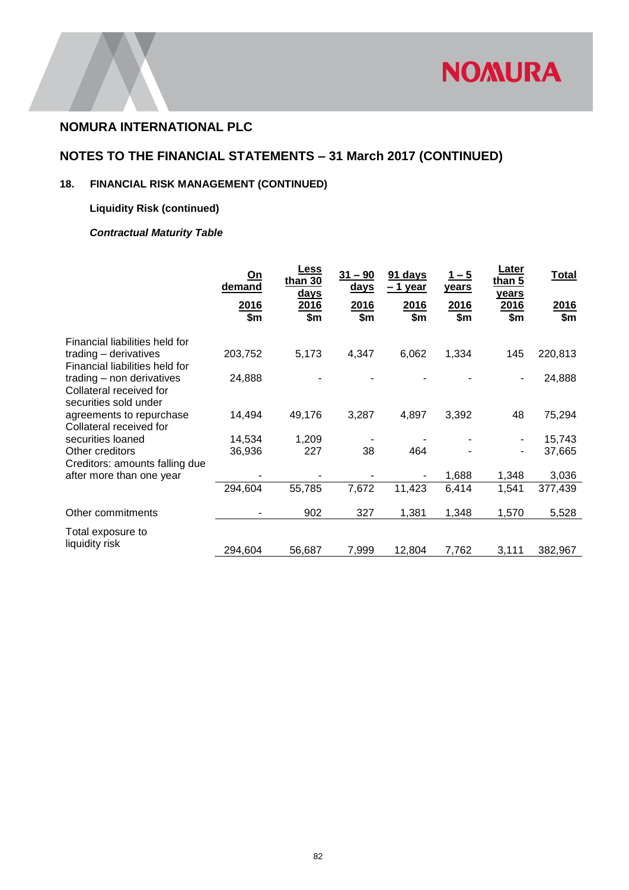## NOMURA INTERNATIONAL PLC

## NOTES TO THE FINANCIAL STATEMENTS – 31 March 2017 (CONTINUED)

### 18. FINANCIAL RISK MANAGEMENT (CONTINUED)

**Liquidity Risk (continued)**

***Contractual Maturity Table***

| | On demand | Less than 30 days | 31 – 90 days | 91 days – 1 year | 1 – 5 years | Later than 5 years | Total |
|---|---|---|---|---|---|---|---|
| | 2016 | 2016 | 2016 | 2016 | 2016 | 2016 | 2016 |
| | $m | $m | $m | $m | $m | $m | $m |
| Financial liabilities held for trading – derivatives | 203,752 | 5,173 | 4,347 | 6,062 | 1,334 | 145 | 220,813 |
| Financial liabilities held for trading – non derivatives | 24,888 | - | - | - | - | - | 24,888 |
| Collateral received for securities sold under agreements to repurchase | 14,494 | 49,176 | 3,287 | 4,897 | 3,392 | 48 | 75,294 |
| Collateral received for securities loaned | 14,534 | 1,209 | - | - | - | - | 15,743 |
| Other creditors | 36,936 | 227 | 38 | 464 | - | - | 37,665 |
| Creditors: amounts falling due after more than one year | - | - | - | - | 1,688 | 1,348 | 3,036 |
| | 294,604 | 55,785 | 7,672 | 11,423 | 6,414 | 1,541 | 377,439 |
| Other commitments | - | 902 | 327 | 1,381 | 1,348 | 1,570 | 5,528 |
| Total exposure to liquidity risk | 294,604 | 56,687 | 7,999 | 12,804 | 7,762 | 3,111 | 382,967 |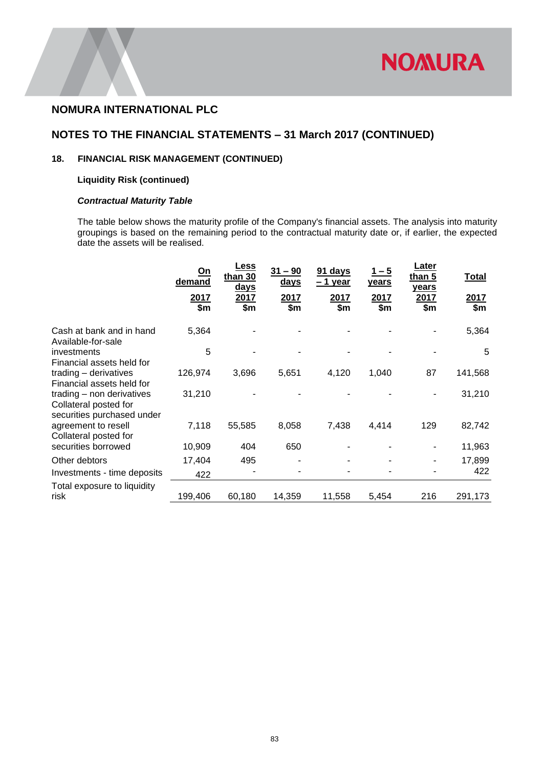## NOMURA INTERNATIONAL PLC

## NOTES TO THE FINANCIAL STATEMENTS – 31 March 2017 (CONTINUED)

### 18. FINANCIAL RISK MANAGEMENT (CONTINUED)

**Liquidity Risk (continued)**

***Contractual Maturity Table***

The table below shows the maturity profile of the Company's financial assets. The analysis into maturity groupings is based on the remaining period to the contractual maturity date or, if earlier, the expected date the assets will be realised.

| | On demand | Less than 30 days | 31 – 90 days | 91 days – 1 year | 1 – 5 years | Later than 5 years | Total |
|---|---|---|---|---|---|---|---|
| | 2017 $m | 2017 $m | 2017 $m | 2017 $m | 2017 $m | 2017 $m | 2017 $m |
| Cash at bank and in hand | 5,364 | - | - | - | - | - | 5,364 |
| Available-for-sale investments | 5 | - | - | - | - | - | 5 |
| Financial assets held for trading – derivatives | 126,974 | 3,696 | 5,651 | 4,120 | 1,040 | 87 | 141,568 |
| Financial assets held for trading – non derivatives | 31,210 | - | - | - | - | - | 31,210 |
| Collateral posted for securities purchased under agreement to resell | 7,118 | 55,585 | 8,058 | 7,438 | 4,414 | 129 | 82,742 |
| Collateral posted for securities borrowed | 10,909 | 404 | 650 | - | - | - | 11,963 |
| Other debtors | 17,404 | 495 | - | - | - | - | 17,899 |
| Investments - time deposits | 422 | - | - | - | - | - | 422 |
| Total exposure to liquidity risk | 199,406 | 60,180 | 14,359 | 11,558 | 5,454 | 216 | 291,173 |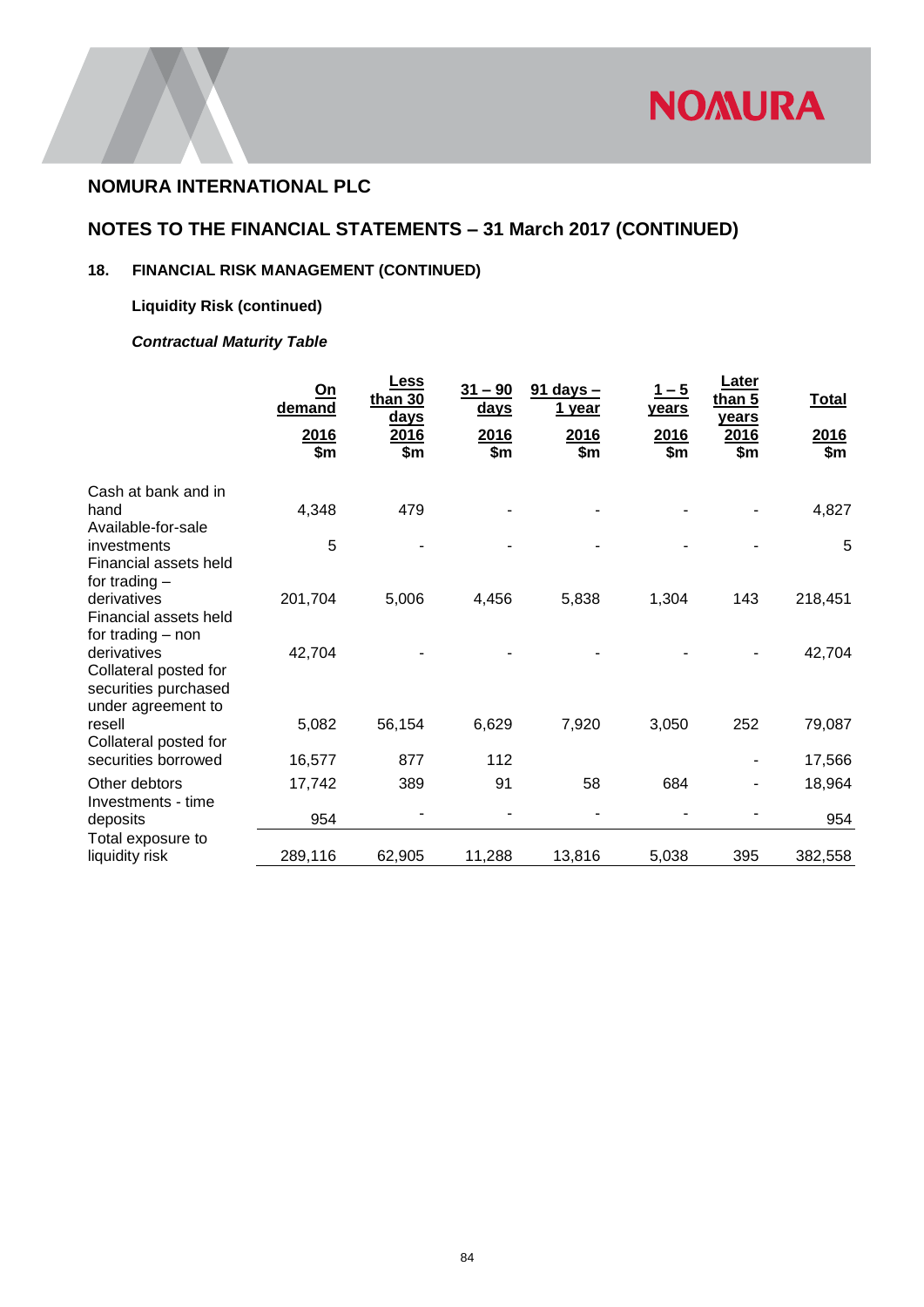## NOMURA INTERNATIONAL PLC

## NOTES TO THE FINANCIAL STATEMENTS – 31 March 2017 (CONTINUED)

### 18. FINANCIAL RISK MANAGEMENT (CONTINUED)

**Liquidity Risk (continued)**

***Contractual Maturity Table***

| | On demand 2016 $m | Less than 30 days 2016 $m | 31 – 90 days 2016 $m | 91 days – 1 year 2016 $m | 1 – 5 years 2016 $m | Later than 5 years 2016 $m | Total 2016 $m |
|---|---|---|---|---|---|---|---|
| Cash at bank and in hand | 4,348 | 479 | - | - | - | - | 4,827 |
| Available-for-sale investments | 5 | - | - | - | - | - | 5 |
| Financial assets held for trading – derivatives | 201,704 | 5,006 | 4,456 | 5,838 | 1,304 | 143 | 218,451 |
| Financial assets held for trading – non derivatives | 42,704 | - | - | - | - | - | 42,704 |
| Collateral posted for securities purchased under agreement to resell | 5,082 | 56,154 | 6,629 | 7,920 | 3,050 | 252 | 79,087 |
| Collateral posted for securities borrowed | 16,577 | 877 | 112 | | | - | 17,566 |
| Other debtors | 17,742 | 389 | 91 | 58 | 684 | - | 18,964 |
| Investments - time deposits | 954 | - | - | - | - | - | 954 |
| Total exposure to liquidity risk | 289,116 | 62,905 | 11,288 | 13,816 | 5,038 | 395 | 382,558 |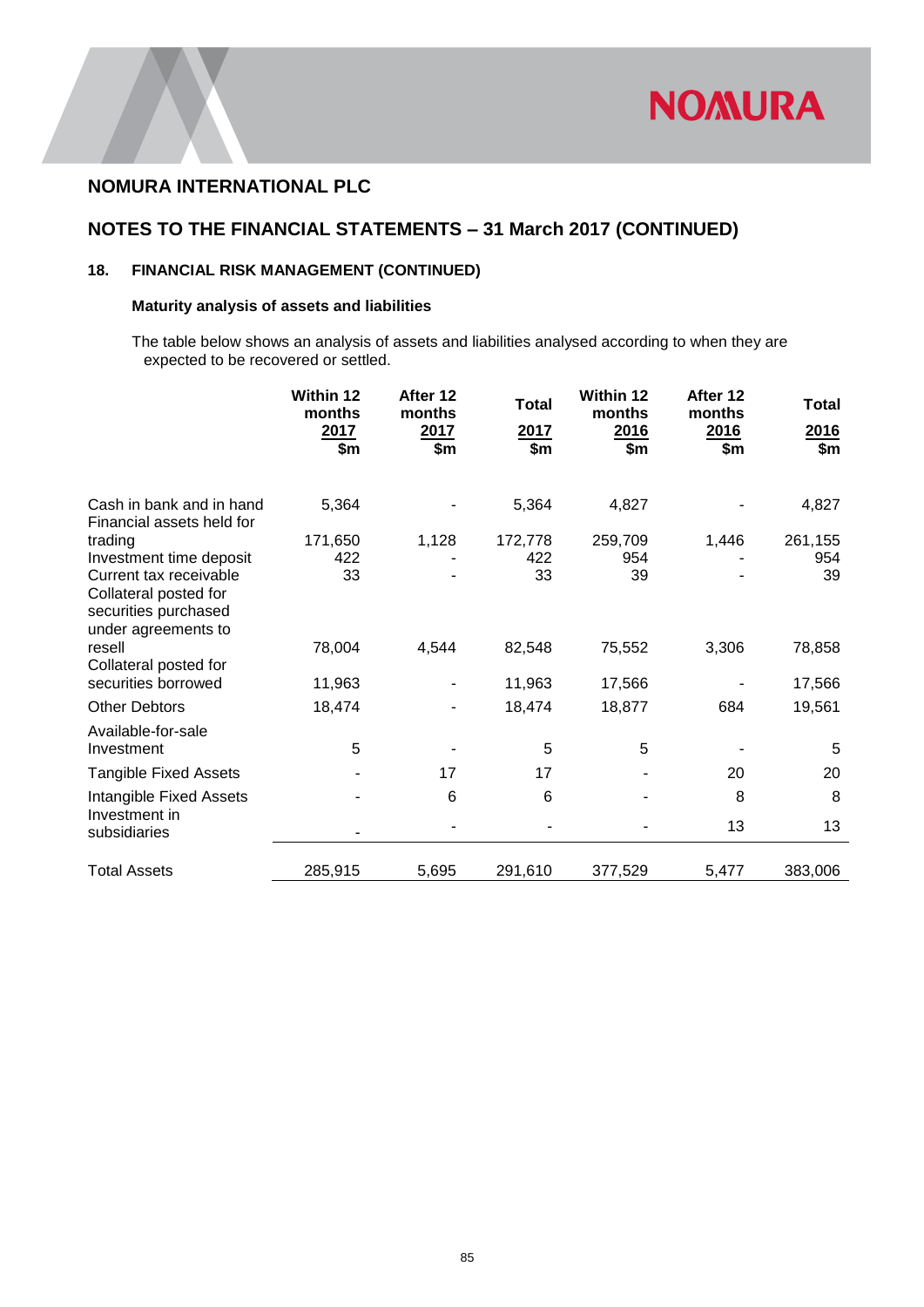# NOMURA INTERNATIONAL PLC

## NOTES TO THE FINANCIAL STATEMENTS – 31 March 2017 (CONTINUED)

### 18. FINANCIAL RISK MANAGEMENT (CONTINUED)

#### Maturity analysis of assets and liabilities

The table below shows an analysis of assets and liabilities analysed according to when they are expected to be recovered or settled.

| | Within 12 months 2017 $m | After 12 months 2017 $m | Total 2017 $m | Within 12 months 2016 $m | After 12 months 2016 $m | Total 2016 $m |
|---|---|---|---|---|---|---|
| Cash in bank and in hand | 5,364 | - | 5,364 | 4,827 | - | 4,827 |
| Financial assets held for trading | 171,650 | 1,128 | 172,778 | 259,709 | 1,446 | 261,155 |
| Investment time deposit | 422 | - | 422 | 954 | - | 954 |
| Current tax receivable | 33 | - | 33 | 39 | - | 39 |
| Collateral posted for securities purchased under agreements to resell | 78,004 | 4,544 | 82,548 | 75,552 | 3,306 | 78,858 |
| Collateral posted for securities borrowed | 11,963 | - | 11,963 | 17,566 | - | 17,566 |
| Other Debtors | 18,474 | - | 18,474 | 18,877 | 684 | 19,561 |
| Available-for-sale Investment | 5 | - | 5 | 5 | - | 5 |
| Tangible Fixed Assets | - | 17 | 17 | - | 20 | 20 |
| Intangible Fixed Assets | - | 6 | 6 | - | 8 | 8 |
| Investment in subsidiaries | - | - | - | - | 13 | 13 |
| Total Assets | 285,915 | 5,695 | 291,610 | 377,529 | 5,477 | 383,006 |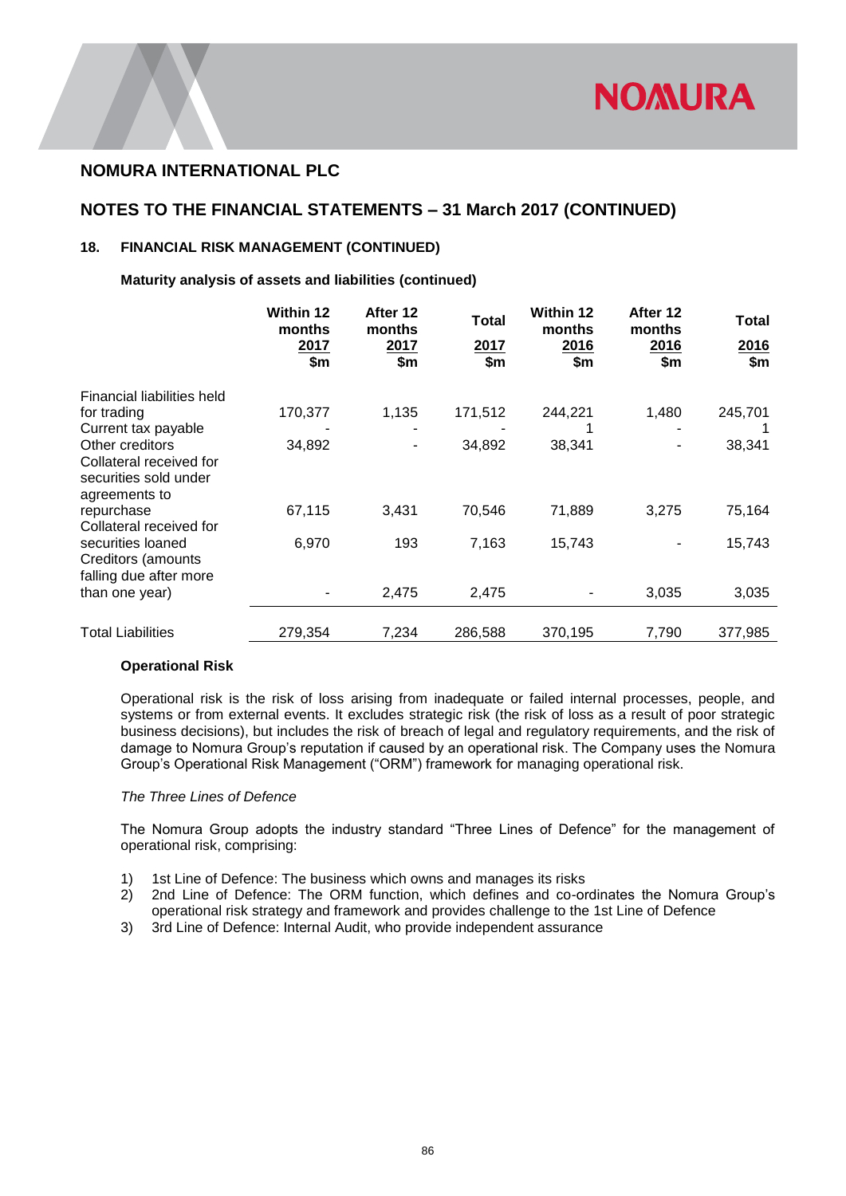## NOMURA INTERNATIONAL PLC

## NOTES TO THE FINANCIAL STATEMENTS – 31 March 2017 (CONTINUED)

### 18. FINANCIAL RISK MANAGEMENT (CONTINUED)

**Maturity analysis of assets and liabilities (continued)**

| | Within 12 months 2017 $m | After 12 months 2017 $m | Total 2017 $m | Within 12 months 2016 $m | After 12 months 2016 $m | Total 2016 $m |
|---|---|---|---|---|---|---|
| Financial liabilities held for trading | 170,377 | 1,135 | 171,512 | 244,221 | 1,480 | 245,701 |
| Current tax payable | - | - | - | 1 | - | 1 |
| Other creditors | 34,892 | - | 34,892 | 38,341 | - | 38,341 |
| Collateral received for securities sold under agreements to repurchase | 67,115 | 3,431 | 70,546 | 71,889 | 3,275 | 75,164 |
| Collateral received for securities loaned | 6,970 | 193 | 7,163 | 15,743 | - | 15,743 |
| Creditors (amounts falling due after more than one year) | - | 2,475 | 2,475 | - | 3,035 | 3,035 |
| Total Liabilities | 279,354 | 7,234 | 286,588 | 370,195 | 7,790 | 377,985 |

**Operational Risk**

Operational risk is the risk of loss arising from inadequate or failed internal processes, people, and systems or from external events. It excludes strategic risk (the risk of loss as a result of poor strategic business decisions), but includes the risk of breach of legal and regulatory requirements, and the risk of damage to Nomura Group's reputation if caused by an operational risk. The Company uses the Nomura Group's Operational Risk Management ("ORM") framework for managing operational risk.

*The Three Lines of Defence*

The Nomura Group adopts the industry standard "Three Lines of Defence" for the management of operational risk, comprising:

1) 1st Line of Defence: The business which owns and manages its risks
2) 2nd Line of Defence: The ORM function, which defines and co-ordinates the Nomura Group's operational risk strategy and framework and provides challenge to the 1st Line of Defence
3) 3rd Line of Defence: Internal Audit, who provide independent assurance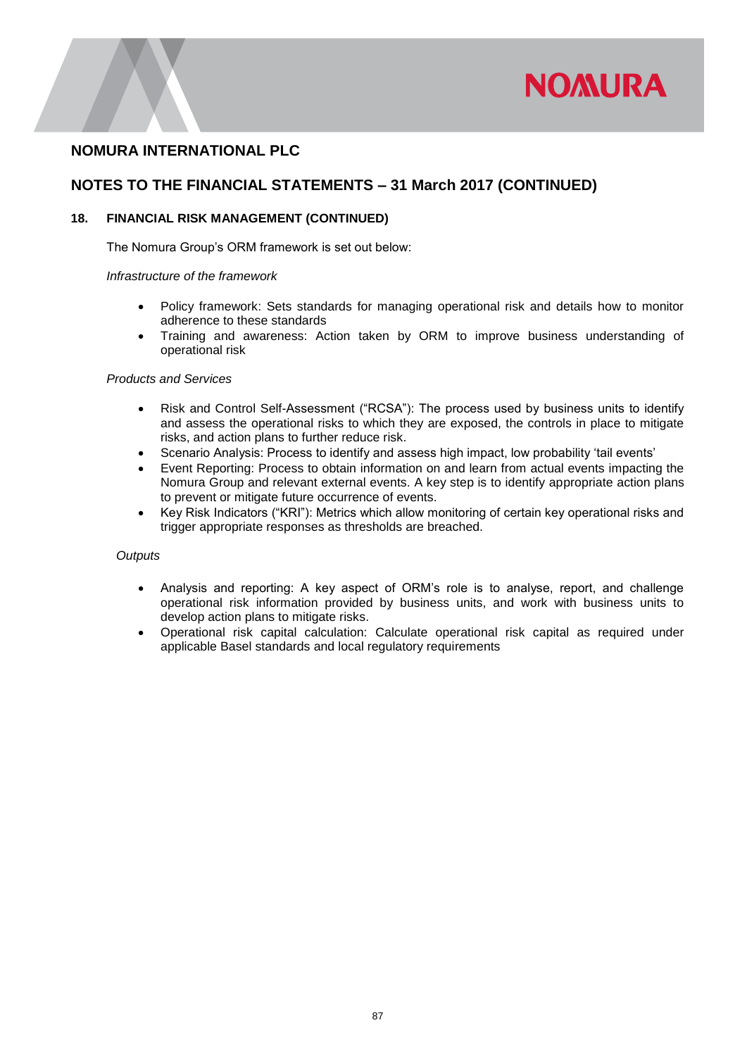## NOMURA INTERNATIONAL PLC

## NOTES TO THE FINANCIAL STATEMENTS – 31 March 2017 (CONTINUED)

### 18. FINANCIAL RISK MANAGEMENT (CONTINUED)

The Nomura Group's ORM framework is set out below:

*Infrastructure of the framework*

- Policy framework: Sets standards for managing operational risk and details how to monitor adherence to these standards
- Training and awareness: Action taken by ORM to improve business understanding of operational risk

*Products and Services*

- Risk and Control Self-Assessment ("RCSA"): The process used by business units to identify and assess the operational risks to which they are exposed, the controls in place to mitigate risks, and action plans to further reduce risk.
- Scenario Analysis: Process to identify and assess high impact, low probability 'tail events'
- Event Reporting: Process to obtain information on and learn from actual events impacting the Nomura Group and relevant external events. A key step is to identify appropriate action plans to prevent or mitigate future occurrence of events.
- Key Risk Indicators ("KRI"): Metrics which allow monitoring of certain key operational risks and trigger appropriate responses as thresholds are breached.

*Outputs*

- Analysis and reporting: A key aspect of ORM's role is to analyse, report, and challenge operational risk information provided by business units, and work with business units to develop action plans to mitigate risks.
- Operational risk capital calculation: Calculate operational risk capital as required under applicable Basel standards and local regulatory requirements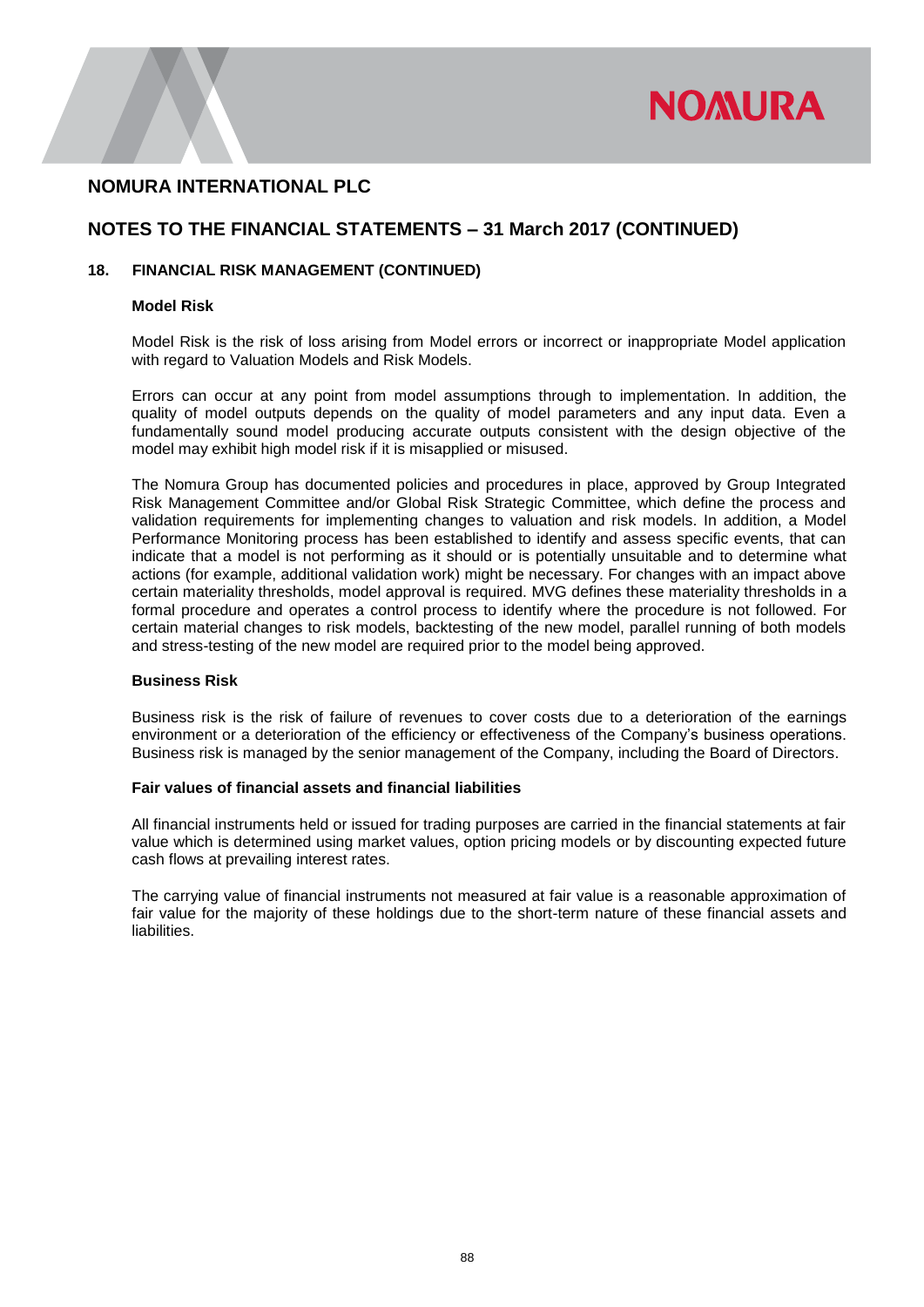# NOMURA INTERNATIONAL PLC

## NOTES TO THE FINANCIAL STATEMENTS – 31 March 2017 (CONTINUED)

### 18. FINANCIAL RISK MANAGEMENT (CONTINUED)

**Model Risk**

Model Risk is the risk of loss arising from Model errors or incorrect or inappropriate Model application with regard to Valuation Models and Risk Models.

Errors can occur at any point from model assumptions through to implementation. In addition, the quality of model outputs depends on the quality of model parameters and any input data. Even a fundamentally sound model producing accurate outputs consistent with the design objective of the model may exhibit high model risk if it is misapplied or misused.

The Nomura Group has documented policies and procedures in place, approved by Group Integrated Risk Management Committee and/or Global Risk Strategic Committee, which define the process and validation requirements for implementing changes to valuation and risk models. In addition, a Model Performance Monitoring process has been established to identify and assess specific events, that can indicate that a model is not performing as it should or is potentially unsuitable and to determine what actions (for example, additional validation work) might be necessary. For changes with an impact above certain materiality thresholds, model approval is required. MVG defines these materiality thresholds in a formal procedure and operates a control process to identify where the procedure is not followed. For certain material changes to risk models, backtesting of the new model, parallel running of both models and stress-testing of the new model are required prior to the model being approved.

**Business Risk**

Business risk is the risk of failure of revenues to cover costs due to a deterioration of the earnings environment or a deterioration of the efficiency or effectiveness of the Company's business operations. Business risk is managed by the senior management of the Company, including the Board of Directors.

**Fair values of financial assets and financial liabilities**

All financial instruments held or issued for trading purposes are carried in the financial statements at fair value which is determined using market values, option pricing models or by discounting expected future cash flows at prevailing interest rates.

The carrying value of financial instruments not measured at fair value is a reasonable approximation of fair value for the majority of these holdings due to the short-term nature of these financial assets and liabilities.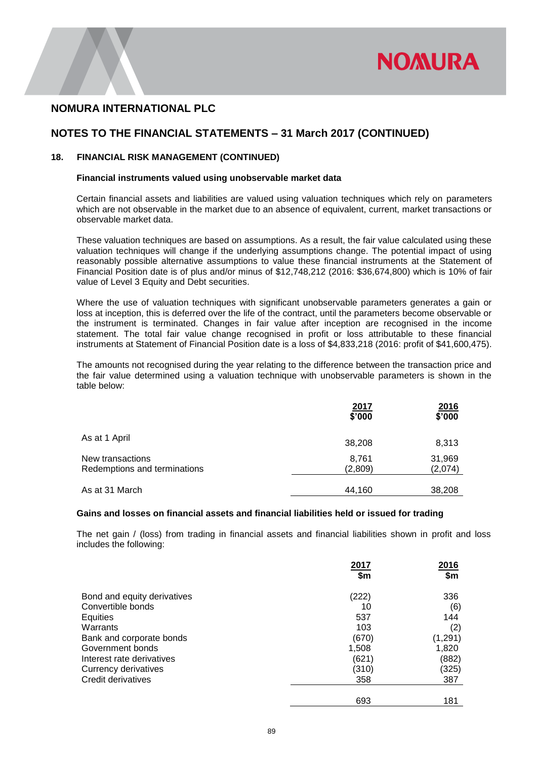## NOMURA INTERNATIONAL PLC

## NOTES TO THE FINANCIAL STATEMENTS – 31 March 2017 (CONTINUED)

### 18. FINANCIAL RISK MANAGEMENT (CONTINUED)

**Financial instruments valued using unobservable market data**

Certain financial assets and liabilities are valued using valuation techniques which rely on parameters which are not observable in the market due to an absence of equivalent, current, market transactions or observable market data.

These valuation techniques are based on assumptions. As a result, the fair value calculated using these valuation techniques will change if the underlying assumptions change. The potential impact of using reasonably possible alternative assumptions to value these financial instruments at the Statement of Financial Position date is of plus and/or minus of $12,748,212 (2016: $36,674,800) which is 10% of fair value of Level 3 Equity and Debt securities.

Where the use of valuation techniques with significant unobservable parameters generates a gain or loss at inception, this is deferred over the life of the contract, until the parameters become observable or the instrument is terminated. Changes in fair value after inception are recognised in the income statement. The total fair value change recognised in profit or loss attributable to these financial instruments at Statement of Financial Position date is a loss of $4,833,218 (2016: profit of $41,600,475).

The amounts not recognised during the year relating to the difference between the transaction price and the fair value determined using a valuation technique with unobservable parameters is shown in the table below:

| | 2017 $'000 | 2016 $'000 |
|---|---|---|
| As at 1 April | 38,208 | 8,313 |
| New transactions | 8,761 | 31,969 |
| Redemptions and terminations | (2,809) | (2,074) |
| As at 31 March | 44,160 | 38,208 |

**Gains and losses on financial assets and financial liabilities held or issued for trading**

The net gain / (loss) from trading in financial assets and financial liabilities shown in profit and loss includes the following:

| | 2017 $m | 2016 $m |
|---|---|---|
| Bond and equity derivatives | (222) | 336 |
| Convertible bonds | 10 | (6) |
| Equities | 537 | 144 |
| Warrants | 103 | (2) |
| Bank and corporate bonds | (670) | (1,291) |
| Government bonds | 1,508 | 1,820 |
| Interest rate derivatives | (621) | (882) |
| Currency derivatives | (310) | (325) |
| Credit derivatives | 358 | 387 |
| | 693 | 181 |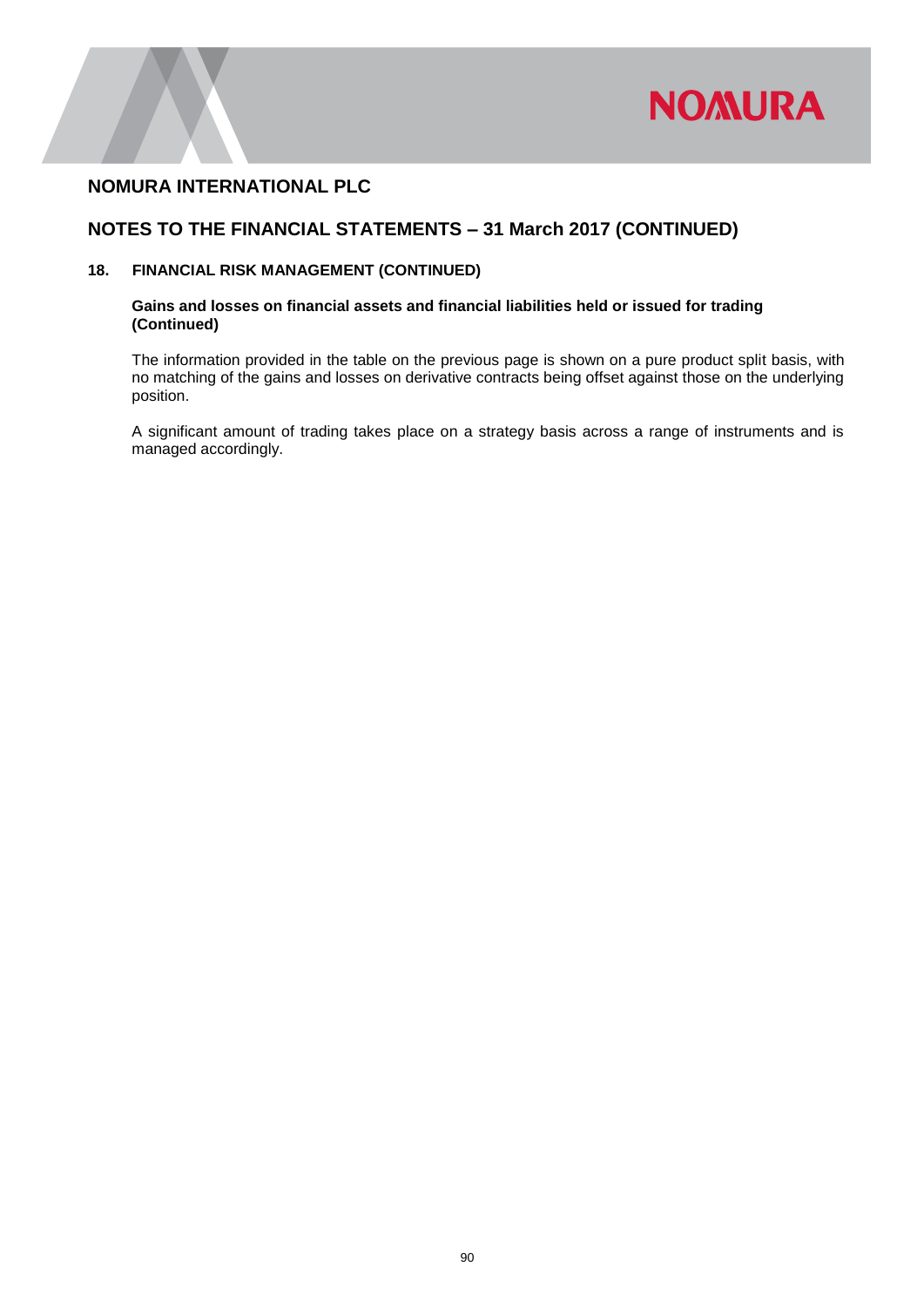## NOMURA INTERNATIONAL PLC

## NOTES TO THE FINANCIAL STATEMENTS – 31 March 2017 (CONTINUED)

### 18. FINANCIAL RISK MANAGEMENT (CONTINUED)

**Gains and losses on financial assets and financial liabilities held or issued for trading (Continued)**

The information provided in the table on the previous page is shown on a pure product split basis, with no matching of the gains and losses on derivative contracts being offset against those on the underlying position.

A significant amount of trading takes place on a strategy basis across a range of instruments and is managed accordingly.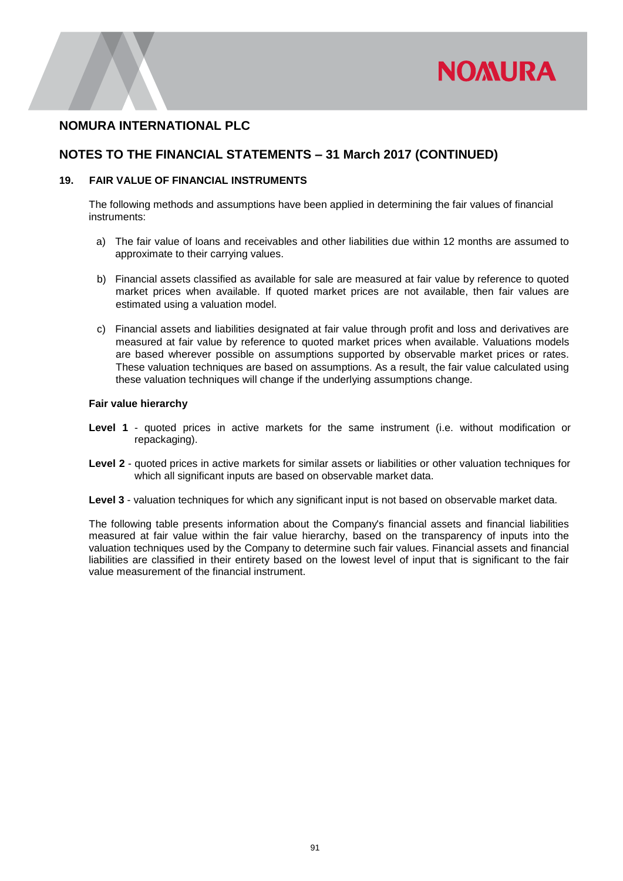# NOMURA INTERNATIONAL PLC

## NOTES TO THE FINANCIAL STATEMENTS – 31 March 2017 (CONTINUED)

### 19. FAIR VALUE OF FINANCIAL INSTRUMENTS

The following methods and assumptions have been applied in determining the fair values of financial instruments:

a) The fair value of loans and receivables and other liabilities due within 12 months are assumed to approximate to their carrying values.

b) Financial assets classified as available for sale are measured at fair value by reference to quoted market prices when available. If quoted market prices are not available, then fair values are estimated using a valuation model.

c) Financial assets and liabilities designated at fair value through profit and loss and derivatives are measured at fair value by reference to quoted market prices when available. Valuations models are based wherever possible on assumptions supported by observable market prices or rates. These valuation techniques are based on assumptions. As a result, the fair value calculated using these valuation techniques will change if the underlying assumptions change.

**Fair value hierarchy**

**Level 1** - quoted prices in active markets for the same instrument (i.e. without modification or repackaging).

**Level 2** - quoted prices in active markets for similar assets or liabilities or other valuation techniques for which all significant inputs are based on observable market data.

**Level 3** - valuation techniques for which any significant input is not based on observable market data.

The following table presents information about the Company's financial assets and financial liabilities measured at fair value within the fair value hierarchy, based on the transparency of inputs into the valuation techniques used by the Company to determine such fair values. Financial assets and financial liabilities are classified in their entirety based on the lowest level of input that is significant to the fair value measurement of the financial instrument.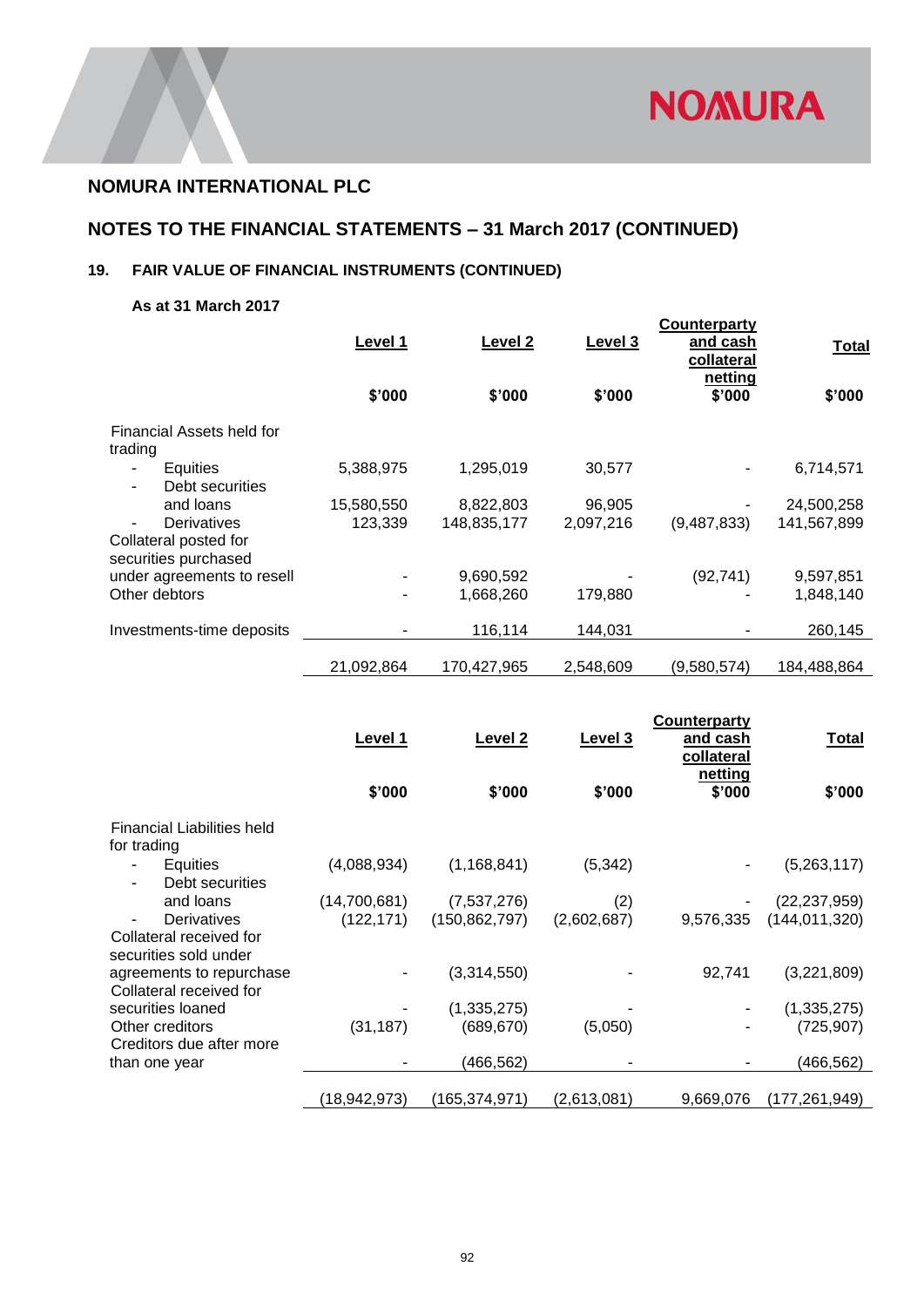## NOMURA INTERNATIONAL PLC

## NOTES TO THE FINANCIAL STATEMENTS – 31 March 2017 (CONTINUED)

### 19. FAIR VALUE OF FINANCIAL INSTRUMENTS (CONTINUED)

**As at 31 March 2017**

| | Level 1 | Level 2 | Level 3 | Counterparty and cash collateral netting | Total |
|---|---|---|---|---|---|
| | $'000 | $'000 | $'000 | $'000 | $'000 |
| Financial Assets held for trading | | | | | |
| - Equities | 5,388,975 | 1,295,019 | 30,577 | - | 6,714,571 |
| - Debt securities and loans | 15,580,550 | 8,822,803 | 96,905 | - | 24,500,258 |
| - Derivatives | 123,339 | 148,835,177 | 2,097,216 | (9,487,833) | 141,567,899 |
| Collateral posted for securities purchased under agreements to resell | - | 9,690,592 | - | (92,741) | 9,597,851 |
| Other debtors | - | 1,668,260 | 179,880 | - | 1,848,140 |
| Investments-time deposits | - | 116,114 | 144,031 | - | 260,145 |
| | 21,092,864 | 170,427,965 | 2,548,609 | (9,580,574) | 184,488,864 |

| | Level 1 | Level 2 | Level 3 | Counterparty and cash collateral netting | Total |
|---|---|---|---|---|---|
| | $'000 | $'000 | $'000 | $'000 | $'000 |
| Financial Liabilities held for trading | | | | | |
| - Equities | (4,088,934) | (1,168,841) | (5,342) | - | (5,263,117) |
| - Debt securities and loans | (14,700,681) | (7,537,276) | (2) | - | (22,237,959) |
| - Derivatives | (122,171) | (150,862,797) | (2,602,687) | 9,576,335 | (144,011,320) |
| Collateral received for securities sold under agreements to repurchase | - | (3,314,550) | - | 92,741 | (3,221,809) |
| Collateral received for securities loaned | - | (1,335,275) | - | - | (1,335,275) |
| Other creditors | (31,187) | (689,670) | (5,050) | - | (725,907) |
| Creditors due after more than one year | - | (466,562) | - | - | (466,562) |
| | (18,942,973) | (165,374,971) | (2,613,081) | 9,669,076 | (177,261,949) |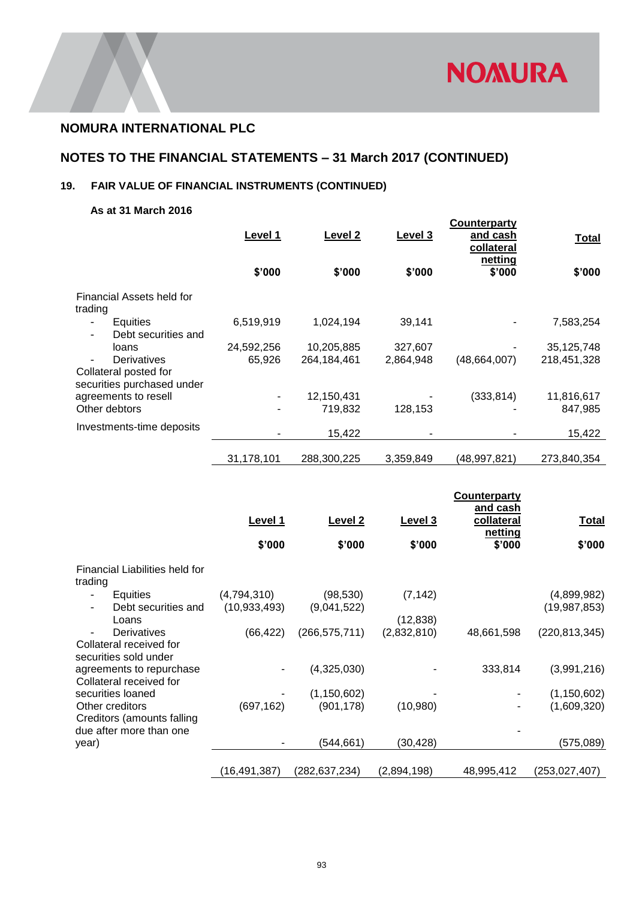# NOMURA INTERNATIONAL PLC

## NOTES TO THE FINANCIAL STATEMENTS – 31 March 2017 (CONTINUED)

### 19. FAIR VALUE OF FINANCIAL INSTRUMENTS (CONTINUED)

**As at 31 March 2016**

| | Level 1 | Level 2 | Level 3 | Counterparty and cash collateral netting | Total |
|---|---|---|---|---|---|
| | $'000 | $'000 | $'000 | $'000 | $'000 |
| Financial Assets held for trading | | | | | |
| - Equities | 6,519,919 | 1,024,194 | 39,141 | - | 7,583,254 |
| - Debt securities and loans | 24,592,256 | 10,205,885 | 327,607 | - | 35,125,748 |
| - Derivatives | 65,926 | 264,184,461 | 2,864,948 | (48,664,007) | 218,451,328 |
| Collateral posted for securities purchased under agreements to resell | - | 12,150,431 | - | (333,814) | 11,816,617 |
| Other debtors | - | 719,832 | 128,153 | - | 847,985 |
| Investments-time deposits | - | 15,422 | - | - | 15,422 |
| | 31,178,101 | 288,300,225 | 3,359,849 | (48,997,821) | 273,840,354 |

| | Level 1 | Level 2 | Level 3 | Counterparty and cash collateral netting | Total |
|---|---|---|---|---|---|
| | $'000 | $'000 | $'000 | $'000 | $'000 |
| Financial Liabilities held for trading | | | | | |
| - Equities | (4,794,310) | (98,530) | (7,142) | | (4,899,982) |
| - Debt securities and Loans | (10,933,493) | (9,041,522) | (12,838) | | (19,987,853) |
| - Derivatives | (66,422) | (266,575,711) | (2,832,810) | 48,661,598 | (220,813,345) |
| Collateral received for securities sold under agreements to repurchase | - | (4,325,030) | - | 333,814 | (3,991,216) |
| Collateral received for securities loaned | - | (1,150,602) | - | - | (1,150,602) |
| Other creditors | (697,162) | (901,178) | (10,980) | - | (1,609,320) |
| Creditors (amounts falling due after more than one year) | - | (544,661) | (30,428) | - | (575,089) |
| | (16,491,387) | (282,637,234) | (2,894,198) | 48,995,412 | (253,027,407) |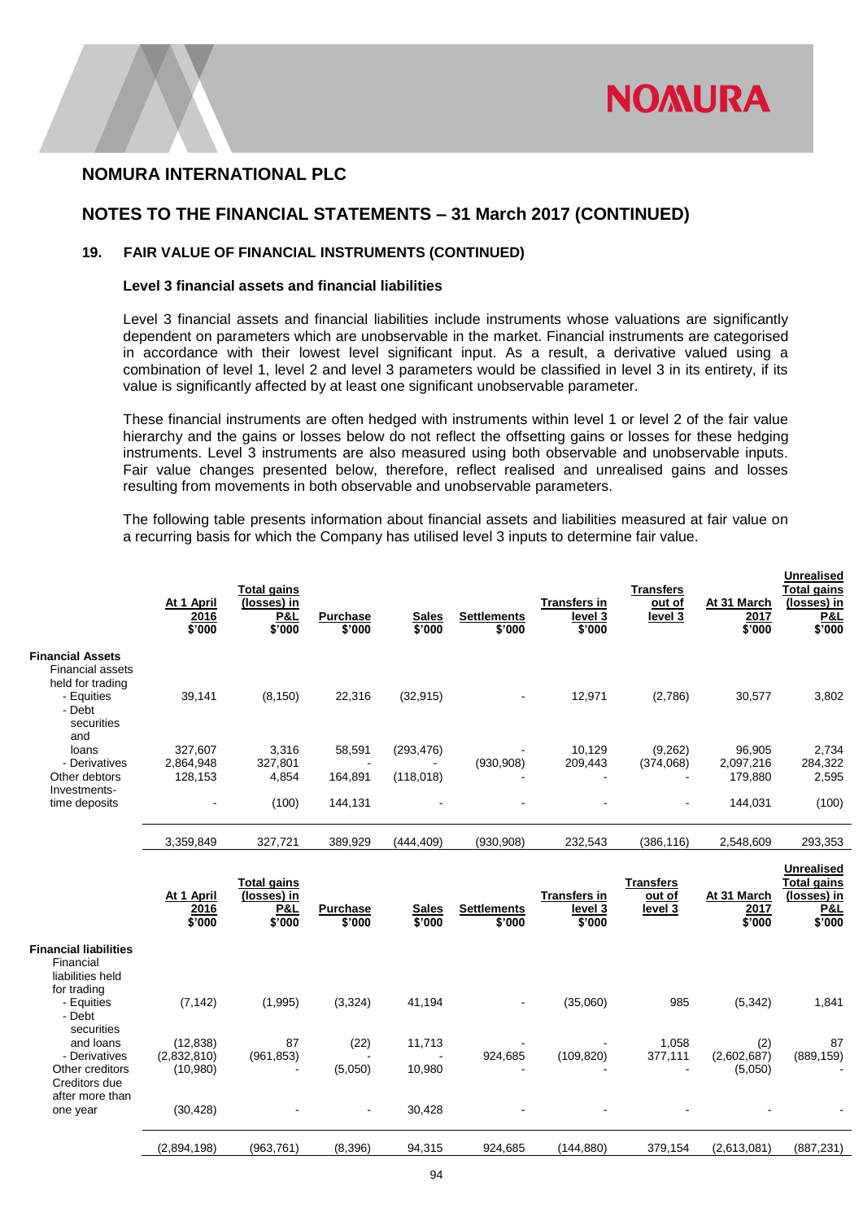## NOMURA INTERNATIONAL PLC

## NOTES TO THE FINANCIAL STATEMENTS – 31 March 2017 (CONTINUED)

### 19. FAIR VALUE OF FINANCIAL INSTRUMENTS (CONTINUED)

#### Level 3 financial assets and financial liabilities

Level 3 financial assets and financial liabilities include instruments whose valuations are significantly dependent on parameters which are unobservable in the market. Financial instruments are categorised in accordance with their lowest level significant input. As a result, a derivative valued using a combination of level 1, level 2 and level 3 parameters would be classified in level 3 in its entirety, if its value is significantly affected by at least one significant unobservable parameter.

These financial instruments are often hedged with instruments within level 1 or level 2 of the fair value hierarchy and the gains or losses below do not reflect the offsetting gains or losses for these hedging instruments. Level 3 instruments are also measured using both observable and unobservable inputs. Fair value changes presented below, therefore, reflect realised and unrealised gains and losses resulting from movements in both observable and unobservable parameters.

The following table presents information about financial assets and liabilities measured at fair value on a recurring basis for which the Company has utilised level 3 inputs to determine fair value.

| | At 1 April 2016 $'000 | Total gains (losses) in P&L $'000 | Purchase $'000 | Sales $'000 | Settlements $'000 | Transfers in level 3 $'000 | Transfers out of level 3 | At 31 March 2017 $'000 | Unrealised Total gains (losses) in P&L $'000 |
|---|---|---|---|---|---|---|---|---|---|
| **Financial Assets** | | | | | | | | | |
| Financial assets held for trading | | | | | | | | | |
| - Equities | 39,141 | (8,150) | 22,316 | (32,915) | - | 12,971 | (2,786) | 30,577 | 3,802 |
| - Debt securities and loans | 327,607 | 3,316 | 58,591 | (293,476) | - | 10,129 | (9,262) | 96,905 | 2,734 |
| - Derivatives | 2,864,948 | 327,801 | - | - | (930,908) | 209,443 | (374,068) | 2,097,216 | 284,322 |
| Other debtors | 128,153 | 4,854 | 164,891 | (118,018) | - | - | - | 179,880 | 2,595 |
| Investments-time deposits | - | (100) | 144,131 | - | - | - | - | 144,031 | (100) |
| | 3,359,849 | 327,721 | 389,929 | (444,409) | (930,908) | 232,543 | (386,116) | 2,548,609 | 293,353 |

| | At 1 April 2016 $'000 | Total gains (losses) in P&L $'000 | Purchase $'000 | Sales $'000 | Settlements $'000 | Transfers in level 3 $'000 | Transfers out of level 3 | At 31 March 2017 $'000 | Unrealised Total gains (losses) in P&L $'000 |
|---|---|---|---|---|---|---|---|---|---|
| **Financial liabilities** | | | | | | | | | |
| Financial liabilities held for trading | | | | | | | | | |
| - Equities | (7,142) | (1,995) | (3,324) | 41,194 | - | (35,060) | 985 | (5,342) | 1,841 |
| - Debt securities and loans | (12,838) | 87 | (22) | 11,713 | - | - | 1,058 | (2) | 87 |
| - Derivatives | (2,832,810) | (961,853) | - | - | 924,685 | (109,820) | 377,111 | (2,602,687) | (889,159) |
| Other creditors | (10,980) | - | (5,050) | 10,980 | - | - | - | (5,050) | - |
| Creditors due after more than one year | (30,428) | - | - | 30,428 | - | - | - | - | - |
| | (2,894,198) | (963,761) | (8,396) | 94,315 | 924,685 | (144,880) | 379,154 | (2,613,081) | (887,231) |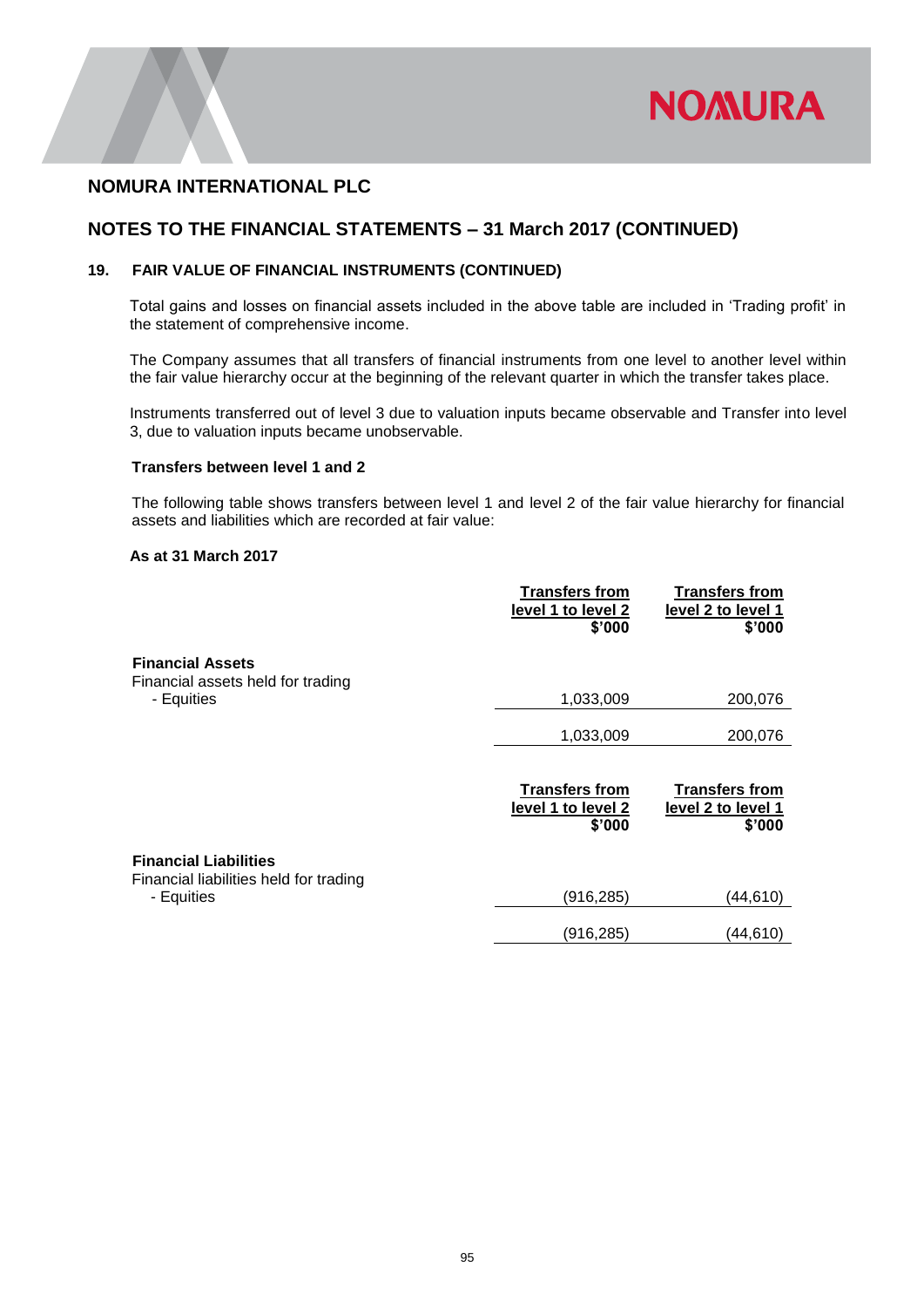# NOMURA INTERNATIONAL PLC

## NOTES TO THE FINANCIAL STATEMENTS – 31 March 2017 (CONTINUED)

### 19. FAIR VALUE OF FINANCIAL INSTRUMENTS (CONTINUED)

Total gains and losses on financial assets included in the above table are included in 'Trading profit' in the statement of comprehensive income.

The Company assumes that all transfers of financial instruments from one level to another level within the fair value hierarchy occur at the beginning of the relevant quarter in which the transfer takes place.

Instruments transferred out of level 3 due to valuation inputs became observable and Transfer into level 3, due to valuation inputs became unobservable.

**Transfers between level 1 and 2**

The following table shows transfers between level 1 and level 2 of the fair value hierarchy for financial assets and liabilities which are recorded at fair value:

**As at 31 March 2017**

| | Transfers from level 1 to level 2 $'000 | Transfers from level 2 to level 1 $'000 |
|---|---|---|
| **Financial Assets** | | |
| Financial assets held for trading | | |
| - Equities | 1,033,009 | 200,076 |
| | 1,033,009 | 200,076 |

| | Transfers from level 1 to level 2 $'000 | Transfers from level 2 to level 1 $'000 |
|---|---|---|
| **Financial Liabilities** | | |
| Financial liabilities held for trading | | |
| - Equities | (916,285) | (44,610) |
| | (916,285) | (44,610) |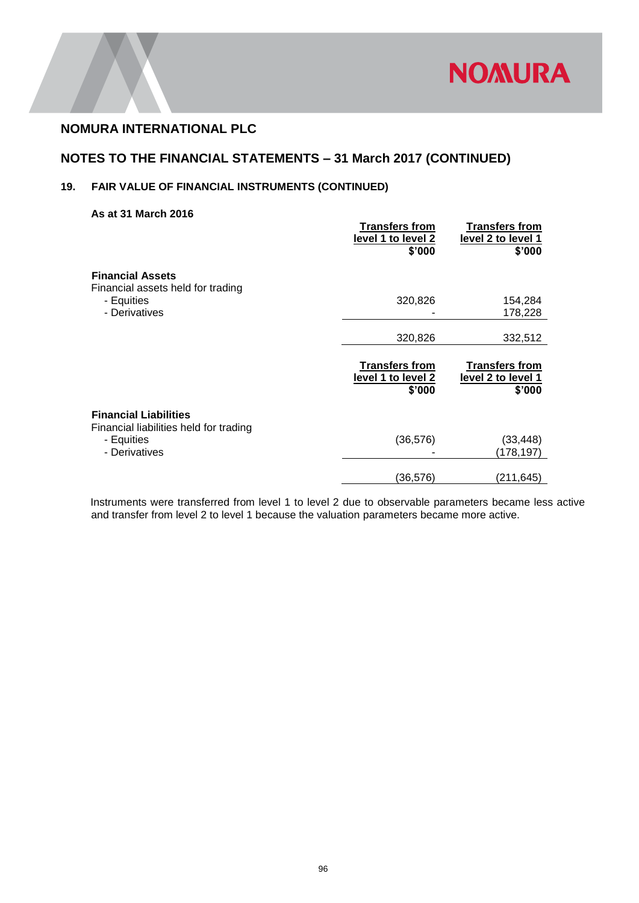## NOMURA INTERNATIONAL PLC

## NOTES TO THE FINANCIAL STATEMENTS – 31 March 2017 (CONTINUED)

### 19. FAIR VALUE OF FINANCIAL INSTRUMENTS (CONTINUED)

**As at 31 March 2016**

| | Transfers from level 1 to level 2 $'000 | Transfers from level 2 to level 1 $'000 |
|---|---|---|
| **Financial Assets** | | |
| Financial assets held for trading | | |
| - Equities | 320,826 | 154,284 |
| - Derivatives | - | 178,228 |
| | 320,826 | 332,512 |

| | Transfers from level 1 to level 2 $'000 | Transfers from level 2 to level 1 $'000 |
|---|---|---|
| **Financial Liabilities** | | |
| Financial liabilities held for trading | | |
| - Equities | (36,576) | (33,448) |
| - Derivatives | - | (178,197) |
| | (36,576) | (211,645) |

Instruments were transferred from level 1 to level 2 due to observable parameters became less active and transfer from level 2 to level 1 because the valuation parameters became more active.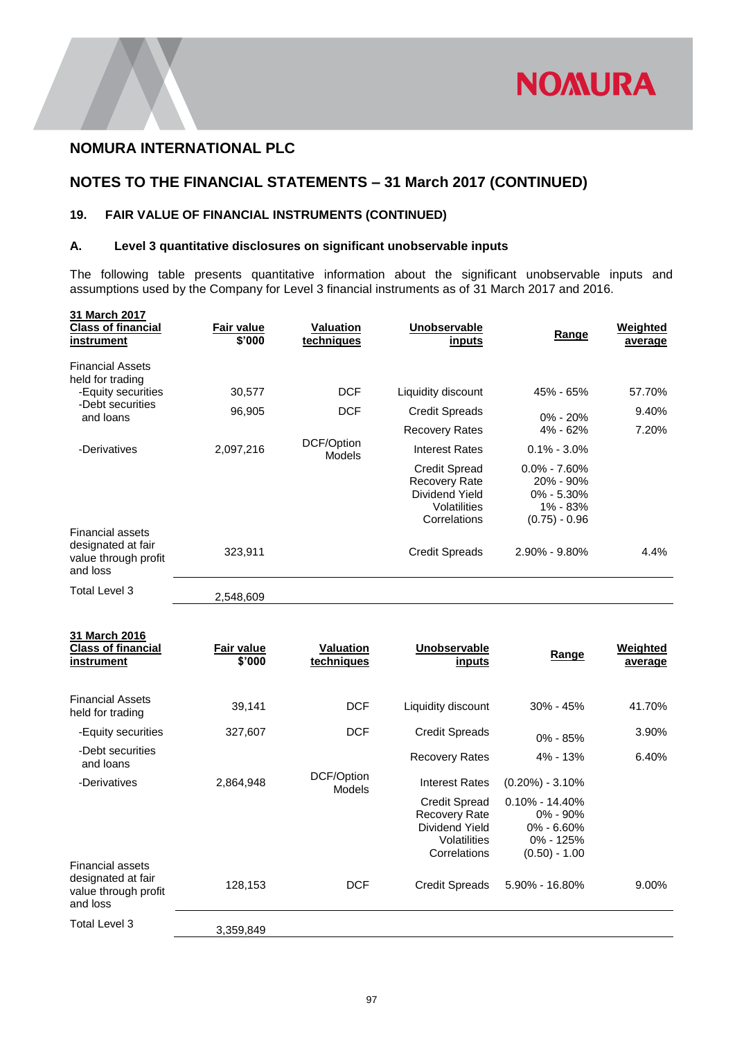## NOMURA INTERNATIONAL PLC

## NOTES TO THE FINANCIAL STATEMENTS – 31 March 2017 (CONTINUED)

### 19. FAIR VALUE OF FINANCIAL INSTRUMENTS (CONTINUED)

### A. Level 3 quantitative disclosures on significant unobservable inputs

The following table presents quantitative information about the significant unobservable inputs and assumptions used by the Company for Level 3 financial instruments as of 31 March 2017 and 2016.

| 31 March 2017 Class of financial instrument | Fair value $'000 | Valuation techniques | Unobservable inputs | Range | Weighted average |
|---|---|---|---|---|---|
| Financial Assets held for trading | | | | | |
| -Equity securities | 30,577 | DCF | Liquidity discount | 45% - 65% | 57.70% |
| -Debt securities and loans | 96,905 | DCF | Credit Spreads | 0% - 20% | 9.40% |
| | | | Recovery Rates | 4% - 62% | 7.20% |
| -Derivatives | 2,097,216 | DCF/Option Models | Interest Rates | 0.1% - 3.0% | |
| | | | Credit Spread | 0.0% - 7.60% | |
| | | | Recovery Rate | 20% - 90% | |
| | | | Dividend Yield | 0% - 5.30% | |
| | | | Volatilities | 1% - 83% | |
| | | | Correlations | (0.75) - 0.96 | |
| Financial assets designated at fair value through profit and loss | 323,911 | | Credit Spreads | 2.90% - 9.80% | 4.4% |
| Total Level 3 | 2,548,609 | | | | |

| 31 March 2016 Class of financial instrument | Fair value $'000 | Valuation techniques | Unobservable inputs | Range | Weighted average |
|---|---|---|---|---|---|
| Financial Assets held for trading | 39,141 | DCF | Liquidity discount | 30% - 45% | 41.70% |
| -Equity securities | 327,607 | DCF | Credit Spreads | 0% - 85% | 3.90% |
| -Debt securities and loans | | | Recovery Rates | 4% - 13% | 6.40% |
| -Derivatives | 2,864,948 | DCF/Option Models | Interest Rates | (0.20%) - 3.10% | |
| | | | Credit Spread | 0.10% - 14.40% | |
| | | | Recovery Rate | 0% - 90% | |
| | | | Dividend Yield | 0% - 6.60% | |
| | | | Volatilities | 0% - 125% | |
| | | | Correlations | (0.50) - 1.00 | |
| Financial assets designated at fair value through profit and loss | 128,153 | DCF | Credit Spreads | 5.90% - 16.80% | 9.00% |
| Total Level 3 | 3,359,849 | | | | |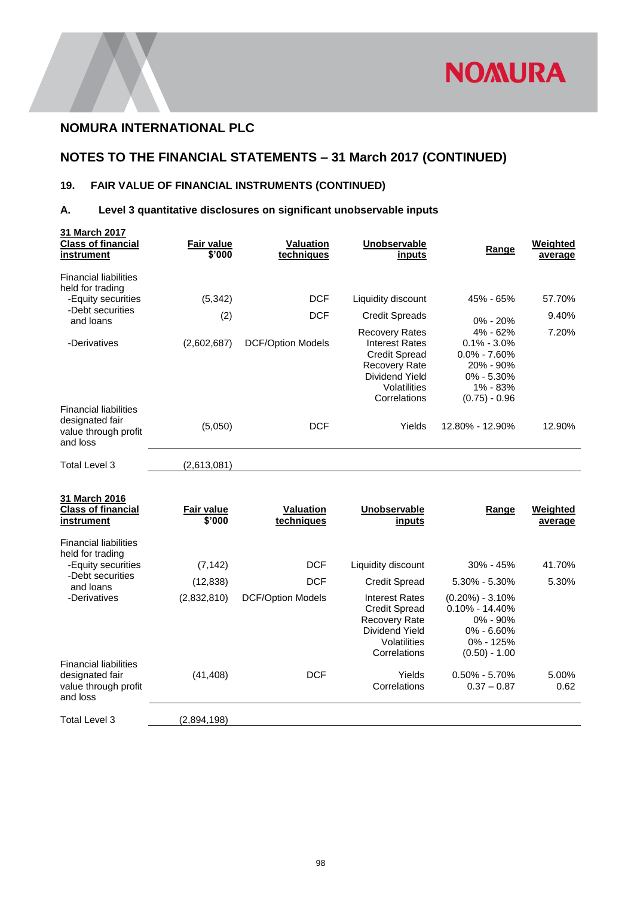## NOMURA INTERNATIONAL PLC

## NOTES TO THE FINANCIAL STATEMENTS – 31 March 2017 (CONTINUED)

### 19. FAIR VALUE OF FINANCIAL INSTRUMENTS (CONTINUED)

### A. Level 3 quantitative disclosures on significant unobservable inputs

| 31 March 2017 Class of financial instrument | Fair value $'000 | Valuation techniques | Unobservable inputs | Range | Weighted average |
|---|---|---|---|---|---|
| Financial liabilities held for trading | | | | | |
| -Equity securities | (5,342) | DCF | Liquidity discount | 45% - 65% | 57.70% |
| -Debt securities and loans | (2) | DCF | Credit Spreads | 0% - 20% | 9.40% |
| | | | Recovery Rates | 4% - 62% | 7.20% |
| -Derivatives | (2,602,687) | DCF/Option Models | Interest Rates | 0.1% - 3.0% | |
| | | | Credit Spread | 0.0% - 7.60% | |
| | | | Recovery Rate | 20% - 90% | |
| | | | Dividend Yield | 0% - 5.30% | |
| | | | Volatilities | 1% - 83% | |
| | | | Correlations | (0.75) - 0.96 | |
| Financial liabilities designated fair value through profit and loss | (5,050) | DCF | Yields | 12.80% - 12.90% | 12.90% |
| Total Level 3 | (2,613,081) | | | | |

| 31 March 2016 Class of financial instrument | Fair value $'000 | Valuation techniques | Unobservable inputs | Range | Weighted average |
|---|---|---|---|---|---|
| Financial liabilities held for trading | | | | | |
| -Equity securities | (7,142) | DCF | Liquidity discount | 30% - 45% | 41.70% |
| -Debt securities and loans | (12,838) | DCF | Credit Spread | 5.30% - 5.30% | 5.30% |
| -Derivatives | (2,832,810) | DCF/Option Models | Interest Rates | (0.20%) - 3.10% | |
| | | | Credit Spread | 0.10% - 14.40% | |
| | | | Recovery Rate | 0% - 90% | |
| | | | Dividend Yield | 0% - 6.60% | |
| | | | Volatilities | 0% - 125% | |
| | | | Correlations | (0.50) - 1.00 | |
| Financial liabilities designated fair value through profit and loss | (41,408) | DCF | Yields | 0.50% - 5.70% | 5.00% |
| | | | Correlations | 0.37 – 0.87 | 0.62 |
| Total Level 3 | (2,894,198) | | | | |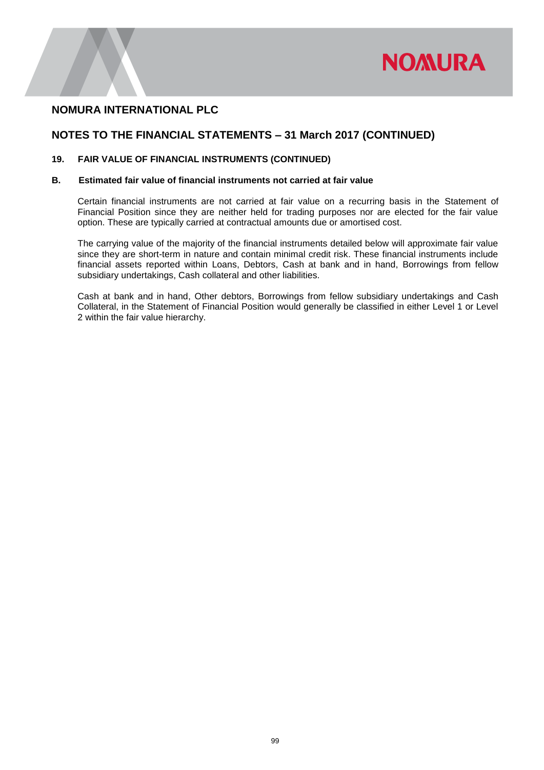## NOMURA INTERNATIONAL PLC

## NOTES TO THE FINANCIAL STATEMENTS – 31 March 2017 (CONTINUED)

### 19. FAIR VALUE OF FINANCIAL INSTRUMENTS (CONTINUED)

#### B. Estimated fair value of financial instruments not carried at fair value

Certain financial instruments are not carried at fair value on a recurring basis in the Statement of Financial Position since they are neither held for trading purposes nor are elected for the fair value option. These are typically carried at contractual amounts due or amortised cost.

The carrying value of the majority of the financial instruments detailed below will approximate fair value since they are short-term in nature and contain minimal credit risk. These financial instruments include financial assets reported within Loans, Debtors, Cash at bank and in hand, Borrowings from fellow subsidiary undertakings, Cash collateral and other liabilities.

Cash at bank and in hand, Other debtors, Borrowings from fellow subsidiary undertakings and Cash Collateral, in the Statement of Financial Position would generally be classified in either Level 1 or Level 2 within the fair value hierarchy.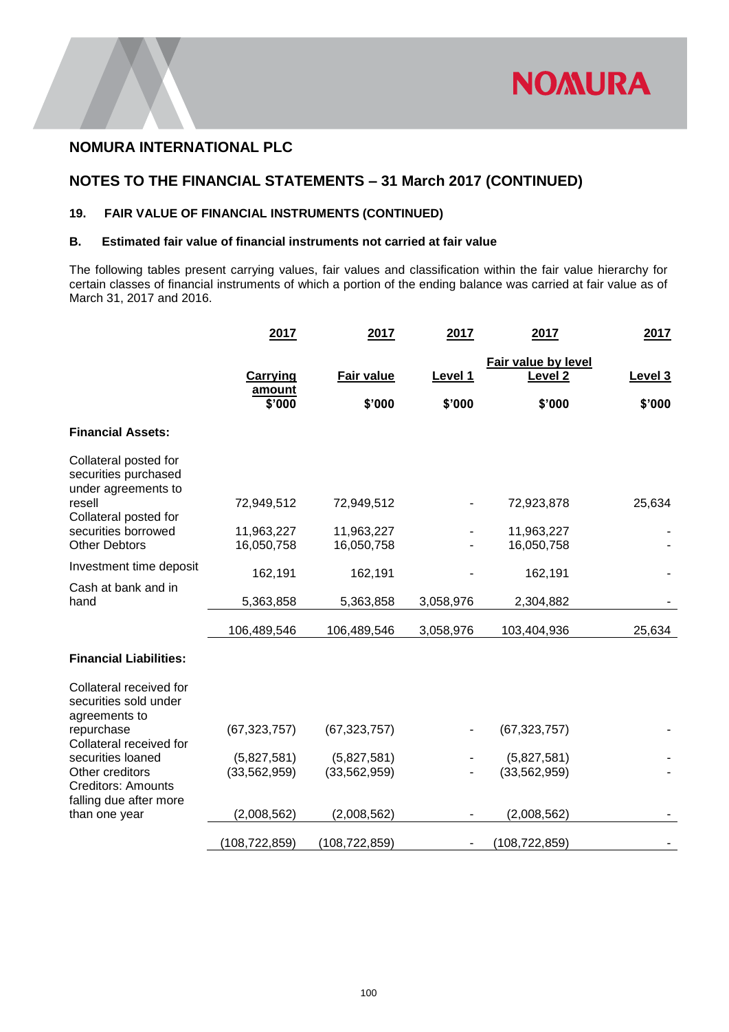# NOMURA INTERNATIONAL PLC

## NOTES TO THE FINANCIAL STATEMENTS – 31 March 2017 (CONTINUED)

### 19. FAIR VALUE OF FINANCIAL INSTRUMENTS (CONTINUED)

### B. Estimated fair value of financial instruments not carried at fair value

The following tables present carrying values, fair values and classification within the fair value hierarchy for certain classes of financial instruments of which a portion of the ending balance was carried at fair value as of March 31, 2017 and 2016.

| | 2017 | 2017 | 2017 | 2017 | 2017 |
|---|---|---|---|---|---|
| | | | | Fair value by level | |
| | Carrying amount | Fair value | Level 1 | Level 2 | Level 3 |
| | $'000 | $'000 | $'000 | $'000 | $'000 |
| **Financial Assets:** | | | | | |
| Collateral posted for securities purchased under agreements to resell | 72,949,512 | 72,949,512 | - | 72,923,878 | 25,634 |
| Collateral posted for securities borrowed | 11,963,227 | 11,963,227 | - | 11,963,227 | - |
| Other Debtors | 16,050,758 | 16,050,758 | - | 16,050,758 | - |
| Investment time deposit | 162,191 | 162,191 | - | 162,191 | - |
| Cash at bank and in hand | 5,363,858 | 5,363,858 | 3,058,976 | 2,304,882 | - |
| | 106,489,546 | 106,489,546 | 3,058,976 | 103,404,936 | 25,634 |
| **Financial Liabilities:** | | | | | |
| Collateral received for securities sold under agreements to repurchase | (67,323,757) | (67,323,757) | - | (67,323,757) | - |
| Collateral received for securities loaned | (5,827,581) | (5,827,581) | - | (5,827,581) | - |
| Other creditors | (33,562,959) | (33,562,959) | - | (33,562,959) | - |
| Creditors: Amounts falling due after more than one year | (2,008,562) | (2,008,562) | - | (2,008,562) | - |
| | (108,722,859) | (108,722,859) | - | (108,722,859) | - |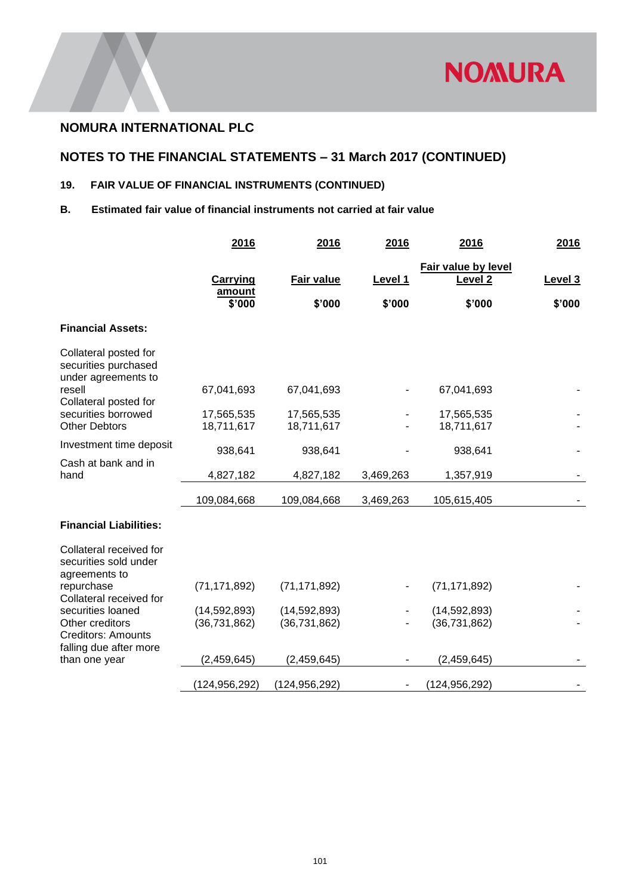## NOMURA INTERNATIONAL PLC

## NOTES TO THE FINANCIAL STATEMENTS – 31 March 2017 (CONTINUED)

### 19. FAIR VALUE OF FINANCIAL INSTRUMENTS (CONTINUED)

### B. Estimated fair value of financial instruments not carried at fair value

| | 2016 | 2016 | 2016 | 2016 | 2016 |
|---|---|---|---|---|---|
| | | | Fair value by level | | |
| | Carrying amount | Fair value | Level 1 | Level 2 | Level 3 |
| | $'000 | $'000 | $'000 | $'000 | $'000 |
| **Financial Assets:** | | | | | |
| Collateral posted for securities purchased under agreements to resell | 67,041,693 | 67,041,693 | - | 67,041,693 | - |
| Collateral posted for securities borrowed | 17,565,535 | 17,565,535 | - | 17,565,535 | - |
| Other Debtors | 18,711,617 | 18,711,617 | - | 18,711,617 | - |
| Investment time deposit | 938,641 | 938,641 | - | 938,641 | - |
| Cash at bank and in hand | 4,827,182 | 4,827,182 | 3,469,263 | 1,357,919 | - |
| | 109,084,668 | 109,084,668 | 3,469,263 | 105,615,405 | - |
| **Financial Liabilities:** | | | | | |
| Collateral received for securities sold under agreements to repurchase | (71,171,892) | (71,171,892) | - | (71,171,892) | - |
| Collateral received for securities loaned | (14,592,893) | (14,592,893) | - | (14,592,893) | - |
| Other creditors | (36,731,862) | (36,731,862) | - | (36,731,862) | - |
| Creditors: Amounts falling due after more than one year | (2,459,645) | (2,459,645) | - | (2,459,645) | - |
| | (124,956,292) | (124,956,292) | - | (124,956,292) | - |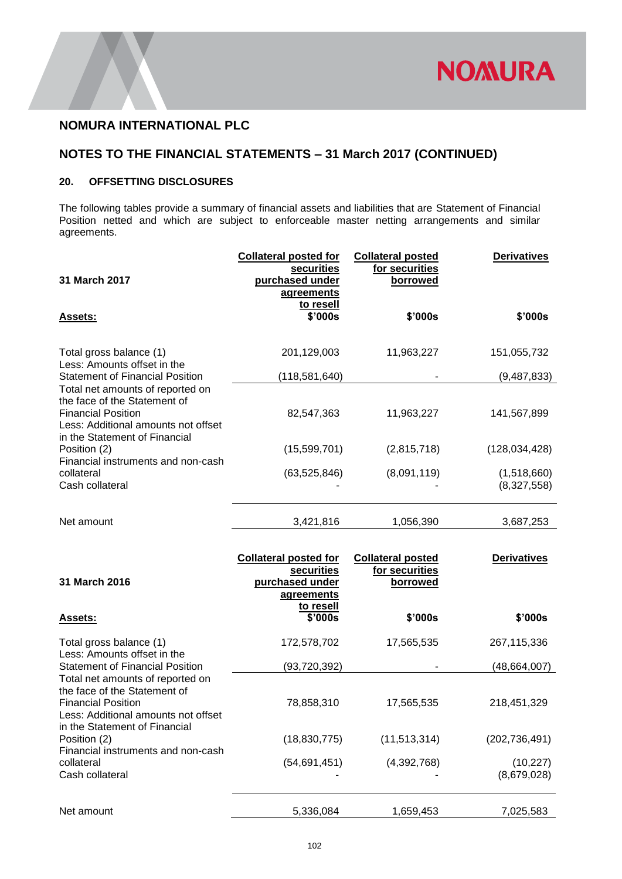## NOMURA INTERNATIONAL PLC

## NOTES TO THE FINANCIAL STATEMENTS – 31 March 2017 (CONTINUED)

### 20. OFFSETTING DISCLOSURES

The following tables provide a summary of financial assets and liabilities that are Statement of Financial Position netted and which are subject to enforceable master netting arrangements and similar agreements.

| 31 March 2017 | Collateral posted for securities purchased under agreements to resell | Collateral posted for securities borrowed | Derivatives |
|---|---|---|---|
| **Assets:** | **$'000s** | **$'000s** | **$'000s** |
| Total gross balance (1) | 201,129,003 | 11,963,227 | 151,055,732 |
| Less: Amounts offset in the Statement of Financial Position | (118,581,640) | - | (9,487,833) |
| Total net amounts of reported on the face of the Statement of Financial Position | 82,547,363 | 11,963,227 | 141,567,899 |
| Less: Additional amounts not offset in the Statement of Financial Position (2) | (15,599,701) | (2,815,718) | (128,034,428) |
| Financial instruments and non-cash collateral | (63,525,846) | (8,091,119) | (1,518,660) |
| Cash collateral | - | - | (8,327,558) |
| Net amount | 3,421,816 | 1,056,390 | 3,687,253 |

| 31 March 2016 | Collateral posted for securities purchased under agreements to resell | Collateral posted for securities borrowed | Derivatives |
|---|---|---|---|
| **Assets:** | **$'000s** | **$'000s** | **$'000s** |
| Total gross balance (1) | 172,578,702 | 17,565,535 | 267,115,336 |
| Less: Amounts offset in the Statement of Financial Position | (93,720,392) | - | (48,664,007) |
| Total net amounts of reported on the face of the Statement of Financial Position | 78,858,310 | 17,565,535 | 218,451,329 |
| Less: Additional amounts not offset in the Statement of Financial Position (2) | (18,830,775) | (11,513,314) | (202,736,491) |
| Financial instruments and non-cash collateral | (54,691,451) | (4,392,768) | (10,227) |
| Cash collateral | - | - | (8,679,028) |
| Net amount | 5,336,084 | 1,659,453 | 7,025,583 |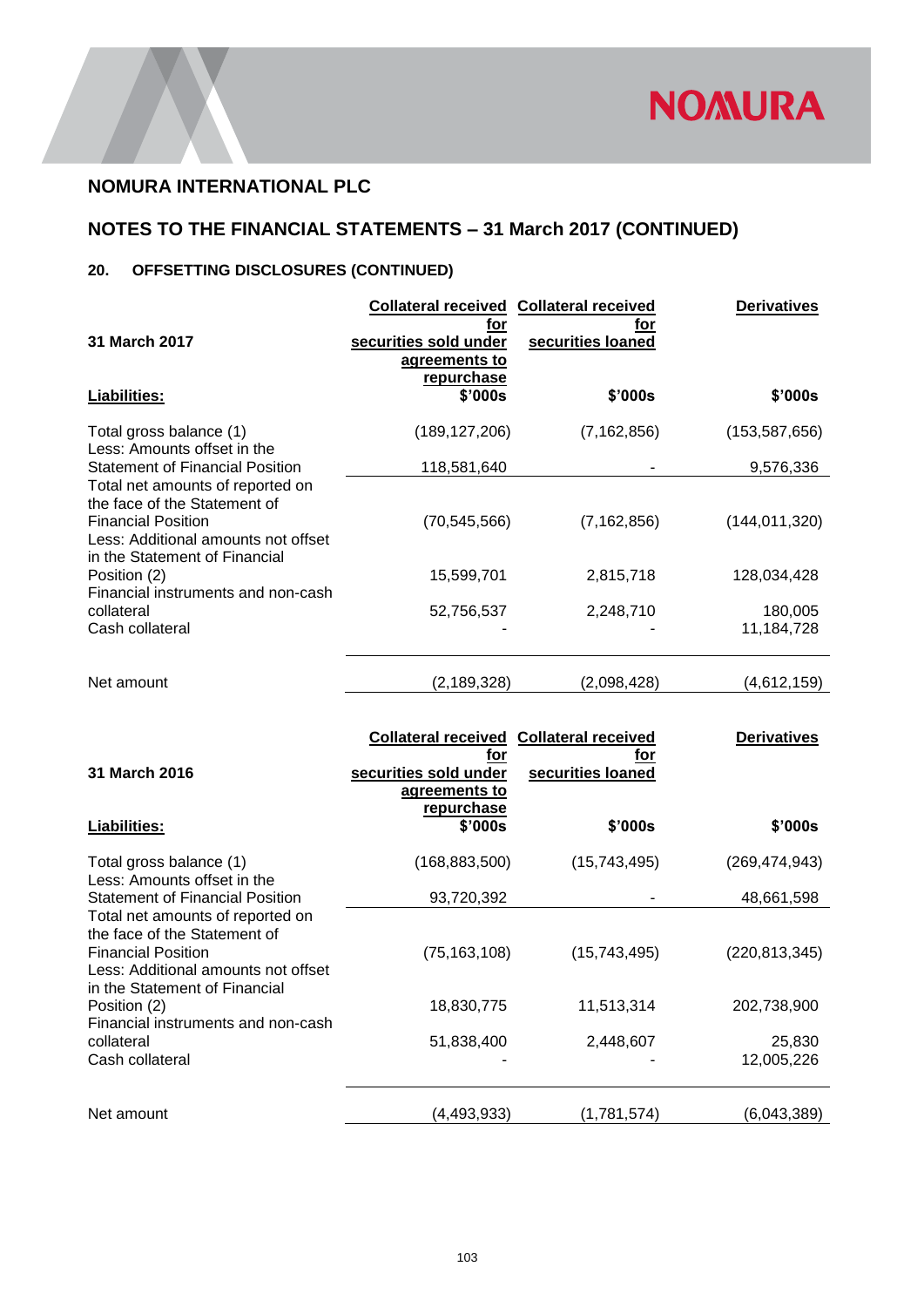## NOMURA INTERNATIONAL PLC

## NOTES TO THE FINANCIAL STATEMENTS – 31 March 2017 (CONTINUED)

### 20. OFFSETTING DISCLOSURES (CONTINUED)

| 31 March 2017 | Collateral received for securities sold under agreements to repurchase | Collateral received for securities loaned | Derivatives |
|---|---|---|---|
| **Liabilities:** | **$'000s** | **$'000s** | **$'000s** |
| Total gross balance (1) | (189,127,206) | (7,162,856) | (153,587,656) |
| Less: Amounts offset in the Statement of Financial Position | 118,581,640 | - | 9,576,336 |
| Total net amounts of reported on the face of the Statement of Financial Position | (70,545,566) | (7,162,856) | (144,011,320) |
| Less: Additional amounts not offset in the Statement of Financial Position (2) | 15,599,701 | 2,815,718 | 128,034,428 |
| Financial instruments and non-cash collateral | 52,756,537 | 2,248,710 | 180,005 |
| Cash collateral | - | - | 11,184,728 |
| Net amount | (2,189,328) | (2,098,428) | (4,612,159) |

| 31 March 2016 | Collateral received for securities sold under agreements to repurchase | Collateral received for securities loaned | Derivatives |
|---|---|---|---|
| **Liabilities:** | **$'000s** | **$'000s** | **$'000s** |
| Total gross balance (1) | (168,883,500) | (15,743,495) | (269,474,943) |
| Less: Amounts offset in the Statement of Financial Position | 93,720,392 | - | 48,661,598 |
| Total net amounts of reported on the face of the Statement of Financial Position | (75,163,108) | (15,743,495) | (220,813,345) |
| Less: Additional amounts not offset in the Statement of Financial Position (2) | 18,830,775 | 11,513,314 | 202,738,900 |
| Financial instruments and non-cash collateral | 51,838,400 | 2,448,607 | 25,830 |
| Cash collateral | - | - | 12,005,226 |
| Net amount | (4,493,933) | (1,781,574) | (6,043,389) |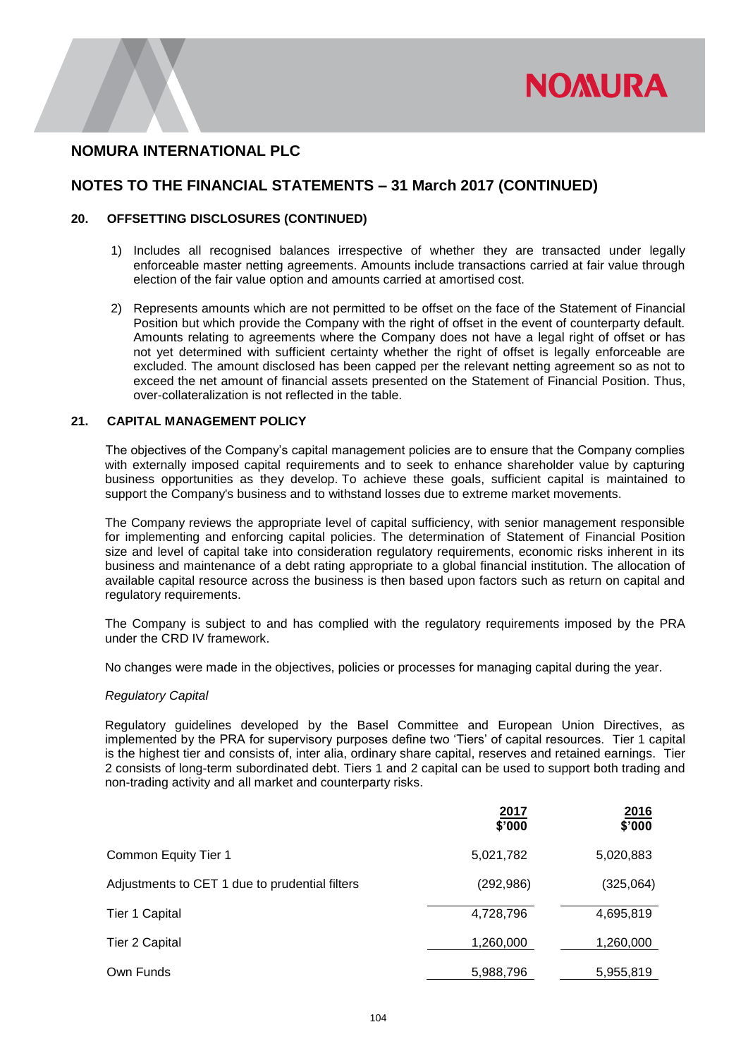## 20. OFFSETTING DISCLOSURES (CONTINUED)

1) Includes all recognised balances irrespective of whether they are transacted under legally enforceable master netting agreements. Amounts include transactions carried at fair value through election of the fair value option and amounts carried at amortised cost.

2) Represents amounts which are not permitted to be offset on the face of the Statement of Financial Position but which provide the Company with the right of offset in the event of counterparty default. Amounts relating to agreements where the Company does not have a legal right of offset or has not yet determined with sufficient certainty whether the right of offset is legally enforceable are excluded. The amount disclosed has been capped per the relevant netting agreement so as not to exceed the net amount of financial assets presented on the Statement of Financial Position. Thus, over-collateralization is not reflected in the table.

## 21. CAPITAL MANAGEMENT POLICY

The objectives of the Company's capital management policies are to ensure that the Company complies with externally imposed capital requirements and to seek to enhance shareholder value by capturing business opportunities as they develop. To achieve these goals, sufficient capital is maintained to support the Company's business and to withstand losses due to extreme market movements.

The Company reviews the appropriate level of capital sufficiency, with senior management responsible for implementing and enforcing capital policies. The determination of Statement of Financial Position size and level of capital take into consideration regulatory requirements, economic risks inherent in its business and maintenance of a debt rating appropriate to a global financial institution. The allocation of available capital resource across the business is then based upon factors such as return on capital and regulatory requirements.

The Company is subject to and has complied with the regulatory requirements imposed by the PRA under the CRD IV framework.

No changes were made in the objectives, policies or processes for managing capital during the year.

*Regulatory Capital*

Regulatory guidelines developed by the Basel Committee and European Union Directives, as implemented by the PRA for supervisory purposes define two 'Tiers' of capital resources. Tier 1 capital is the highest tier and consists of, inter alia, ordinary share capital, reserves and retained earnings. Tier 2 consists of long-term subordinated debt. Tiers 1 and 2 capital can be used to support both trading and non-trading activity and all market and counterparty risks.

| | 2017 $'000 | 2016 $'000 |
|---|---|---|
| Common Equity Tier 1 | 5,021,782 | 5,020,883 |
| Adjustments to CET 1 due to prudential filters | (292,986) | (325,064) |
| Tier 1 Capital | 4,728,796 | 4,695,819 |
| Tier 2 Capital | 1,260,000 | 1,260,000 |
| Own Funds | 5,988,796 | 5,955,819 |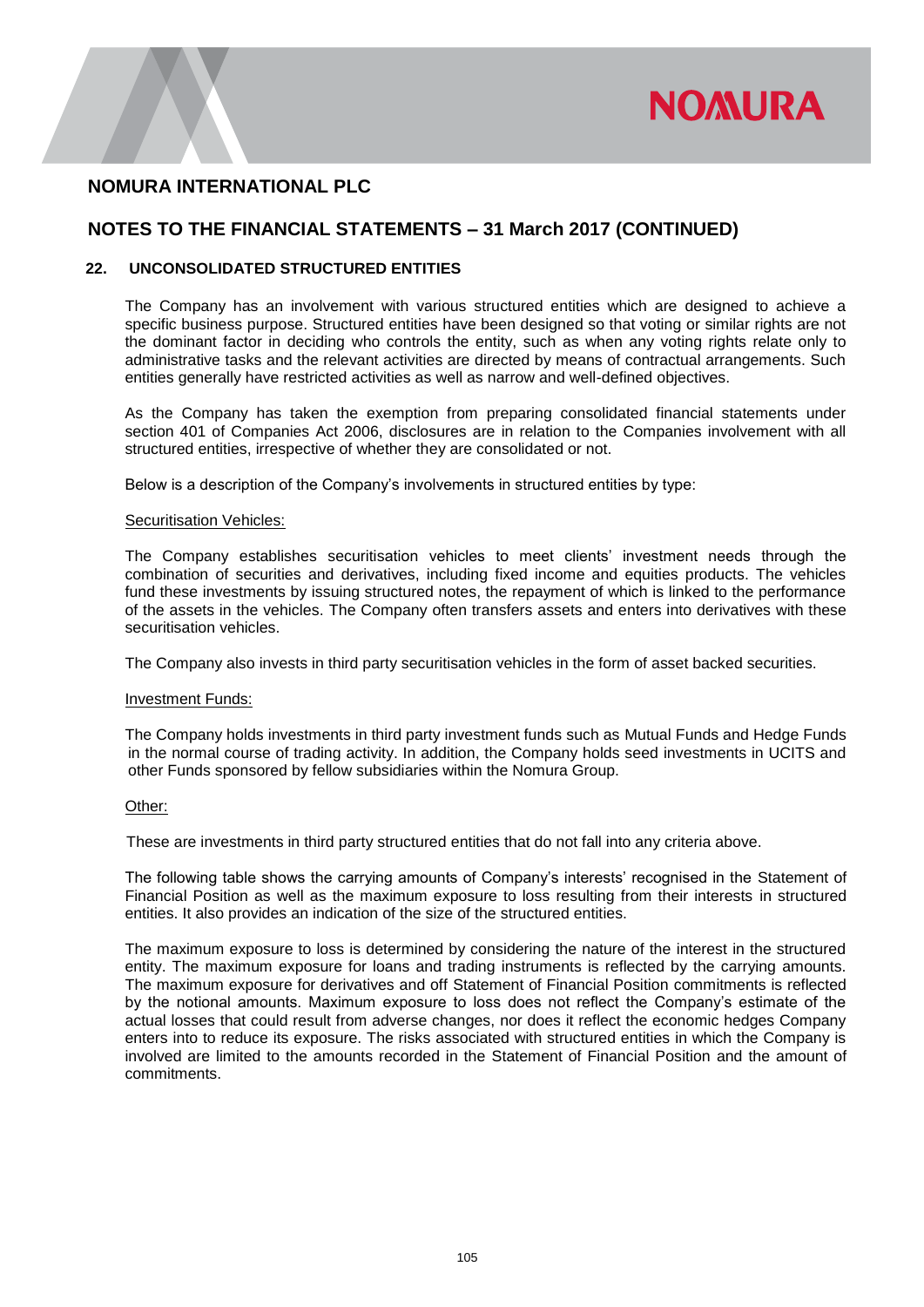## NOMURA INTERNATIONAL PLC

## NOTES TO THE FINANCIAL STATEMENTS – 31 March 2017 (CONTINUED)

### 22. UNCONSOLIDATED STRUCTURED ENTITIES

The Company has an involvement with various structured entities which are designed to achieve a specific business purpose. Structured entities have been designed so that voting or similar rights are not the dominant factor in deciding who controls the entity, such as when any voting rights relate only to administrative tasks and the relevant activities are directed by means of contractual arrangements. Such entities generally have restricted activities as well as narrow and well-defined objectives.

As the Company has taken the exemption from preparing consolidated financial statements under section 401 of Companies Act 2006, disclosures are in relation to the Companies involvement with all structured entities, irrespective of whether they are consolidated or not.

Below is a description of the Company's involvements in structured entities by type:

Securitisation Vehicles:

The Company establishes securitisation vehicles to meet clients' investment needs through the combination of securities and derivatives, including fixed income and equities products. The vehicles fund these investments by issuing structured notes, the repayment of which is linked to the performance of the assets in the vehicles. The Company often transfers assets and enters into derivatives with these securitisation vehicles.

The Company also invests in third party securitisation vehicles in the form of asset backed securities.

Investment Funds:

The Company holds investments in third party investment funds such as Mutual Funds and Hedge Funds in the normal course of trading activity. In addition, the Company holds seed investments in UCITS and other Funds sponsored by fellow subsidiaries within the Nomura Group.

Other:

These are investments in third party structured entities that do not fall into any criteria above.

The following table shows the carrying amounts of Company's interests' recognised in the Statement of Financial Position as well as the maximum exposure to loss resulting from their interests in structured entities. It also provides an indication of the size of the structured entities.

The maximum exposure to loss is determined by considering the nature of the interest in the structured entity. The maximum exposure for loans and trading instruments is reflected by the carrying amounts. The maximum exposure for derivatives and off Statement of Financial Position commitments is reflected by the notional amounts. Maximum exposure to loss does not reflect the Company's estimate of the actual losses that could result from adverse changes, nor does it reflect the economic hedges Company enters into to reduce its exposure. The risks associated with structured entities in which the Company is involved are limited to the amounts recorded in the Statement of Financial Position and the amount of commitments.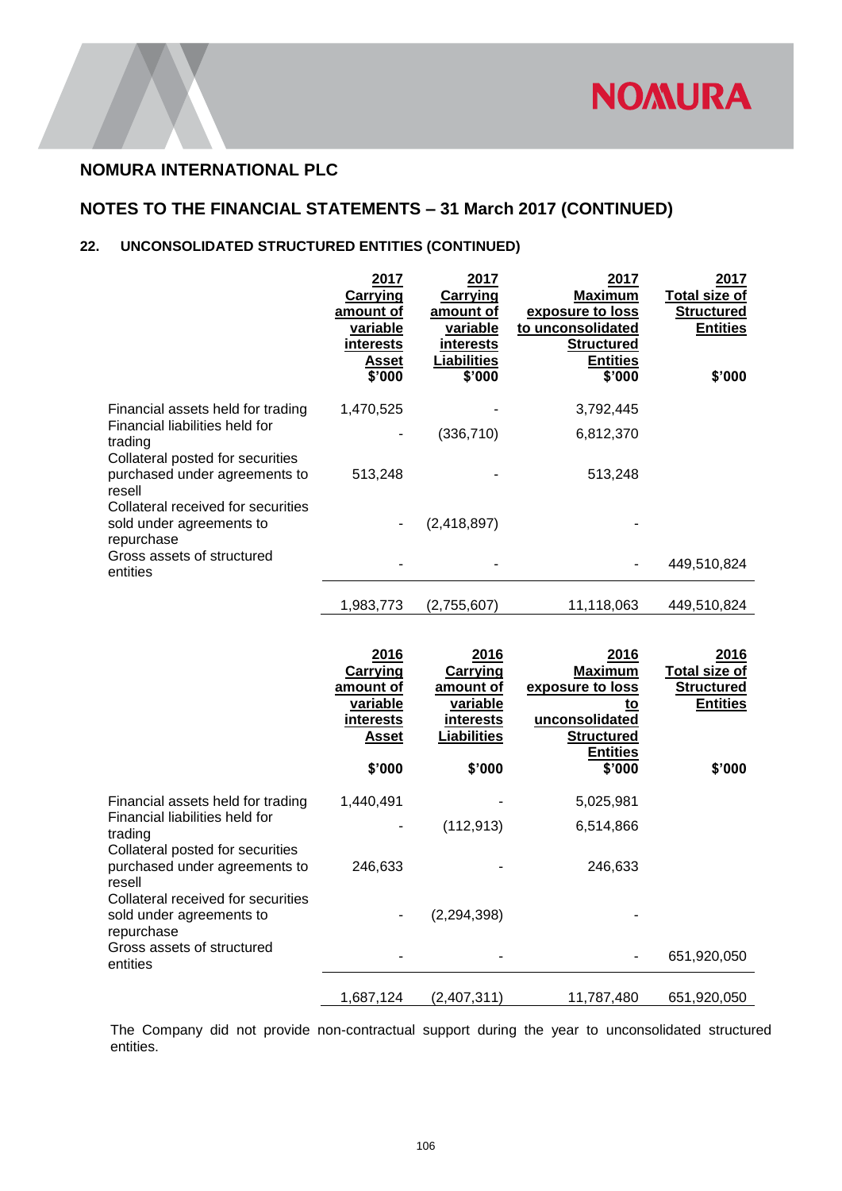## NOMURA INTERNATIONAL PLC

## NOTES TO THE FINANCIAL STATEMENTS – 31 March 2017 (CONTINUED)

### 22. UNCONSOLIDATED STRUCTURED ENTITIES (CONTINUED)

| | 2017 Carrying amount of variable interests Asset $'000 | 2017 Carrying amount of variable interests Liabilities $'000 | 2017 Maximum exposure to loss to unconsolidated Structured Entities $'000 | 2017 Total size of Structured Entities $'000 |
|---|---|---|---|---|
| Financial assets held for trading | 1,470,525 | - | 3,792,445 | |
| Financial liabilities held for trading | - | (336,710) | 6,812,370 | |
| Collateral posted for securities purchased under agreements to resell | 513,248 | - | 513,248 | |
| Collateral received for securities sold under agreements to repurchase | - | (2,418,897) | - | |
| Gross assets of structured entities | - | - | - | 449,510,824 |
| | 1,983,773 | (2,755,607) | 11,118,063 | 449,510,824 |

| | 2016 Carrying amount of variable interests Asset $'000 | 2016 Carrying amount of variable interests Liabilities $'000 | 2016 Maximum exposure to loss to unconsolidated Structured Entities $'000 | 2016 Total size of Structured Entities $'000 |
|---|---|---|---|---|
| Financial assets held for trading | 1,440,491 | - | 5,025,981 | |
| Financial liabilities held for trading | - | (112,913) | 6,514,866 | |
| Collateral posted for securities purchased under agreements to resell | 246,633 | - | 246,633 | |
| Collateral received for securities sold under agreements to repurchase | - | (2,294,398) | - | |
| Gross assets of structured entities | - | - | - | 651,920,050 |
| | 1,687,124 | (2,407,311) | 11,787,480 | 651,920,050 |

The Company did not provide non-contractual support during the year to unconsolidated structured entities.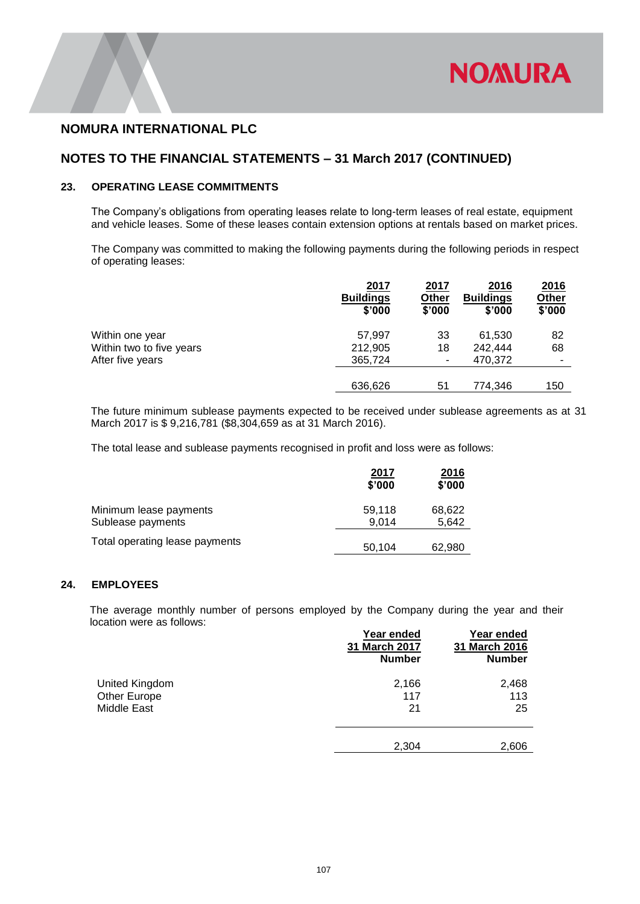# NOMURA INTERNATIONAL PLC

## NOTES TO THE FINANCIAL STATEMENTS – 31 March 2017 (CONTINUED)

### 23. OPERATING LEASE COMMITMENTS

The Company's obligations from operating leases relate to long-term leases of real estate, equipment and vehicle leases. Some of these leases contain extension options at rentals based on market prices.

The Company was committed to making the following payments during the following periods in respect of operating leases:

| | 2017 Buildings $'000 | 2017 Other $'000 | 2016 Buildings $'000 | 2016 Other $'000 |
|---|---|---|---|---|
| Within one year | 57,997 | 33 | 61,530 | 82 |
| Within two to five years | 212,905 | 18 | 242,444 | 68 |
| After five years | 365,724 | - | 470,372 | - |
| | 636,626 | 51 | 774,346 | 150 |

The future minimum sublease payments expected to be received under sublease agreements as at 31 March 2017 is $ 9,216,781 ($8,304,659 as at 31 March 2016).

The total lease and sublease payments recognised in profit and loss were as follows:

| | 2017 $'000 | 2016 $'000 |
|---|---|---|
| Minimum lease payments | 59,118 | 68,622 |
| Sublease payments | 9,014 | 5,642 |
| Total operating lease payments | 50,104 | 62,980 |

### 24. EMPLOYEES

The average monthly number of persons employed by the Company during the year and their location were as follows:

| | Year ended 31 March 2017 Number | Year ended 31 March 2016 Number |
|---|---|---|
| United Kingdom | 2,166 | 2,468 |
| Other Europe | 117 | 113 |
| Middle East | 21 | 25 |
| | 2,304 | 2,606 |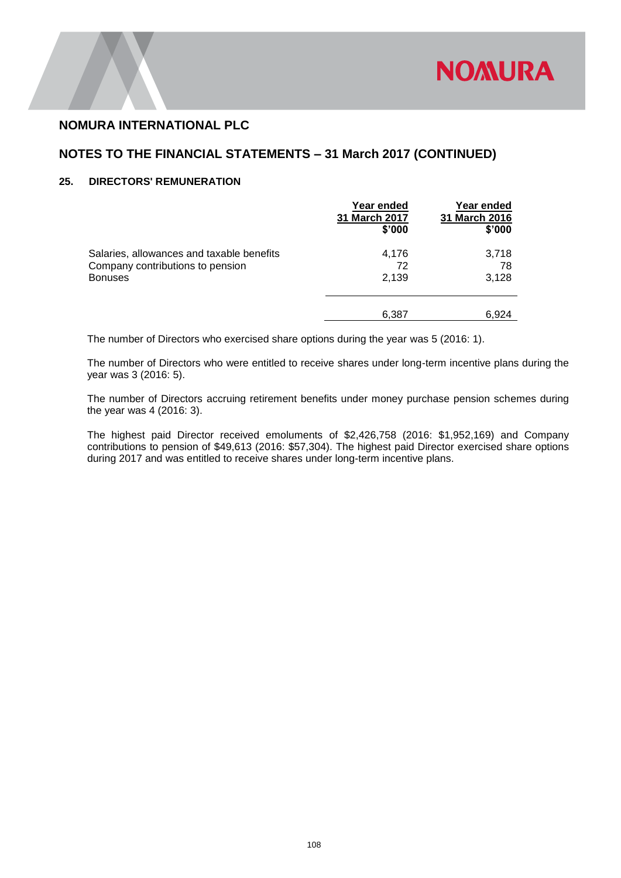## NOMURA INTERNATIONAL PLC

## NOTES TO THE FINANCIAL STATEMENTS – 31 March 2017 (CONTINUED)

### 25. DIRECTORS' REMUNERATION

| | Year ended 31 March 2017 $'000 | Year ended 31 March 2016 $'000 |
|---|---|---|
| Salaries, allowances and taxable benefits | 4,176 | 3,718 |
| Company contributions to pension | 72 | 78 |
| Bonuses | 2,139 | 3,128 |
| | 6,387 | 6,924 |

The number of Directors who exercised share options during the year was 5 (2016: 1).

The number of Directors who were entitled to receive shares under long-term incentive plans during the year was 3 (2016: 5).

The number of Directors accruing retirement benefits under money purchase pension schemes during the year was 4 (2016: 3).

The highest paid Director received emoluments of $2,426,758 (2016: $1,952,169) and Company contributions to pension of $49,613 (2016: $57,304). The highest paid Director exercised share options during 2017 and was entitled to receive shares under long-term incentive plans.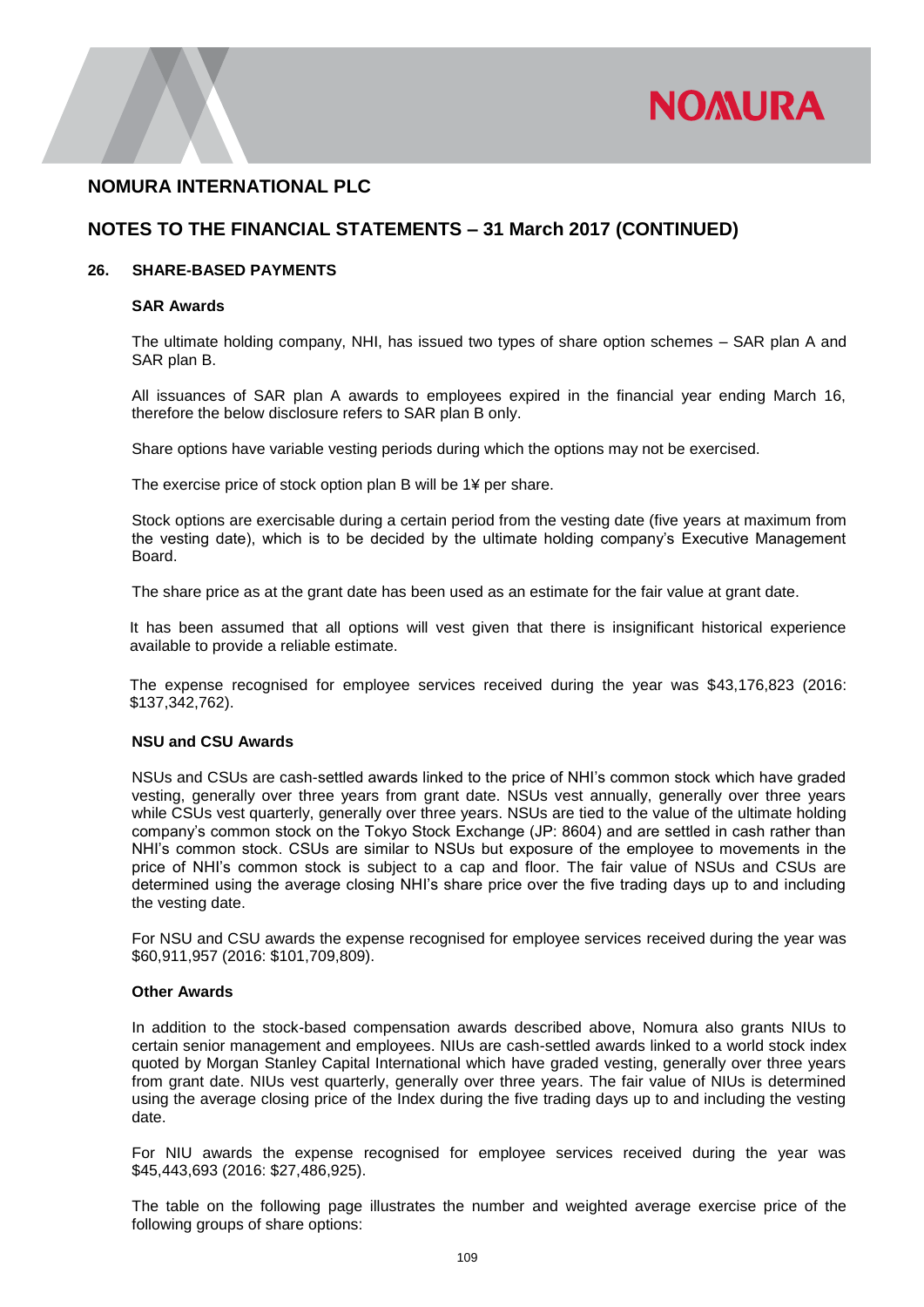# NOMURA INTERNATIONAL PLC

## NOTES TO THE FINANCIAL STATEMENTS – 31 March 2017 (CONTINUED)

### 26. SHARE-BASED PAYMENTS

**SAR Awards**

The ultimate holding company, NHI, has issued two types of share option schemes – SAR plan A and SAR plan B.

All issuances of SAR plan A awards to employees expired in the financial year ending March 16, therefore the below disclosure refers to SAR plan B only.

Share options have variable vesting periods during which the options may not be exercised.

The exercise price of stock option plan B will be 1¥ per share.

Stock options are exercisable during a certain period from the vesting date (five years at maximum from the vesting date), which is to be decided by the ultimate holding company's Executive Management Board.

The share price as at the grant date has been used as an estimate for the fair value at grant date.

It has been assumed that all options will vest given that there is insignificant historical experience available to provide a reliable estimate.

The expense recognised for employee services received during the year was $43,176,823 (2016: $137,342,762).

**NSU and CSU Awards**

NSUs and CSUs are cash-settled awards linked to the price of NHI's common stock which have graded vesting, generally over three years from grant date. NSUs vest annually, generally over three years while CSUs vest quarterly, generally over three years. NSUs are tied to the value of the ultimate holding company's common stock on the Tokyo Stock Exchange (JP: 8604) and are settled in cash rather than NHI's common stock. CSUs are similar to NSUs but exposure of the employee to movements in the price of NHI's common stock is subject to a cap and floor. The fair value of NSUs and CSUs are determined using the average closing NHI's share price over the five trading days up to and including the vesting date.

For NSU and CSU awards the expense recognised for employee services received during the year was $60,911,957 (2016: $101,709,809).

**Other Awards**

In addition to the stock-based compensation awards described above, Nomura also grants NIUs to certain senior management and employees. NIUs are cash-settled awards linked to a world stock index quoted by Morgan Stanley Capital International which have graded vesting, generally over three years from grant date. NIUs vest quarterly, generally over three years. The fair value of NIUs is determined using the average closing price of the Index during the five trading days up to and including the vesting date.

For NIU awards the expense recognised for employee services received during the year was $45,443,693 (2016: $27,486,925).

The table on the following page illustrates the number and weighted average exercise price of the following groups of share options: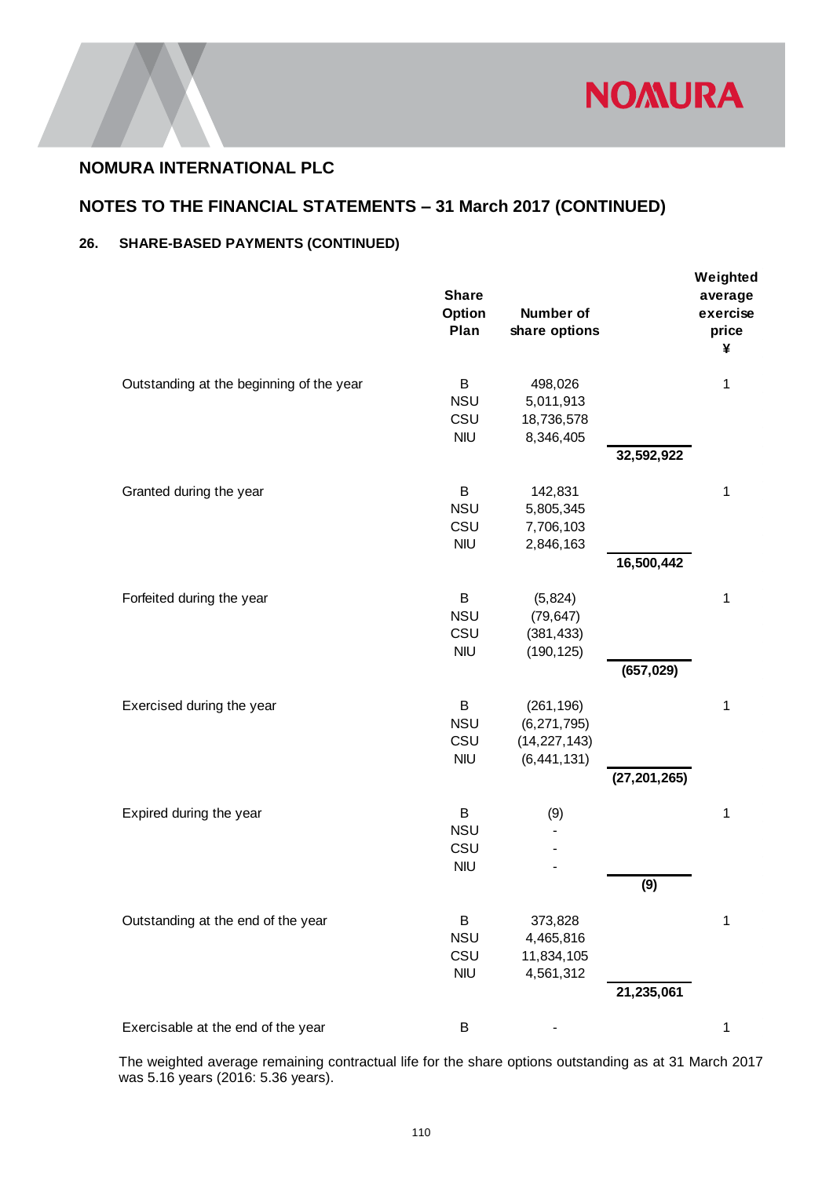## NOMURA INTERNATIONAL PLC

## NOTES TO THE FINANCIAL STATEMENTS – 31 March 2017 (CONTINUED)

### 26. SHARE-BASED PAYMENTS (CONTINUED)

| | Share Option Plan | Number of share options | | Weighted average exercise price ¥ |
|---|---|---|---|---|
| Outstanding at the beginning of the year | B | 498,026 | | 1 |
| | NSU | 5,011,913 | | |
| | CSU | 18,736,578 | | |
| | NIU | 8,346,405 | | |
| | | | **32,592,922** | |
| Granted during the year | B | 142,831 | | 1 |
| | NSU | 5,805,345 | | |
| | CSU | 7,706,103 | | |
| | NIU | 2,846,163 | | |
| | | | **16,500,442** | |
| Forfeited during the year | B | (5,824) | | 1 |
| | NSU | (79,647) | | |
| | CSU | (381,433) | | |
| | NIU | (190,125) | | |
| | | | **(657,029)** | |
| Exercised during the year | B | (261,196) | | 1 |
| | NSU | (6,271,795) | | |
| | CSU | (14,227,143) | | |
| | NIU | (6,441,131) | | |
| | | | **(27,201,265)** | |
| Expired during the year | B | (9) | | 1 |
| | NSU | - | | |
| | CSU | - | | |
| | NIU | - | | |
| | | | **(9)** | |
| Outstanding at the end of the year | B | 373,828 | | 1 |
| | NSU | 4,465,816 | | |
| | CSU | 11,834,105 | | |
| | NIU | 4,561,312 | | |
| | | | **21,235,061** | |
| Exercisable at the end of the year | B | - | | 1 |

The weighted average remaining contractual life for the share options outstanding as at 31 March 2017 was 5.16 years (2016: 5.36 years).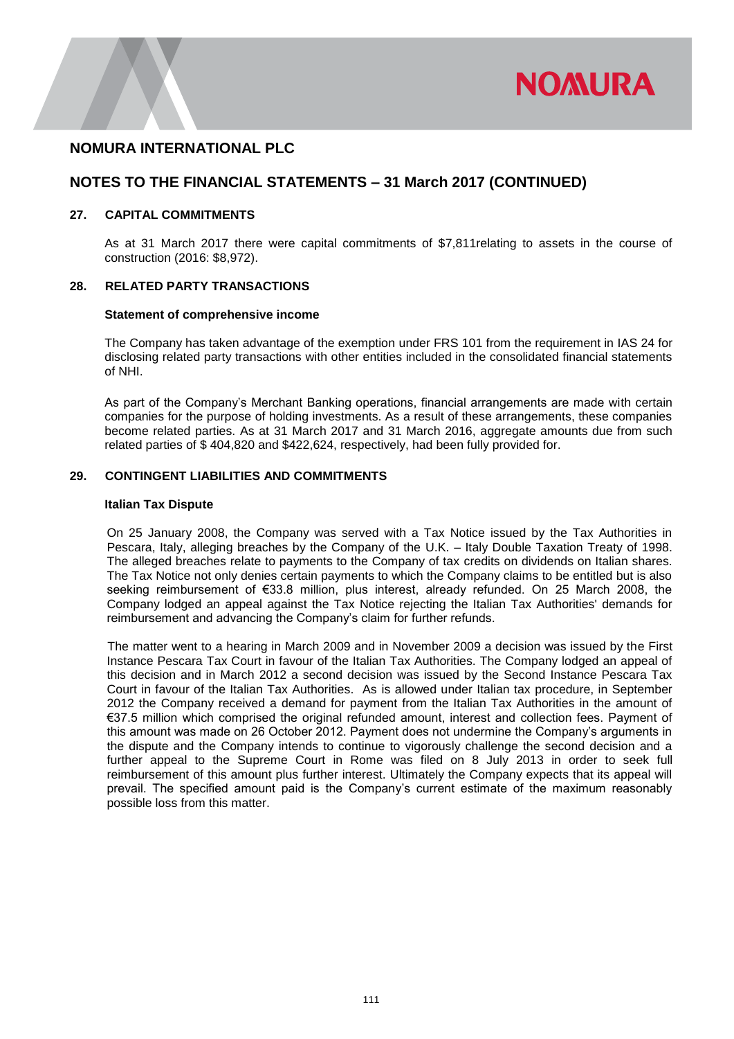## NOMURA INTERNATIONAL PLC

## NOTES TO THE FINANCIAL STATEMENTS – 31 March 2017 (CONTINUED)

### 27. CAPITAL COMMITMENTS

As at 31 March 2017 there were capital commitments of $7,811relating to assets in the course of construction (2016: $8,972).

### 28. RELATED PARTY TRANSACTIONS

**Statement of comprehensive income**

The Company has taken advantage of the exemption under FRS 101 from the requirement in IAS 24 for disclosing related party transactions with other entities included in the consolidated financial statements of NHI.

As part of the Company's Merchant Banking operations, financial arrangements are made with certain companies for the purpose of holding investments. As a result of these arrangements, these companies become related parties. As at 31 March 2017 and 31 March 2016, aggregate amounts due from such related parties of $ 404,820 and $422,624, respectively, had been fully provided for.

### 29. CONTINGENT LIABILITIES AND COMMITMENTS

**Italian Tax Dispute**

On 25 January 2008, the Company was served with a Tax Notice issued by the Tax Authorities in Pescara, Italy, alleging breaches by the Company of the U.K. – Italy Double Taxation Treaty of 1998. The alleged breaches relate to payments to the Company of tax credits on dividends on Italian shares. The Tax Notice not only denies certain payments to which the Company claims to be entitled but is also seeking reimbursement of €33.8 million, plus interest, already refunded. On 25 March 2008, the Company lodged an appeal against the Tax Notice rejecting the Italian Tax Authorities' demands for reimbursement and advancing the Company's claim for further refunds.

The matter went to a hearing in March 2009 and in November 2009 a decision was issued by the First Instance Pescara Tax Court in favour of the Italian Tax Authorities. The Company lodged an appeal of this decision and in March 2012 a second decision was issued by the Second Instance Pescara Tax Court in favour of the Italian Tax Authorities. As is allowed under Italian tax procedure, in September 2012 the Company received a demand for payment from the Italian Tax Authorities in the amount of €37.5 million which comprised the original refunded amount, interest and collection fees. Payment of this amount was made on 26 October 2012. Payment does not undermine the Company's arguments in the dispute and the Company intends to continue to vigorously challenge the second decision and a further appeal to the Supreme Court in Rome was filed on 8 July 2013 in order to seek full reimbursement of this amount plus further interest. Ultimately the Company expects that its appeal will prevail. The specified amount paid is the Company's current estimate of the maximum reasonably possible loss from this matter.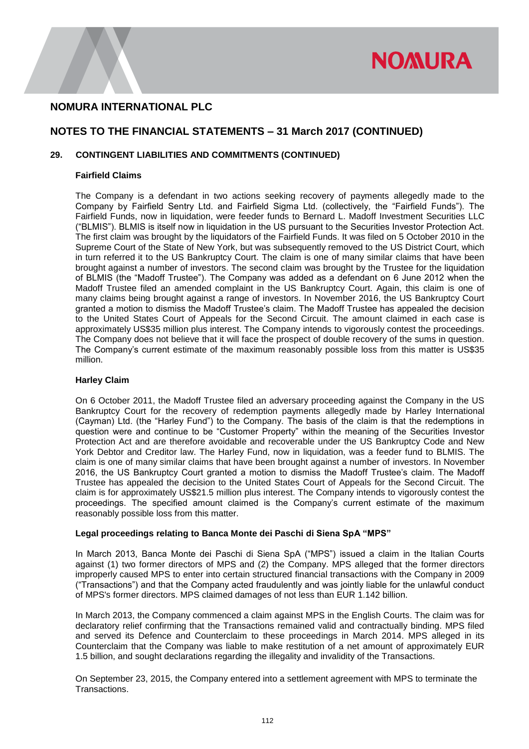## NOMURA INTERNATIONAL PLC

## NOTES TO THE FINANCIAL STATEMENTS – 31 March 2017 (CONTINUED)

### 29. CONTINGENT LIABILITIES AND COMMITMENTS (CONTINUED)

**Fairfield Claims**

The Company is a defendant in two actions seeking recovery of payments allegedly made to the Company by Fairfield Sentry Ltd. and Fairfield Sigma Ltd. (collectively, the "Fairfield Funds"). The Fairfield Funds, now in liquidation, were feeder funds to Bernard L. Madoff Investment Securities LLC ("BLMIS"). BLMIS is itself now in liquidation in the US pursuant to the Securities Investor Protection Act. The first claim was brought by the liquidators of the Fairfield Funds. It was filed on 5 October 2010 in the Supreme Court of the State of New York, but was subsequently removed to the US District Court, which in turn referred it to the US Bankruptcy Court. The claim is one of many similar claims that have been brought against a number of investors. The second claim was brought by the Trustee for the liquidation of BLMIS (the "Madoff Trustee"). The Company was added as a defendant on 6 June 2012 when the Madoff Trustee filed an amended complaint in the US Bankruptcy Court. Again, this claim is one of many claims being brought against a range of investors. In November 2016, the US Bankruptcy Court granted a motion to dismiss the Madoff Trustee's claim. The Madoff Trustee has appealed the decision to the United States Court of Appeals for the Second Circuit. The amount claimed in each case is approximately US$35 million plus interest. The Company intends to vigorously contest the proceedings. The Company does not believe that it will face the prospect of double recovery of the sums in question. The Company's current estimate of the maximum reasonably possible loss from this matter is US$35 million.

**Harley Claim**

On 6 October 2011, the Madoff Trustee filed an adversary proceeding against the Company in the US Bankruptcy Court for the recovery of redemption payments allegedly made by Harley International (Cayman) Ltd. (the "Harley Fund") to the Company. The basis of the claim is that the redemptions in question were and continue to be "Customer Property" within the meaning of the Securities Investor Protection Act and are therefore avoidable and recoverable under the US Bankruptcy Code and New York Debtor and Creditor law. The Harley Fund, now in liquidation, was a feeder fund to BLMIS. The claim is one of many similar claims that have been brought against a number of investors. In November 2016, the US Bankruptcy Court granted a motion to dismiss the Madoff Trustee's claim. The Madoff Trustee has appealed the decision to the United States Court of Appeals for the Second Circuit. The claim is for approximately US$21.5 million plus interest. The Company intends to vigorously contest the proceedings. The specified amount claimed is the Company's current estimate of the maximum reasonably possible loss from this matter.

**Legal proceedings relating to Banca Monte dei Paschi di Siena SpA "MPS"**

In March 2013, Banca Monte dei Paschi di Siena SpA ("MPS") issued a claim in the Italian Courts against (1) two former directors of MPS and (2) the Company. MPS alleged that the former directors improperly caused MPS to enter into certain structured financial transactions with the Company in 2009 ("Transactions") and that the Company acted fraudulently and was jointly liable for the unlawful conduct of MPS's former directors. MPS claimed damages of not less than EUR 1.142 billion.

In March 2013, the Company commenced a claim against MPS in the English Courts. The claim was for declaratory relief confirming that the Transactions remained valid and contractually binding. MPS filed and served its Defence and Counterclaim to these proceedings in March 2014. MPS alleged in its Counterclaim that the Company was liable to make restitution of a net amount of approximately EUR 1.5 billion, and sought declarations regarding the illegality and invalidity of the Transactions.

On September 23, 2015, the Company entered into a settlement agreement with MPS to terminate the Transactions.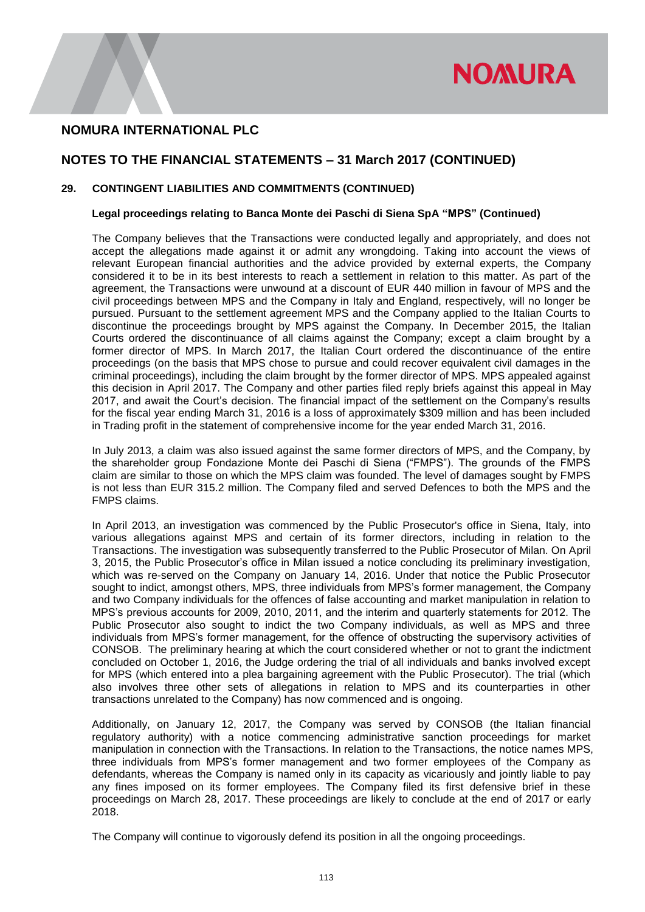# NOMURA INTERNATIONAL PLC

## NOTES TO THE FINANCIAL STATEMENTS – 31 March 2017 (CONTINUED)

### 29. CONTINGENT LIABILITIES AND COMMITMENTS (CONTINUED)

**Legal proceedings relating to Banca Monte dei Paschi di Siena SpA "MPS" (Continued)**

The Company believes that the Transactions were conducted legally and appropriately, and does not accept the allegations made against it or admit any wrongdoing. Taking into account the views of relevant European financial authorities and the advice provided by external experts, the Company considered it to be in its best interests to reach a settlement in relation to this matter. As part of the agreement, the Transactions were unwound at a discount of EUR 440 million in favour of MPS and the civil proceedings between MPS and the Company in Italy and England, respectively, will no longer be pursued. Pursuant to the settlement agreement MPS and the Company applied to the Italian Courts to discontinue the proceedings brought by MPS against the Company. In December 2015, the Italian Courts ordered the discontinuance of all claims against the Company; except a claim brought by a former director of MPS. In March 2017, the Italian Court ordered the discontinuance of the entire proceedings (on the basis that MPS chose to pursue and could recover equivalent civil damages in the criminal proceedings), including the claim brought by the former director of MPS. MPS appealed against this decision in April 2017. The Company and other parties filed reply briefs against this appeal in May 2017, and await the Court's decision. The financial impact of the settlement on the Company's results for the fiscal year ending March 31, 2016 is a loss of approximately $309 million and has been included in Trading profit in the statement of comprehensive income for the year ended March 31, 2016.

In July 2013, a claim was also issued against the same former directors of MPS, and the Company, by the shareholder group Fondazione Monte dei Paschi di Siena ("FMPS"). The grounds of the FMPS claim are similar to those on which the MPS claim was founded. The level of damages sought by FMPS is not less than EUR 315.2 million. The Company filed and served Defences to both the MPS and the FMPS claims.

In April 2013, an investigation was commenced by the Public Prosecutor's office in Siena, Italy, into various allegations against MPS and certain of its former directors, including in relation to the Transactions. The investigation was subsequently transferred to the Public Prosecutor of Milan. On April 3, 2015, the Public Prosecutor's office in Milan issued a notice concluding its preliminary investigation, which was re-served on the Company on January 14, 2016. Under that notice the Public Prosecutor sought to indict, amongst others, MPS, three individuals from MPS's former management, the Company and two Company individuals for the offences of false accounting and market manipulation in relation to MPS's previous accounts for 2009, 2010, 2011, and the interim and quarterly statements for 2012. The Public Prosecutor also sought to indict the two Company individuals, as well as MPS and three individuals from MPS's former management, for the offence of obstructing the supervisory activities of CONSOB. The preliminary hearing at which the court considered whether or not to grant the indictment concluded on October 1, 2016, the Judge ordering the trial of all individuals and banks involved except for MPS (which entered into a plea bargaining agreement with the Public Prosecutor). The trial (which also involves three other sets of allegations in relation to MPS and its counterparties in other transactions unrelated to the Company) has now commenced and is ongoing.

Additionally, on January 12, 2017, the Company was served by CONSOB (the Italian financial regulatory authority) with a notice commencing administrative sanction proceedings for market manipulation in connection with the Transactions. In relation to the Transactions, the notice names MPS, three individuals from MPS's former management and two former employees of the Company as defendants, whereas the Company is named only in its capacity as vicariously and jointly liable to pay any fines imposed on its former employees. The Company filed its first defensive brief in these proceedings on March 28, 2017. These proceedings are likely to conclude at the end of 2017 or early 2018.

The Company will continue to vigorously defend its position in all the ongoing proceedings.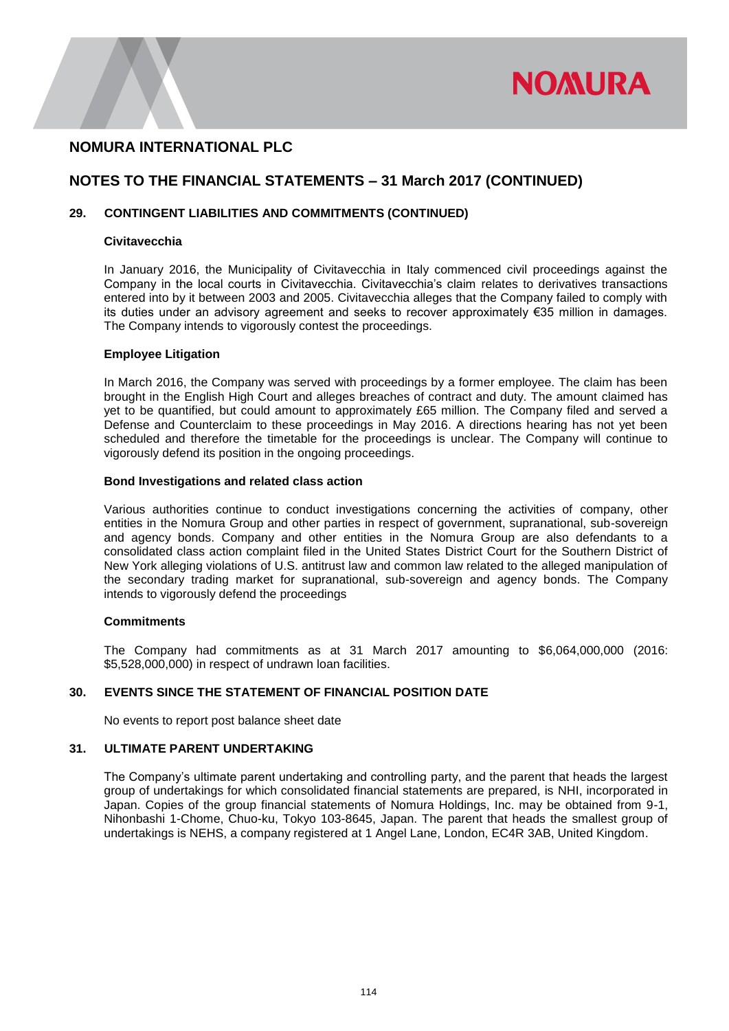# NOMURA INTERNATIONAL PLC

## NOTES TO THE FINANCIAL STATEMENTS – 31 March 2017 (CONTINUED)

### 29. CONTINGENT LIABILITIES AND COMMITMENTS (CONTINUED)

**Civitavecchia**

In January 2016, the Municipality of Civitavecchia in Italy commenced civil proceedings against the Company in the local courts in Civitavecchia. Civitavecchia's claim relates to derivatives transactions entered into by it between 2003 and 2005. Civitavecchia alleges that the Company failed to comply with its duties under an advisory agreement and seeks to recover approximately €35 million in damages. The Company intends to vigorously contest the proceedings.

**Employee Litigation**

In March 2016, the Company was served with proceedings by a former employee. The claim has been brought in the English High Court and alleges breaches of contract and duty. The amount claimed has yet to be quantified, but could amount to approximately £65 million. The Company filed and served a Defense and Counterclaim to these proceedings in May 2016. A directions hearing has not yet been scheduled and therefore the timetable for the proceedings is unclear. The Company will continue to vigorously defend its position in the ongoing proceedings.

**Bond Investigations and related class action**

Various authorities continue to conduct investigations concerning the activities of company, other entities in the Nomura Group and other parties in respect of government, supranational, sub-sovereign and agency bonds. Company and other entities in the Nomura Group are also defendants to a consolidated class action complaint filed in the United States District Court for the Southern District of New York alleging violations of U.S. antitrust law and common law related to the alleged manipulation of the secondary trading market for supranational, sub-sovereign and agency bonds. The Company intends to vigorously defend the proceedings

**Commitments**

The Company had commitments as at 31 March 2017 amounting to $6,064,000,000 (2016: $5,528,000,000) in respect of undrawn loan facilities.

### 30. EVENTS SINCE THE STATEMENT OF FINANCIAL POSITION DATE

No events to report post balance sheet date

### 31. ULTIMATE PARENT UNDERTAKING

The Company's ultimate parent undertaking and controlling party, and the parent that heads the largest group of undertakings for which consolidated financial statements are prepared, is NHI, incorporated in Japan. Copies of the group financial statements of Nomura Holdings, Inc. may be obtained from 9-1, Nihonbashi 1-Chome, Chuo-ku, Tokyo 103-8645, Japan. The parent that heads the smallest group of undertakings is NEHS, a company registered at 1 Angel Lane, London, EC4R 3AB, United Kingdom.